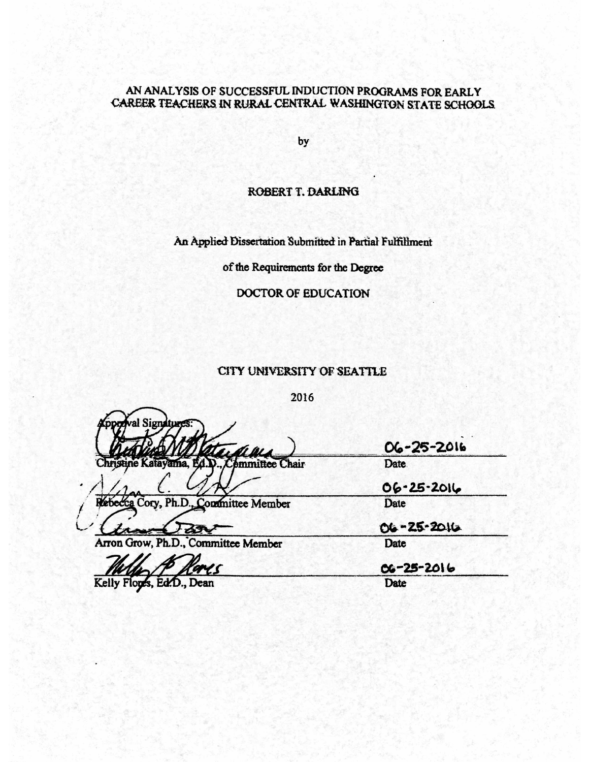# AN ANALYSIS OF SUCCESSFUL INDUCTION PROGRAMS FOR EARLY CAREER TEACHERS IN RURAL CENTRAL WASHINGTON STATE SCHOOLS

by

ROBERT T. DARLING

An Applied Dissertation Submitted in Partial Fulfillment

of the Requirements for the Degree

DOCTOR OF EDUCATION

CITY UNIVERSITY OF SEATTLE

2016

Approval Signatures:

| | |
|---|---|
| Christine Katayama, Ed.D., Committee Chair | 06-25-2016<br>Date |
| Rebecca Cory, Ph.D., Committee Member | 06-25-2016<br>Date |
| Arron Grow, Ph.D., Committee Member | 06-25-2016<br>Date |
| Kelly Flores, Ed.D., Dean | 06-25-2016<br>Date |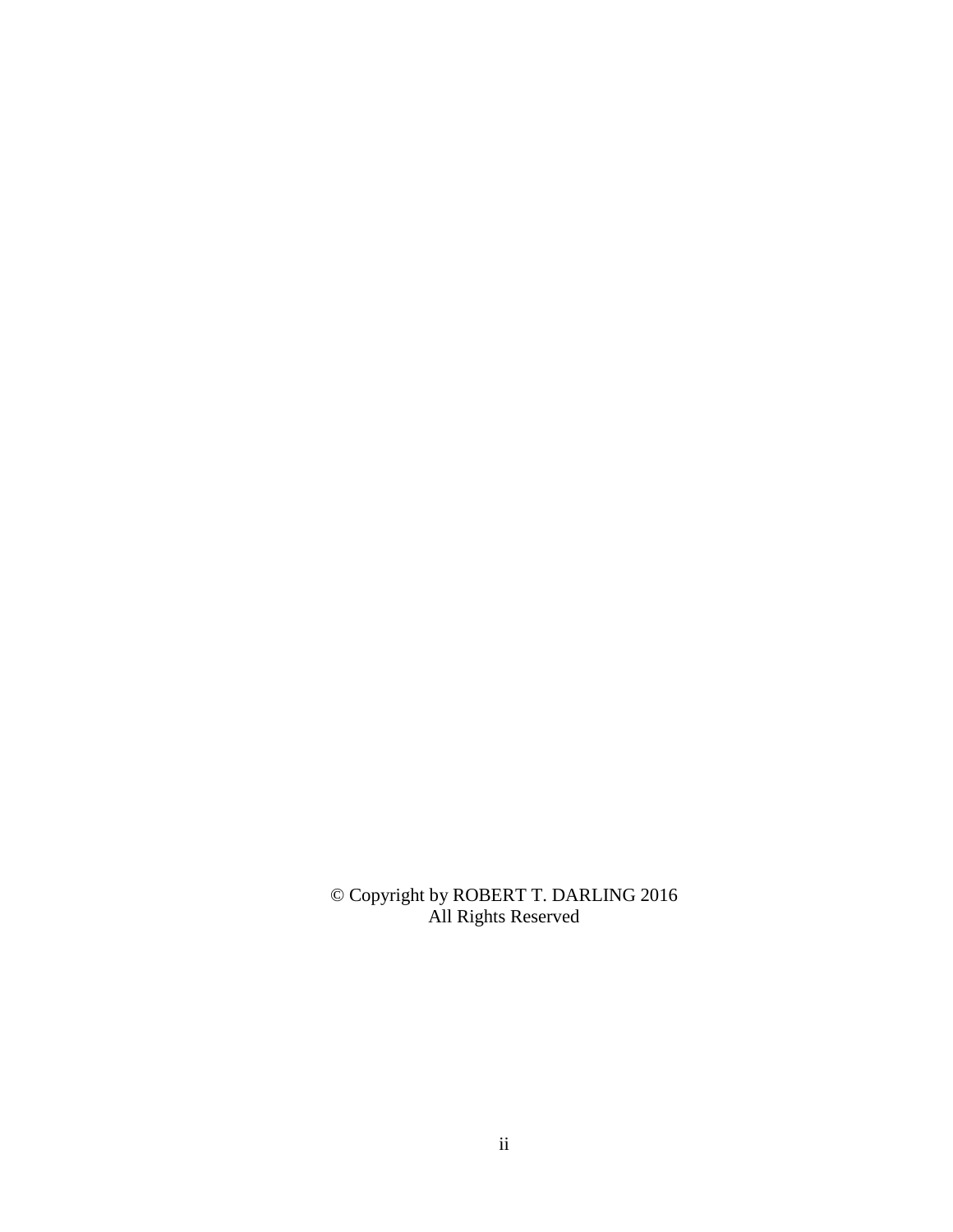© Copyright by ROBERT T. DARLING 2016
All Rights Reserved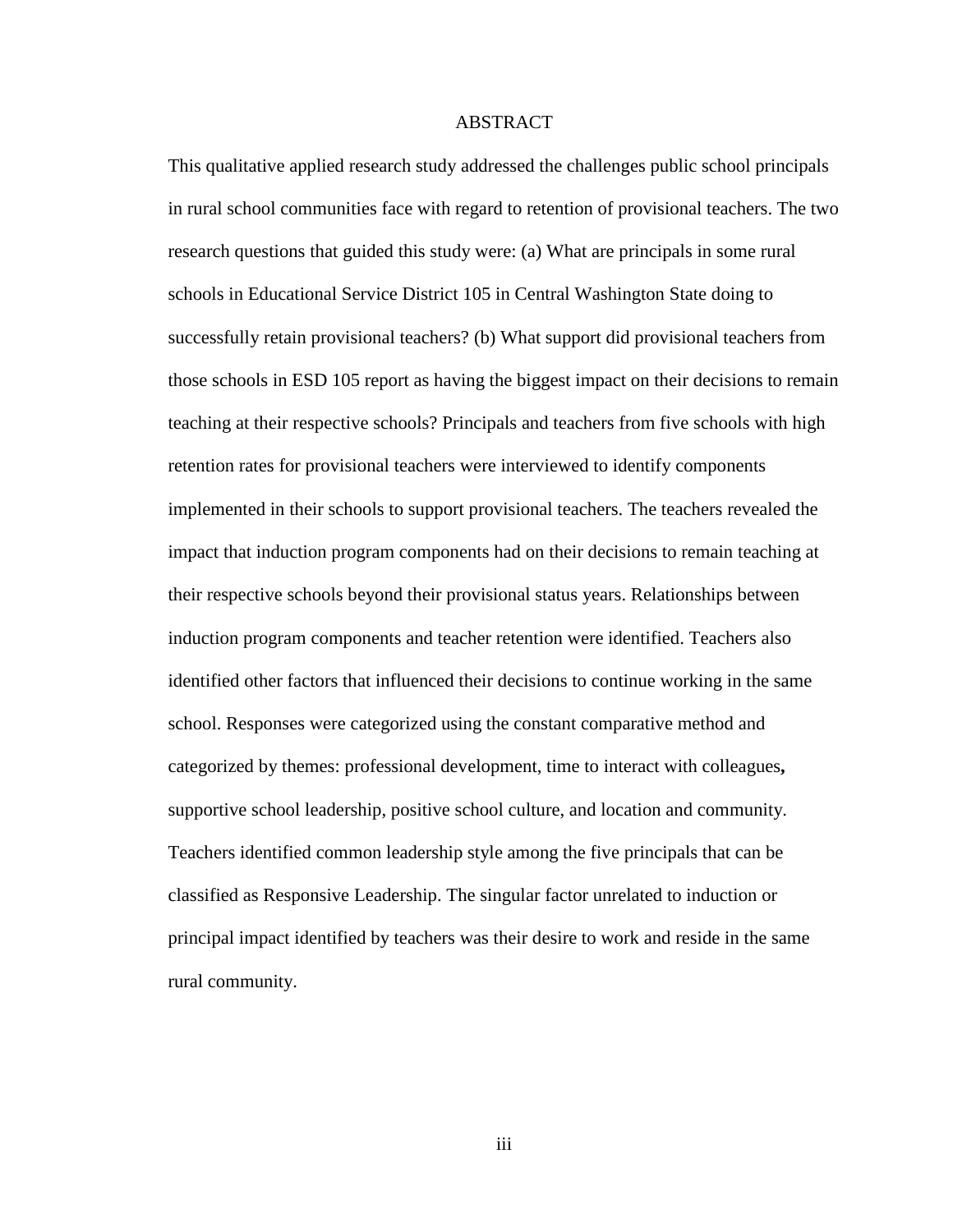# ABSTRACT

This qualitative applied research study addressed the challenges public school principals in rural school communities face with regard to retention of provisional teachers. The two research questions that guided this study were: (a) What are principals in some rural schools in Educational Service District 105 in Central Washington State doing to successfully retain provisional teachers? (b) What support did provisional teachers from those schools in ESD 105 report as having the biggest impact on their decisions to remain teaching at their respective schools? Principals and teachers from five schools with high retention rates for provisional teachers were interviewed to identify components implemented in their schools to support provisional teachers. The teachers revealed the impact that induction program components had on their decisions to remain teaching at their respective schools beyond their provisional status years. Relationships between induction program components and teacher retention were identified. Teachers also identified other factors that influenced their decisions to continue working in the same school. Responses were categorized using the constant comparative method and categorized by themes: professional development, time to interact with colleagues**,** supportive school leadership, positive school culture, and location and community. Teachers identified common leadership style among the five principals that can be classified as Responsive Leadership. The singular factor unrelated to induction or principal impact identified by teachers was their desire to work and reside in the same rural community.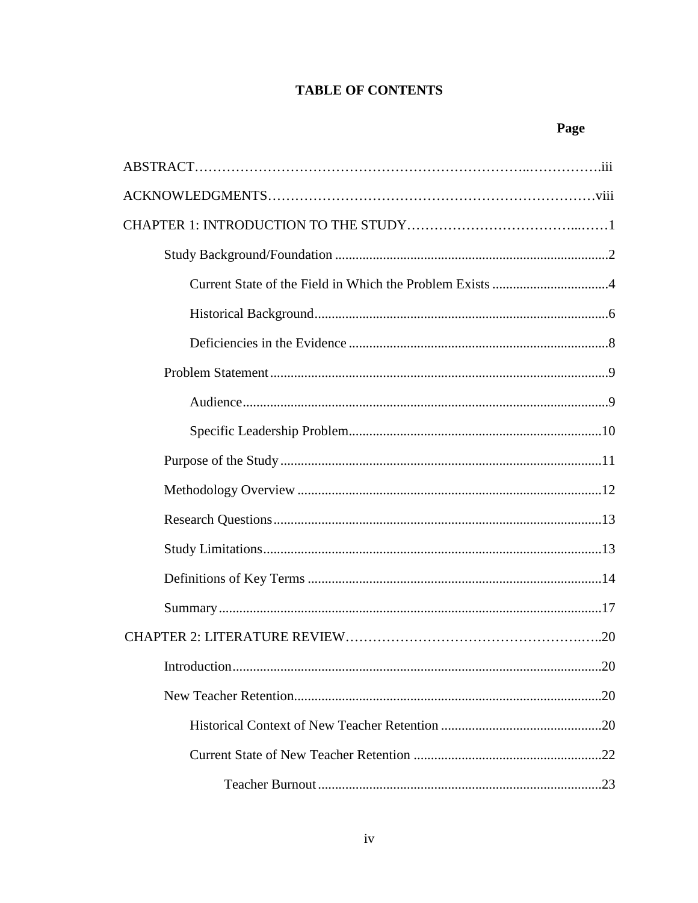# TABLE OF CONTENTS

| | Page |
|---|---|
| ABSTRACT | iii |
| ACKNOWLEDGMENTS | viii |
| CHAPTER 1: INTRODUCTION TO THE STUDY | 1 |
| &nbsp;&nbsp;&nbsp;&nbsp;Study Background/Foundation | 2 |
| &nbsp;&nbsp;&nbsp;&nbsp;&nbsp;&nbsp;&nbsp;&nbsp;Current State of the Field in Which the Problem Exists | 4 |
| &nbsp;&nbsp;&nbsp;&nbsp;&nbsp;&nbsp;&nbsp;&nbsp;Historical Background | 6 |
| &nbsp;&nbsp;&nbsp;&nbsp;&nbsp;&nbsp;&nbsp;&nbsp;Deficiencies in the Evidence | 8 |
| &nbsp;&nbsp;&nbsp;&nbsp;Problem Statement | 9 |
| &nbsp;&nbsp;&nbsp;&nbsp;&nbsp;&nbsp;&nbsp;&nbsp;Audience | 9 |
| &nbsp;&nbsp;&nbsp;&nbsp;&nbsp;&nbsp;&nbsp;&nbsp;Specific Leadership Problem | 10 |
| &nbsp;&nbsp;&nbsp;&nbsp;Purpose of the Study | 11 |
| &nbsp;&nbsp;&nbsp;&nbsp;Methodology Overview | 12 |
| &nbsp;&nbsp;&nbsp;&nbsp;Research Questions | 13 |
| &nbsp;&nbsp;&nbsp;&nbsp;Study Limitations | 13 |
| &nbsp;&nbsp;&nbsp;&nbsp;Definitions of Key Terms | 14 |
| &nbsp;&nbsp;&nbsp;&nbsp;Summary | 17 |
| CHAPTER 2: LITERATURE REVIEW | 20 |
| &nbsp;&nbsp;&nbsp;&nbsp;Introduction | 20 |
| &nbsp;&nbsp;&nbsp;&nbsp;New Teacher Retention | 20 |
| &nbsp;&nbsp;&nbsp;&nbsp;&nbsp;&nbsp;&nbsp;&nbsp;Historical Context of New Teacher Retention | 20 |
| &nbsp;&nbsp;&nbsp;&nbsp;&nbsp;&nbsp;&nbsp;&nbsp;Current State of New Teacher Retention | 22 |
| &nbsp;&nbsp;&nbsp;&nbsp;&nbsp;&nbsp;&nbsp;&nbsp;&nbsp;&nbsp;&nbsp;&nbsp;Teacher Burnout | 23 |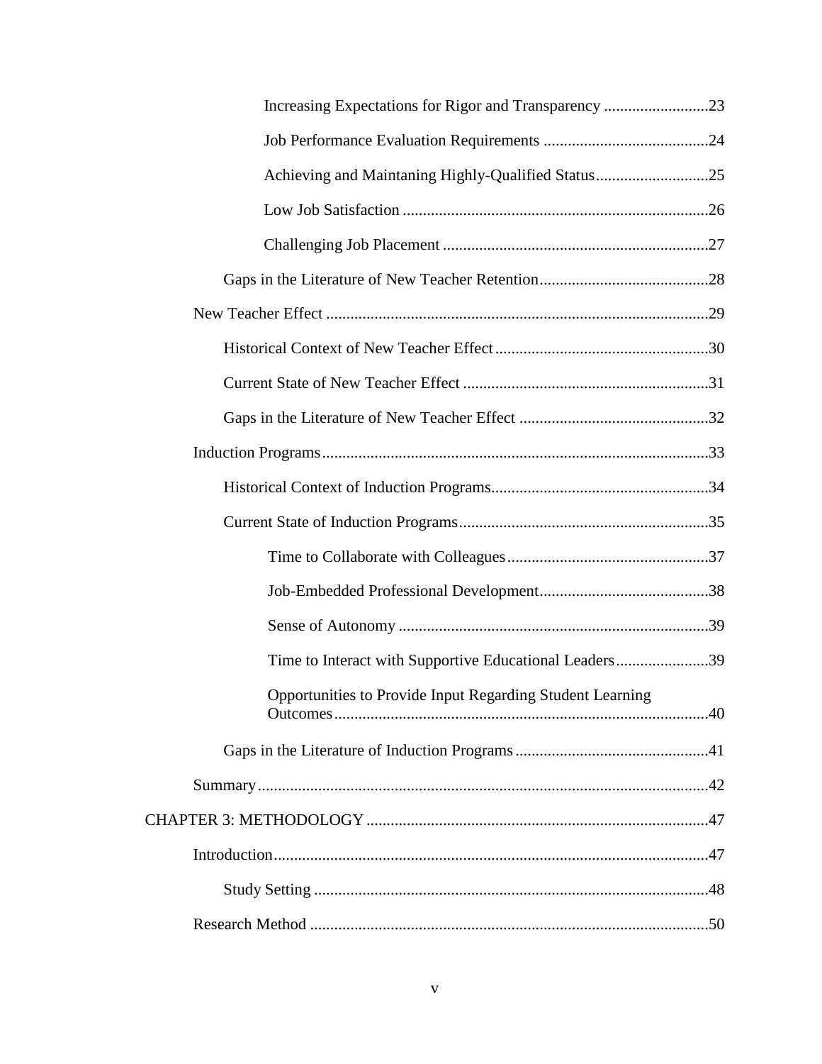Increasing Expectations for Rigor and Transparency ..........................23

Job Performance Evaluation Requirements .........................................24

Achieving and Maintaning Highly-Qualified Status............................25

Low Job Satisfaction ...........................................................................26

Challenging Job Placement .................................................................27

Gaps in the Literature of New Teacher Retention..........................................28

New Teacher Effect ...............................................................................................29

Historical Context of New Teacher Effect.....................................................30

Current State of New Teacher Effect .............................................................31

Gaps in the Literature of New Teacher Effect ...............................................32

Induction Programs................................................................................................33

Historical Context of Induction Programs......................................................34

Current State of Induction Programs..............................................................35

Time to Collaborate with Colleagues.................................................37

Job-Embedded Professional Development..........................................38

Sense of Autonomy ............................................................................39

Time to Interact with Supportive Educational Leaders.......................39

Opportunities to Provide Input Regarding Student Learning Outcomes............................................................................................40

Gaps in the Literature of Induction Programs ................................................41

Summary...............................................................................................................42

CHAPTER 3: METHODOLOGY .....................................................................................47

Introduction...........................................................................................................47

Study Setting .................................................................................................48

Research Method ..................................................................................................50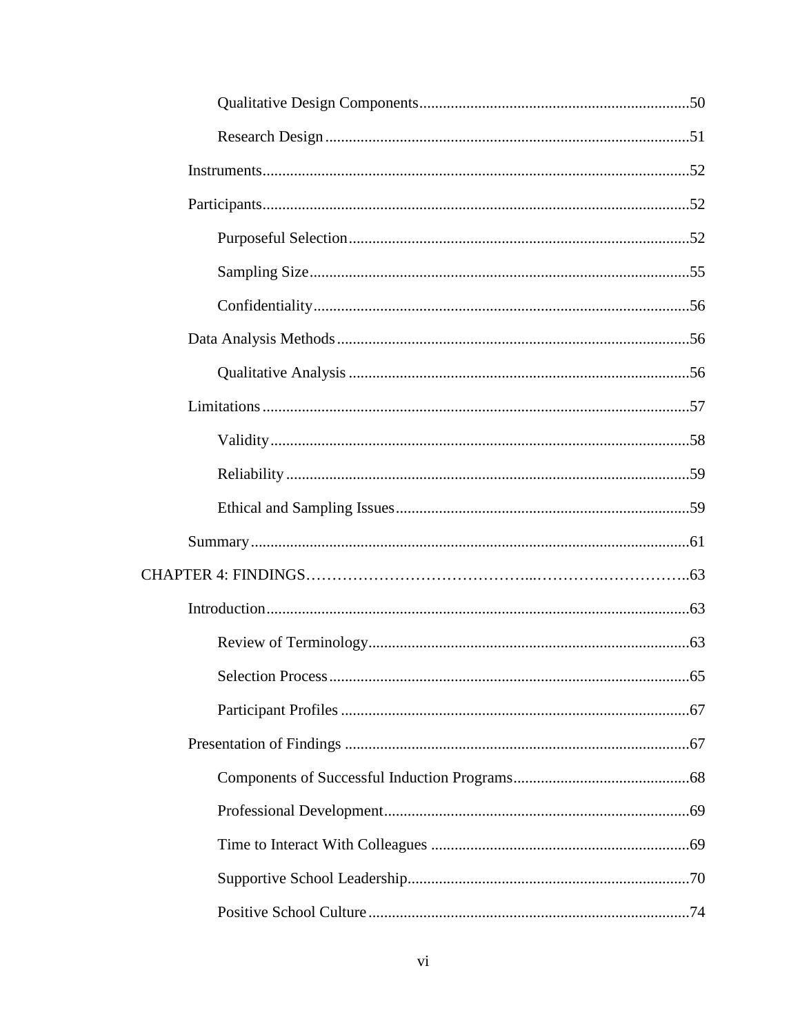Qualitative Design Components ....................................................................50

Research Design ............................................................................................51

Instruments............................................................................................................52

Participants............................................................................................................52

Purposeful Selection......................................................................................52

Sampling Size................................................................................................55

Confidentiality...............................................................................................56

Data Analysis Methods.........................................................................................56

Qualitative Analysis ......................................................................................56

Limitations ............................................................................................................57

Validity..........................................................................................................58

Reliability......................................................................................................59

Ethical and Sampling Issues..........................................................................59

Summary...............................................................................................................61

CHAPTER 4: FINDINGS……………………………………...………….……………..63

Introduction..........................................................................................................63

Review of Terminology.................................................................................63

Selection Process...........................................................................................65

Participant Profiles ........................................................................................67

Presentation of Findings .......................................................................................67

Components of Successful Induction Programs............................................68

Professional Development.............................................................................69

Time to Interact With Colleagues .................................................................69

Supportive School Leadership.......................................................................70

Positive School Culture.................................................................................74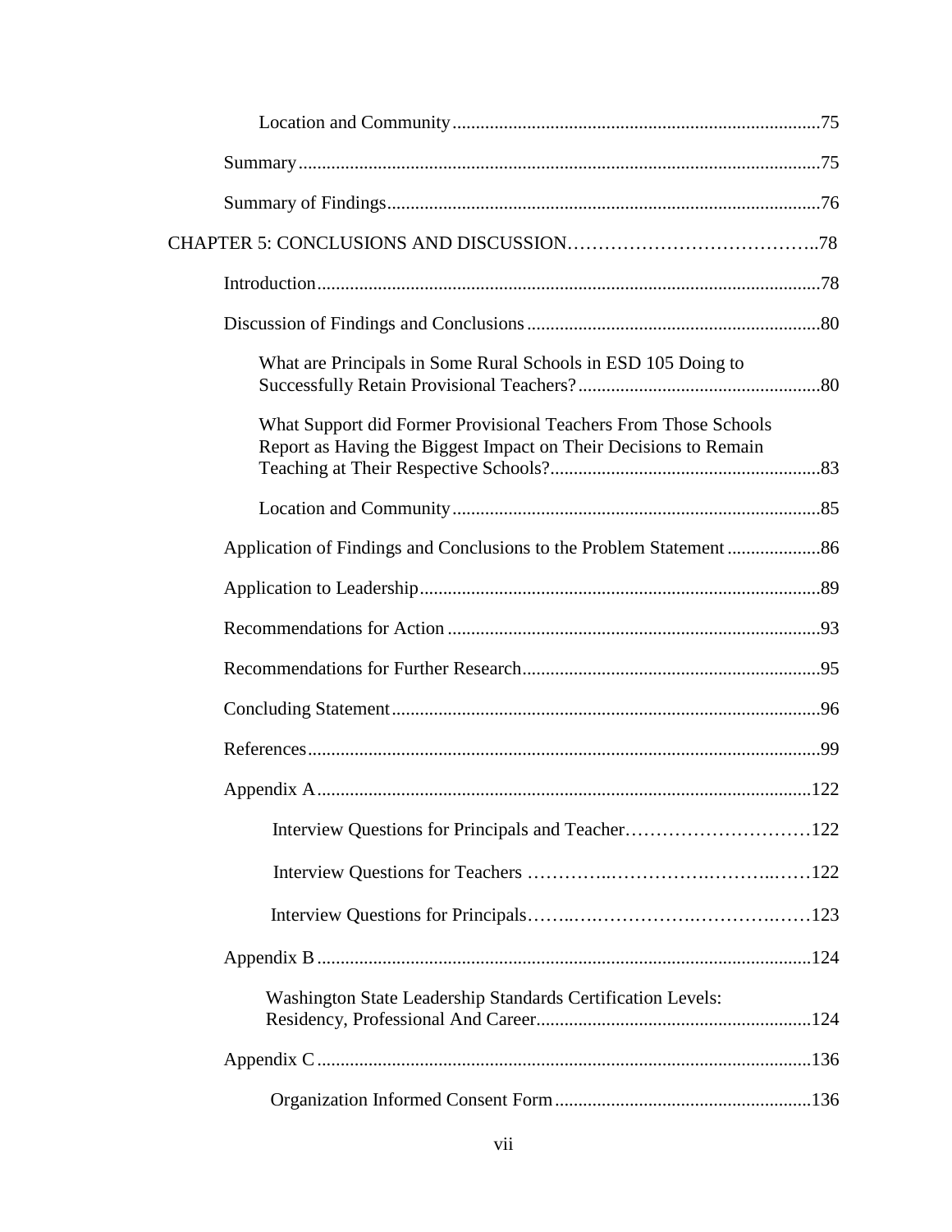Location and Community ..... 75

Summary ..... 75

Summary of Findings ..... 76

CHAPTER 5: CONCLUSIONS AND DISCUSSION ..... 78

Introduction ..... 78

Discussion of Findings and Conclusions ..... 80

What are Principals in Some Rural Schools in ESD 105 Doing to Successfully Retain Provisional Teachers? ..... 80

What Support did Former Provisional Teachers From Those Schools Report as Having the Biggest Impact on Their Decisions to Remain Teaching at Their Respective Schools? ..... 83

Location and Community ..... 85

Application of Findings and Conclusions to the Problem Statement ..... 86

Application to Leadership ..... 89

Recommendations for Action ..... 93

Recommendations for Further Research ..... 95

Concluding Statement ..... 96

References ..... 99

Appendix A ..... 122

Interview Questions for Principals and Teacher ..... 122

Interview Questions for Teachers ..... 122

Interview Questions for Principals ..... 123

Appendix B ..... 124

Washington State Leadership Standards Certification Levels: Residency, Professional And Career ..... 124

Appendix C ..... 136

Organization Informed Consent Form ..... 136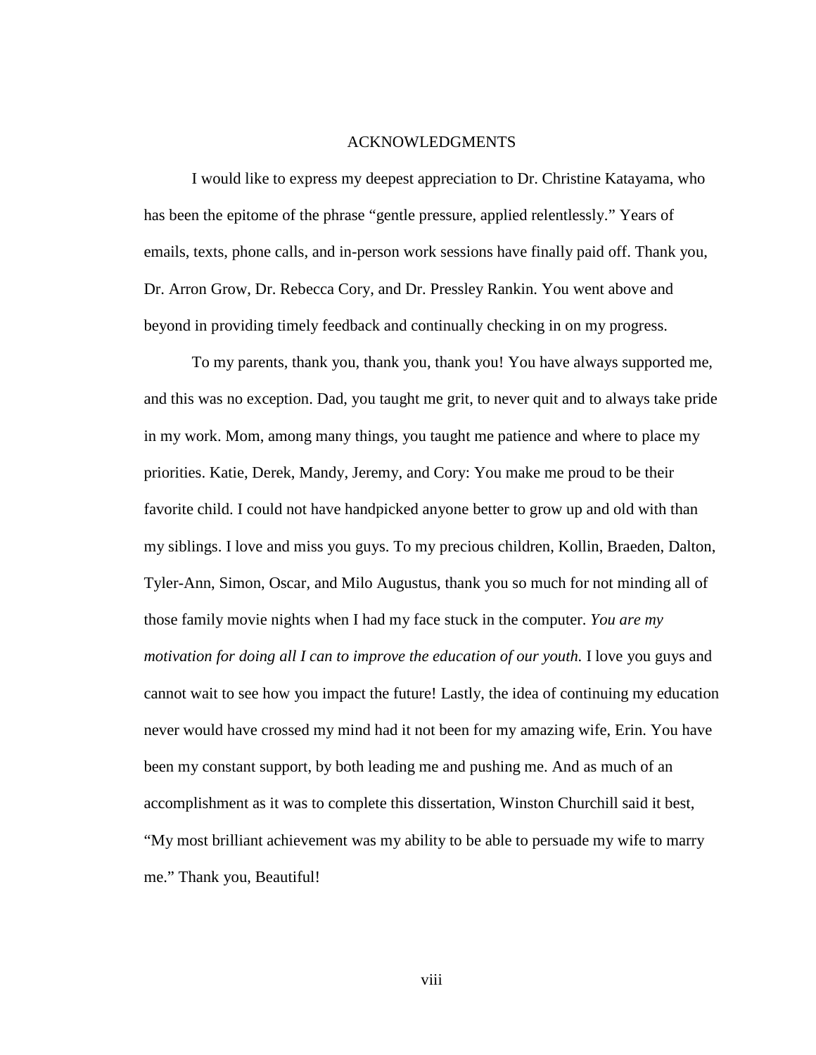# ACKNOWLEDGMENTS

I would like to express my deepest appreciation to Dr. Christine Katayama, who has been the epitome of the phrase "gentle pressure, applied relentlessly." Years of emails, texts, phone calls, and in-person work sessions have finally paid off. Thank you, Dr. Arron Grow, Dr. Rebecca Cory, and Dr. Pressley Rankin. You went above and beyond in providing timely feedback and continually checking in on my progress.

To my parents, thank you, thank you, thank you! You have always supported me, and this was no exception. Dad, you taught me grit, to never quit and to always take pride in my work. Mom, among many things, you taught me patience and where to place my priorities. Katie, Derek, Mandy, Jeremy, and Cory: You make me proud to be their favorite child. I could not have handpicked anyone better to grow up and old with than my siblings. I love and miss you guys. To my precious children, Kollin, Braeden, Dalton, Tyler-Ann, Simon, Oscar, and Milo Augustus, thank you so much for not minding all of those family movie nights when I had my face stuck in the computer. *You are my motivation for doing all I can to improve the education of our youth.* I love you guys and cannot wait to see how you impact the future! Lastly, the idea of continuing my education never would have crossed my mind had it not been for my amazing wife, Erin. You have been my constant support, by both leading me and pushing me. And as much of an accomplishment as it was to complete this dissertation, Winston Churchill said it best, "My most brilliant achievement was my ability to be able to persuade my wife to marry me." Thank you, Beautiful!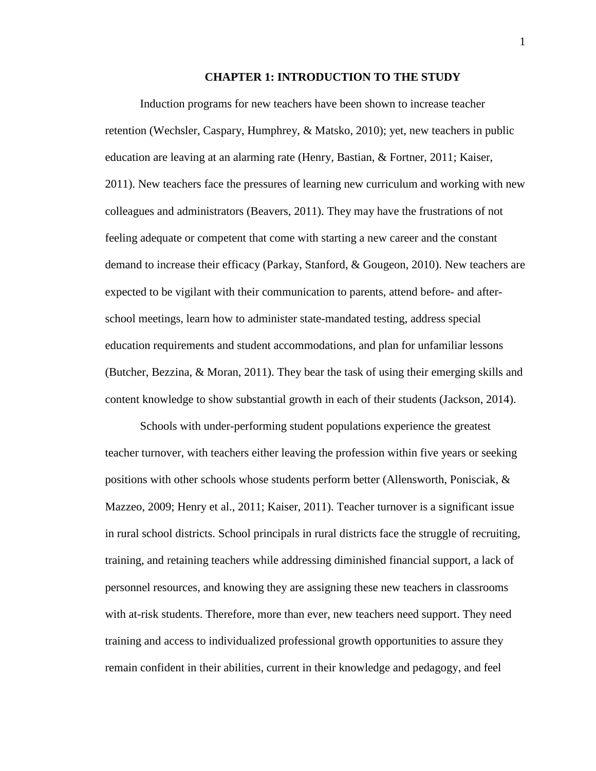# CHAPTER 1: INTRODUCTION TO THE STUDY

Induction programs for new teachers have been shown to increase teacher retention (Wechsler, Caspary, Humphrey, & Matsko, 2010); yet, new teachers in public education are leaving at an alarming rate (Henry, Bastian, & Fortner, 2011; Kaiser, 2011). New teachers face the pressures of learning new curriculum and working with new colleagues and administrators (Beavers, 2011). They may have the frustrations of not feeling adequate or competent that come with starting a new career and the constant demand to increase their efficacy (Parkay, Stanford, & Gougeon, 2010). New teachers are expected to be vigilant with their communication to parents, attend before- and after-school meetings, learn how to administer state-mandated testing, address special education requirements and student accommodations, and plan for unfamiliar lessons (Butcher, Bezzina, & Moran, 2011). They bear the task of using their emerging skills and content knowledge to show substantial growth in each of their students (Jackson, 2014).

Schools with under-performing student populations experience the greatest teacher turnover, with teachers either leaving the profession within five years or seeking positions with other schools whose students perform better (Allensworth, Ponisciak, & Mazzeo, 2009; Henry et al., 2011; Kaiser, 2011). Teacher turnover is a significant issue in rural school districts. School principals in rural districts face the struggle of recruiting, training, and retaining teachers while addressing diminished financial support, a lack of personnel resources, and knowing they are assigning these new teachers in classrooms with at-risk students. Therefore, more than ever, new teachers need support. They need training and access to individualized professional growth opportunities to assure they remain confident in their abilities, current in their knowledge and pedagogy, and feel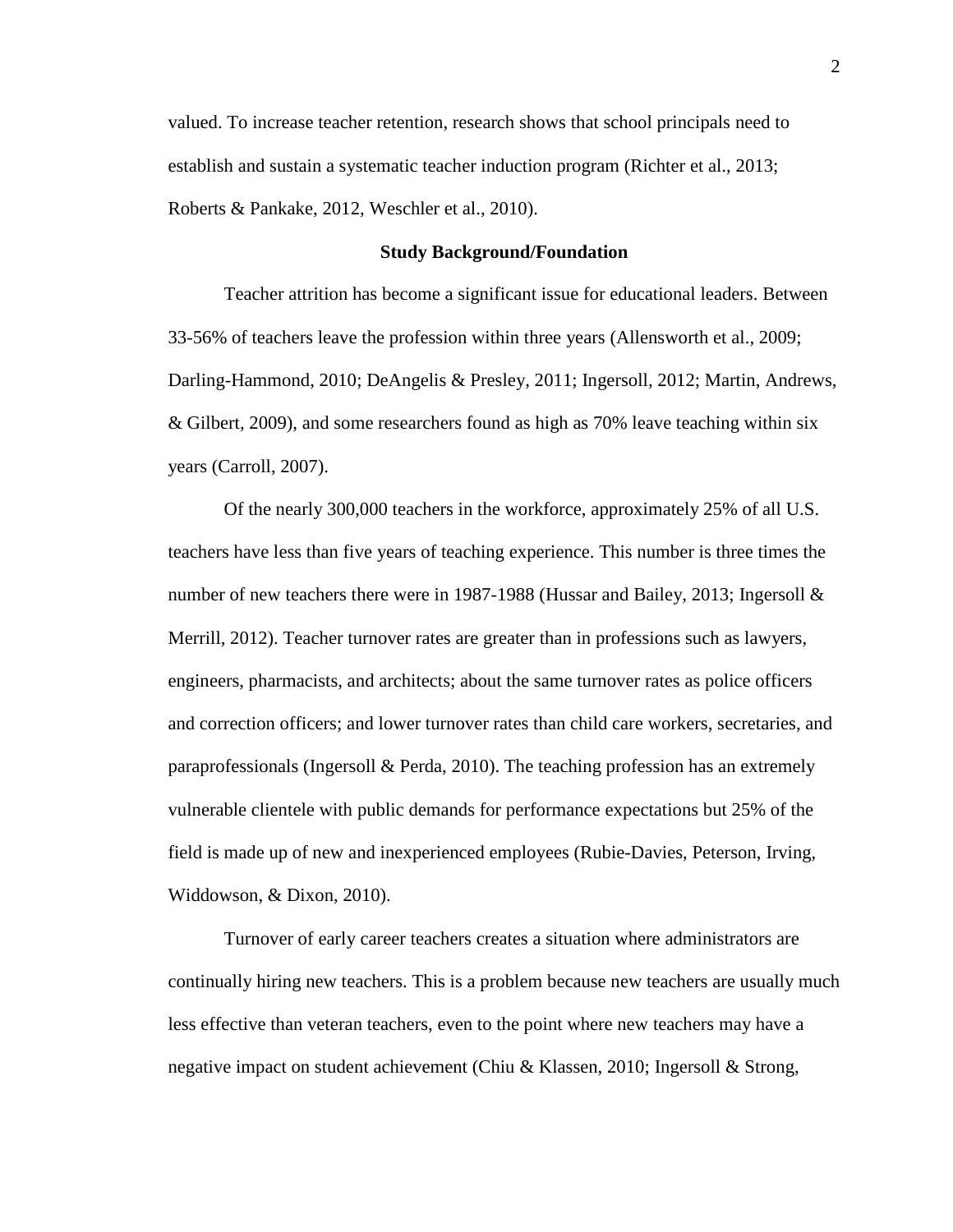valued. To increase teacher retention, research shows that school principals need to establish and sustain a systematic teacher induction program (Richter et al., 2013; Roberts & Pankake, 2012, Weschler et al., 2010).

## Study Background/Foundation

Teacher attrition has become a significant issue for educational leaders. Between 33-56% of teachers leave the profession within three years (Allensworth et al., 2009; Darling-Hammond, 2010; DeAngelis & Presley, 2011; Ingersoll, 2012; Martin, Andrews, & Gilbert, 2009), and some researchers found as high as 70% leave teaching within six years (Carroll, 2007).

Of the nearly 300,000 teachers in the workforce, approximately 25% of all U.S. teachers have less than five years of teaching experience. This number is three times the number of new teachers there were in 1987-1988 (Hussar and Bailey, 2013; Ingersoll & Merrill, 2012). Teacher turnover rates are greater than in professions such as lawyers, engineers, pharmacists, and architects; about the same turnover rates as police officers and correction officers; and lower turnover rates than child care workers, secretaries, and paraprofessionals (Ingersoll & Perda, 2010). The teaching profession has an extremely vulnerable clientele with public demands for performance expectations but 25% of the field is made up of new and inexperienced employees (Rubie-Davies, Peterson, Irving, Widdowson, & Dixon, 2010).

Turnover of early career teachers creates a situation where administrators are continually hiring new teachers. This is a problem because new teachers are usually much less effective than veteran teachers, even to the point where new teachers may have a negative impact on student achievement (Chiu & Klassen, 2010; Ingersoll & Strong,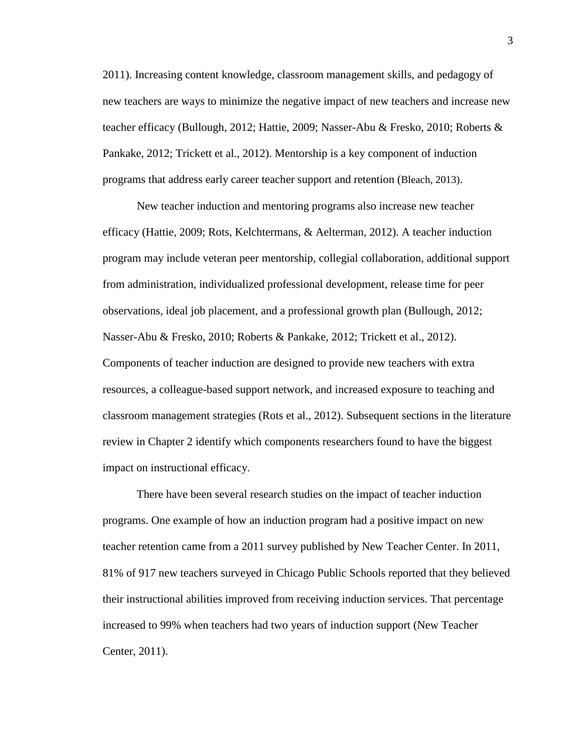2011). Increasing content knowledge, classroom management skills, and pedagogy of new teachers are ways to minimize the negative impact of new teachers and increase new teacher efficacy (Bullough, 2012; Hattie, 2009; Nasser-Abu & Fresko, 2010; Roberts & Pankake, 2012; Trickett et al., 2012). Mentorship is a key component of induction programs that address early career teacher support and retention (Bleach, 2013).

New teacher induction and mentoring programs also increase new teacher efficacy (Hattie, 2009; Rots, Kelchtermans, & Aelterman, 2012). A teacher induction program may include veteran peer mentorship, collegial collaboration, additional support from administration, individualized professional development, release time for peer observations, ideal job placement, and a professional growth plan (Bullough, 2012; Nasser-Abu & Fresko, 2010; Roberts & Pankake, 2012; Trickett et al., 2012). Components of teacher induction are designed to provide new teachers with extra resources, a colleague-based support network, and increased exposure to teaching and classroom management strategies (Rots et al., 2012). Subsequent sections in the literature review in Chapter 2 identify which components researchers found to have the biggest impact on instructional efficacy.

There have been several research studies on the impact of teacher induction programs. One example of how an induction program had a positive impact on new teacher retention came from a 2011 survey published by New Teacher Center. In 2011, 81% of 917 new teachers surveyed in Chicago Public Schools reported that they believed their instructional abilities improved from receiving induction services. That percentage increased to 99% when teachers had two years of induction support (New Teacher Center, 2011).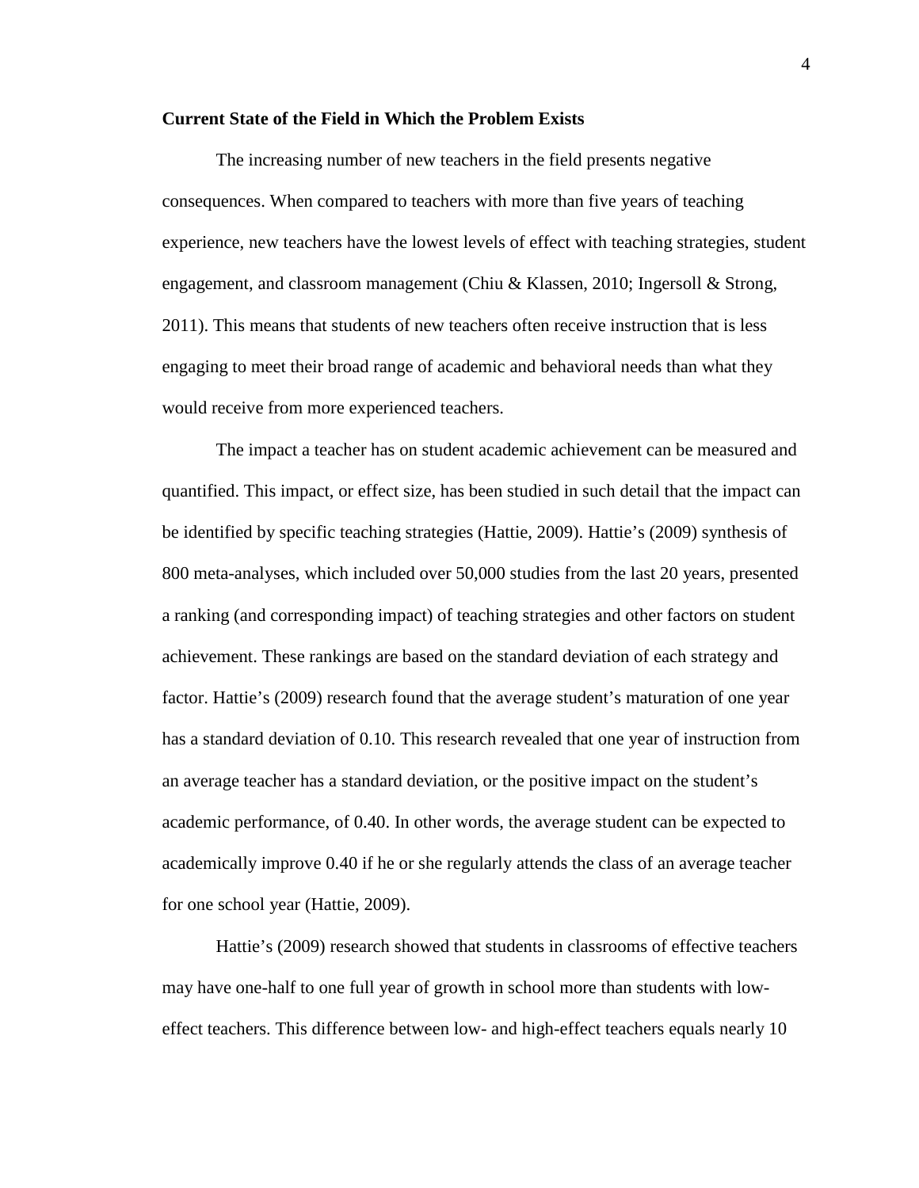**Current State of the Field in Which the Problem Exists**

The increasing number of new teachers in the field presents negative consequences. When compared to teachers with more than five years of teaching experience, new teachers have the lowest levels of effect with teaching strategies, student engagement, and classroom management (Chiu & Klassen, 2010; Ingersoll & Strong, 2011). This means that students of new teachers often receive instruction that is less engaging to meet their broad range of academic and behavioral needs than what they would receive from more experienced teachers.

The impact a teacher has on student academic achievement can be measured and quantified. This impact, or effect size, has been studied in such detail that the impact can be identified by specific teaching strategies (Hattie, 2009). Hattie's (2009) synthesis of 800 meta-analyses, which included over 50,000 studies from the last 20 years, presented a ranking (and corresponding impact) of teaching strategies and other factors on student achievement. These rankings are based on the standard deviation of each strategy and factor. Hattie's (2009) research found that the average student's maturation of one year has a standard deviation of 0.10. This research revealed that one year of instruction from an average teacher has a standard deviation, or the positive impact on the student's academic performance, of 0.40. In other words, the average student can be expected to academically improve 0.40 if he or she regularly attends the class of an average teacher for one school year (Hattie, 2009).

Hattie's (2009) research showed that students in classrooms of effective teachers may have one-half to one full year of growth in school more than students with low-effect teachers. This difference between low- and high-effect teachers equals nearly 10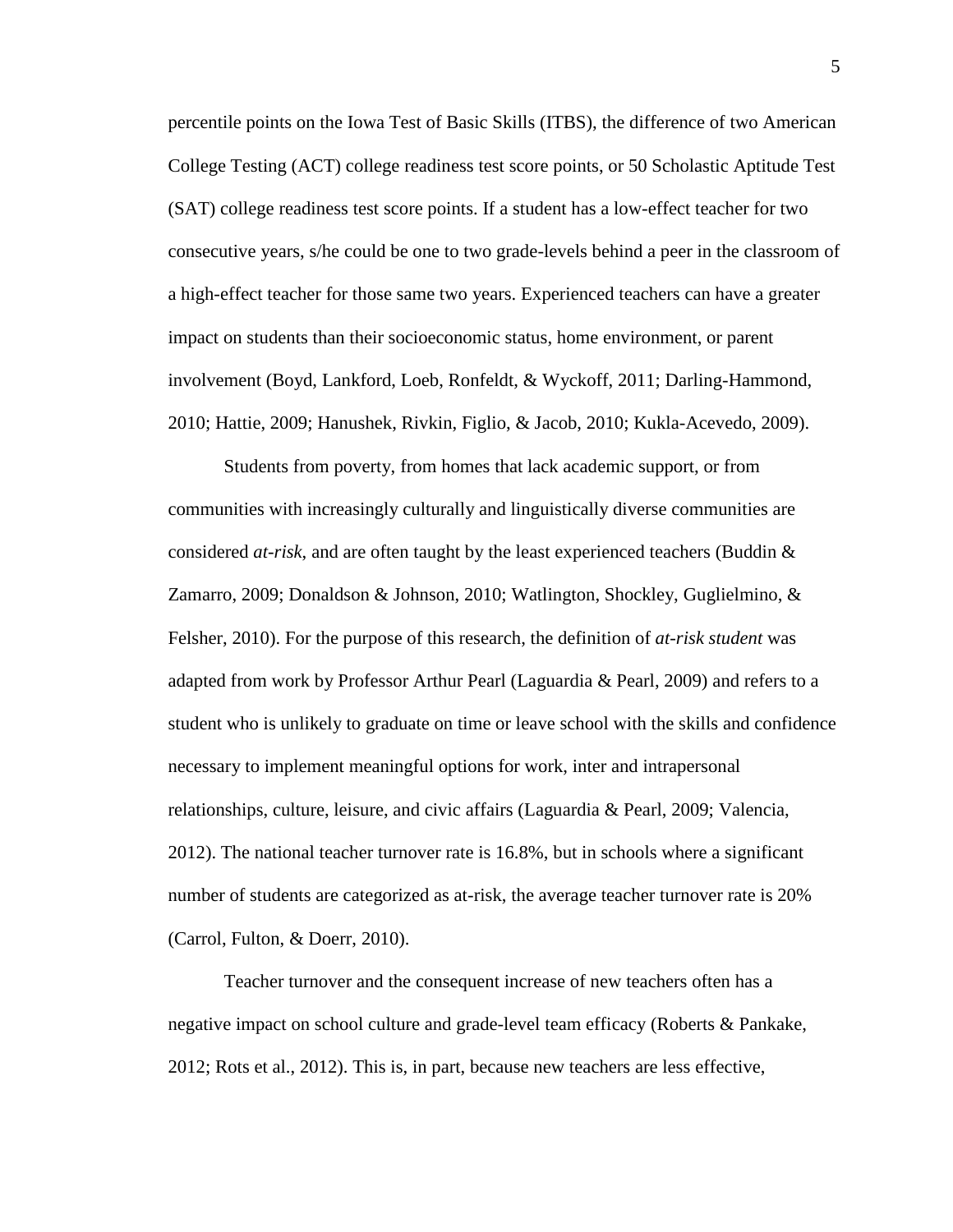percentile points on the Iowa Test of Basic Skills (ITBS), the difference of two American College Testing (ACT) college readiness test score points, or 50 Scholastic Aptitude Test (SAT) college readiness test score points. If a student has a low-effect teacher for two consecutive years, s/he could be one to two grade-levels behind a peer in the classroom of a high-effect teacher for those same two years. Experienced teachers can have a greater impact on students than their socioeconomic status, home environment, or parent involvement (Boyd, Lankford, Loeb, Ronfeldt, & Wyckoff, 2011; Darling-Hammond, 2010; Hattie, 2009; Hanushek, Rivkin, Figlio, & Jacob, 2010; Kukla-Acevedo, 2009).

Students from poverty, from homes that lack academic support, or from communities with increasingly culturally and linguistically diverse communities are considered *at-risk*, and are often taught by the least experienced teachers (Buddin & Zamarro, 2009; Donaldson & Johnson, 2010; Watlington, Shockley, Guglielmino, & Felsher, 2010). For the purpose of this research, the definition of *at-risk student* was adapted from work by Professor Arthur Pearl (Laguardia & Pearl, 2009) and refers to a student who is unlikely to graduate on time or leave school with the skills and confidence necessary to implement meaningful options for work, inter and intrapersonal relationships, culture, leisure, and civic affairs (Laguardia & Pearl, 2009; Valencia, 2012). The national teacher turnover rate is 16.8%, but in schools where a significant number of students are categorized as at-risk, the average teacher turnover rate is 20% (Carrol, Fulton, & Doerr, 2010).

Teacher turnover and the consequent increase of new teachers often has a negative impact on school culture and grade-level team efficacy (Roberts & Pankake, 2012; Rots et al., 2012). This is, in part, because new teachers are less effective,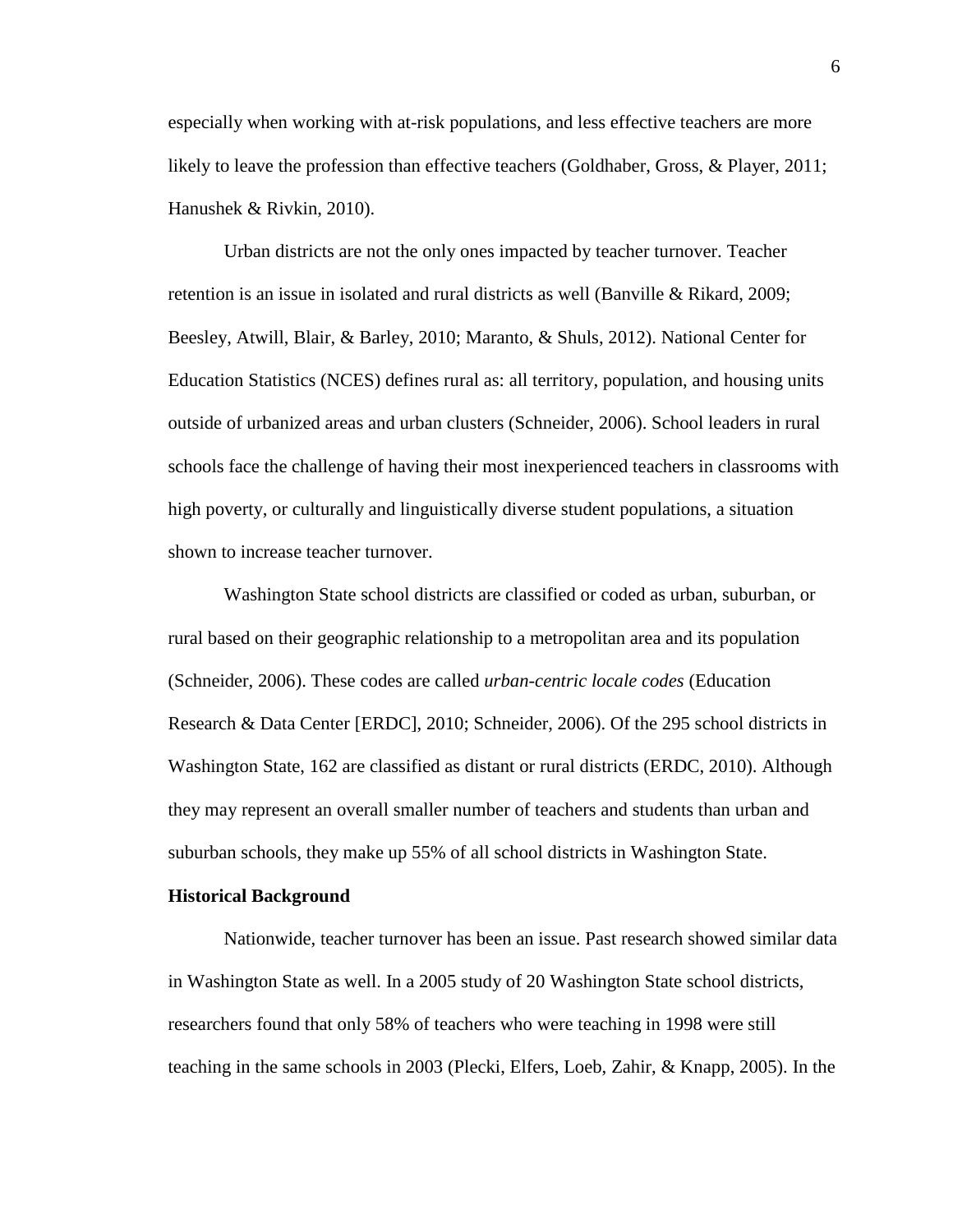especially when working with at-risk populations, and less effective teachers are more likely to leave the profession than effective teachers (Goldhaber, Gross, & Player, 2011; Hanushek & Rivkin, 2010).

Urban districts are not the only ones impacted by teacher turnover. Teacher retention is an issue in isolated and rural districts as well (Banville & Rikard, 2009; Beesley, Atwill, Blair, & Barley, 2010; Maranto, & Shuls, 2012). National Center for Education Statistics (NCES) defines rural as: all territory, population, and housing units outside of urbanized areas and urban clusters (Schneider, 2006). School leaders in rural schools face the challenge of having their most inexperienced teachers in classrooms with high poverty, or culturally and linguistically diverse student populations, a situation shown to increase teacher turnover.

Washington State school districts are classified or coded as urban, suburban, or rural based on their geographic relationship to a metropolitan area and its population (Schneider, 2006). These codes are called *urban-centric locale codes* (Education Research & Data Center [ERDC], 2010; Schneider, 2006). Of the 295 school districts in Washington State, 162 are classified as distant or rural districts (ERDC, 2010). Although they may represent an overall smaller number of teachers and students than urban and suburban schools, they make up 55% of all school districts in Washington State.

**Historical Background**

Nationwide, teacher turnover has been an issue. Past research showed similar data in Washington State as well. In a 2005 study of 20 Washington State school districts, researchers found that only 58% of teachers who were teaching in 1998 were still teaching in the same schools in 2003 (Plecki, Elfers, Loeb, Zahir, & Knapp, 2005). In the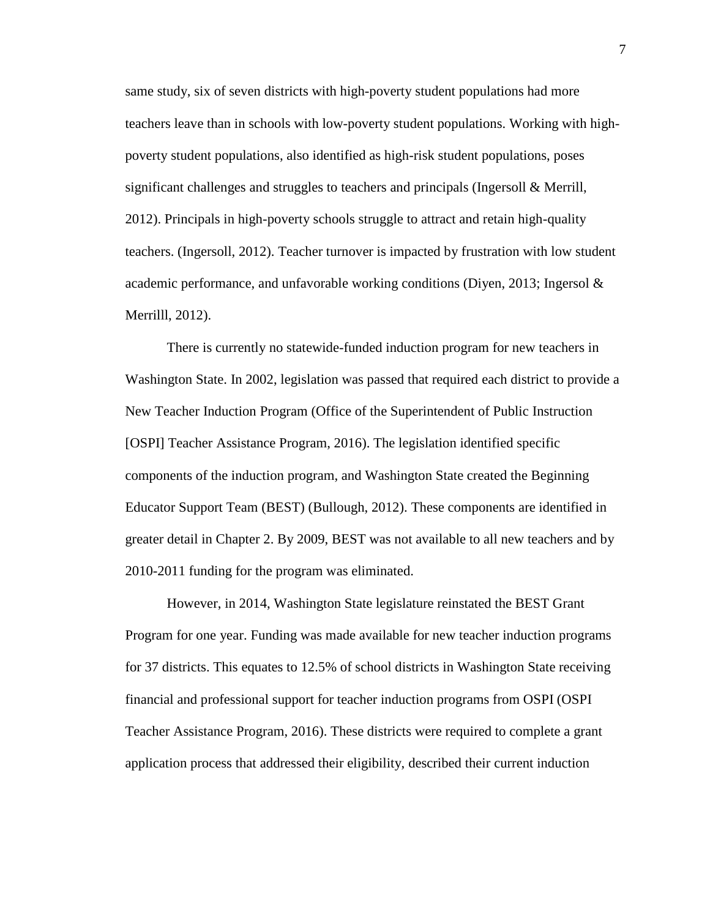same study, six of seven districts with high-poverty student populations had more teachers leave than in schools with low-poverty student populations. Working with high-poverty student populations, also identified as high-risk student populations, poses significant challenges and struggles to teachers and principals (Ingersoll & Merrill, 2012). Principals in high-poverty schools struggle to attract and retain high-quality teachers. (Ingersoll, 2012). Teacher turnover is impacted by frustration with low student academic performance, and unfavorable working conditions (Diyen, 2013; Ingersol & Merrilll, 2012).

There is currently no statewide-funded induction program for new teachers in Washington State. In 2002, legislation was passed that required each district to provide a New Teacher Induction Program (Office of the Superintendent of Public Instruction [OSPI] Teacher Assistance Program, 2016). The legislation identified specific components of the induction program, and Washington State created the Beginning Educator Support Team (BEST) (Bullough, 2012). These components are identified in greater detail in Chapter 2. By 2009, BEST was not available to all new teachers and by 2010-2011 funding for the program was eliminated.

However, in 2014, Washington State legislature reinstated the BEST Grant Program for one year. Funding was made available for new teacher induction programs for 37 districts. This equates to 12.5% of school districts in Washington State receiving financial and professional support for teacher induction programs from OSPI (OSPI Teacher Assistance Program, 2016). These districts were required to complete a grant application process that addressed their eligibility, described their current induction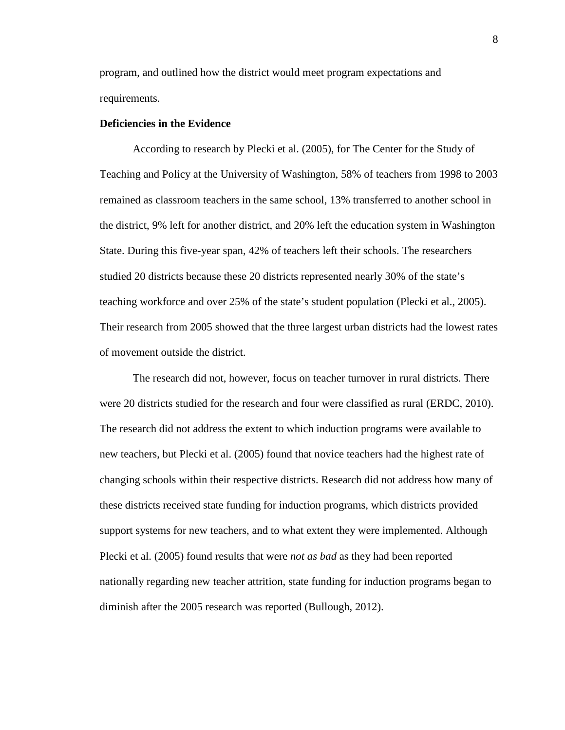program, and outlined how the district would meet program expectations and requirements.

**Deficiencies in the Evidence**

According to research by Plecki et al. (2005), for The Center for the Study of Teaching and Policy at the University of Washington, 58% of teachers from 1998 to 2003 remained as classroom teachers in the same school, 13% transferred to another school in the district, 9% left for another district, and 20% left the education system in Washington State. During this five-year span, 42% of teachers left their schools. The researchers studied 20 districts because these 20 districts represented nearly 30% of the state's teaching workforce and over 25% of the state's student population (Plecki et al., 2005). Their research from 2005 showed that the three largest urban districts had the lowest rates of movement outside the district.

The research did not, however, focus on teacher turnover in rural districts. There were 20 districts studied for the research and four were classified as rural (ERDC, 2010). The research did not address the extent to which induction programs were available to new teachers, but Plecki et al. (2005) found that novice teachers had the highest rate of changing schools within their respective districts. Research did not address how many of these districts received state funding for induction programs, which districts provided support systems for new teachers, and to what extent they were implemented. Although Plecki et al. (2005) found results that were *not as bad* as they had been reported nationally regarding new teacher attrition, state funding for induction programs began to diminish after the 2005 research was reported (Bullough, 2012).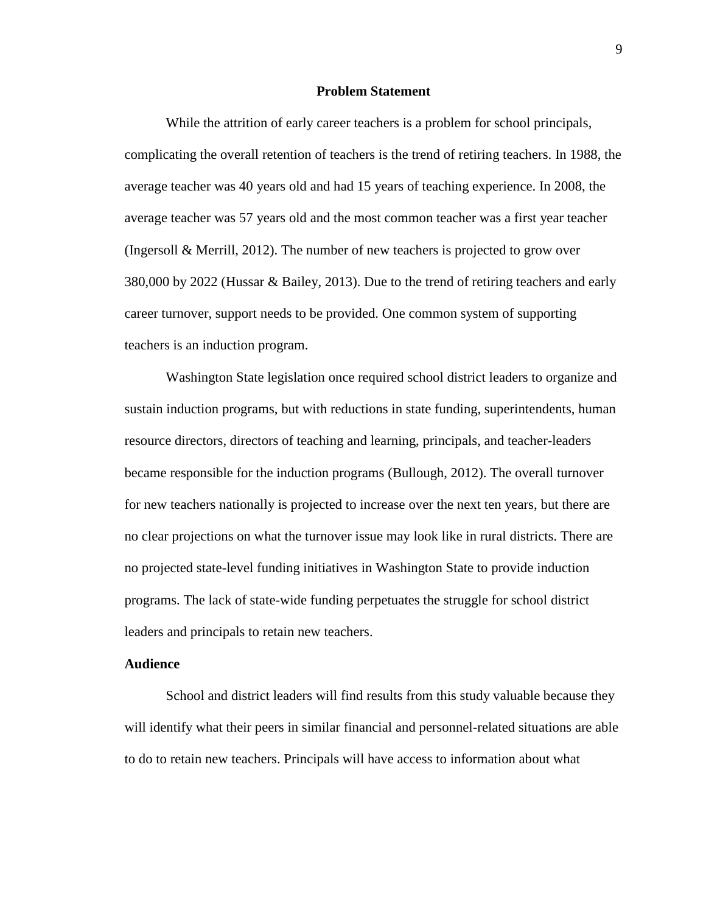## Problem Statement

While the attrition of early career teachers is a problem for school principals, complicating the overall retention of teachers is the trend of retiring teachers. In 1988, the average teacher was 40 years old and had 15 years of teaching experience. In 2008, the average teacher was 57 years old and the most common teacher was a first year teacher (Ingersoll & Merrill, 2012). The number of new teachers is projected to grow over 380,000 by 2022 (Hussar & Bailey, 2013). Due to the trend of retiring teachers and early career turnover, support needs to be provided. One common system of supporting teachers is an induction program.

Washington State legislation once required school district leaders to organize and sustain induction programs, but with reductions in state funding, superintendents, human resource directors, directors of teaching and learning, principals, and teacher-leaders became responsible for the induction programs (Bullough, 2012). The overall turnover for new teachers nationally is projected to increase over the next ten years, but there are no clear projections on what the turnover issue may look like in rural districts. There are no projected state-level funding initiatives in Washington State to provide induction programs. The lack of state-wide funding perpetuates the struggle for school district leaders and principals to retain new teachers.

### Audience

School and district leaders will find results from this study valuable because they will identify what their peers in similar financial and personnel-related situations are able to do to retain new teachers. Principals will have access to information about what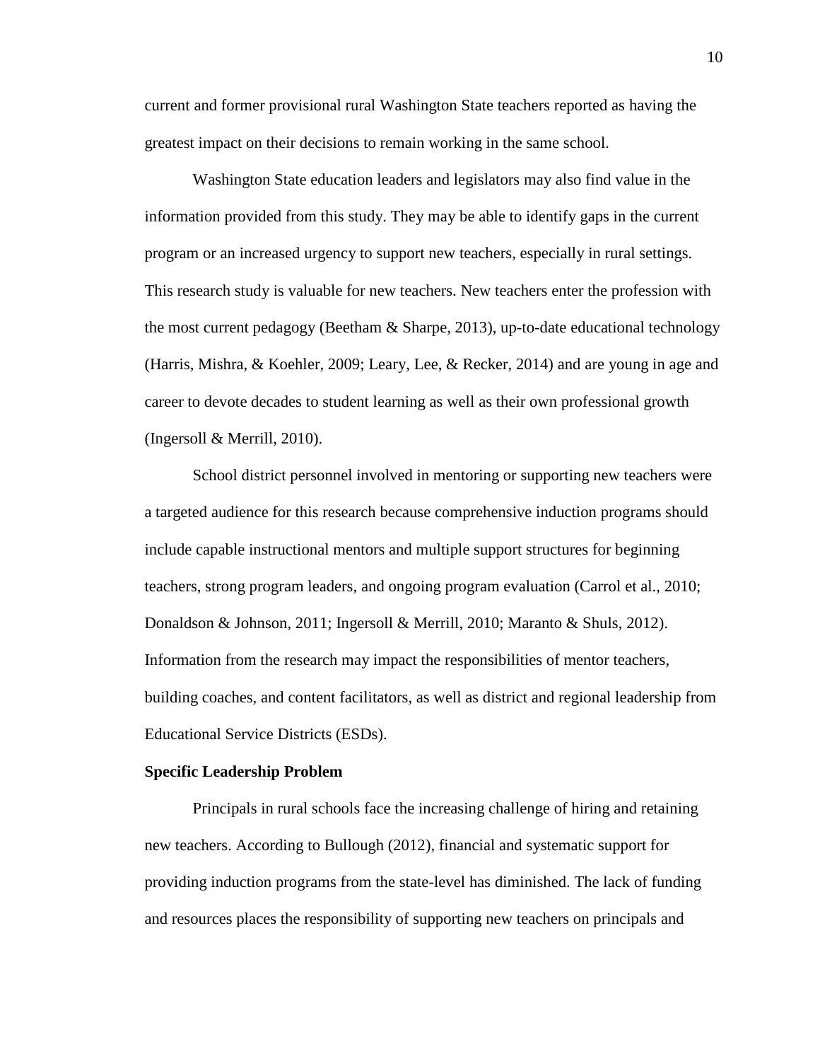current and former provisional rural Washington State teachers reported as having the greatest impact on their decisions to remain working in the same school.

Washington State education leaders and legislators may also find value in the information provided from this study. They may be able to identify gaps in the current program or an increased urgency to support new teachers, especially in rural settings. This research study is valuable for new teachers. New teachers enter the profession with the most current pedagogy (Beetham & Sharpe, 2013), up-to-date educational technology (Harris, Mishra, & Koehler, 2009; Leary, Lee, & Recker, 2014) and are young in age and career to devote decades to student learning as well as their own professional growth (Ingersoll & Merrill, 2010).

School district personnel involved in mentoring or supporting new teachers were a targeted audience for this research because comprehensive induction programs should include capable instructional mentors and multiple support structures for beginning teachers, strong program leaders, and ongoing program evaluation (Carrol et al., 2010; Donaldson & Johnson, 2011; Ingersoll & Merrill, 2010; Maranto & Shuls, 2012). Information from the research may impact the responsibilities of mentor teachers, building coaches, and content facilitators, as well as district and regional leadership from Educational Service Districts (ESDs).

**Specific Leadership Problem**

Principals in rural schools face the increasing challenge of hiring and retaining new teachers. According to Bullough (2012), financial and systematic support for providing induction programs from the state-level has diminished. The lack of funding and resources places the responsibility of supporting new teachers on principals and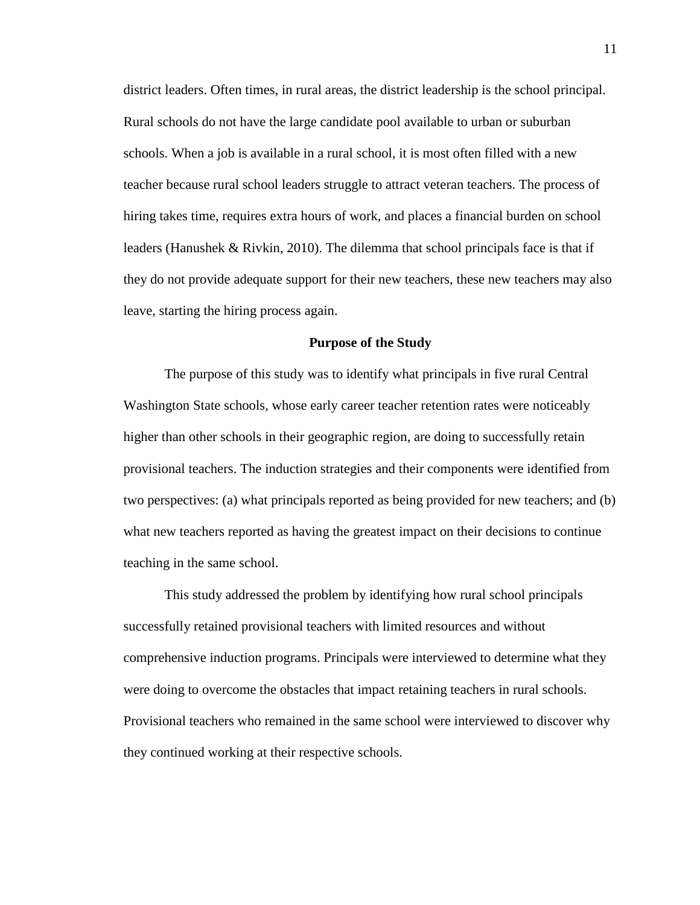district leaders. Often times, in rural areas, the district leadership is the school principal. Rural schools do not have the large candidate pool available to urban or suburban schools. When a job is available in a rural school, it is most often filled with a new teacher because rural school leaders struggle to attract veteran teachers. The process of hiring takes time, requires extra hours of work, and places a financial burden on school leaders (Hanushek & Rivkin, 2010). The dilemma that school principals face is that if they do not provide adequate support for their new teachers, these new teachers may also leave, starting the hiring process again.

## Purpose of the Study

The purpose of this study was to identify what principals in five rural Central Washington State schools, whose early career teacher retention rates were noticeably higher than other schools in their geographic region, are doing to successfully retain provisional teachers. The induction strategies and their components were identified from two perspectives: (a) what principals reported as being provided for new teachers; and (b) what new teachers reported as having the greatest impact on their decisions to continue teaching in the same school.

This study addressed the problem by identifying how rural school principals successfully retained provisional teachers with limited resources and without comprehensive induction programs. Principals were interviewed to determine what they were doing to overcome the obstacles that impact retaining teachers in rural schools. Provisional teachers who remained in the same school were interviewed to discover why they continued working at their respective schools.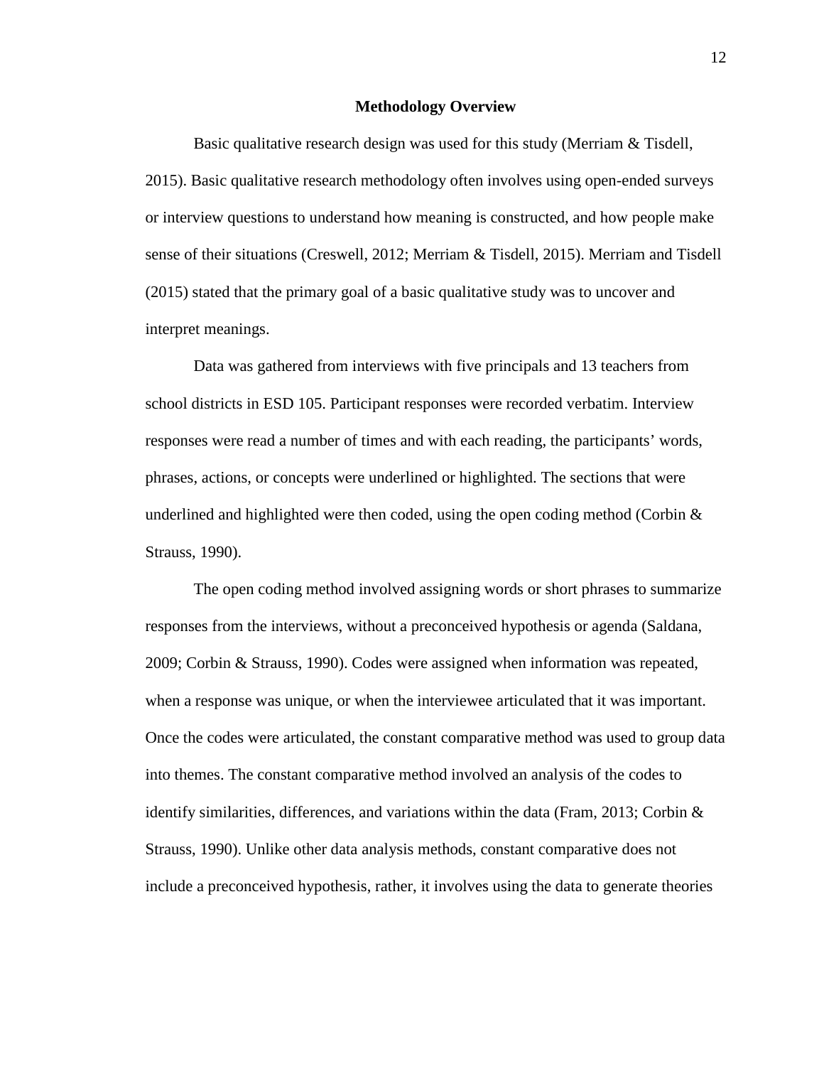## Methodology Overview

Basic qualitative research design was used for this study (Merriam & Tisdell, 2015). Basic qualitative research methodology often involves using open-ended surveys or interview questions to understand how meaning is constructed, and how people make sense of their situations (Creswell, 2012; Merriam & Tisdell, 2015). Merriam and Tisdell (2015) stated that the primary goal of a basic qualitative study was to uncover and interpret meanings.

Data was gathered from interviews with five principals and 13 teachers from school districts in ESD 105. Participant responses were recorded verbatim. Interview responses were read a number of times and with each reading, the participants' words, phrases, actions, or concepts were underlined or highlighted. The sections that were underlined and highlighted were then coded, using the open coding method (Corbin & Strauss, 1990).

The open coding method involved assigning words or short phrases to summarize responses from the interviews, without a preconceived hypothesis or agenda (Saldana, 2009; Corbin & Strauss, 1990). Codes were assigned when information was repeated, when a response was unique, or when the interviewee articulated that it was important. Once the codes were articulated, the constant comparative method was used to group data into themes. The constant comparative method involved an analysis of the codes to identify similarities, differences, and variations within the data (Fram, 2013; Corbin & Strauss, 1990). Unlike other data analysis methods, constant comparative does not include a preconceived hypothesis, rather, it involves using the data to generate theories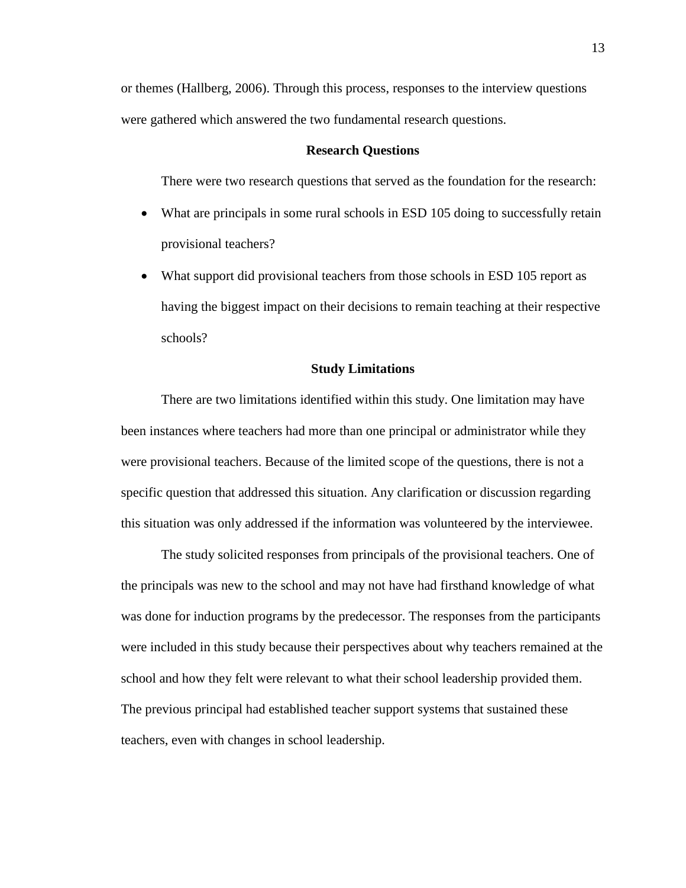or themes (Hallberg, 2006). Through this process, responses to the interview questions were gathered which answered the two fundamental research questions.

## Research Questions

There were two research questions that served as the foundation for the research:

- What are principals in some rural schools in ESD 105 doing to successfully retain provisional teachers?
- What support did provisional teachers from those schools in ESD 105 report as having the biggest impact on their decisions to remain teaching at their respective schools?

## Study Limitations

There are two limitations identified within this study. One limitation may have been instances where teachers had more than one principal or administrator while they were provisional teachers. Because of the limited scope of the questions, there is not a specific question that addressed this situation. Any clarification or discussion regarding this situation was only addressed if the information was volunteered by the interviewee.

The study solicited responses from principals of the provisional teachers. One of the principals was new to the school and may not have had firsthand knowledge of what was done for induction programs by the predecessor. The responses from the participants were included in this study because their perspectives about why teachers remained at the school and how they felt were relevant to what their school leadership provided them. The previous principal had established teacher support systems that sustained these teachers, even with changes in school leadership.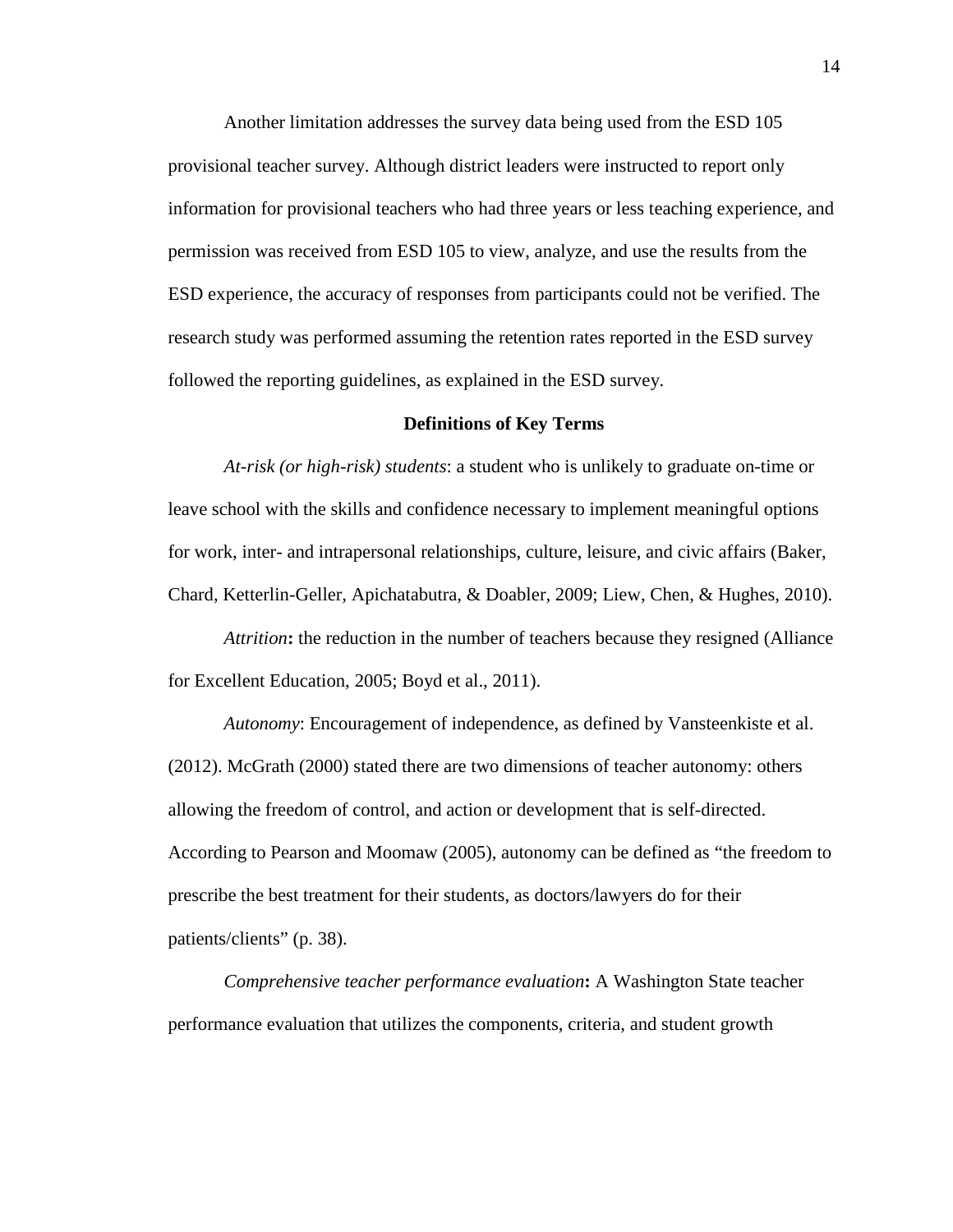Another limitation addresses the survey data being used from the ESD 105 provisional teacher survey. Although district leaders were instructed to report only information for provisional teachers who had three years or less teaching experience, and permission was received from ESD 105 to view, analyze, and use the results from the ESD experience, the accuracy of responses from participants could not be verified. The research study was performed assuming the retention rates reported in the ESD survey followed the reporting guidelines, as explained in the ESD survey.

## Definitions of Key Terms

*At-risk (or high-risk) students*: a student who is unlikely to graduate on-time or leave school with the skills and confidence necessary to implement meaningful options for work, inter- and intrapersonal relationships, culture, leisure, and civic affairs (Baker, Chard, Ketterlin-Geller, Apichatabutra, & Doabler, 2009; Liew, Chen, & Hughes, 2010).

*Attrition*: the reduction in the number of teachers because they resigned (Alliance for Excellent Education, 2005; Boyd et al., 2011).

*Autonomy*: Encouragement of independence, as defined by Vansteenkiste et al. (2012). McGrath (2000) stated there are two dimensions of teacher autonomy: others allowing the freedom of control, and action or development that is self-directed. According to Pearson and Moomaw (2005), autonomy can be defined as "the freedom to prescribe the best treatment for their students, as doctors/lawyers do for their patients/clients" (p. 38).

*Comprehensive teacher performance evaluation*: A Washington State teacher performance evaluation that utilizes the components, criteria, and student growth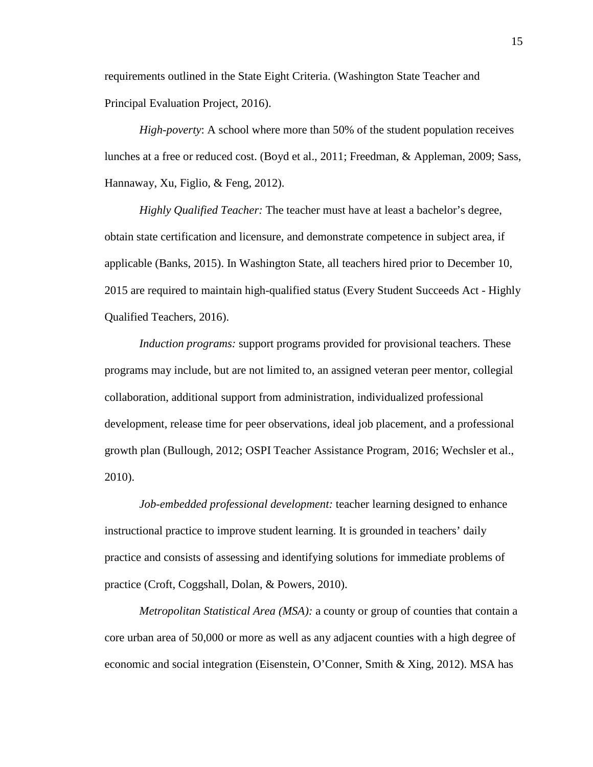requirements outlined in the State Eight Criteria. (Washington State Teacher and Principal Evaluation Project, 2016).

*High-poverty*: A school where more than 50% of the student population receives lunches at a free or reduced cost. (Boyd et al., 2011; Freedman, & Appleman, 2009; Sass, Hannaway, Xu, Figlio, & Feng, 2012).

*Highly Qualified Teacher:* The teacher must have at least a bachelor's degree, obtain state certification and licensure, and demonstrate competence in subject area, if applicable (Banks, 2015). In Washington State, all teachers hired prior to December 10, 2015 are required to maintain high-qualified status (Every Student Succeeds Act - Highly Qualified Teachers, 2016).

*Induction programs:* support programs provided for provisional teachers. These programs may include, but are not limited to, an assigned veteran peer mentor, collegial collaboration, additional support from administration, individualized professional development, release time for peer observations, ideal job placement, and a professional growth plan (Bullough, 2012; OSPI Teacher Assistance Program, 2016; Wechsler et al., 2010).

*Job-embedded professional development:* teacher learning designed to enhance instructional practice to improve student learning. It is grounded in teachers' daily practice and consists of assessing and identifying solutions for immediate problems of practice (Croft, Coggshall, Dolan, & Powers, 2010).

*Metropolitan Statistical Area (MSA):* a county or group of counties that contain a core urban area of 50,000 or more as well as any adjacent counties with a high degree of economic and social integration (Eisenstein, O'Conner, Smith & Xing, 2012). MSA has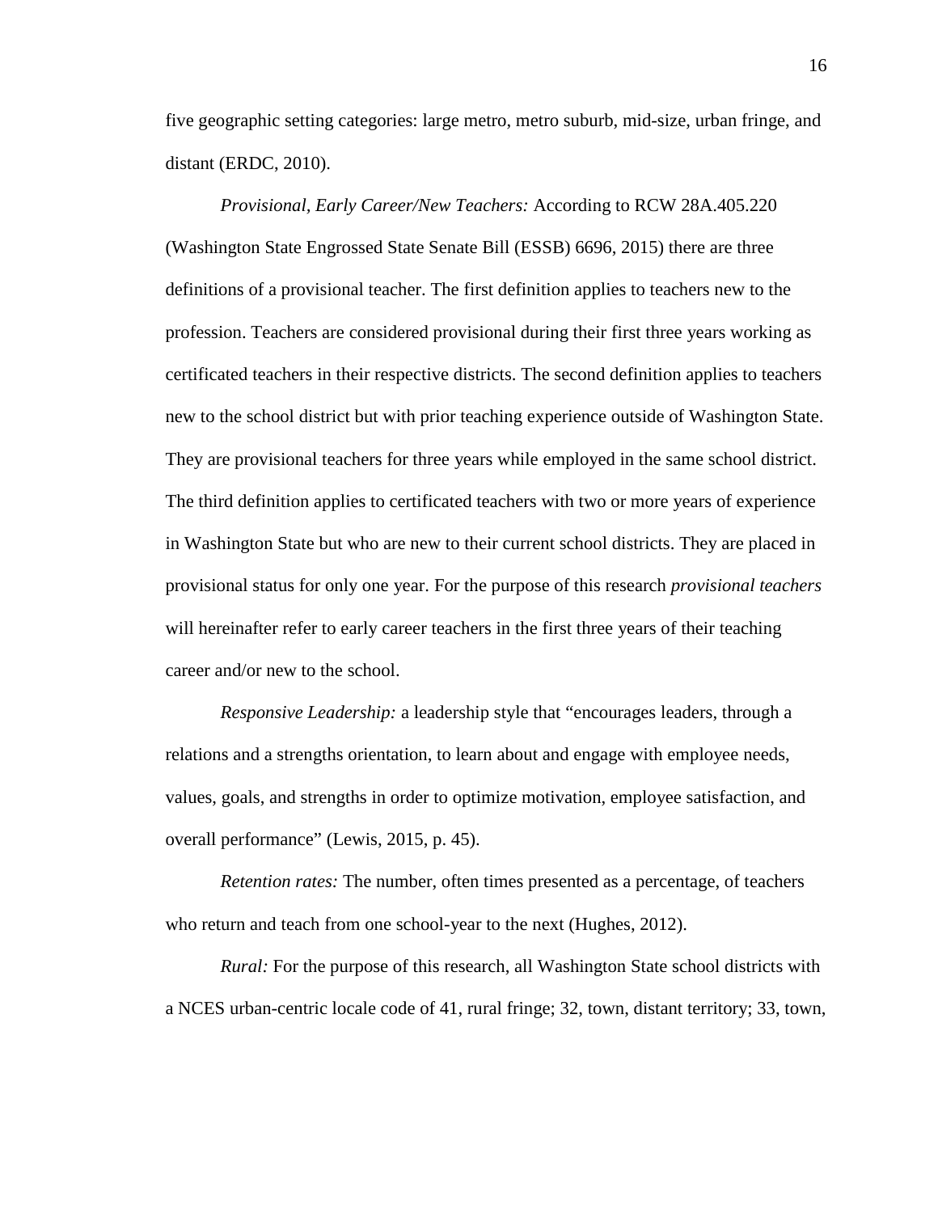five geographic setting categories: large metro, metro suburb, mid-size, urban fringe, and distant (ERDC, 2010).

*Provisional, Early Career/New Teachers:* According to RCW 28A.405.220 (Washington State Engrossed State Senate Bill (ESSB) 6696, 2015) there are three definitions of a provisional teacher. The first definition applies to teachers new to the profession. Teachers are considered provisional during their first three years working as certificated teachers in their respective districts. The second definition applies to teachers new to the school district but with prior teaching experience outside of Washington State. They are provisional teachers for three years while employed in the same school district. The third definition applies to certificated teachers with two or more years of experience in Washington State but who are new to their current school districts. They are placed in provisional status for only one year. For the purpose of this research *provisional teachers* will hereinafter refer to early career teachers in the first three years of their teaching career and/or new to the school.

*Responsive Leadership:* a leadership style that "encourages leaders, through a relations and a strengths orientation, to learn about and engage with employee needs, values, goals, and strengths in order to optimize motivation, employee satisfaction, and overall performance" (Lewis, 2015, p. 45).

*Retention rates:* The number, often times presented as a percentage, of teachers who return and teach from one school-year to the next (Hughes, 2012).

*Rural:* For the purpose of this research, all Washington State school districts with a NCES urban-centric locale code of 41, rural fringe; 32, town, distant territory; 33, town,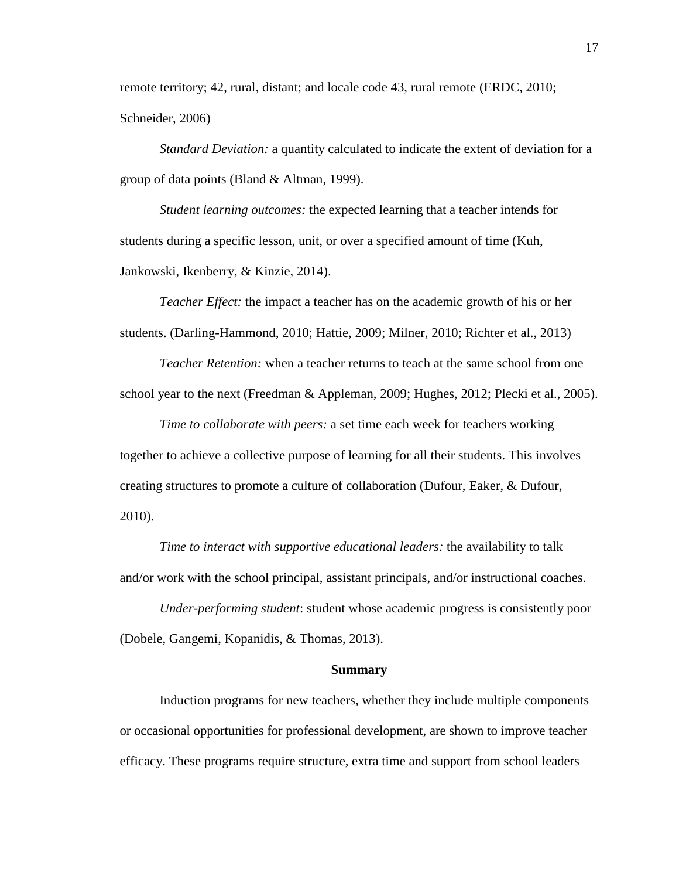remote territory; 42, rural, distant; and locale code 43, rural remote (ERDC, 2010; Schneider, 2006)

*Standard Deviation:* a quantity calculated to indicate the extent of deviation for a group of data points (Bland & Altman, 1999).

*Student learning outcomes:* the expected learning that a teacher intends for students during a specific lesson, unit, or over a specified amount of time (Kuh, Jankowski, Ikenberry, & Kinzie, 2014).

*Teacher Effect:* the impact a teacher has on the academic growth of his or her students. (Darling-Hammond, 2010; Hattie, 2009; Milner, 2010; Richter et al., 2013)

*Teacher Retention:* when a teacher returns to teach at the same school from one school year to the next (Freedman & Appleman, 2009; Hughes, 2012; Plecki et al., 2005).

*Time to collaborate with peers:* a set time each week for teachers working together to achieve a collective purpose of learning for all their students. This involves creating structures to promote a culture of collaboration (Dufour, Eaker, & Dufour, 2010).

*Time to interact with supportive educational leaders:* the availability to talk and/or work with the school principal, assistant principals, and/or instructional coaches.

*Under-performing student*: student whose academic progress is consistently poor (Dobele, Gangemi, Kopanidis, & Thomas, 2013).

## Summary

Induction programs for new teachers, whether they include multiple components or occasional opportunities for professional development, are shown to improve teacher efficacy. These programs require structure, extra time and support from school leaders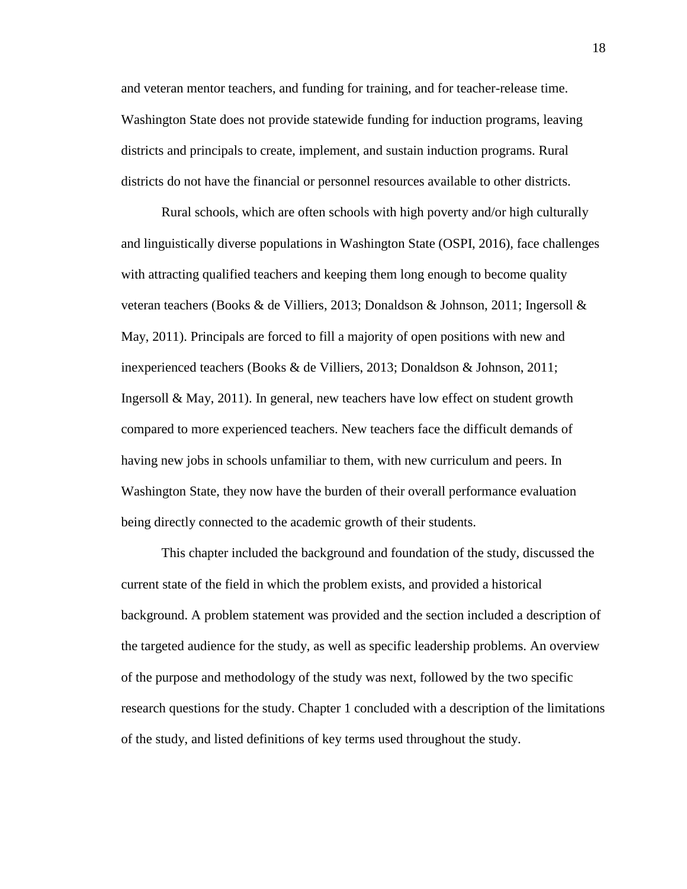and veteran mentor teachers, and funding for training, and for teacher-release time. Washington State does not provide statewide funding for induction programs, leaving districts and principals to create, implement, and sustain induction programs. Rural districts do not have the financial or personnel resources available to other districts.

Rural schools, which are often schools with high poverty and/or high culturally and linguistically diverse populations in Washington State (OSPI, 2016), face challenges with attracting qualified teachers and keeping them long enough to become quality veteran teachers (Books & de Villiers, 2013; Donaldson & Johnson, 2011; Ingersoll & May, 2011). Principals are forced to fill a majority of open positions with new and inexperienced teachers (Books & de Villiers, 2013; Donaldson & Johnson, 2011; Ingersoll & May, 2011). In general, new teachers have low effect on student growth compared to more experienced teachers. New teachers face the difficult demands of having new jobs in schools unfamiliar to them, with new curriculum and peers. In Washington State, they now have the burden of their overall performance evaluation being directly connected to the academic growth of their students.

This chapter included the background and foundation of the study, discussed the current state of the field in which the problem exists, and provided a historical background. A problem statement was provided and the section included a description of the targeted audience for the study, as well as specific leadership problems. An overview of the purpose and methodology of the study was next, followed by the two specific research questions for the study. Chapter 1 concluded with a description of the limitations of the study, and listed definitions of key terms used throughout the study.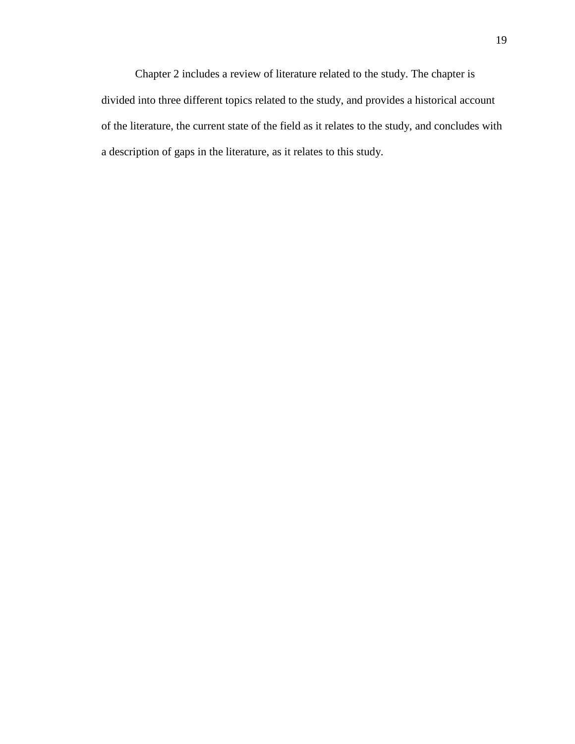Chapter 2 includes a review of literature related to the study. The chapter is divided into three different topics related to the study, and provides a historical account of the literature, the current state of the field as it relates to the study, and concludes with a description of gaps in the literature, as it relates to this study.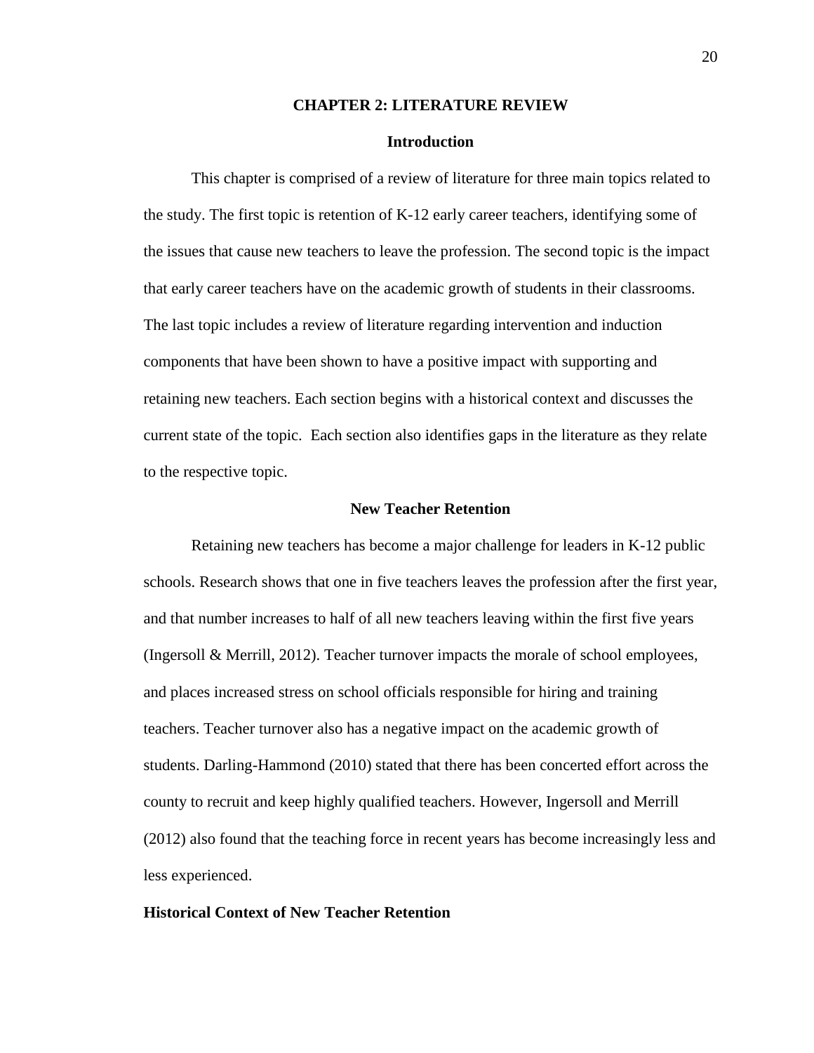# CHAPTER 2: LITERATURE REVIEW

## Introduction

This chapter is comprised of a review of literature for three main topics related to the study. The first topic is retention of K-12 early career teachers, identifying some of the issues that cause new teachers to leave the profession. The second topic is the impact that early career teachers have on the academic growth of students in their classrooms. The last topic includes a review of literature regarding intervention and induction components that have been shown to have a positive impact with supporting and retaining new teachers. Each section begins with a historical context and discusses the current state of the topic.  Each section also identifies gaps in the literature as they relate to the respective topic.

## New Teacher Retention

Retaining new teachers has become a major challenge for leaders in K-12 public schools. Research shows that one in five teachers leaves the profession after the first year, and that number increases to half of all new teachers leaving within the first five years (Ingersoll & Merrill, 2012). Teacher turnover impacts the morale of school employees, and places increased stress on school officials responsible for hiring and training teachers. Teacher turnover also has a negative impact on the academic growth of students. Darling-Hammond (2010) stated that there has been concerted effort across the county to recruit and keep highly qualified teachers. However, Ingersoll and Merrill (2012) also found that the teaching force in recent years has become increasingly less and less experienced.

### Historical Context of New Teacher Retention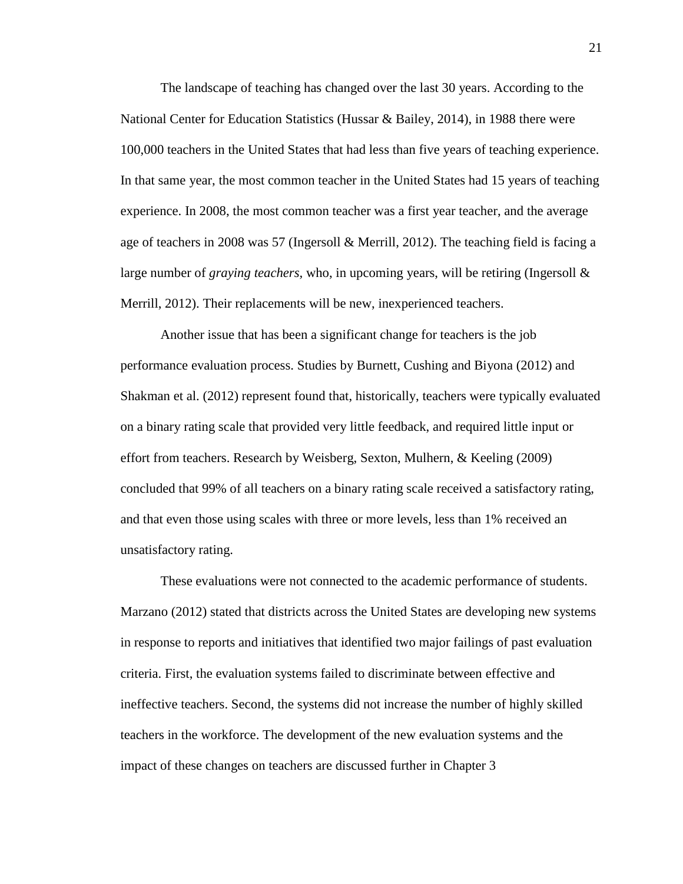The landscape of teaching has changed over the last 30 years. According to the National Center for Education Statistics (Hussar & Bailey, 2014), in 1988 there were 100,000 teachers in the United States that had less than five years of teaching experience. In that same year, the most common teacher in the United States had 15 years of teaching experience. In 2008, the most common teacher was a first year teacher, and the average age of teachers in 2008 was 57 (Ingersoll & Merrill, 2012). The teaching field is facing a large number of *graying teachers*, who, in upcoming years, will be retiring (Ingersoll & Merrill, 2012). Their replacements will be new, inexperienced teachers.

Another issue that has been a significant change for teachers is the job performance evaluation process. Studies by Burnett, Cushing and Biyona (2012) and Shakman et al. (2012) represent found that, historically, teachers were typically evaluated on a binary rating scale that provided very little feedback, and required little input or effort from teachers. Research by Weisberg, Sexton, Mulhern, & Keeling (2009) concluded that 99% of all teachers on a binary rating scale received a satisfactory rating, and that even those using scales with three or more levels, less than 1% received an unsatisfactory rating.

These evaluations were not connected to the academic performance of students. Marzano (2012) stated that districts across the United States are developing new systems in response to reports and initiatives that identified two major failings of past evaluation criteria. First, the evaluation systems failed to discriminate between effective and ineffective teachers. Second, the systems did not increase the number of highly skilled teachers in the workforce. The development of the new evaluation systems and the impact of these changes on teachers are discussed further in Chapter 3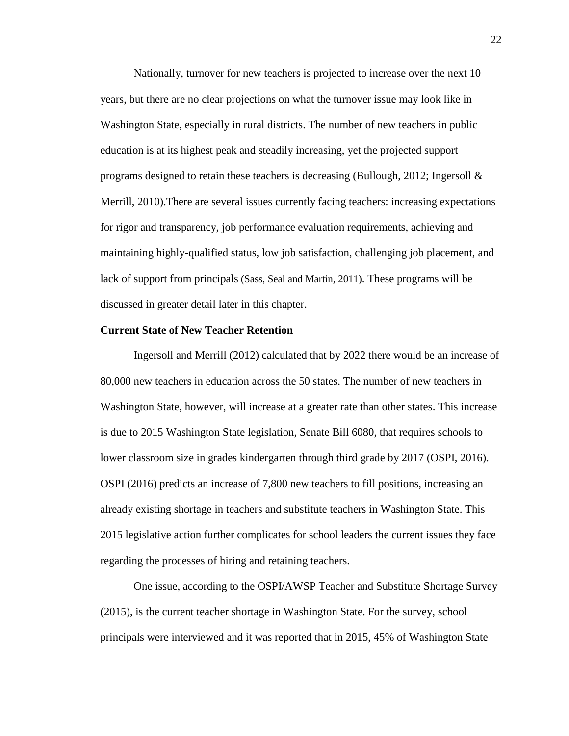Nationally, turnover for new teachers is projected to increase over the next 10 years, but there are no clear projections on what the turnover issue may look like in Washington State, especially in rural districts. The number of new teachers in public education is at its highest peak and steadily increasing, yet the projected support programs designed to retain these teachers is decreasing (Bullough, 2012; Ingersoll & Merrill, 2010).There are several issues currently facing teachers: increasing expectations for rigor and transparency, job performance evaluation requirements, achieving and maintaining highly-qualified status, low job satisfaction, challenging job placement, and lack of support from principals (Sass, Seal and Martin, 2011). These programs will be discussed in greater detail later in this chapter.

**Current State of New Teacher Retention**

Ingersoll and Merrill (2012) calculated that by 2022 there would be an increase of 80,000 new teachers in education across the 50 states. The number of new teachers in Washington State, however, will increase at a greater rate than other states. This increase is due to 2015 Washington State legislation, Senate Bill 6080, that requires schools to lower classroom size in grades kindergarten through third grade by 2017 (OSPI, 2016). OSPI (2016) predicts an increase of 7,800 new teachers to fill positions, increasing an already existing shortage in teachers and substitute teachers in Washington State. This 2015 legislative action further complicates for school leaders the current issues they face regarding the processes of hiring and retaining teachers.

One issue, according to the OSPI/AWSP Teacher and Substitute Shortage Survey (2015), is the current teacher shortage in Washington State. For the survey, school principals were interviewed and it was reported that in 2015, 45% of Washington State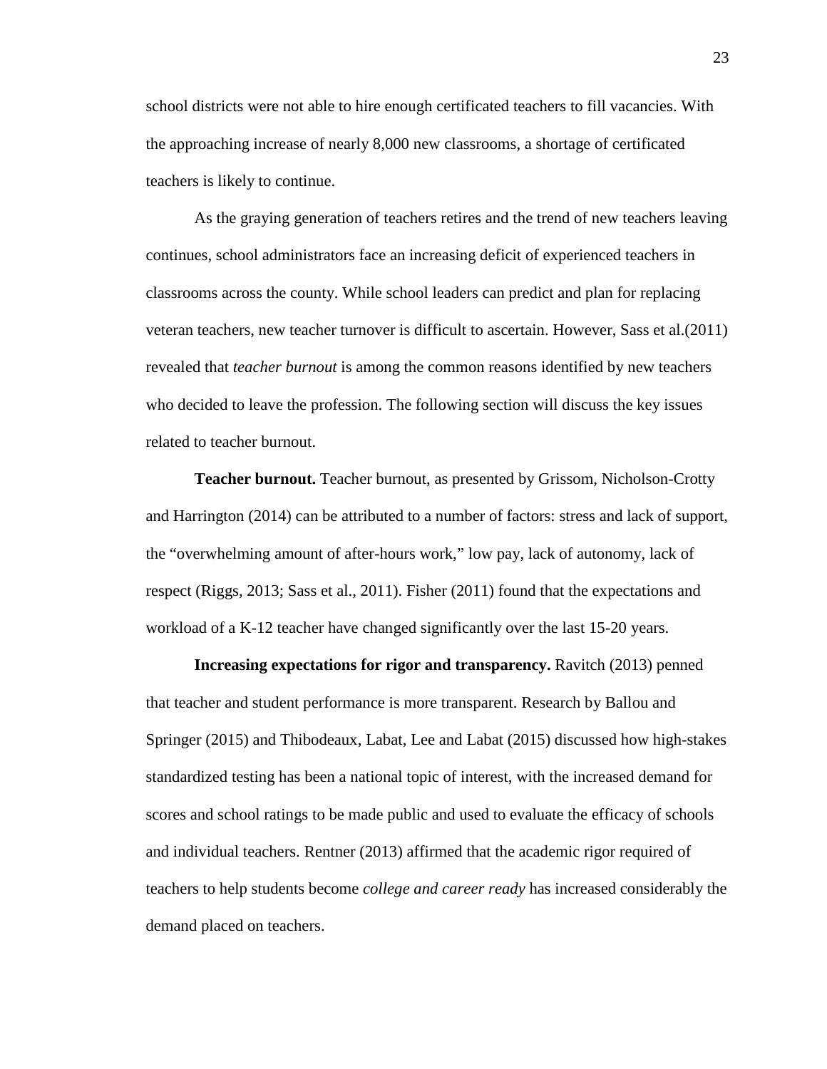school districts were not able to hire enough certificated teachers to fill vacancies. With the approaching increase of nearly 8,000 new classrooms, a shortage of certificated teachers is likely to continue.

As the graying generation of teachers retires and the trend of new teachers leaving continues, school administrators face an increasing deficit of experienced teachers in classrooms across the county. While school leaders can predict and plan for replacing veteran teachers, new teacher turnover is difficult to ascertain. However, Sass et al.(2011) revealed that *teacher burnout* is among the common reasons identified by new teachers who decided to leave the profession. The following section will discuss the key issues related to teacher burnout.

**Teacher burnout.** Teacher burnout, as presented by Grissom, Nicholson-Crotty and Harrington (2014) can be attributed to a number of factors: stress and lack of support, the "overwhelming amount of after-hours work," low pay, lack of autonomy, lack of respect (Riggs, 2013; Sass et al., 2011). Fisher (2011) found that the expectations and workload of a K-12 teacher have changed significantly over the last 15-20 years.

**Increasing expectations for rigor and transparency.** Ravitch (2013) penned that teacher and student performance is more transparent. Research by Ballou and Springer (2015) and Thibodeaux, Labat, Lee and Labat (2015) discussed how high-stakes standardized testing has been a national topic of interest, with the increased demand for scores and school ratings to be made public and used to evaluate the efficacy of schools and individual teachers. Rentner (2013) affirmed that the academic rigor required of teachers to help students become *college and career ready* has increased considerably the demand placed on teachers.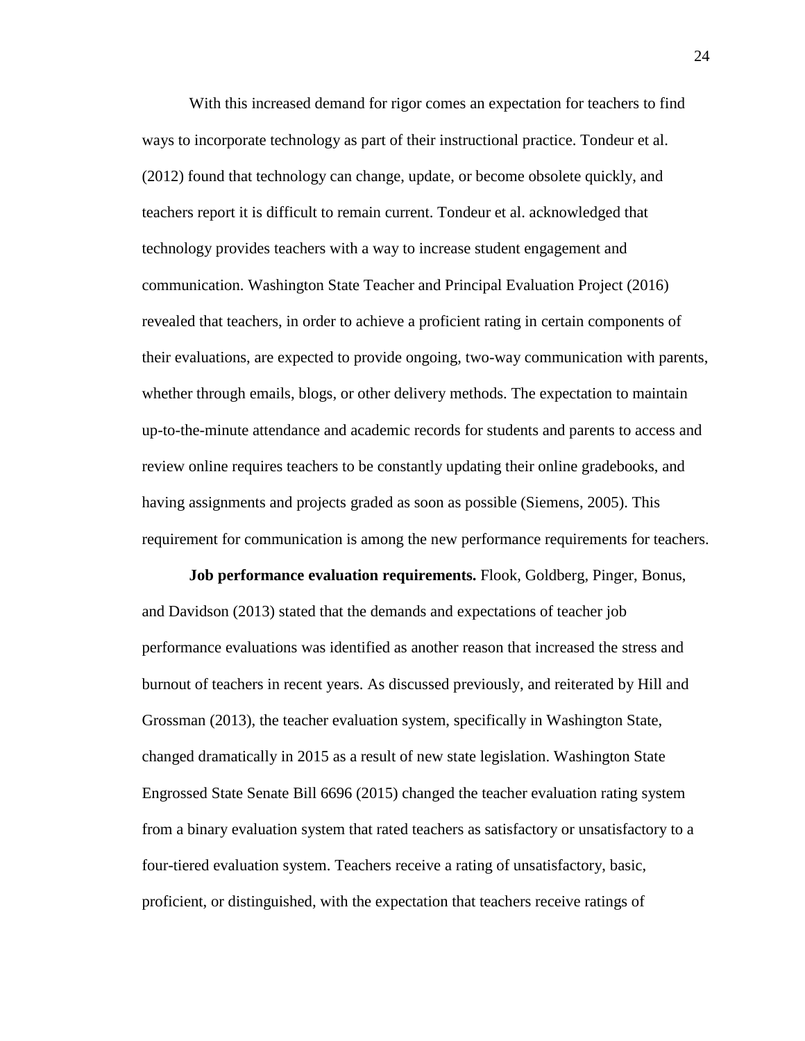With this increased demand for rigor comes an expectation for teachers to find ways to incorporate technology as part of their instructional practice. Tondeur et al. (2012) found that technology can change, update, or become obsolete quickly, and teachers report it is difficult to remain current. Tondeur et al. acknowledged that technology provides teachers with a way to increase student engagement and communication. Washington State Teacher and Principal Evaluation Project (2016) revealed that teachers, in order to achieve a proficient rating in certain components of their evaluations, are expected to provide ongoing, two-way communication with parents, whether through emails, blogs, or other delivery methods. The expectation to maintain up-to-the-minute attendance and academic records for students and parents to access and review online requires teachers to be constantly updating their online gradebooks, and having assignments and projects graded as soon as possible (Siemens, 2005). This requirement for communication is among the new performance requirements for teachers.

**Job performance evaluation requirements.** Flook, Goldberg, Pinger, Bonus, and Davidson (2013) stated that the demands and expectations of teacher job performance evaluations was identified as another reason that increased the stress and burnout of teachers in recent years. As discussed previously, and reiterated by Hill and Grossman (2013), the teacher evaluation system, specifically in Washington State, changed dramatically in 2015 as a result of new state legislation. Washington State Engrossed State Senate Bill 6696 (2015) changed the teacher evaluation rating system from a binary evaluation system that rated teachers as satisfactory or unsatisfactory to a four-tiered evaluation system. Teachers receive a rating of unsatisfactory, basic, proficient, or distinguished, with the expectation that teachers receive ratings of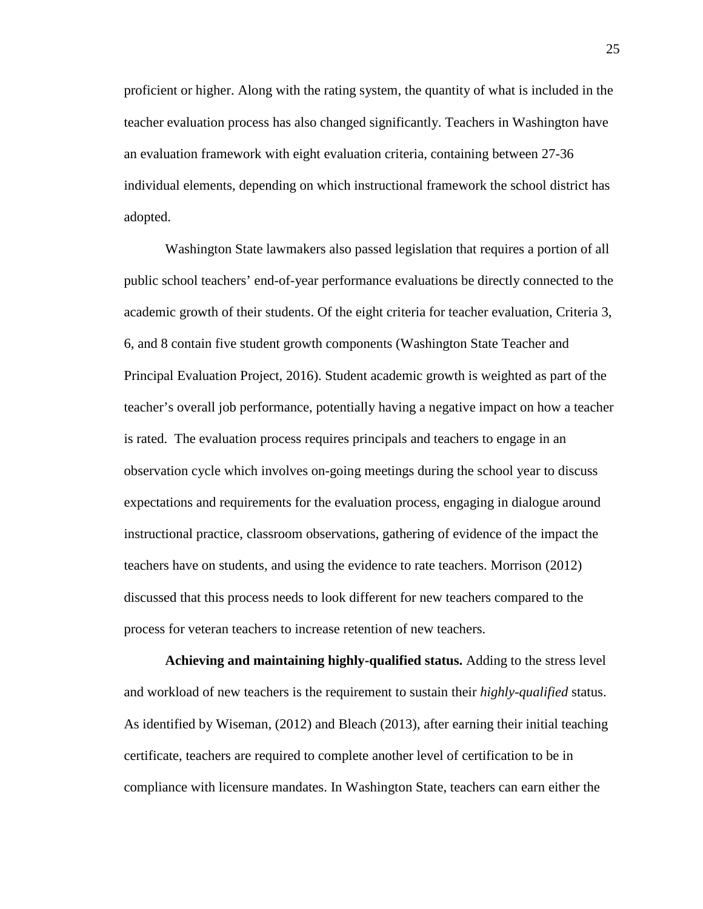proficient or higher. Along with the rating system, the quantity of what is included in the teacher evaluation process has also changed significantly. Teachers in Washington have an evaluation framework with eight evaluation criteria, containing between 27-36 individual elements, depending on which instructional framework the school district has adopted.

Washington State lawmakers also passed legislation that requires a portion of all public school teachers' end-of-year performance evaluations be directly connected to the academic growth of their students. Of the eight criteria for teacher evaluation, Criteria 3, 6, and 8 contain five student growth components (Washington State Teacher and Principal Evaluation Project, 2016). Student academic growth is weighted as part of the teacher's overall job performance, potentially having a negative impact on how a teacher is rated. The evaluation process requires principals and teachers to engage in an observation cycle which involves on-going meetings during the school year to discuss expectations and requirements for the evaluation process, engaging in dialogue around instructional practice, classroom observations, gathering of evidence of the impact the teachers have on students, and using the evidence to rate teachers. Morrison (2012) discussed that this process needs to look different for new teachers compared to the process for veteran teachers to increase retention of new teachers.

**Achieving and maintaining highly-qualified status.** Adding to the stress level and workload of new teachers is the requirement to sustain their *highly-qualified* status. As identified by Wiseman, (2012) and Bleach (2013), after earning their initial teaching certificate, teachers are required to complete another level of certification to be in compliance with licensure mandates. In Washington State, teachers can earn either the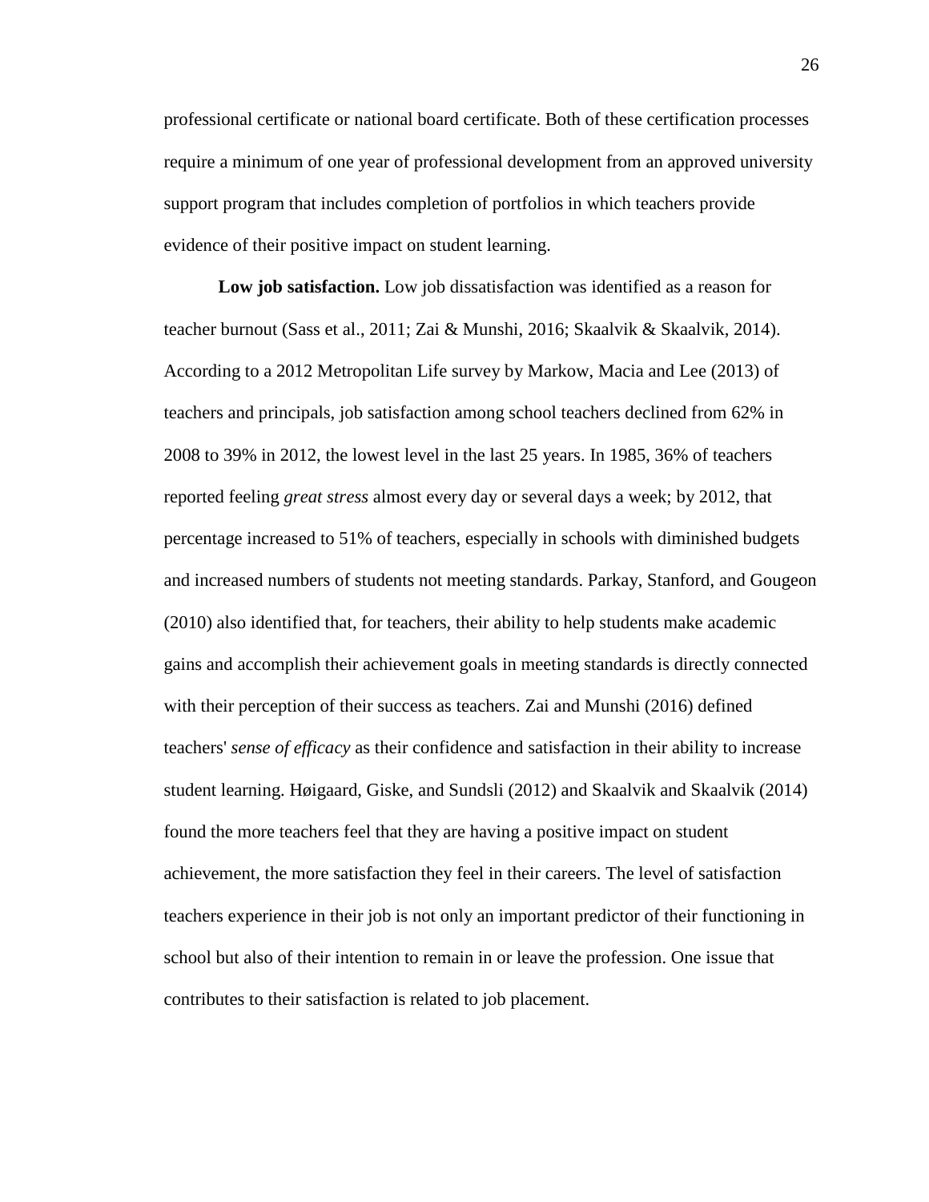professional certificate or national board certificate. Both of these certification processes require a minimum of one year of professional development from an approved university support program that includes completion of portfolios in which teachers provide evidence of their positive impact on student learning.

**Low job satisfaction.** Low job dissatisfaction was identified as a reason for teacher burnout (Sass et al., 2011; Zai & Munshi, 2016; Skaalvik & Skaalvik, 2014). According to a 2012 Metropolitan Life survey by Markow, Macia and Lee (2013) of teachers and principals, job satisfaction among school teachers declined from 62% in 2008 to 39% in 2012, the lowest level in the last 25 years. In 1985, 36% of teachers reported feeling *great stress* almost every day or several days a week; by 2012, that percentage increased to 51% of teachers, especially in schools with diminished budgets and increased numbers of students not meeting standards. Parkay, Stanford, and Gougeon (2010) also identified that, for teachers, their ability to help students make academic gains and accomplish their achievement goals in meeting standards is directly connected with their perception of their success as teachers. Zai and Munshi (2016) defined teachers' *sense of efficacy* as their confidence and satisfaction in their ability to increase student learning. Høigaard, Giske, and Sundsli (2012) and Skaalvik and Skaalvik (2014) found the more teachers feel that they are having a positive impact on student achievement, the more satisfaction they feel in their careers. The level of satisfaction teachers experience in their job is not only an important predictor of their functioning in school but also of their intention to remain in or leave the profession. One issue that contributes to their satisfaction is related to job placement.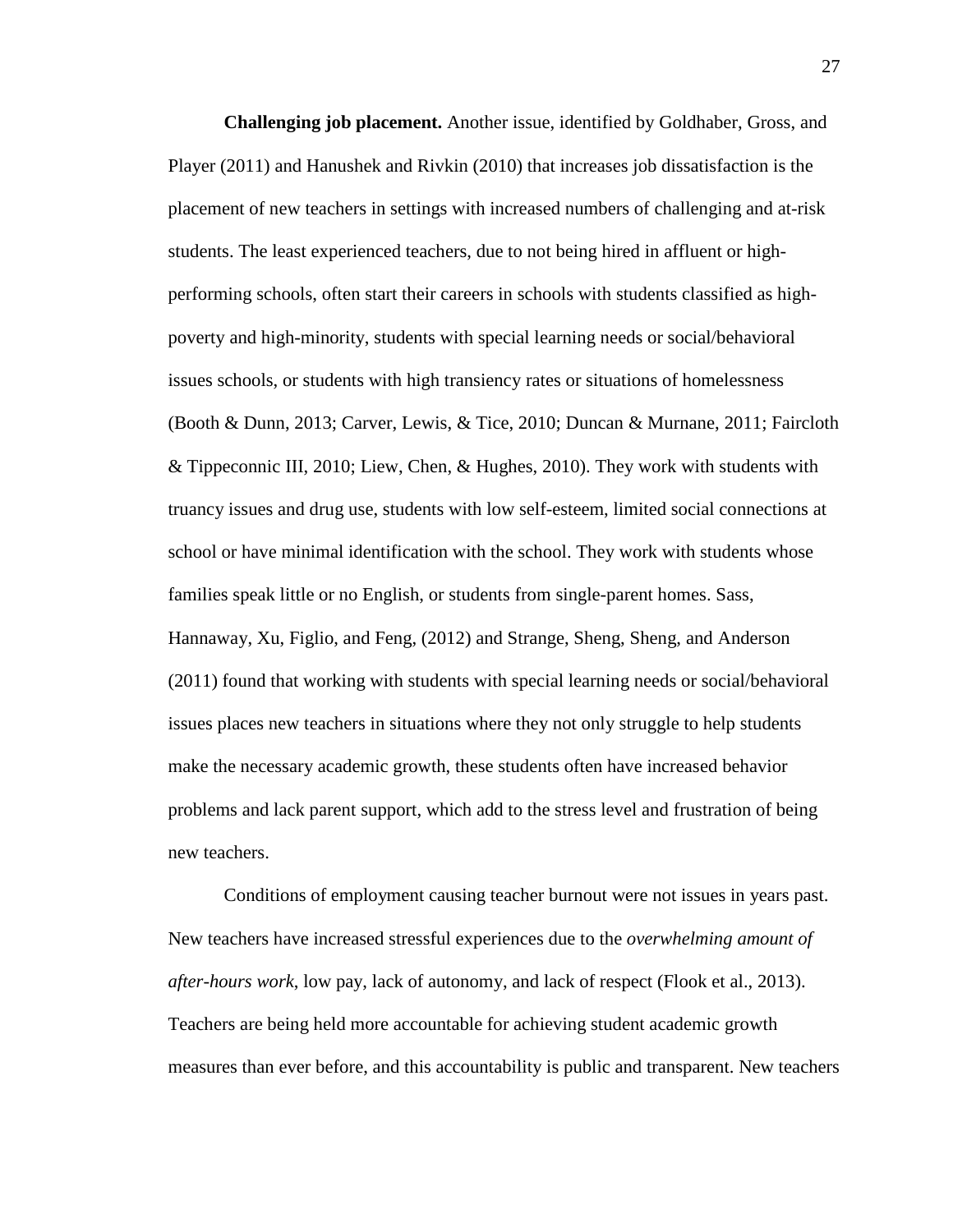**Challenging job placement.** Another issue, identified by Goldhaber, Gross, and Player (2011) and Hanushek and Rivkin (2010) that increases job dissatisfaction is the placement of new teachers in settings with increased numbers of challenging and at-risk students. The least experienced teachers, due to not being hired in affluent or high-performing schools, often start their careers in schools with students classified as high-poverty and high-minority, students with special learning needs or social/behavioral issues schools, or students with high transiency rates or situations of homelessness (Booth & Dunn, 2013; Carver, Lewis, & Tice, 2010; Duncan & Murnane, 2011; Faircloth & Tippeconnic III, 2010; Liew, Chen, & Hughes, 2010). They work with students with truancy issues and drug use, students with low self-esteem, limited social connections at school or have minimal identification with the school. They work with students whose families speak little or no English, or students from single-parent homes. Sass, Hannaway, Xu, Figlio, and Feng, (2012) and Strange, Sheng, Sheng, and Anderson (2011) found that working with students with special learning needs or social/behavioral issues places new teachers in situations where they not only struggle to help students make the necessary academic growth, these students often have increased behavior problems and lack parent support, which add to the stress level and frustration of being new teachers.

Conditions of employment causing teacher burnout were not issues in years past. New teachers have increased stressful experiences due to the *overwhelming amount of after-hours work*, low pay, lack of autonomy, and lack of respect (Flook et al., 2013). Teachers are being held more accountable for achieving student academic growth measures than ever before, and this accountability is public and transparent. New teachers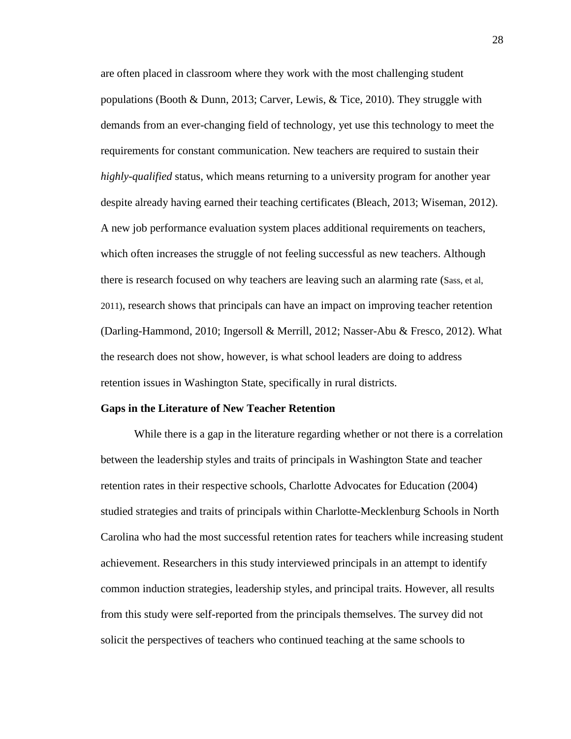are often placed in classroom where they work with the most challenging student populations (Booth & Dunn, 2013; Carver, Lewis, & Tice, 2010). They struggle with demands from an ever-changing field of technology, yet use this technology to meet the requirements for constant communication. New teachers are required to sustain their *highly-qualified* status, which means returning to a university program for another year despite already having earned their teaching certificates (Bleach, 2013; Wiseman, 2012). A new job performance evaluation system places additional requirements on teachers, which often increases the struggle of not feeling successful as new teachers. Although there is research focused on why teachers are leaving such an alarming rate (Sass, et al, 2011), research shows that principals can have an impact on improving teacher retention (Darling-Hammond, 2010; Ingersoll & Merrill, 2012; Nasser-Abu & Fresco, 2012). What the research does not show, however, is what school leaders are doing to address retention issues in Washington State, specifically in rural districts.

**Gaps in the Literature of New Teacher Retention**

While there is a gap in the literature regarding whether or not there is a correlation between the leadership styles and traits of principals in Washington State and teacher retention rates in their respective schools, Charlotte Advocates for Education (2004) studied strategies and traits of principals within Charlotte-Mecklenburg Schools in North Carolina who had the most successful retention rates for teachers while increasing student achievement. Researchers in this study interviewed principals in an attempt to identify common induction strategies, leadership styles, and principal traits. However, all results from this study were self-reported from the principals themselves. The survey did not solicit the perspectives of teachers who continued teaching at the same schools to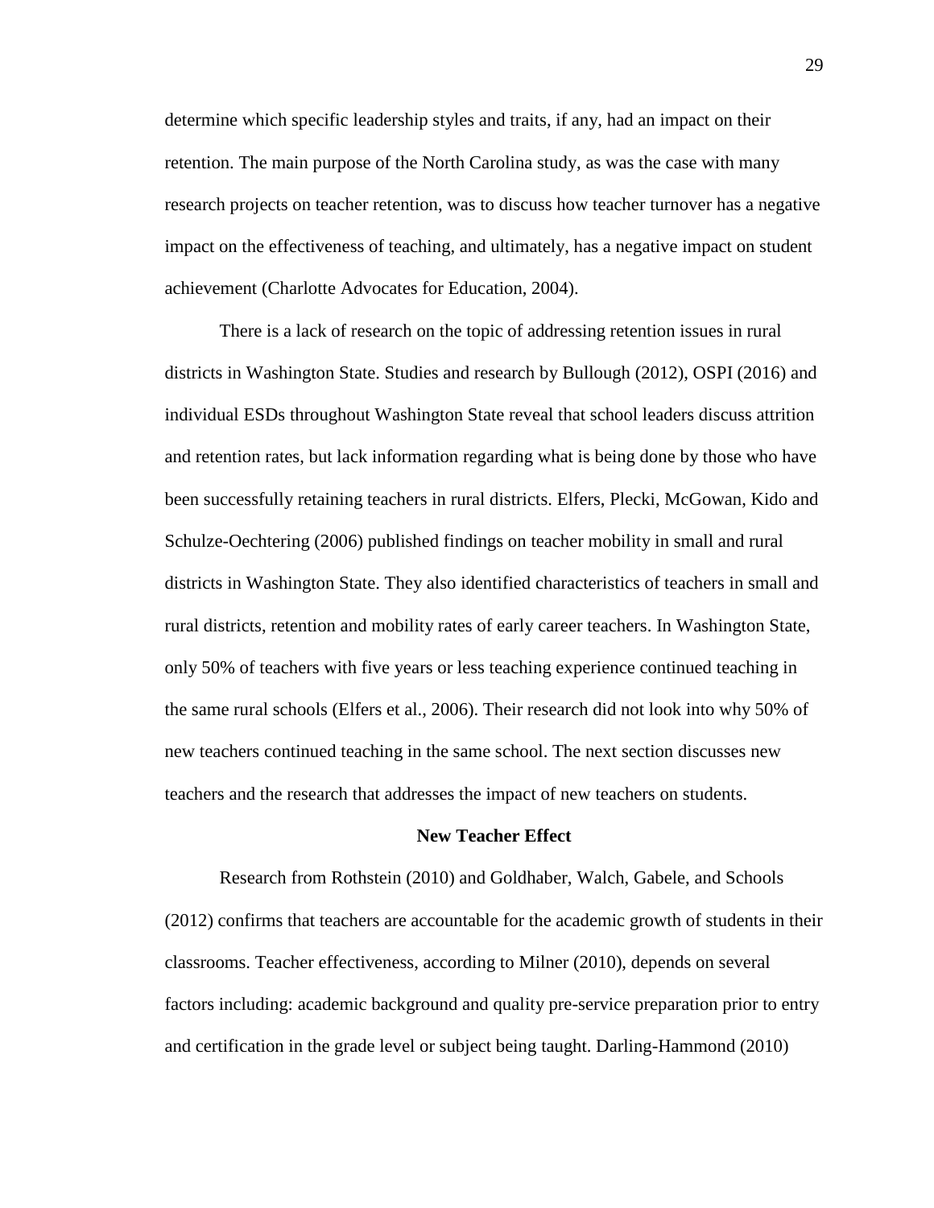determine which specific leadership styles and traits, if any, had an impact on their retention. The main purpose of the North Carolina study, as was the case with many research projects on teacher retention, was to discuss how teacher turnover has a negative impact on the effectiveness of teaching, and ultimately, has a negative impact on student achievement (Charlotte Advocates for Education, 2004).

There is a lack of research on the topic of addressing retention issues in rural districts in Washington State. Studies and research by Bullough (2012), OSPI (2016) and individual ESDs throughout Washington State reveal that school leaders discuss attrition and retention rates, but lack information regarding what is being done by those who have been successfully retaining teachers in rural districts. Elfers, Plecki, McGowan, Kido and Schulze-Oechtering (2006) published findings on teacher mobility in small and rural districts in Washington State. They also identified characteristics of teachers in small and rural districts, retention and mobility rates of early career teachers. In Washington State, only 50% of teachers with five years or less teaching experience continued teaching in the same rural schools (Elfers et al., 2006). Their research did not look into why 50% of new teachers continued teaching in the same school. The next section discusses new teachers and the research that addresses the impact of new teachers on students.

## New Teacher Effect

Research from Rothstein (2010) and Goldhaber, Walch, Gabele, and Schools (2012) confirms that teachers are accountable for the academic growth of students in their classrooms. Teacher effectiveness, according to Milner (2010), depends on several factors including: academic background and quality pre-service preparation prior to entry and certification in the grade level or subject being taught. Darling-Hammond (2010)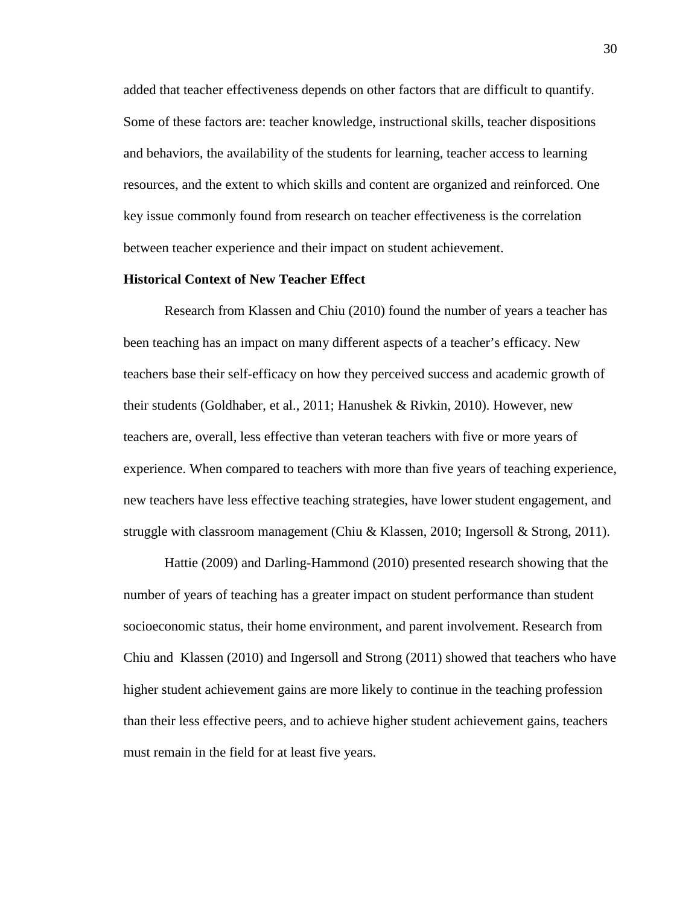added that teacher effectiveness depends on other factors that are difficult to quantify. Some of these factors are: teacher knowledge, instructional skills, teacher dispositions and behaviors, the availability of the students for learning, teacher access to learning resources, and the extent to which skills and content are organized and reinforced. One key issue commonly found from research on teacher effectiveness is the correlation between teacher experience and their impact on student achievement.

**Historical Context of New Teacher Effect**

Research from Klassen and Chiu (2010) found the number of years a teacher has been teaching has an impact on many different aspects of a teacher's efficacy. New teachers base their self-efficacy on how they perceived success and academic growth of their students (Goldhaber, et al., 2011; Hanushek & Rivkin, 2010). However, new teachers are, overall, less effective than veteran teachers with five or more years of experience. When compared to teachers with more than five years of teaching experience, new teachers have less effective teaching strategies, have lower student engagement, and struggle with classroom management (Chiu & Klassen, 2010; Ingersoll & Strong, 2011).

Hattie (2009) and Darling-Hammond (2010) presented research showing that the number of years of teaching has a greater impact on student performance than student socioeconomic status, their home environment, and parent involvement. Research from Chiu and Klassen (2010) and Ingersoll and Strong (2011) showed that teachers who have higher student achievement gains are more likely to continue in the teaching profession than their less effective peers, and to achieve higher student achievement gains, teachers must remain in the field for at least five years.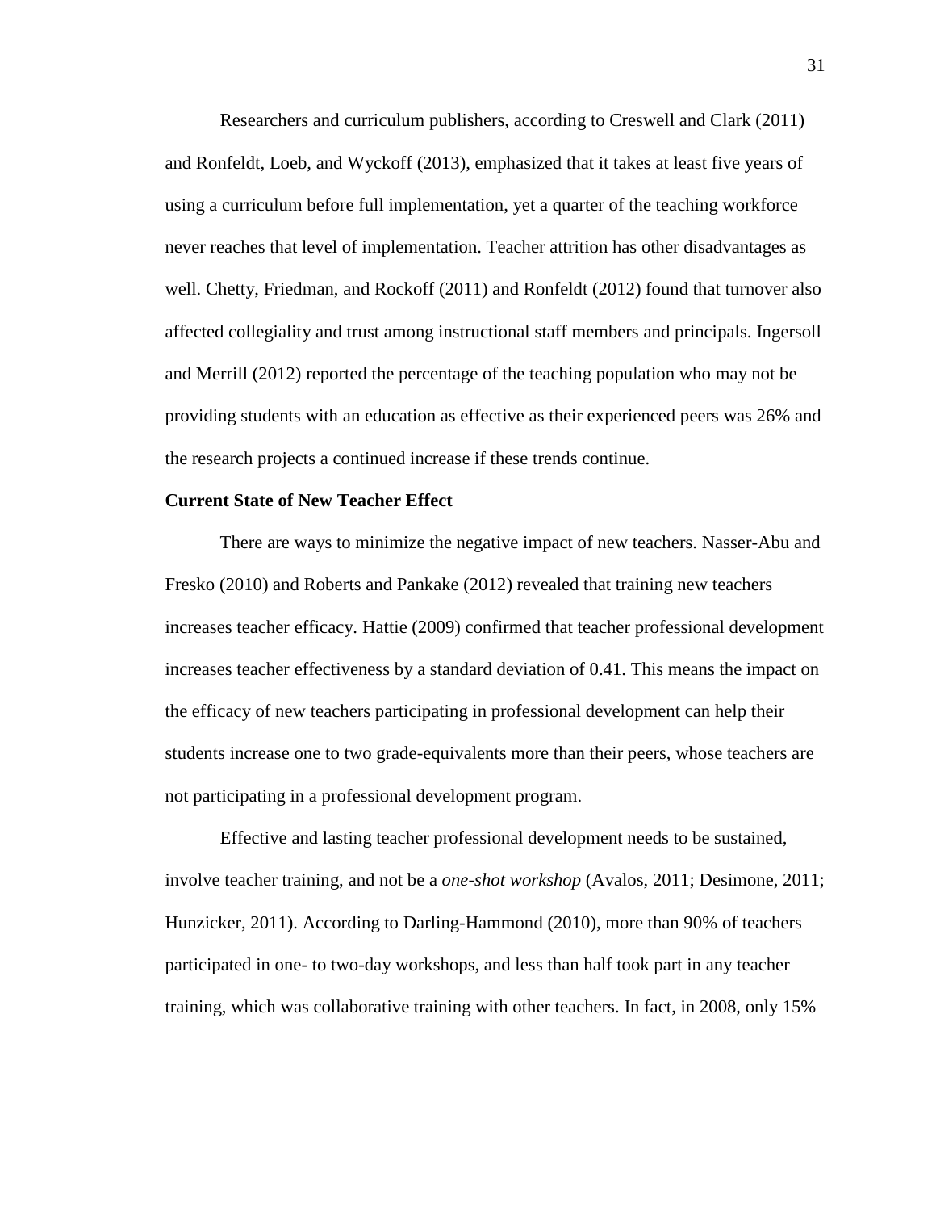Researchers and curriculum publishers, according to Creswell and Clark (2011) and Ronfeldt, Loeb, and Wyckoff (2013), emphasized that it takes at least five years of using a curriculum before full implementation, yet a quarter of the teaching workforce never reaches that level of implementation. Teacher attrition has other disadvantages as well. Chetty, Friedman, and Rockoff (2011) and Ronfeldt (2012) found that turnover also affected collegiality and trust among instructional staff members and principals. Ingersoll and Merrill (2012) reported the percentage of the teaching population who may not be providing students with an education as effective as their experienced peers was 26% and the research projects a continued increase if these trends continue.

**Current State of New Teacher Effect**

There are ways to minimize the negative impact of new teachers. Nasser-Abu and Fresko (2010) and Roberts and Pankake (2012) revealed that training new teachers increases teacher efficacy. Hattie (2009) confirmed that teacher professional development increases teacher effectiveness by a standard deviation of 0.41. This means the impact on the efficacy of new teachers participating in professional development can help their students increase one to two grade-equivalents more than their peers, whose teachers are not participating in a professional development program.

Effective and lasting teacher professional development needs to be sustained, involve teacher training, and not be a *one-shot workshop* (Avalos, 2011; Desimone, 2011; Hunzicker, 2011). According to Darling-Hammond (2010), more than 90% of teachers participated in one- to two-day workshops, and less than half took part in any teacher training, which was collaborative training with other teachers. In fact, in 2008, only 15%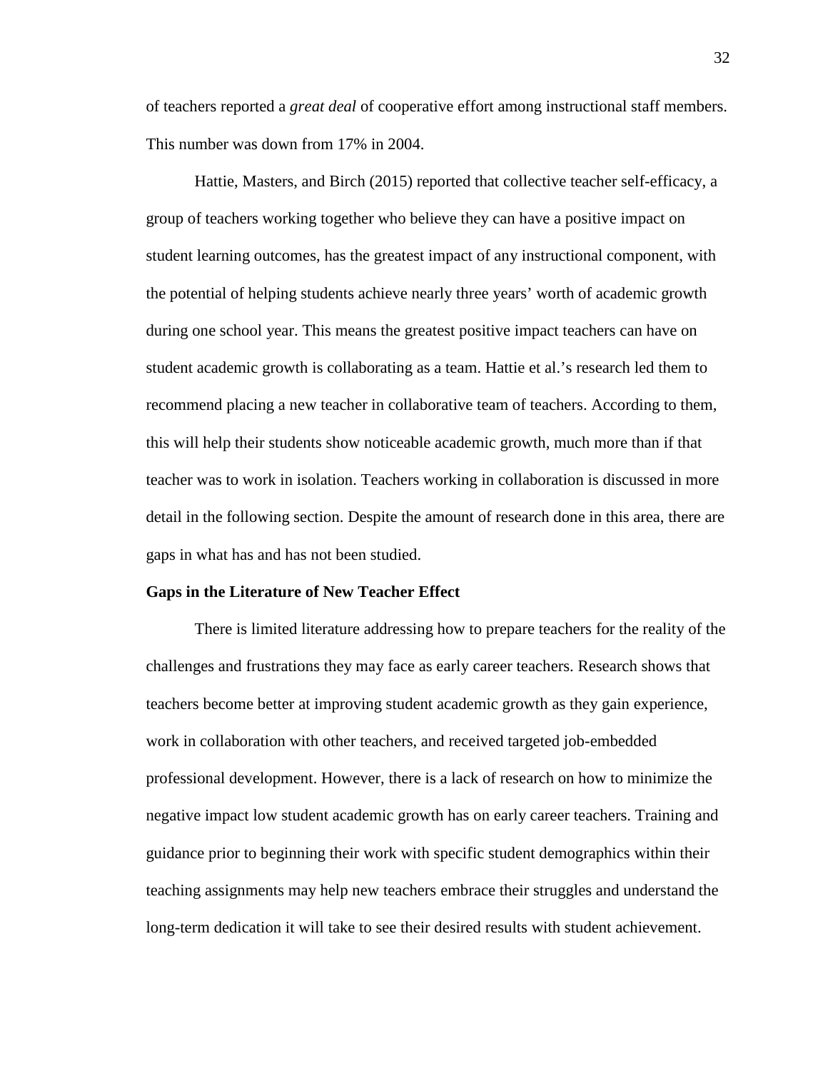of teachers reported a *great deal* of cooperative effort among instructional staff members. This number was down from 17% in 2004.

Hattie, Masters, and Birch (2015) reported that collective teacher self-efficacy, a group of teachers working together who believe they can have a positive impact on student learning outcomes, has the greatest impact of any instructional component, with the potential of helping students achieve nearly three years' worth of academic growth during one school year. This means the greatest positive impact teachers can have on student academic growth is collaborating as a team. Hattie et al.'s research led them to recommend placing a new teacher in collaborative team of teachers. According to them, this will help their students show noticeable academic growth, much more than if that teacher was to work in isolation. Teachers working in collaboration is discussed in more detail in the following section. Despite the amount of research done in this area, there are gaps in what has and has not been studied.

**Gaps in the Literature of New Teacher Effect**

There is limited literature addressing how to prepare teachers for the reality of the challenges and frustrations they may face as early career teachers. Research shows that teachers become better at improving student academic growth as they gain experience, work in collaboration with other teachers, and received targeted job-embedded professional development. However, there is a lack of research on how to minimize the negative impact low student academic growth has on early career teachers. Training and guidance prior to beginning their work with specific student demographics within their teaching assignments may help new teachers embrace their struggles and understand the long-term dedication it will take to see their desired results with student achievement.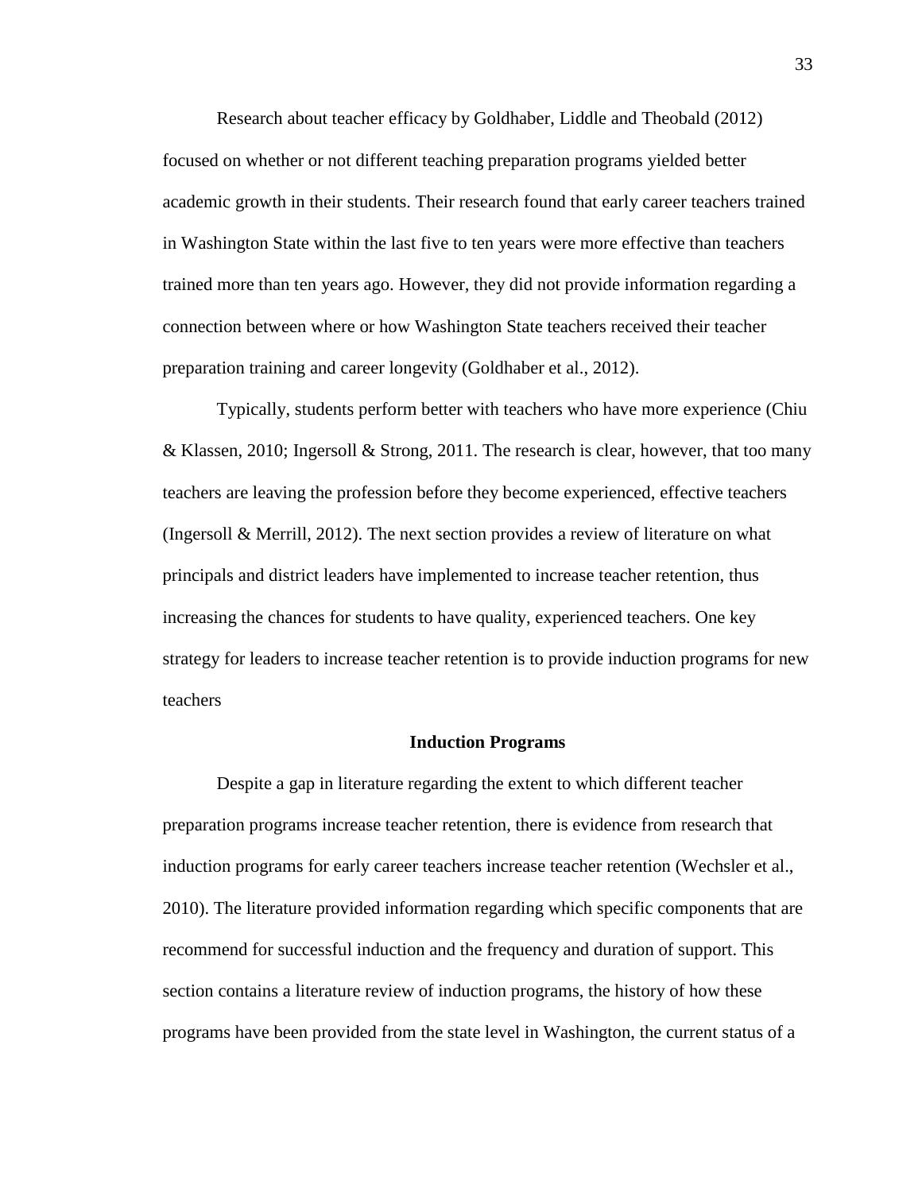Research about teacher efficacy by Goldhaber, Liddle and Theobald (2012) focused on whether or not different teaching preparation programs yielded better academic growth in their students. Their research found that early career teachers trained in Washington State within the last five to ten years were more effective than teachers trained more than ten years ago. However, they did not provide information regarding a connection between where or how Washington State teachers received their teacher preparation training and career longevity (Goldhaber et al., 2012).

Typically, students perform better with teachers who have more experience (Chiu & Klassen, 2010; Ingersoll & Strong, 2011. The research is clear, however, that too many teachers are leaving the profession before they become experienced, effective teachers (Ingersoll & Merrill, 2012). The next section provides a review of literature on what principals and district leaders have implemented to increase teacher retention, thus increasing the chances for students to have quality, experienced teachers. One key strategy for leaders to increase teacher retention is to provide induction programs for new teachers

## Induction Programs

Despite a gap in literature regarding the extent to which different teacher preparation programs increase teacher retention, there is evidence from research that induction programs for early career teachers increase teacher retention (Wechsler et al., 2010). The literature provided information regarding which specific components that are recommend for successful induction and the frequency and duration of support. This section contains a literature review of induction programs, the history of how these programs have been provided from the state level in Washington, the current status of a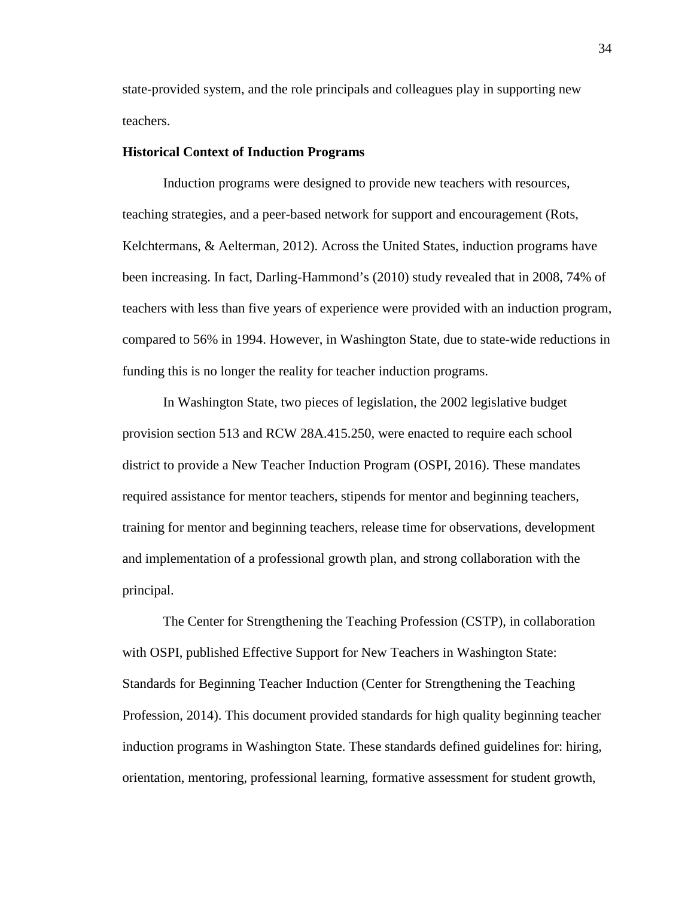state-provided system, and the role principals and colleagues play in supporting new teachers.

**Historical Context of Induction Programs**

Induction programs were designed to provide new teachers with resources, teaching strategies, and a peer-based network for support and encouragement (Rots, Kelchtermans, & Aelterman, 2012). Across the United States, induction programs have been increasing. In fact, Darling-Hammond's (2010) study revealed that in 2008, 74% of teachers with less than five years of experience were provided with an induction program, compared to 56% in 1994. However, in Washington State, due to state-wide reductions in funding this is no longer the reality for teacher induction programs.

In Washington State, two pieces of legislation, the 2002 legislative budget provision section 513 and RCW 28A.415.250, were enacted to require each school district to provide a New Teacher Induction Program (OSPI, 2016). These mandates required assistance for mentor teachers, stipends for mentor and beginning teachers, training for mentor and beginning teachers, release time for observations, development and implementation of a professional growth plan, and strong collaboration with the principal.

The Center for Strengthening the Teaching Profession (CSTP), in collaboration with OSPI, published Effective Support for New Teachers in Washington State: Standards for Beginning Teacher Induction (Center for Strengthening the Teaching Profession, 2014). This document provided standards for high quality beginning teacher induction programs in Washington State. These standards defined guidelines for: hiring, orientation, mentoring, professional learning, formative assessment for student growth,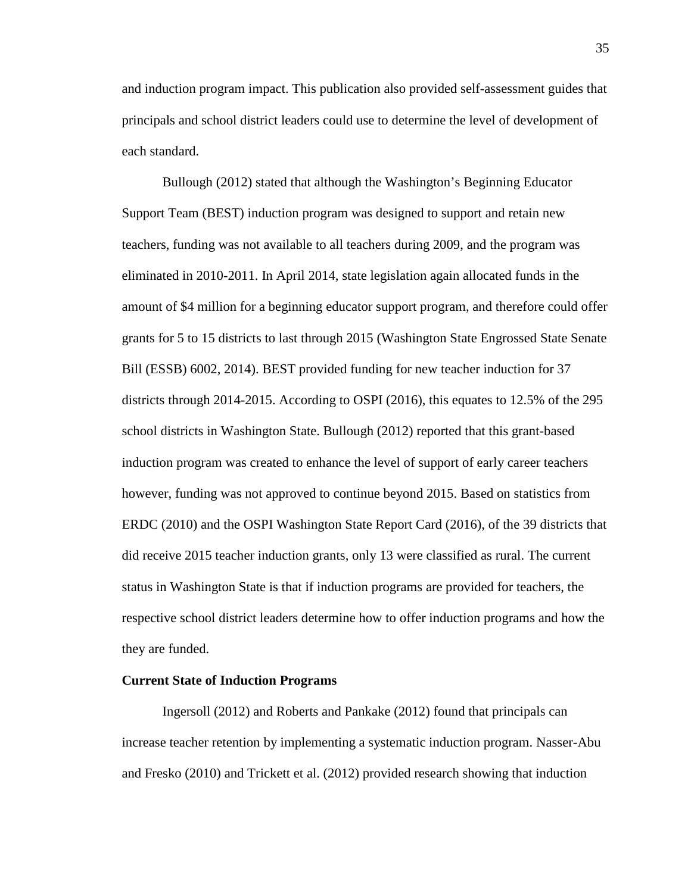and induction program impact. This publication also provided self-assessment guides that principals and school district leaders could use to determine the level of development of each standard.

Bullough (2012) stated that although the Washington's Beginning Educator Support Team (BEST) induction program was designed to support and retain new teachers, funding was not available to all teachers during 2009, and the program was eliminated in 2010-2011. In April 2014, state legislation again allocated funds in the amount of $4 million for a beginning educator support program, and therefore could offer grants for 5 to 15 districts to last through 2015 (Washington State Engrossed State Senate Bill (ESSB) 6002, 2014). BEST provided funding for new teacher induction for 37 districts through 2014-2015. According to OSPI (2016), this equates to 12.5% of the 295 school districts in Washington State. Bullough (2012) reported that this grant-based induction program was created to enhance the level of support of early career teachers however, funding was not approved to continue beyond 2015. Based on statistics from ERDC (2010) and the OSPI Washington State Report Card (2016), of the 39 districts that did receive 2015 teacher induction grants, only 13 were classified as rural. The current status in Washington State is that if induction programs are provided for teachers, the respective school district leaders determine how to offer induction programs and how the they are funded.

**Current State of Induction Programs**

Ingersoll (2012) and Roberts and Pankake (2012) found that principals can increase teacher retention by implementing a systematic induction program. Nasser-Abu and Fresko (2010) and Trickett et al. (2012) provided research showing that induction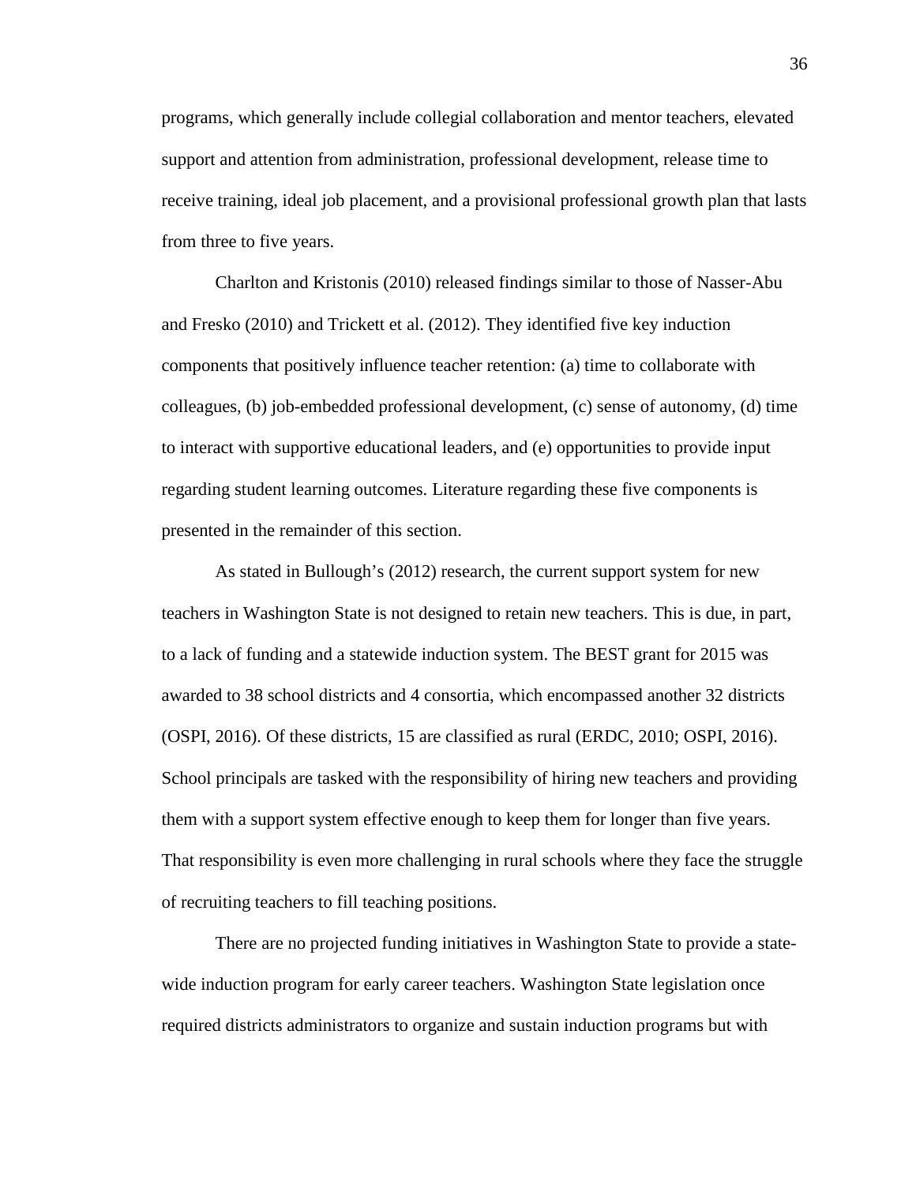programs, which generally include collegial collaboration and mentor teachers, elevated support and attention from administration, professional development, release time to receive training, ideal job placement, and a provisional professional growth plan that lasts from three to five years.

Charlton and Kristonis (2010) released findings similar to those of Nasser-Abu and Fresko (2010) and Trickett et al. (2012). They identified five key induction components that positively influence teacher retention: (a) time to collaborate with colleagues, (b) job-embedded professional development, (c) sense of autonomy, (d) time to interact with supportive educational leaders, and (e) opportunities to provide input regarding student learning outcomes. Literature regarding these five components is presented in the remainder of this section.

As stated in Bullough's (2012) research, the current support system for new teachers in Washington State is not designed to retain new teachers. This is due, in part, to a lack of funding and a statewide induction system. The BEST grant for 2015 was awarded to 38 school districts and 4 consortia, which encompassed another 32 districts (OSPI, 2016). Of these districts, 15 are classified as rural (ERDC, 2010; OSPI, 2016). School principals are tasked with the responsibility of hiring new teachers and providing them with a support system effective enough to keep them for longer than five years. That responsibility is even more challenging in rural schools where they face the struggle of recruiting teachers to fill teaching positions.

There are no projected funding initiatives in Washington State to provide a state-wide induction program for early career teachers. Washington State legislation once required districts administrators to organize and sustain induction programs but with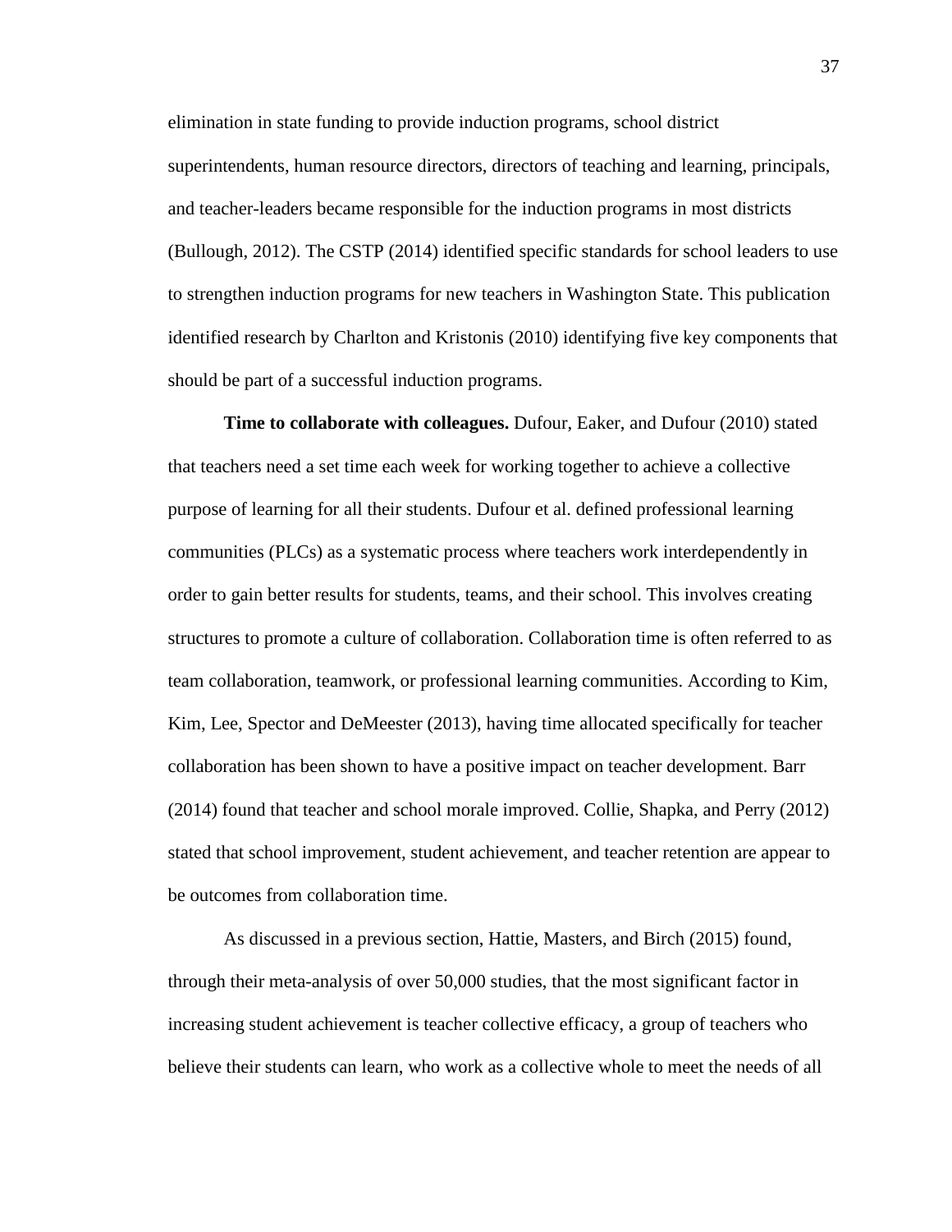elimination in state funding to provide induction programs, school district superintendents, human resource directors, directors of teaching and learning, principals, and teacher-leaders became responsible for the induction programs in most districts (Bullough, 2012). The CSTP (2014) identified specific standards for school leaders to use to strengthen induction programs for new teachers in Washington State. This publication identified research by Charlton and Kristonis (2010) identifying five key components that should be part of a successful induction programs.

**Time to collaborate with colleagues.** Dufour, Eaker, and Dufour (2010) stated that teachers need a set time each week for working together to achieve a collective purpose of learning for all their students. Dufour et al. defined professional learning communities (PLCs) as a systematic process where teachers work interdependently in order to gain better results for students, teams, and their school. This involves creating structures to promote a culture of collaboration. Collaboration time is often referred to as team collaboration, teamwork, or professional learning communities. According to Kim, Kim, Lee, Spector and DeMeester (2013), having time allocated specifically for teacher collaboration has been shown to have a positive impact on teacher development. Barr (2014) found that teacher and school morale improved. Collie, Shapka, and Perry (2012) stated that school improvement, student achievement, and teacher retention are appear to be outcomes from collaboration time.

As discussed in a previous section, Hattie, Masters, and Birch (2015) found, through their meta-analysis of over 50,000 studies, that the most significant factor in increasing student achievement is teacher collective efficacy, a group of teachers who believe their students can learn, who work as a collective whole to meet the needs of all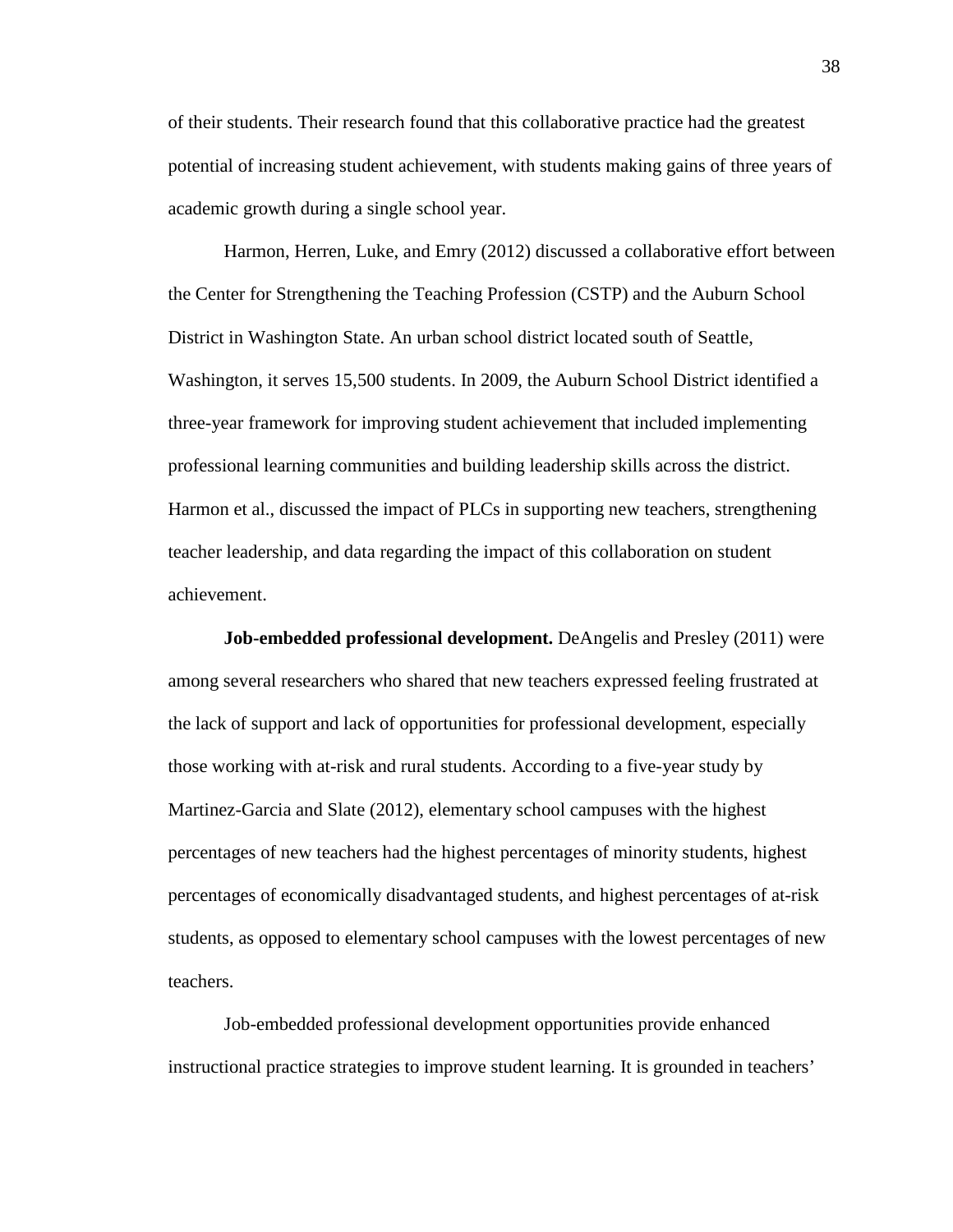of their students. Their research found that this collaborative practice had the greatest potential of increasing student achievement, with students making gains of three years of academic growth during a single school year.

Harmon, Herren, Luke, and Emry (2012) discussed a collaborative effort between the Center for Strengthening the Teaching Profession (CSTP) and the Auburn School District in Washington State. An urban school district located south of Seattle, Washington, it serves 15,500 students. In 2009, the Auburn School District identified a three-year framework for improving student achievement that included implementing professional learning communities and building leadership skills across the district. Harmon et al., discussed the impact of PLCs in supporting new teachers, strengthening teacher leadership, and data regarding the impact of this collaboration on student achievement.

**Job-embedded professional development.** DeAngelis and Presley (2011) were among several researchers who shared that new teachers expressed feeling frustrated at the lack of support and lack of opportunities for professional development, especially those working with at-risk and rural students. According to a five-year study by Martinez-Garcia and Slate (2012), elementary school campuses with the highest percentages of new teachers had the highest percentages of minority students, highest percentages of economically disadvantaged students, and highest percentages of at-risk students, as opposed to elementary school campuses with the lowest percentages of new teachers.

Job-embedded professional development opportunities provide enhanced instructional practice strategies to improve student learning. It is grounded in teachers'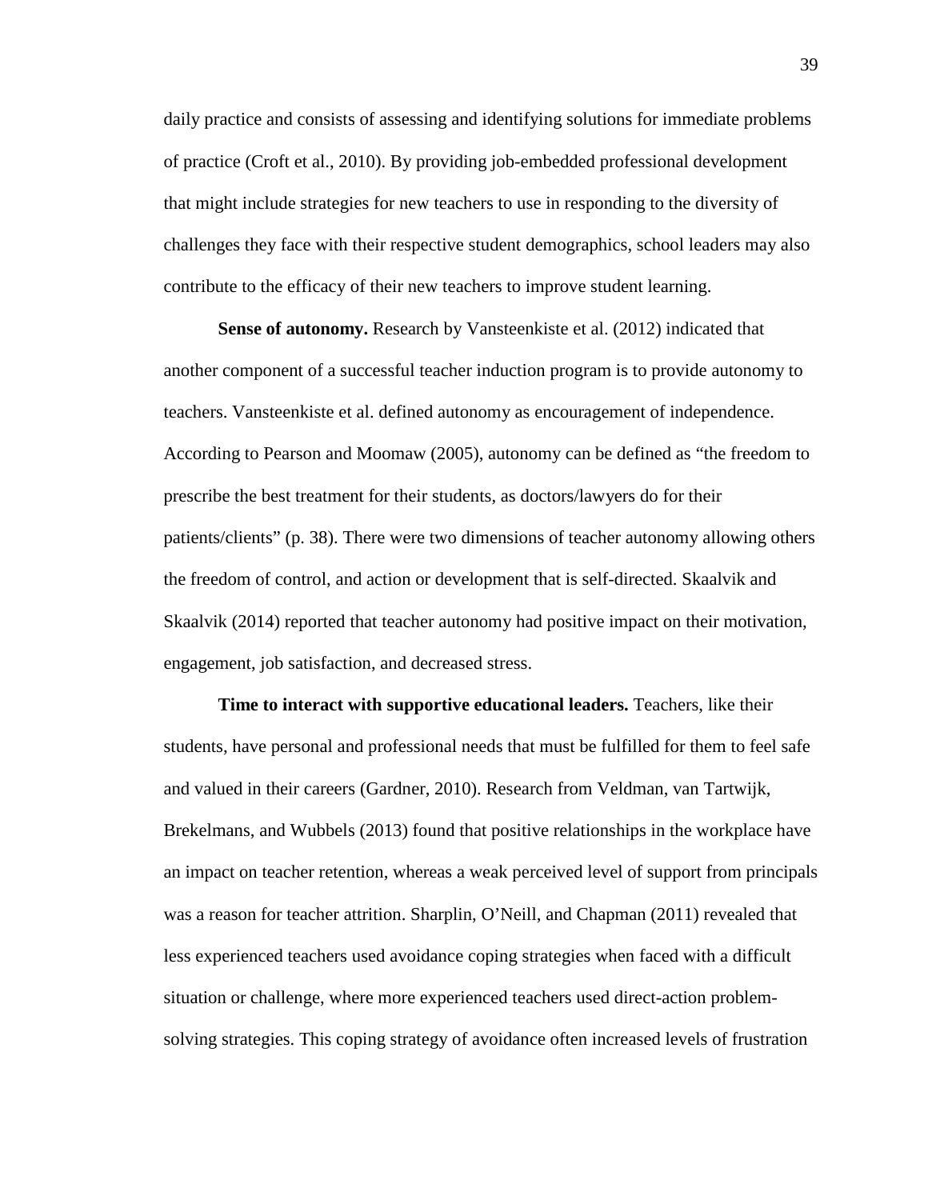daily practice and consists of assessing and identifying solutions for immediate problems of practice (Croft et al., 2010). By providing job-embedded professional development that might include strategies for new teachers to use in responding to the diversity of challenges they face with their respective student demographics, school leaders may also contribute to the efficacy of their new teachers to improve student learning.

**Sense of autonomy.** Research by Vansteenkiste et al. (2012) indicated that another component of a successful teacher induction program is to provide autonomy to teachers. Vansteenkiste et al. defined autonomy as encouragement of independence. According to Pearson and Moomaw (2005), autonomy can be defined as "the freedom to prescribe the best treatment for their students, as doctors/lawyers do for their patients/clients" (p. 38). There were two dimensions of teacher autonomy allowing others the freedom of control, and action or development that is self-directed. Skaalvik and Skaalvik (2014) reported that teacher autonomy had positive impact on their motivation, engagement, job satisfaction, and decreased stress.

**Time to interact with supportive educational leaders.** Teachers, like their students, have personal and professional needs that must be fulfilled for them to feel safe and valued in their careers (Gardner, 2010). Research from Veldman, van Tartwijk, Brekelmans, and Wubbels (2013) found that positive relationships in the workplace have an impact on teacher retention, whereas a weak perceived level of support from principals was a reason for teacher attrition. Sharplin, O'Neill, and Chapman (2011) revealed that less experienced teachers used avoidance coping strategies when faced with a difficult situation or challenge, where more experienced teachers used direct-action problem-solving strategies. This coping strategy of avoidance often increased levels of frustration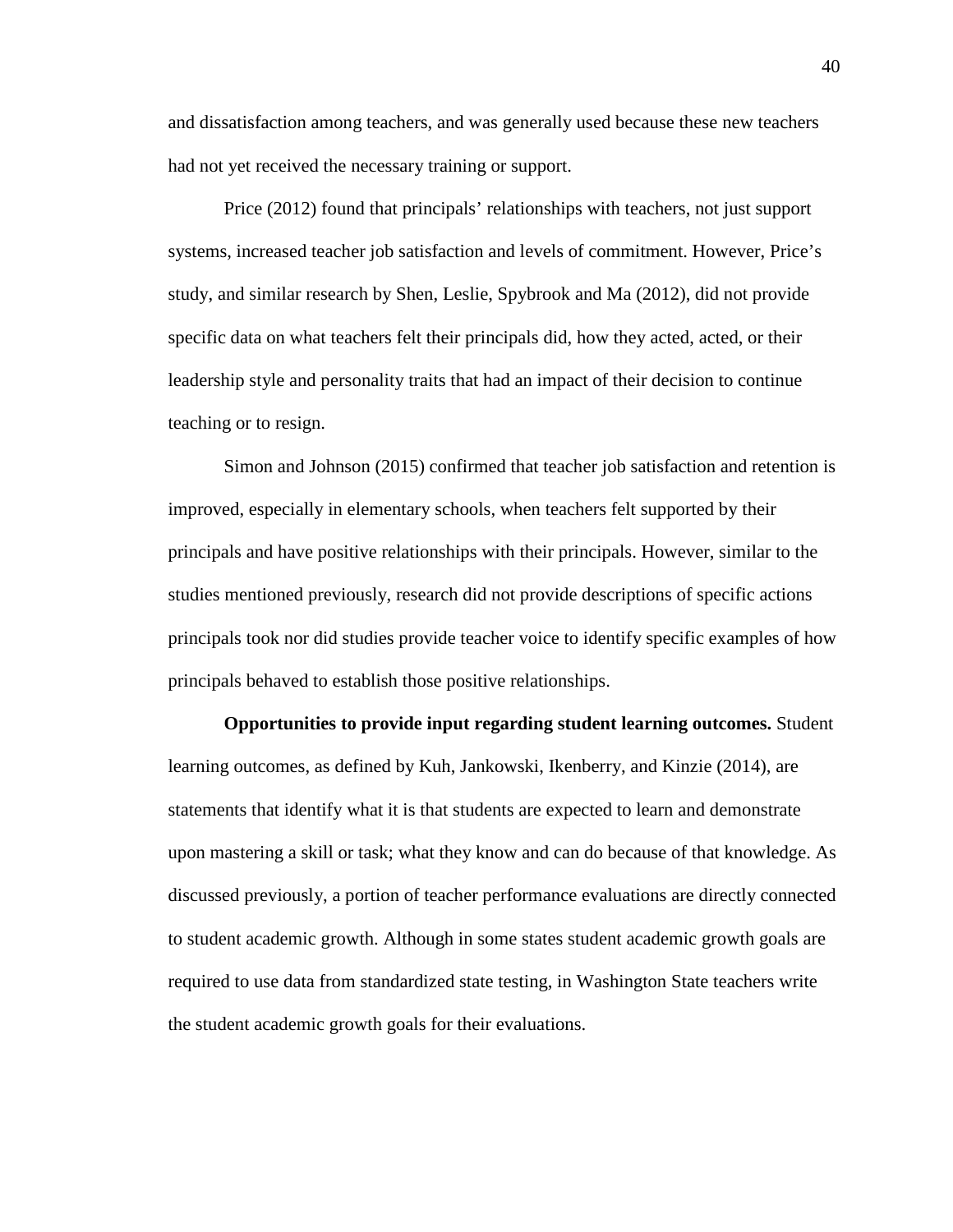and dissatisfaction among teachers, and was generally used because these new teachers had not yet received the necessary training or support.

Price (2012) found that principals' relationships with teachers, not just support systems, increased teacher job satisfaction and levels of commitment. However, Price's study, and similar research by Shen, Leslie, Spybrook and Ma (2012), did not provide specific data on what teachers felt their principals did, how they acted, acted, or their leadership style and personality traits that had an impact of their decision to continue teaching or to resign.

Simon and Johnson (2015) confirmed that teacher job satisfaction and retention is improved, especially in elementary schools, when teachers felt supported by their principals and have positive relationships with their principals. However, similar to the studies mentioned previously, research did not provide descriptions of specific actions principals took nor did studies provide teacher voice to identify specific examples of how principals behaved to establish those positive relationships.

**Opportunities to provide input regarding student learning outcomes.** Student learning outcomes, as defined by Kuh, Jankowski, Ikenberry, and Kinzie (2014), are statements that identify what it is that students are expected to learn and demonstrate upon mastering a skill or task; what they know and can do because of that knowledge. As discussed previously, a portion of teacher performance evaluations are directly connected to student academic growth. Although in some states student academic growth goals are required to use data from standardized state testing, in Washington State teachers write the student academic growth goals for their evaluations.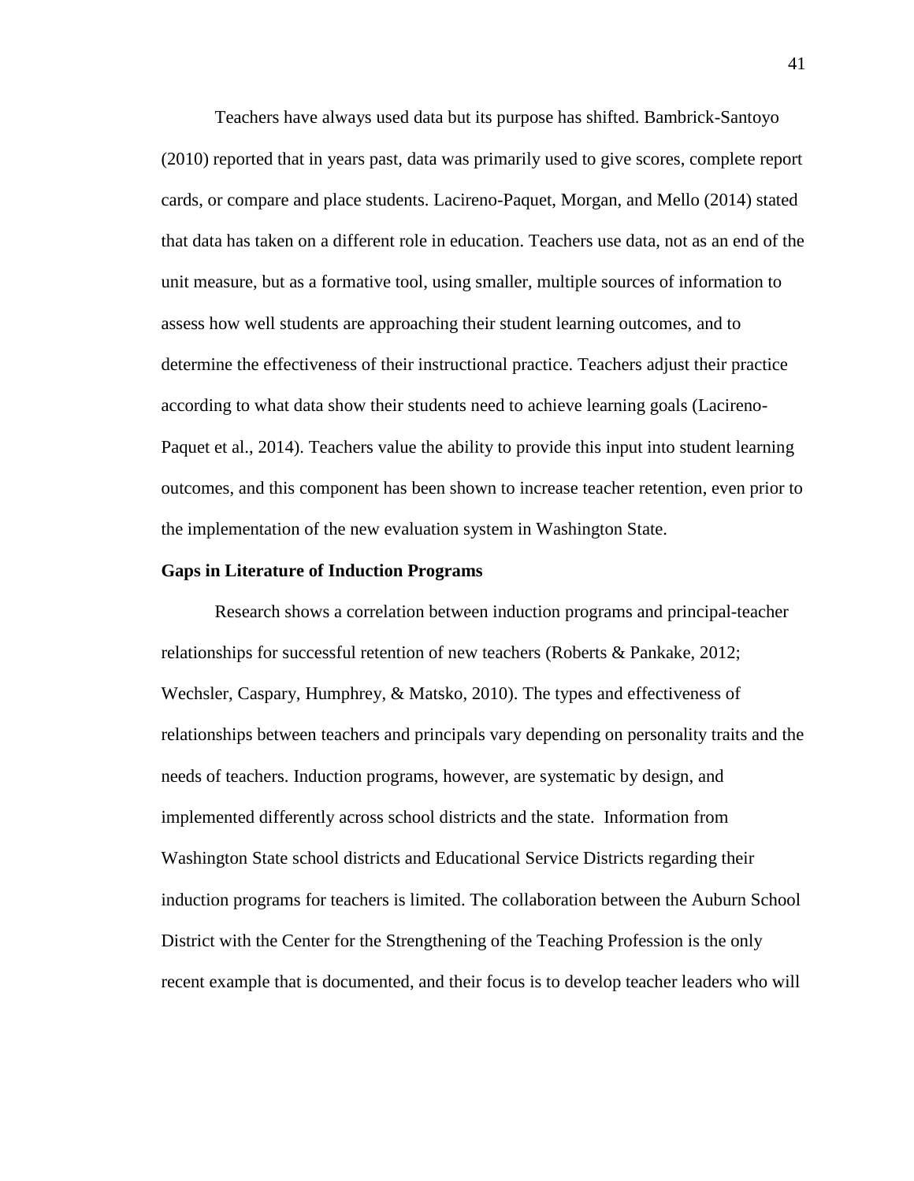Teachers have always used data but its purpose has shifted. Bambrick-Santoyo (2010) reported that in years past, data was primarily used to give scores, complete report cards, or compare and place students. Lacireno-Paquet, Morgan, and Mello (2014) stated that data has taken on a different role in education. Teachers use data, not as an end of the unit measure, but as a formative tool, using smaller, multiple sources of information to assess how well students are approaching their student learning outcomes, and to determine the effectiveness of their instructional practice. Teachers adjust their practice according to what data show their students need to achieve learning goals (Lacireno-Paquet et al., 2014). Teachers value the ability to provide this input into student learning outcomes, and this component has been shown to increase teacher retention, even prior to the implementation of the new evaluation system in Washington State.

**Gaps in Literature of Induction Programs**

Research shows a correlation between induction programs and principal-teacher relationships for successful retention of new teachers (Roberts & Pankake, 2012; Wechsler, Caspary, Humphrey, & Matsko, 2010). The types and effectiveness of relationships between teachers and principals vary depending on personality traits and the needs of teachers. Induction programs, however, are systematic by design, and implemented differently across school districts and the state. Information from Washington State school districts and Educational Service Districts regarding their induction programs for teachers is limited. The collaboration between the Auburn School District with the Center for the Strengthening of the Teaching Profession is the only recent example that is documented, and their focus is to develop teacher leaders who will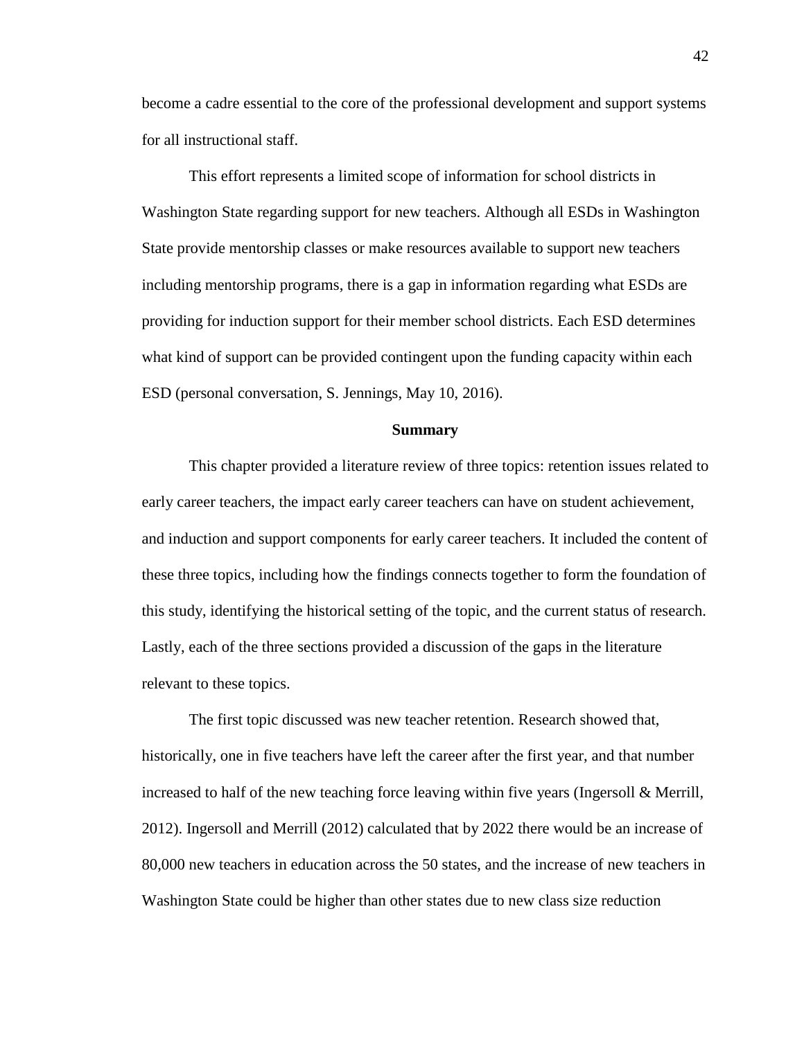become a cadre essential to the core of the professional development and support systems for all instructional staff.

This effort represents a limited scope of information for school districts in Washington State regarding support for new teachers. Although all ESDs in Washington State provide mentorship classes or make resources available to support new teachers including mentorship programs, there is a gap in information regarding what ESDs are providing for induction support for their member school districts. Each ESD determines what kind of support can be provided contingent upon the funding capacity within each ESD (personal conversation, S. Jennings, May 10, 2016).

## Summary

This chapter provided a literature review of three topics: retention issues related to early career teachers, the impact early career teachers can have on student achievement, and induction and support components for early career teachers. It included the content of these three topics, including how the findings connects together to form the foundation of this study, identifying the historical setting of the topic, and the current status of research. Lastly, each of the three sections provided a discussion of the gaps in the literature relevant to these topics.

The first topic discussed was new teacher retention. Research showed that, historically, one in five teachers have left the career after the first year, and that number increased to half of the new teaching force leaving within five years (Ingersoll & Merrill, 2012). Ingersoll and Merrill (2012) calculated that by 2022 there would be an increase of 80,000 new teachers in education across the 50 states, and the increase of new teachers in Washington State could be higher than other states due to new class size reduction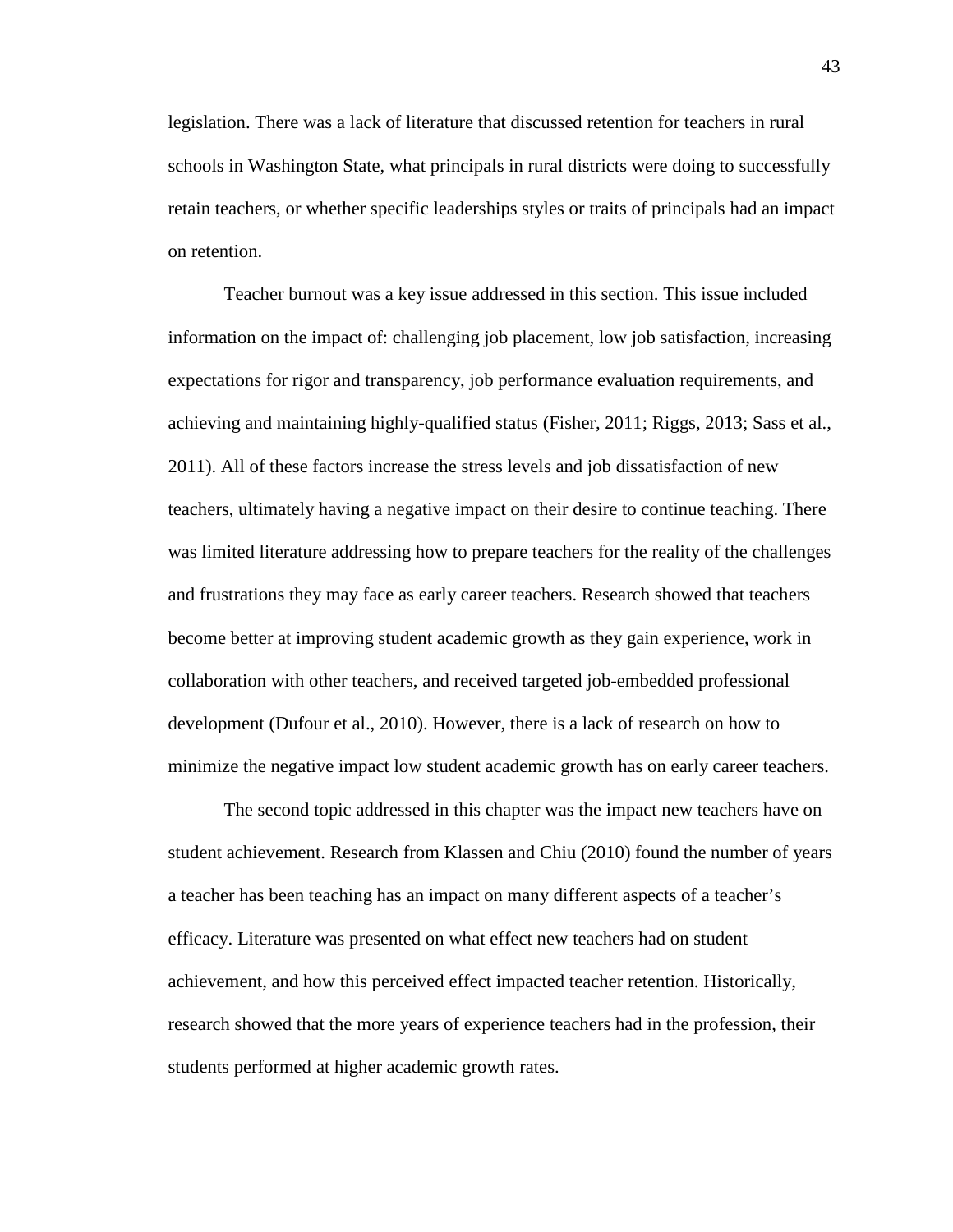legislation. There was a lack of literature that discussed retention for teachers in rural schools in Washington State, what principals in rural districts were doing to successfully retain teachers, or whether specific leaderships styles or traits of principals had an impact on retention.

Teacher burnout was a key issue addressed in this section. This issue included information on the impact of: challenging job placement, low job satisfaction, increasing expectations for rigor and transparency, job performance evaluation requirements, and achieving and maintaining highly-qualified status (Fisher, 2011; Riggs, 2013; Sass et al., 2011). All of these factors increase the stress levels and job dissatisfaction of new teachers, ultimately having a negative impact on their desire to continue teaching. There was limited literature addressing how to prepare teachers for the reality of the challenges and frustrations they may face as early career teachers. Research showed that teachers become better at improving student academic growth as they gain experience, work in collaboration with other teachers, and received targeted job-embedded professional development (Dufour et al., 2010). However, there is a lack of research on how to minimize the negative impact low student academic growth has on early career teachers.

The second topic addressed in this chapter was the impact new teachers have on student achievement. Research from Klassen and Chiu (2010) found the number of years a teacher has been teaching has an impact on many different aspects of a teacher's efficacy. Literature was presented on what effect new teachers had on student achievement, and how this perceived effect impacted teacher retention. Historically, research showed that the more years of experience teachers had in the profession, their students performed at higher academic growth rates.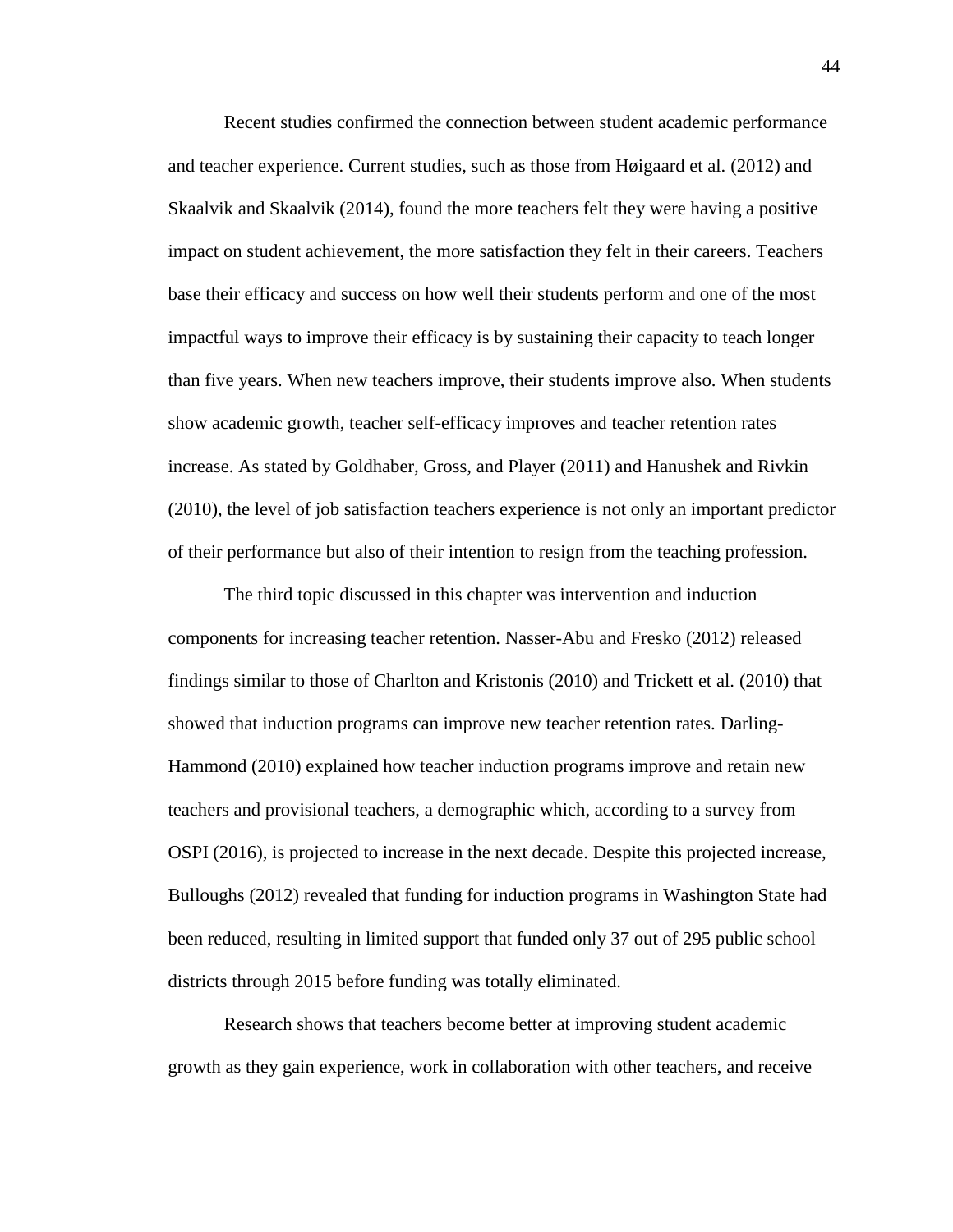Recent studies confirmed the connection between student academic performance and teacher experience. Current studies, such as those from Høigaard et al. (2012) and Skaalvik and Skaalvik (2014), found the more teachers felt they were having a positive impact on student achievement, the more satisfaction they felt in their careers. Teachers base their efficacy and success on how well their students perform and one of the most impactful ways to improve their efficacy is by sustaining their capacity to teach longer than five years. When new teachers improve, their students improve also. When students show academic growth, teacher self-efficacy improves and teacher retention rates increase. As stated by Goldhaber, Gross, and Player (2011) and Hanushek and Rivkin (2010), the level of job satisfaction teachers experience is not only an important predictor of their performance but also of their intention to resign from the teaching profession.

The third topic discussed in this chapter was intervention and induction components for increasing teacher retention. Nasser-Abu and Fresko (2012) released findings similar to those of Charlton and Kristonis (2010) and Trickett et al. (2010) that showed that induction programs can improve new teacher retention rates. Darling-Hammond (2010) explained how teacher induction programs improve and retain new teachers and provisional teachers, a demographic which, according to a survey from OSPI (2016), is projected to increase in the next decade. Despite this projected increase, Bulloughs (2012) revealed that funding for induction programs in Washington State had been reduced, resulting in limited support that funded only 37 out of 295 public school districts through 2015 before funding was totally eliminated.

Research shows that teachers become better at improving student academic growth as they gain experience, work in collaboration with other teachers, and receive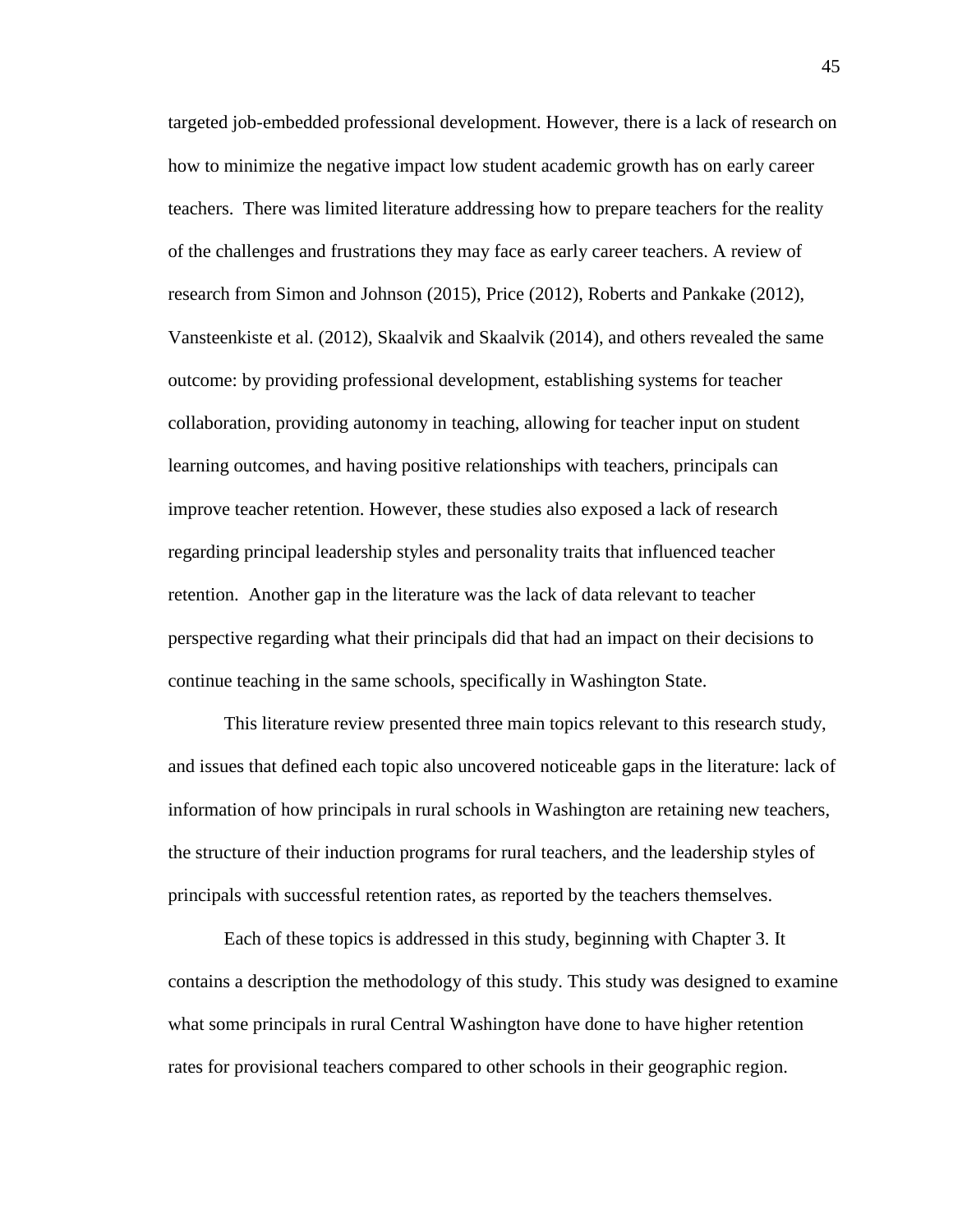targeted job-embedded professional development. However, there is a lack of research on how to minimize the negative impact low student academic growth has on early career teachers. There was limited literature addressing how to prepare teachers for the reality of the challenges and frustrations they may face as early career teachers. A review of research from Simon and Johnson (2015), Price (2012), Roberts and Pankake (2012), Vansteenkiste et al. (2012), Skaalvik and Skaalvik (2014), and others revealed the same outcome: by providing professional development, establishing systems for teacher collaboration, providing autonomy in teaching, allowing for teacher input on student learning outcomes, and having positive relationships with teachers, principals can improve teacher retention. However, these studies also exposed a lack of research regarding principal leadership styles and personality traits that influenced teacher retention. Another gap in the literature was the lack of data relevant to teacher perspective regarding what their principals did that had an impact on their decisions to continue teaching in the same schools, specifically in Washington State.

This literature review presented three main topics relevant to this research study, and issues that defined each topic also uncovered noticeable gaps in the literature: lack of information of how principals in rural schools in Washington are retaining new teachers, the structure of their induction programs for rural teachers, and the leadership styles of principals with successful retention rates, as reported by the teachers themselves.

Each of these topics is addressed in this study, beginning with Chapter 3. It contains a description the methodology of this study. This study was designed to examine what some principals in rural Central Washington have done to have higher retention rates for provisional teachers compared to other schools in their geographic region.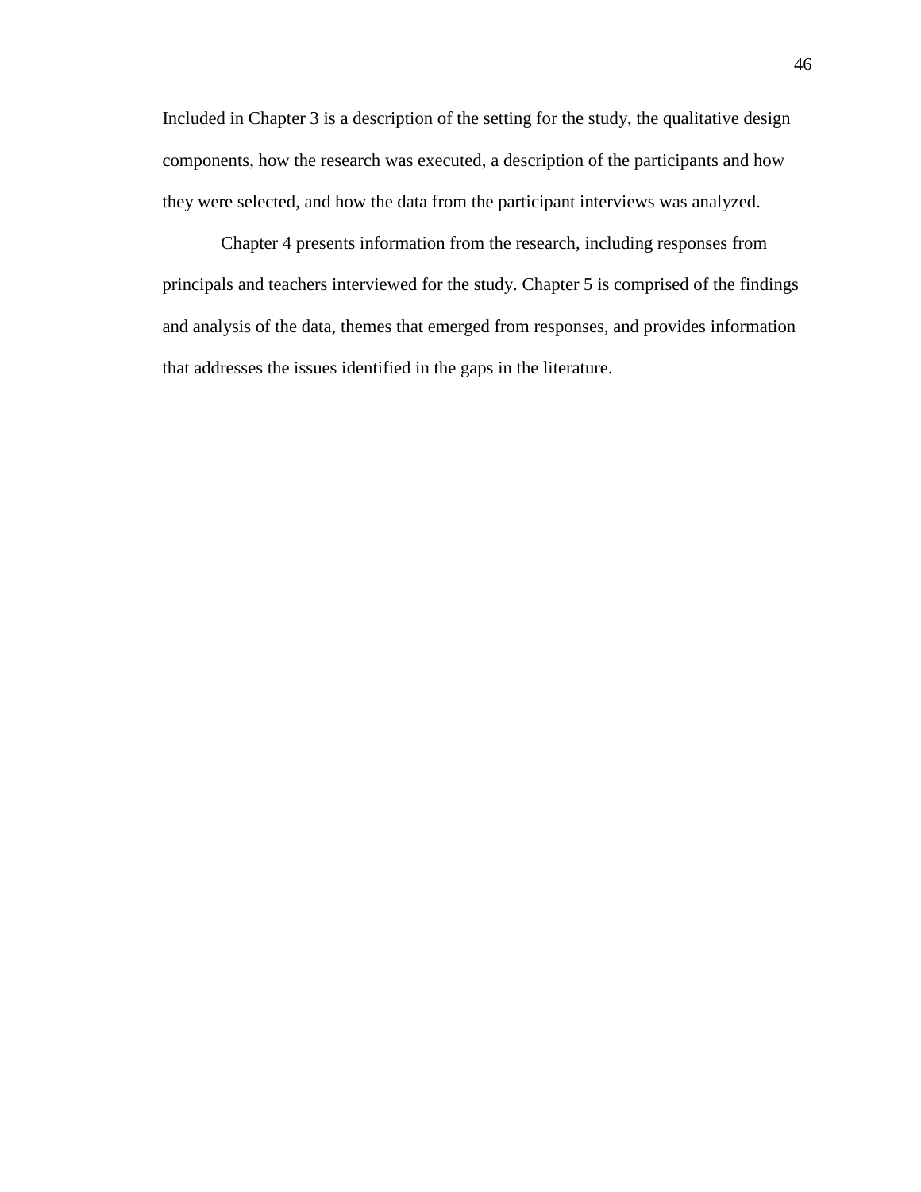Included in Chapter 3 is a description of the setting for the study, the qualitative design components, how the research was executed, a description of the participants and how they were selected, and how the data from the participant interviews was analyzed.

Chapter 4 presents information from the research, including responses from principals and teachers interviewed for the study. Chapter 5 is comprised of the findings and analysis of the data, themes that emerged from responses, and provides information that addresses the issues identified in the gaps in the literature.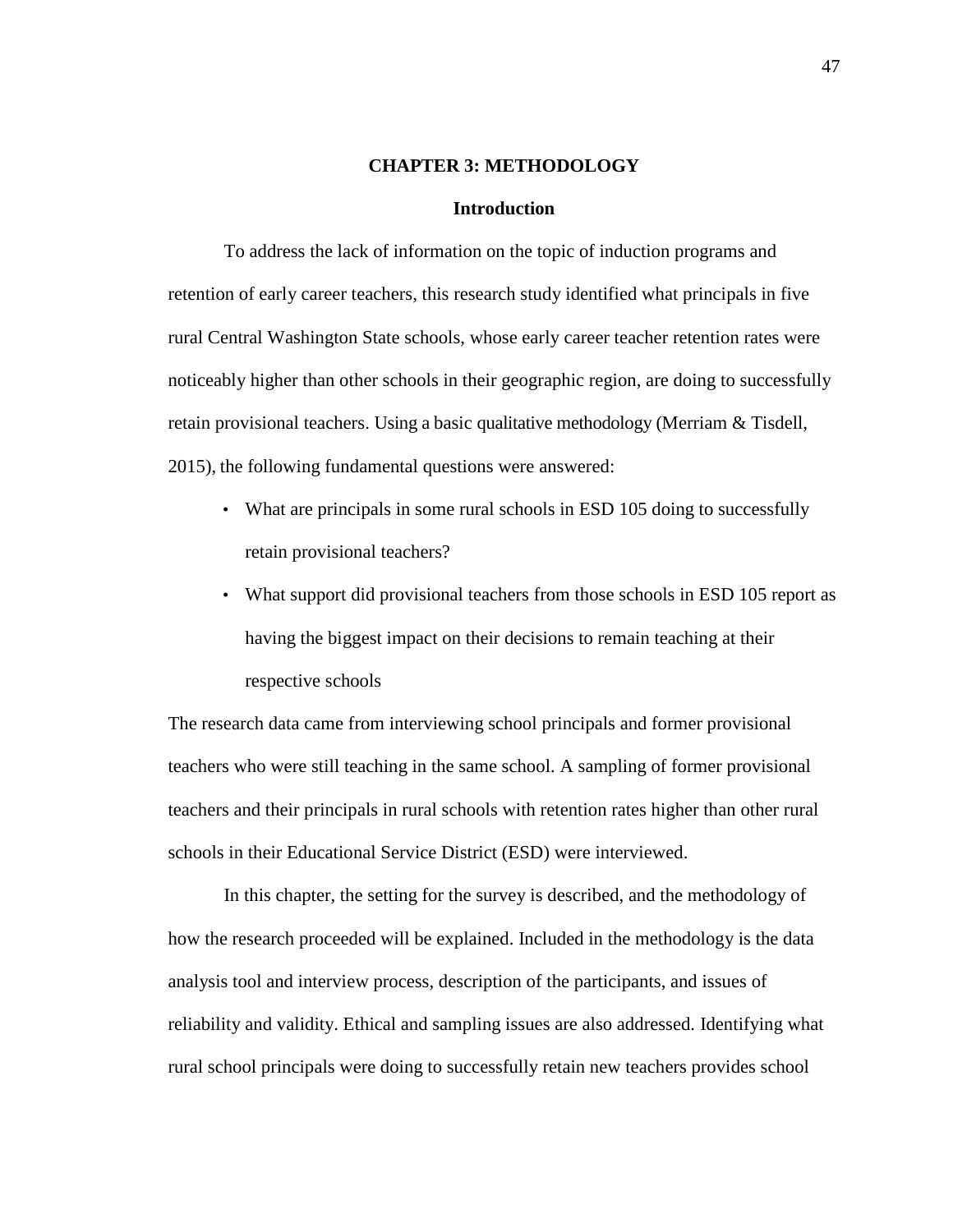# CHAPTER 3: METHODOLOGY

## Introduction

To address the lack of information on the topic of induction programs and retention of early career teachers, this research study identified what principals in five rural Central Washington State schools, whose early career teacher retention rates were noticeably higher than other schools in their geographic region, are doing to successfully retain provisional teachers. Using a basic qualitative methodology (Merriam & Tisdell, 2015), the following fundamental questions were answered:

- What are principals in some rural schools in ESD 105 doing to successfully retain provisional teachers?
- What support did provisional teachers from those schools in ESD 105 report as having the biggest impact on their decisions to remain teaching at their respective schools

The research data came from interviewing school principals and former provisional teachers who were still teaching in the same school. A sampling of former provisional teachers and their principals in rural schools with retention rates higher than other rural schools in their Educational Service District (ESD) were interviewed.

In this chapter, the setting for the survey is described, and the methodology of how the research proceeded will be explained. Included in the methodology is the data analysis tool and interview process, description of the participants, and issues of reliability and validity. Ethical and sampling issues are also addressed. Identifying what rural school principals were doing to successfully retain new teachers provides school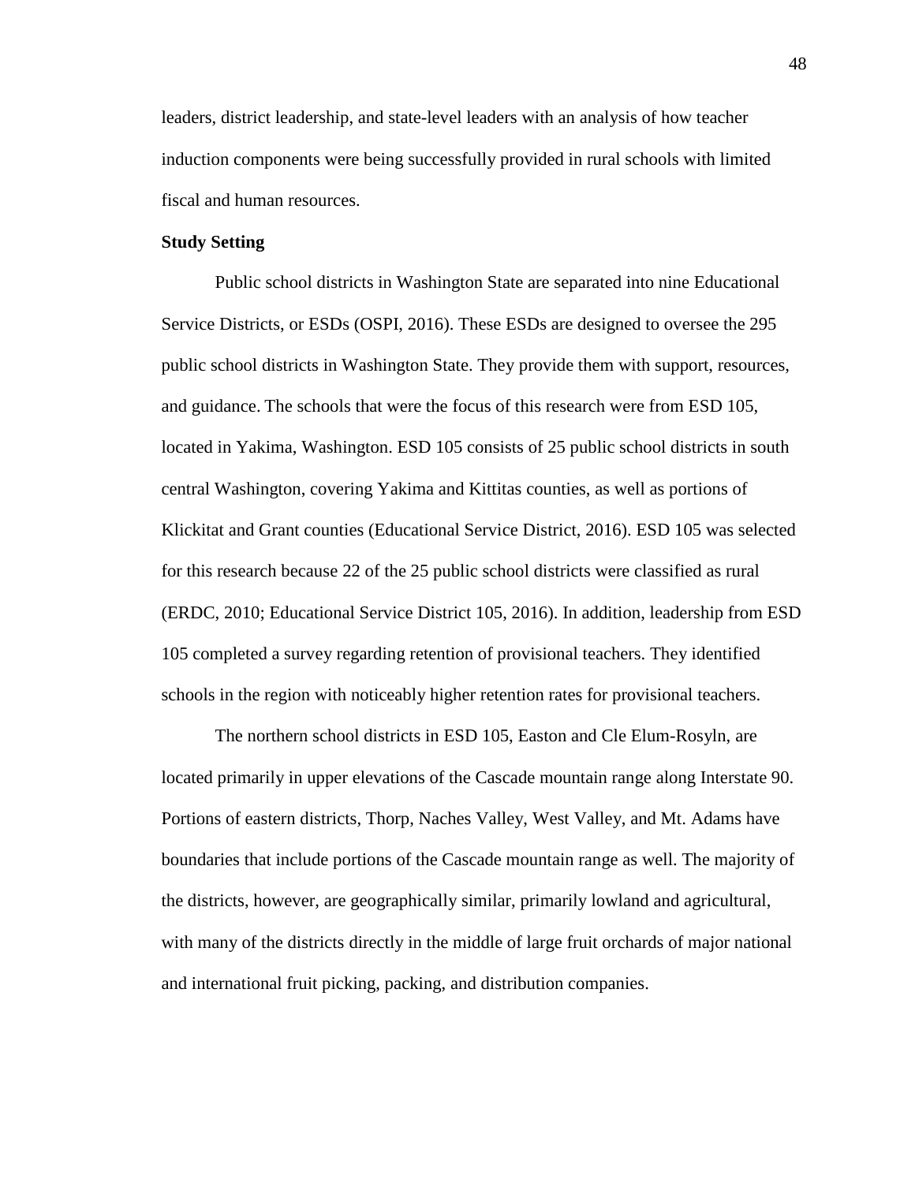leaders, district leadership, and state-level leaders with an analysis of how teacher induction components were being successfully provided in rural schools with limited fiscal and human resources.

**Study Setting**

Public school districts in Washington State are separated into nine Educational Service Districts, or ESDs (OSPI, 2016). These ESDs are designed to oversee the 295 public school districts in Washington State. They provide them with support, resources, and guidance. The schools that were the focus of this research were from ESD 105, located in Yakima, Washington. ESD 105 consists of 25 public school districts in south central Washington, covering Yakima and Kittitas counties, as well as portions of Klickitat and Grant counties (Educational Service District, 2016). ESD 105 was selected for this research because 22 of the 25 public school districts were classified as rural (ERDC, 2010; Educational Service District 105, 2016). In addition, leadership from ESD 105 completed a survey regarding retention of provisional teachers. They identified schools in the region with noticeably higher retention rates for provisional teachers.

The northern school districts in ESD 105, Easton and Cle Elum-Rosyln, are located primarily in upper elevations of the Cascade mountain range along Interstate 90. Portions of eastern districts, Thorp, Naches Valley, West Valley, and Mt. Adams have boundaries that include portions of the Cascade mountain range as well. The majority of the districts, however, are geographically similar, primarily lowland and agricultural, with many of the districts directly in the middle of large fruit orchards of major national and international fruit picking, packing, and distribution companies.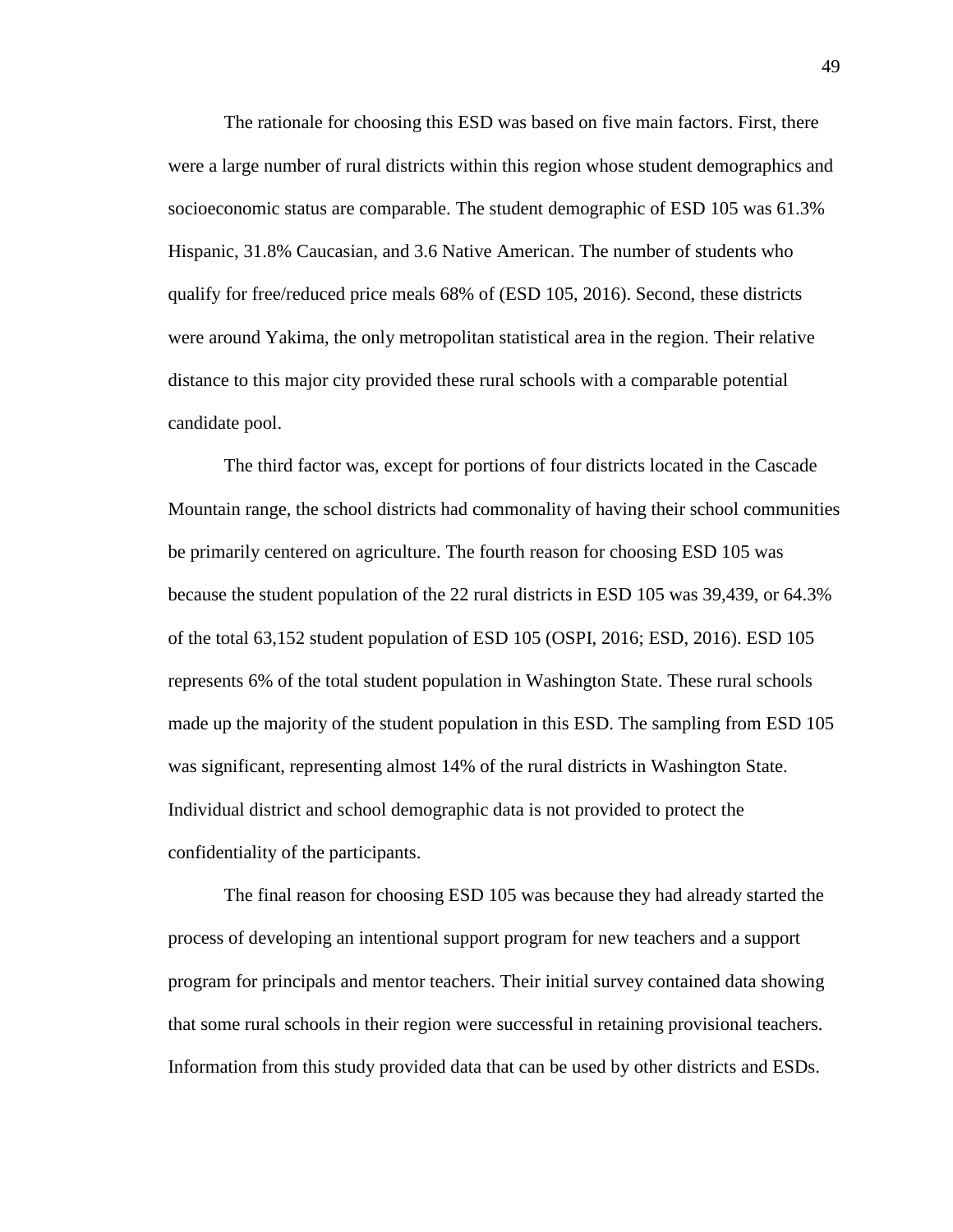The rationale for choosing this ESD was based on five main factors. First, there were a large number of rural districts within this region whose student demographics and socioeconomic status are comparable. The student demographic of ESD 105 was 61.3% Hispanic, 31.8% Caucasian, and 3.6 Native American. The number of students who qualify for free/reduced price meals 68% of (ESD 105, 2016). Second, these districts were around Yakima, the only metropolitan statistical area in the region. Their relative distance to this major city provided these rural schools with a comparable potential candidate pool.

The third factor was, except for portions of four districts located in the Cascade Mountain range, the school districts had commonality of having their school communities be primarily centered on agriculture. The fourth reason for choosing ESD 105 was because the student population of the 22 rural districts in ESD 105 was 39,439, or 64.3% of the total 63,152 student population of ESD 105 (OSPI, 2016; ESD, 2016). ESD 105 represents 6% of the total student population in Washington State. These rural schools made up the majority of the student population in this ESD. The sampling from ESD 105 was significant, representing almost 14% of the rural districts in Washington State. Individual district and school demographic data is not provided to protect the confidentiality of the participants.

The final reason for choosing ESD 105 was because they had already started the process of developing an intentional support program for new teachers and a support program for principals and mentor teachers. Their initial survey contained data showing that some rural schools in their region were successful in retaining provisional teachers. Information from this study provided data that can be used by other districts and ESDs.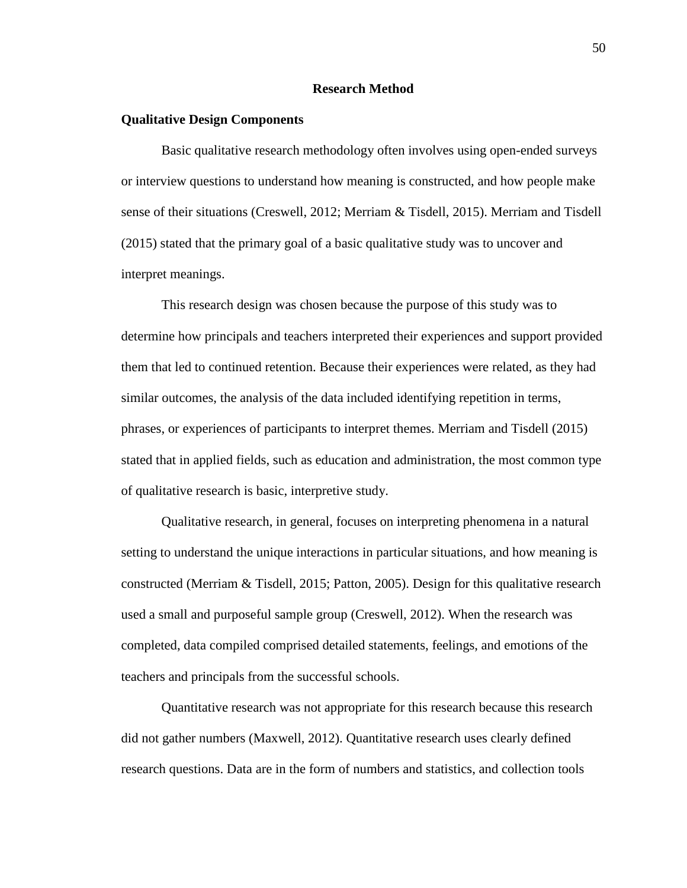## Research Method

### Qualitative Design Components

Basic qualitative research methodology often involves using open-ended surveys or interview questions to understand how meaning is constructed, and how people make sense of their situations (Creswell, 2012; Merriam & Tisdell, 2015). Merriam and Tisdell (2015) stated that the primary goal of a basic qualitative study was to uncover and interpret meanings.

This research design was chosen because the purpose of this study was to determine how principals and teachers interpreted their experiences and support provided them that led to continued retention. Because their experiences were related, as they had similar outcomes, the analysis of the data included identifying repetition in terms, phrases, or experiences of participants to interpret themes. Merriam and Tisdell (2015) stated that in applied fields, such as education and administration, the most common type of qualitative research is basic, interpretive study.

Qualitative research, in general, focuses on interpreting phenomena in a natural setting to understand the unique interactions in particular situations, and how meaning is constructed (Merriam & Tisdell, 2015; Patton, 2005). Design for this qualitative research used a small and purposeful sample group (Creswell, 2012). When the research was completed, data compiled comprised detailed statements, feelings, and emotions of the teachers and principals from the successful schools.

Quantitative research was not appropriate for this research because this research did not gather numbers (Maxwell, 2012). Quantitative research uses clearly defined research questions. Data are in the form of numbers and statistics, and collection tools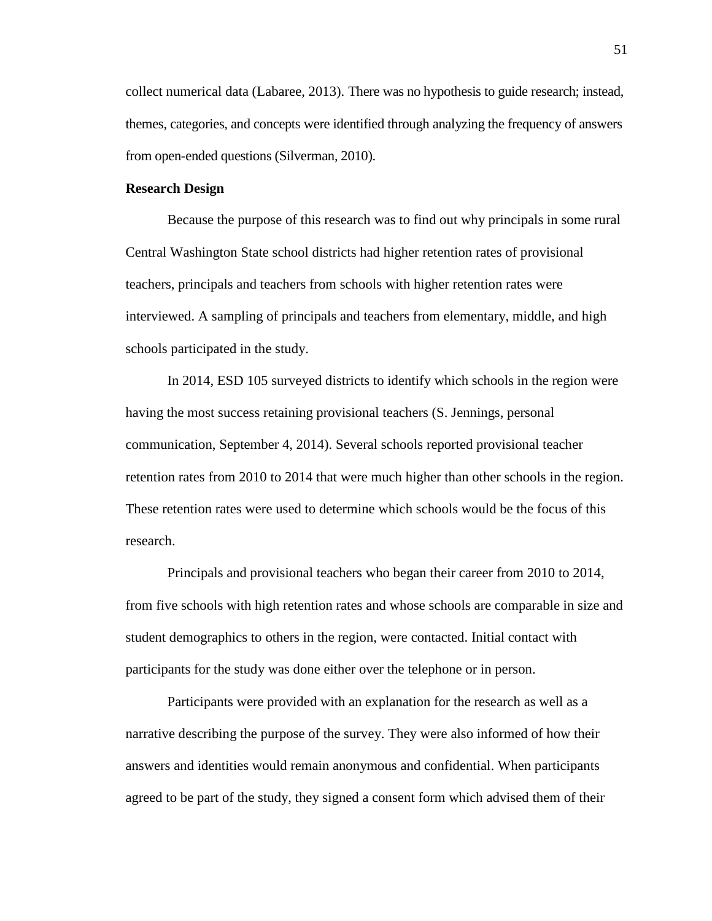collect numerical data (Labaree, 2013). There was no hypothesis to guide research; instead, themes, categories, and concepts were identified through analyzing the frequency of answers from open-ended questions (Silverman, 2010).

**Research Design**

Because the purpose of this research was to find out why principals in some rural Central Washington State school districts had higher retention rates of provisional teachers, principals and teachers from schools with higher retention rates were interviewed. A sampling of principals and teachers from elementary, middle, and high schools participated in the study.

In 2014, ESD 105 surveyed districts to identify which schools in the region were having the most success retaining provisional teachers (S. Jennings, personal communication, September 4, 2014). Several schools reported provisional teacher retention rates from 2010 to 2014 that were much higher than other schools in the region. These retention rates were used to determine which schools would be the focus of this research.

Principals and provisional teachers who began their career from 2010 to 2014, from five schools with high retention rates and whose schools are comparable in size and student demographics to others in the region, were contacted. Initial contact with participants for the study was done either over the telephone or in person.

Participants were provided with an explanation for the research as well as a narrative describing the purpose of the survey. They were also informed of how their answers and identities would remain anonymous and confidential. When participants agreed to be part of the study, they signed a consent form which advised them of their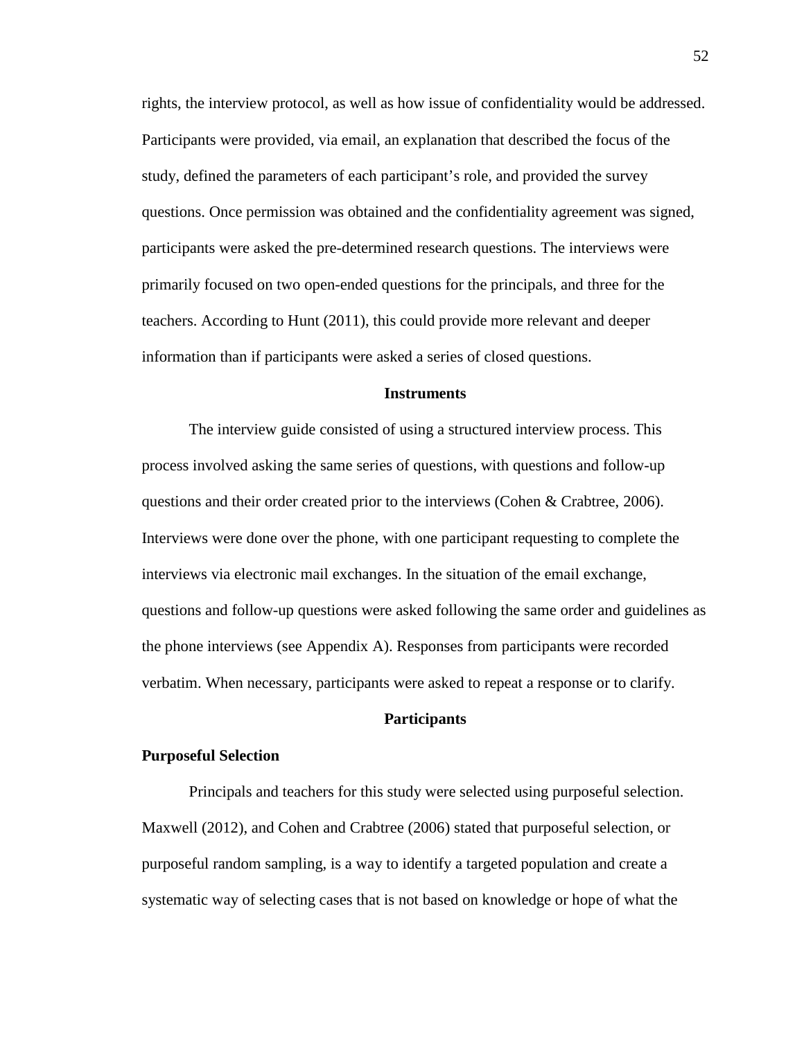rights, the interview protocol, as well as how issue of confidentiality would be addressed. Participants were provided, via email, an explanation that described the focus of the study, defined the parameters of each participant's role, and provided the survey questions. Once permission was obtained and the confidentiality agreement was signed, participants were asked the pre-determined research questions. The interviews were primarily focused on two open-ended questions for the principals, and three for the teachers. According to Hunt (2011), this could provide more relevant and deeper information than if participants were asked a series of closed questions.

## Instruments

The interview guide consisted of using a structured interview process. This process involved asking the same series of questions, with questions and follow-up questions and their order created prior to the interviews (Cohen & Crabtree, 2006). Interviews were done over the phone, with one participant requesting to complete the interviews via electronic mail exchanges. In the situation of the email exchange, questions and follow-up questions were asked following the same order and guidelines as the phone interviews (see Appendix A). Responses from participants were recorded verbatim. When necessary, participants were asked to repeat a response or to clarify.

## Participants

### Purposeful Selection

Principals and teachers for this study were selected using purposeful selection. Maxwell (2012), and Cohen and Crabtree (2006) stated that purposeful selection, or purposeful random sampling, is a way to identify a targeted population and create a systematic way of selecting cases that is not based on knowledge or hope of what the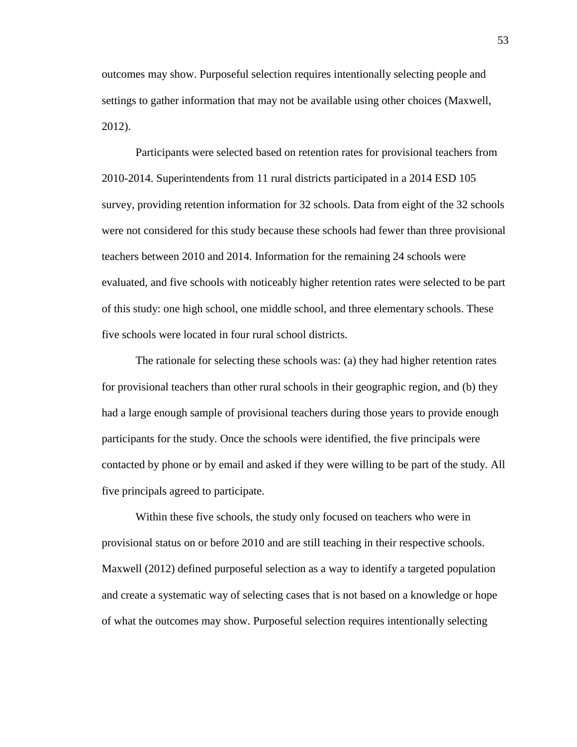outcomes may show. Purposeful selection requires intentionally selecting people and settings to gather information that may not be available using other choices (Maxwell, 2012).

Participants were selected based on retention rates for provisional teachers from 2010-2014. Superintendents from 11 rural districts participated in a 2014 ESD 105 survey, providing retention information for 32 schools. Data from eight of the 32 schools were not considered for this study because these schools had fewer than three provisional teachers between 2010 and 2014. Information for the remaining 24 schools were evaluated, and five schools with noticeably higher retention rates were selected to be part of this study: one high school, one middle school, and three elementary schools. These five schools were located in four rural school districts.

The rationale for selecting these schools was: (a) they had higher retention rates for provisional teachers than other rural schools in their geographic region, and (b) they had a large enough sample of provisional teachers during those years to provide enough participants for the study. Once the schools were identified, the five principals were contacted by phone or by email and asked if they were willing to be part of the study. All five principals agreed to participate.

Within these five schools, the study only focused on teachers who were in provisional status on or before 2010 and are still teaching in their respective schools. Maxwell (2012) defined purposeful selection as a way to identify a targeted population and create a systematic way of selecting cases that is not based on a knowledge or hope of what the outcomes may show. Purposeful selection requires intentionally selecting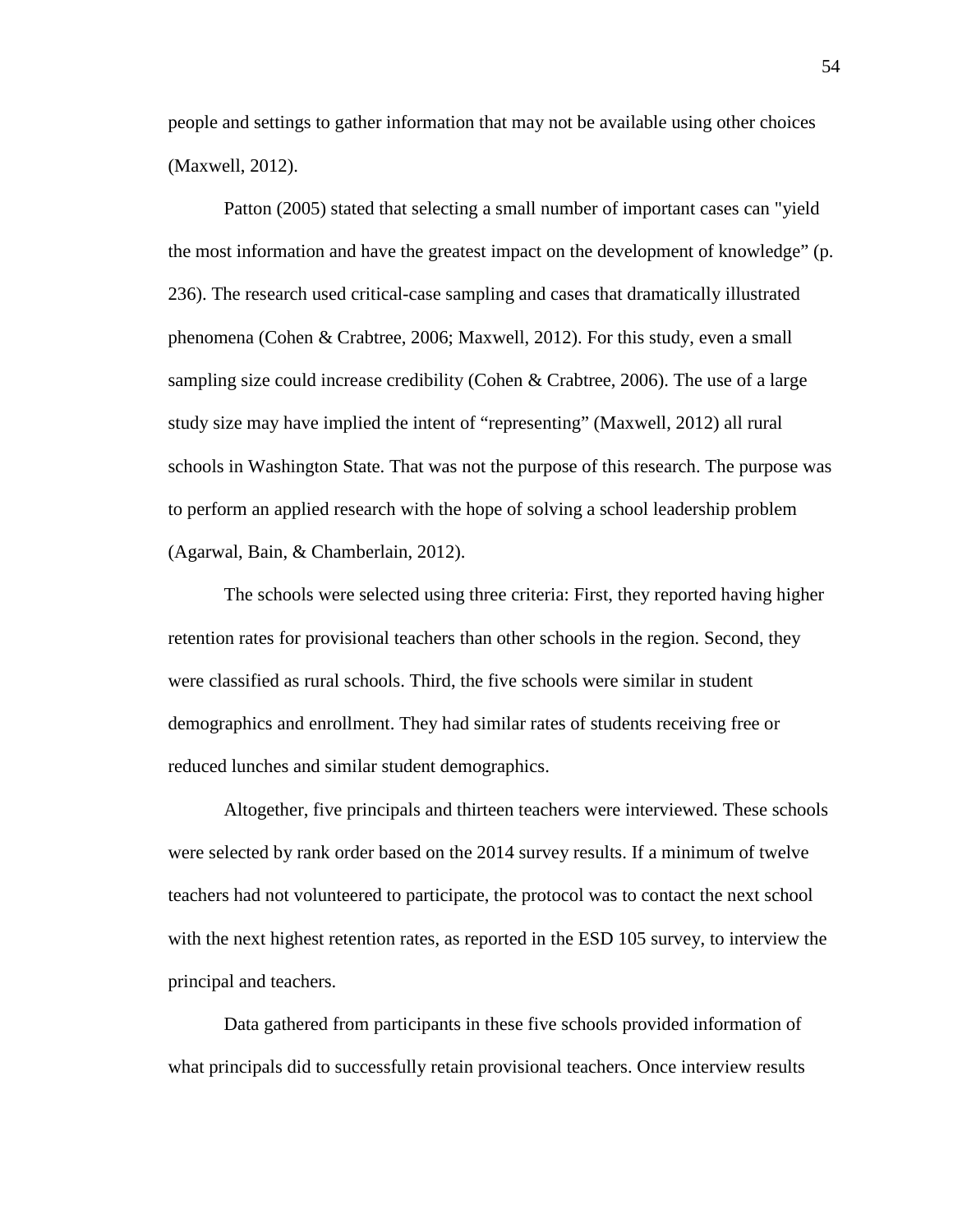people and settings to gather information that may not be available using other choices (Maxwell, 2012).

Patton (2005) stated that selecting a small number of important cases can "yield the most information and have the greatest impact on the development of knowledge" (p. 236). The research used critical-case sampling and cases that dramatically illustrated phenomena (Cohen & Crabtree, 2006; Maxwell, 2012). For this study, even a small sampling size could increase credibility (Cohen & Crabtree, 2006). The use of a large study size may have implied the intent of "representing" (Maxwell, 2012) all rural schools in Washington State. That was not the purpose of this research. The purpose was to perform an applied research with the hope of solving a school leadership problem (Agarwal, Bain, & Chamberlain, 2012).

The schools were selected using three criteria: First, they reported having higher retention rates for provisional teachers than other schools in the region. Second, they were classified as rural schools. Third, the five schools were similar in student demographics and enrollment. They had similar rates of students receiving free or reduced lunches and similar student demographics.

Altogether, five principals and thirteen teachers were interviewed. These schools were selected by rank order based on the 2014 survey results. If a minimum of twelve teachers had not volunteered to participate, the protocol was to contact the next school with the next highest retention rates, as reported in the ESD 105 survey, to interview the principal and teachers.

Data gathered from participants in these five schools provided information of what principals did to successfully retain provisional teachers. Once interview results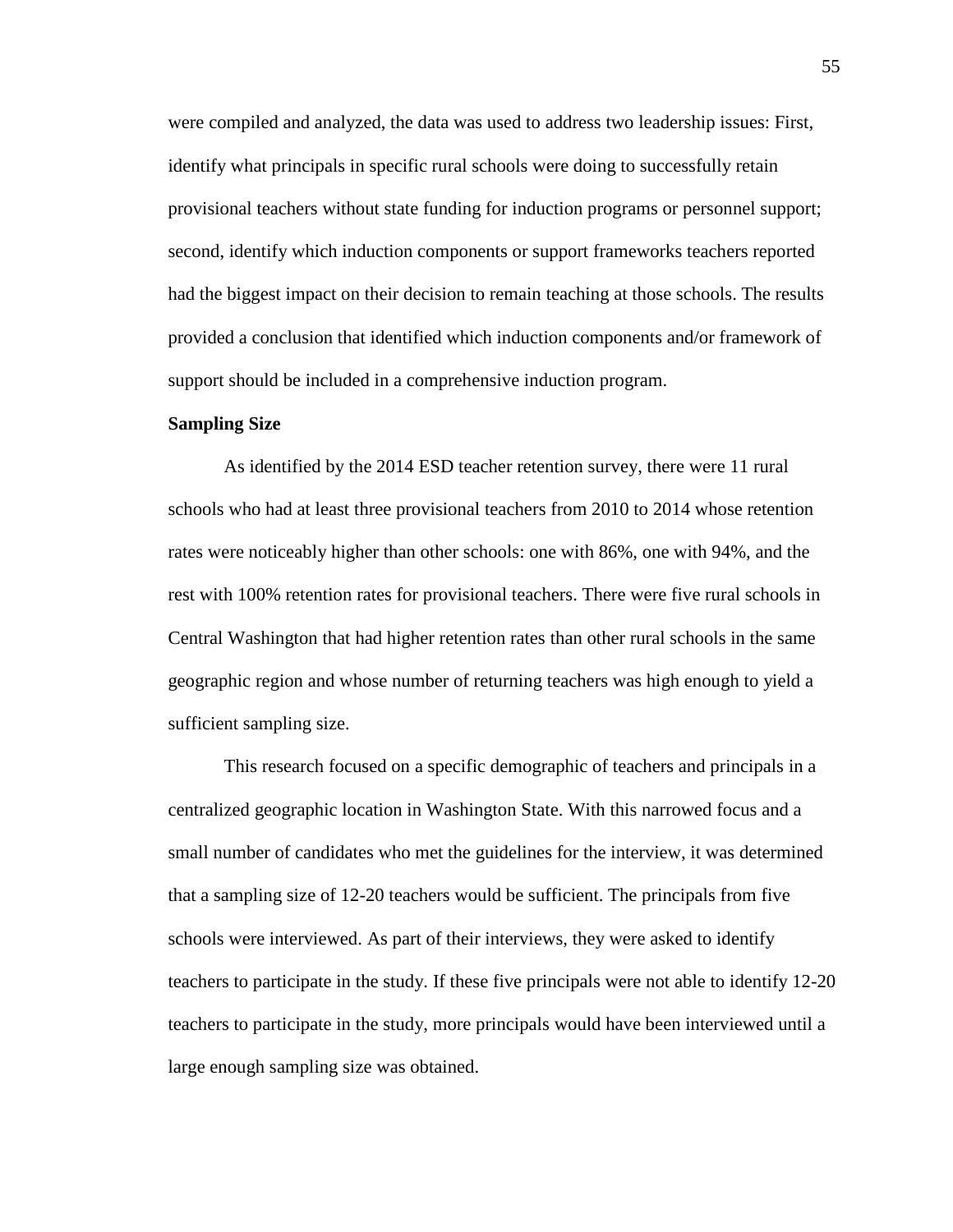were compiled and analyzed, the data was used to address two leadership issues: First, identify what principals in specific rural schools were doing to successfully retain provisional teachers without state funding for induction programs or personnel support; second, identify which induction components or support frameworks teachers reported had the biggest impact on their decision to remain teaching at those schools. The results provided a conclusion that identified which induction components and/or framework of support should be included in a comprehensive induction program.

**Sampling Size**

As identified by the 2014 ESD teacher retention survey, there were 11 rural schools who had at least three provisional teachers from 2010 to 2014 whose retention rates were noticeably higher than other schools: one with 86%, one with 94%, and the rest with 100% retention rates for provisional teachers. There were five rural schools in Central Washington that had higher retention rates than other rural schools in the same geographic region and whose number of returning teachers was high enough to yield a sufficient sampling size.

This research focused on a specific demographic of teachers and principals in a centralized geographic location in Washington State. With this narrowed focus and a small number of candidates who met the guidelines for the interview, it was determined that a sampling size of 12-20 teachers would be sufficient. The principals from five schools were interviewed. As part of their interviews, they were asked to identify teachers to participate in the study. If these five principals were not able to identify 12-20 teachers to participate in the study, more principals would have been interviewed until a large enough sampling size was obtained.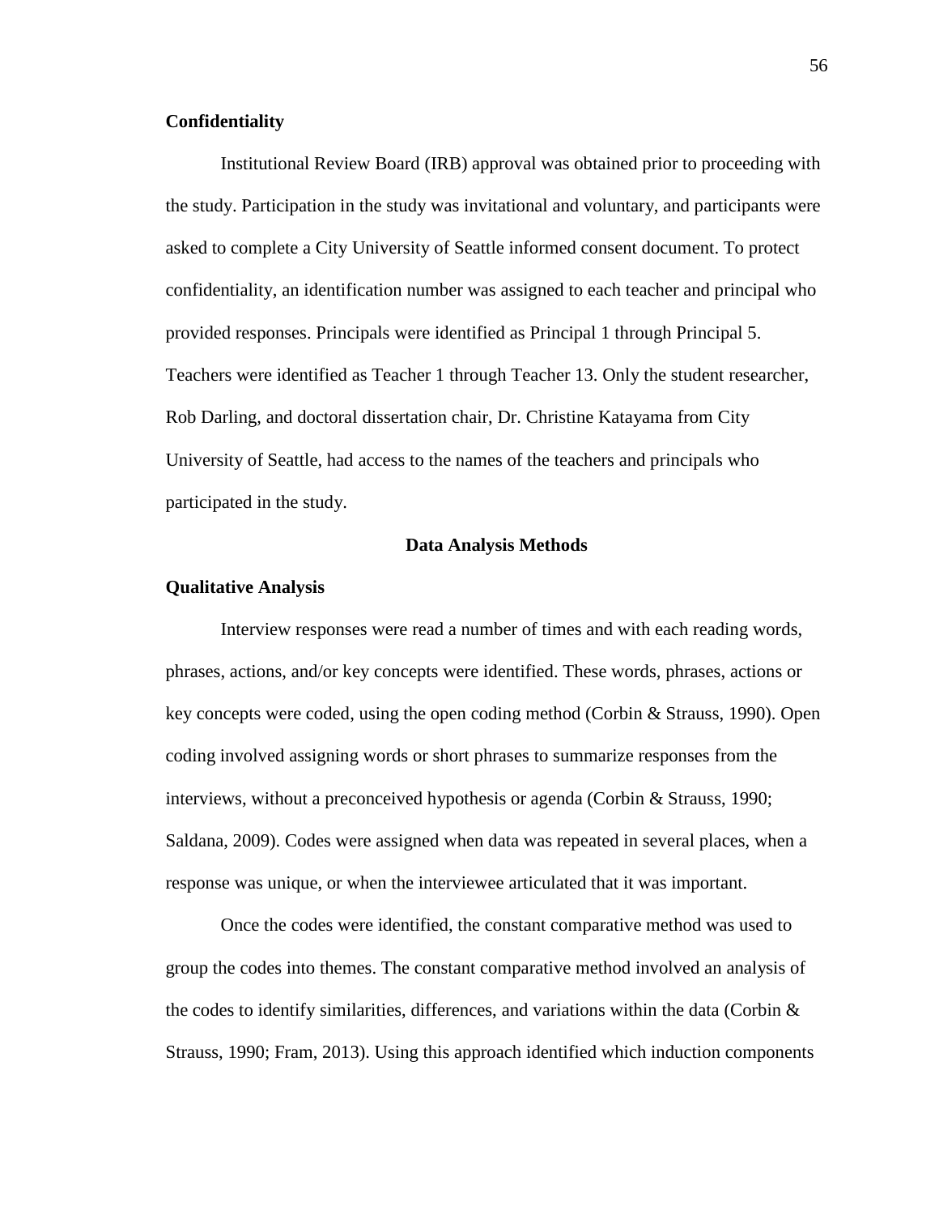**Confidentiality**

Institutional Review Board (IRB) approval was obtained prior to proceeding with the study. Participation in the study was invitational and voluntary, and participants were asked to complete a City University of Seattle informed consent document. To protect confidentiality, an identification number was assigned to each teacher and principal who provided responses. Principals were identified as Principal 1 through Principal 5. Teachers were identified as Teacher 1 through Teacher 13. Only the student researcher, Rob Darling, and doctoral dissertation chair, Dr. Christine Katayama from City University of Seattle, had access to the names of the teachers and principals who participated in the study.

## Data Analysis Methods

**Qualitative Analysis**

Interview responses were read a number of times and with each reading words, phrases, actions, and/or key concepts were identified. These words, phrases, actions or key concepts were coded, using the open coding method (Corbin & Strauss, 1990). Open coding involved assigning words or short phrases to summarize responses from the interviews, without a preconceived hypothesis or agenda (Corbin & Strauss, 1990; Saldana, 2009). Codes were assigned when data was repeated in several places, when a response was unique, or when the interviewee articulated that it was important.

Once the codes were identified, the constant comparative method was used to group the codes into themes. The constant comparative method involved an analysis of the codes to identify similarities, differences, and variations within the data (Corbin & Strauss, 1990; Fram, 2013). Using this approach identified which induction components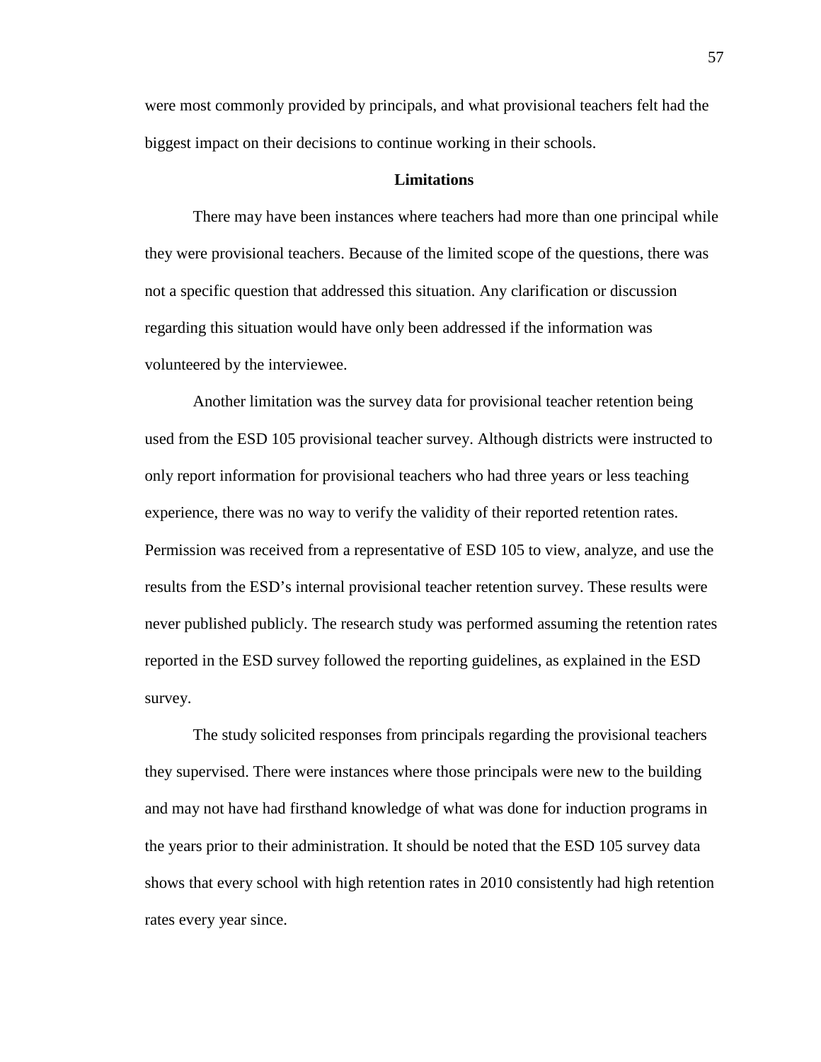were most commonly provided by principals, and what provisional teachers felt had the biggest impact on their decisions to continue working in their schools.

## Limitations

There may have been instances where teachers had more than one principal while they were provisional teachers. Because of the limited scope of the questions, there was not a specific question that addressed this situation. Any clarification or discussion regarding this situation would have only been addressed if the information was volunteered by the interviewee.

Another limitation was the survey data for provisional teacher retention being used from the ESD 105 provisional teacher survey. Although districts were instructed to only report information for provisional teachers who had three years or less teaching experience, there was no way to verify the validity of their reported retention rates. Permission was received from a representative of ESD 105 to view, analyze, and use the results from the ESD's internal provisional teacher retention survey. These results were never published publicly. The research study was performed assuming the retention rates reported in the ESD survey followed the reporting guidelines, as explained in the ESD survey.

The study solicited responses from principals regarding the provisional teachers they supervised. There were instances where those principals were new to the building and may not have had firsthand knowledge of what was done for induction programs in the years prior to their administration. It should be noted that the ESD 105 survey data shows that every school with high retention rates in 2010 consistently had high retention rates every year since.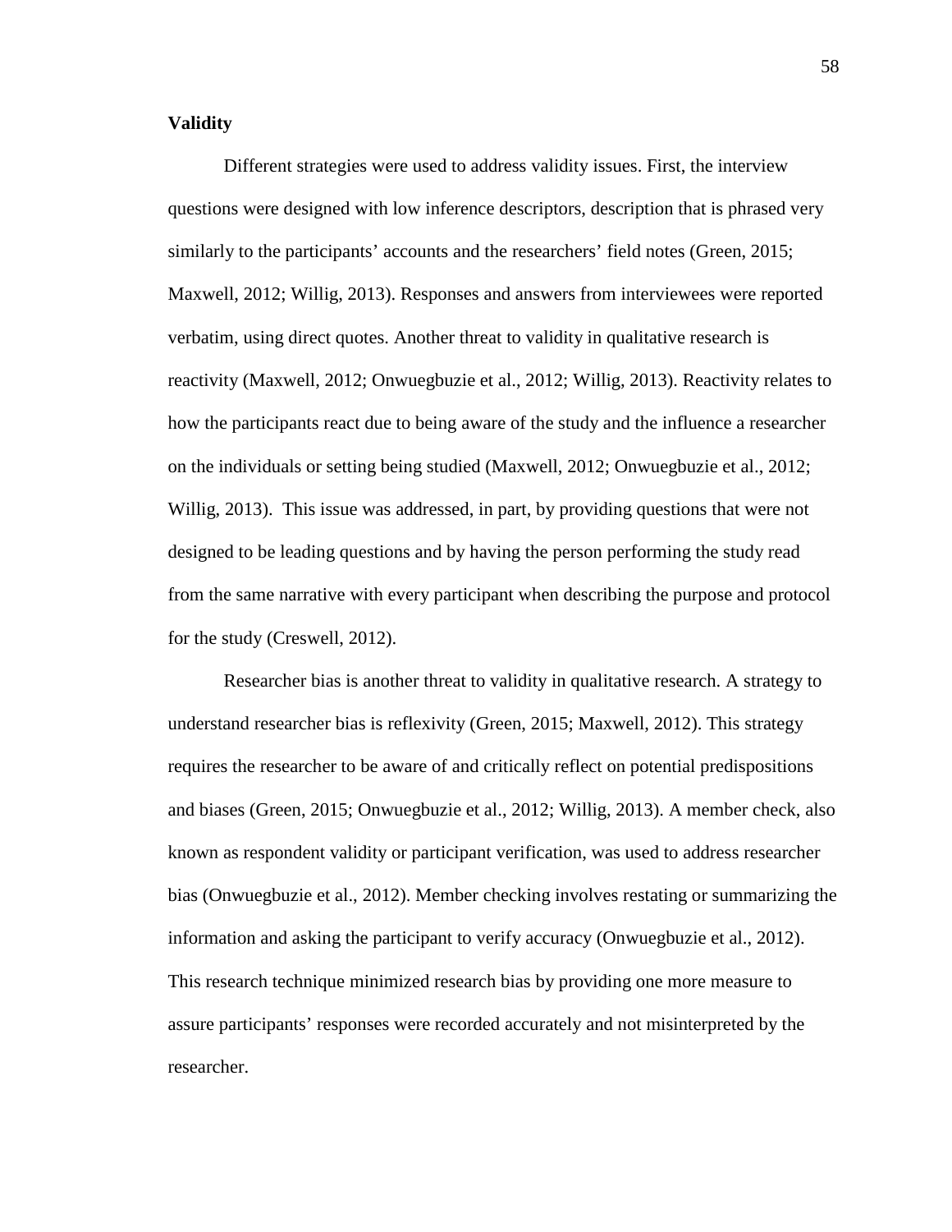**Validity**

Different strategies were used to address validity issues. First, the interview questions were designed with low inference descriptors, description that is phrased very similarly to the participants' accounts and the researchers' field notes (Green, 2015; Maxwell, 2012; Willig, 2013). Responses and answers from interviewees were reported verbatim, using direct quotes. Another threat to validity in qualitative research is reactivity (Maxwell, 2012; Onwuegbuzie et al., 2012; Willig, 2013). Reactivity relates to how the participants react due to being aware of the study and the influence a researcher on the individuals or setting being studied (Maxwell, 2012; Onwuegbuzie et al., 2012; Willig, 2013). This issue was addressed, in part, by providing questions that were not designed to be leading questions and by having the person performing the study read from the same narrative with every participant when describing the purpose and protocol for the study (Creswell, 2012).

Researcher bias is another threat to validity in qualitative research. A strategy to understand researcher bias is reflexivity (Green, 2015; Maxwell, 2012). This strategy requires the researcher to be aware of and critically reflect on potential predispositions and biases (Green, 2015; Onwuegbuzie et al., 2012; Willig, 2013). A member check, also known as respondent validity or participant verification, was used to address researcher bias (Onwuegbuzie et al., 2012). Member checking involves restating or summarizing the information and asking the participant to verify accuracy (Onwuegbuzie et al., 2012). This research technique minimized research bias by providing one more measure to assure participants' responses were recorded accurately and not misinterpreted by the researcher.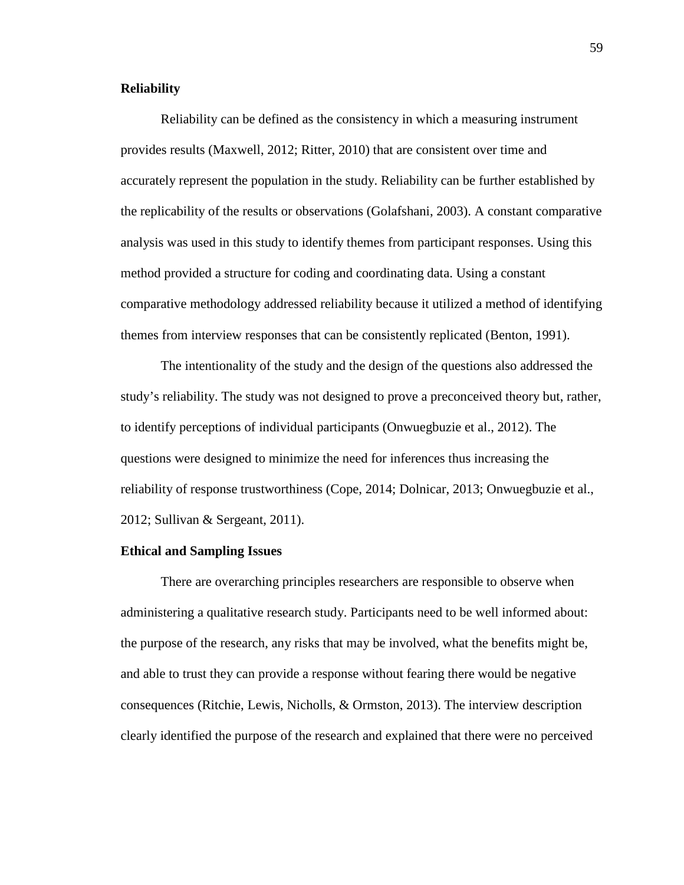**Reliability**

Reliability can be defined as the consistency in which a measuring instrument provides results (Maxwell, 2012; Ritter, 2010) that are consistent over time and accurately represent the population in the study. Reliability can be further established by the replicability of the results or observations (Golafshani, 2003). A constant comparative analysis was used in this study to identify themes from participant responses. Using this method provided a structure for coding and coordinating data. Using a constant comparative methodology addressed reliability because it utilized a method of identifying themes from interview responses that can be consistently replicated (Benton, 1991).

The intentionality of the study and the design of the questions also addressed the study's reliability. The study was not designed to prove a preconceived theory but, rather, to identify perceptions of individual participants (Onwuegbuzie et al., 2012). The questions were designed to minimize the need for inferences thus increasing the reliability of response trustworthiness (Cope, 2014; Dolnicar, 2013; Onwuegbuzie et al., 2012; Sullivan & Sergeant, 2011).

**Ethical and Sampling Issues**

There are overarching principles researchers are responsible to observe when administering a qualitative research study. Participants need to be well informed about: the purpose of the research, any risks that may be involved, what the benefits might be, and able to trust they can provide a response without fearing there would be negative consequences (Ritchie, Lewis, Nicholls, & Ormston, 2013). The interview description clearly identified the purpose of the research and explained that there were no perceived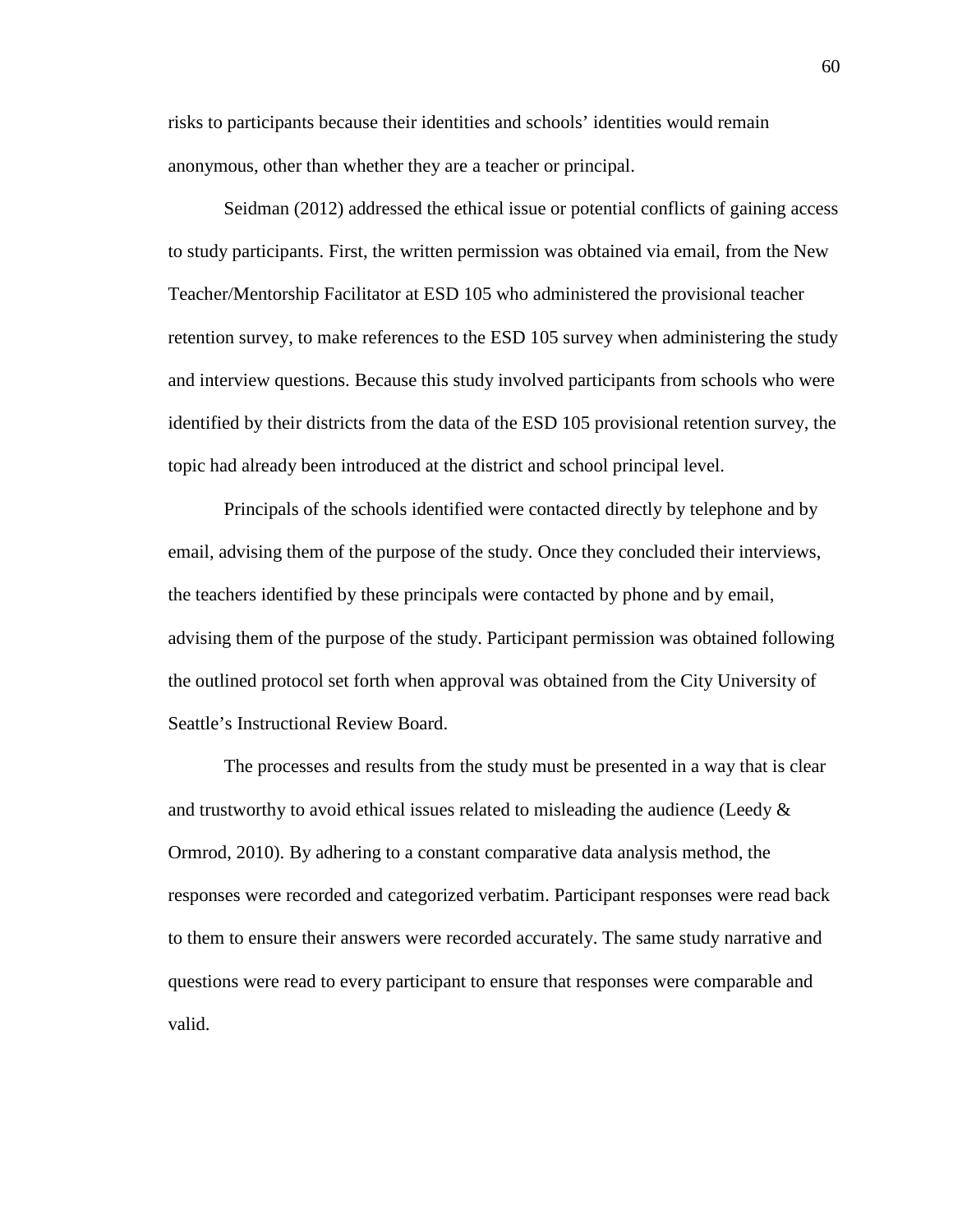risks to participants because their identities and schools' identities would remain anonymous, other than whether they are a teacher or principal.

Seidman (2012) addressed the ethical issue or potential conflicts of gaining access to study participants. First, the written permission was obtained via email, from the New Teacher/Mentorship Facilitator at ESD 105 who administered the provisional teacher retention survey, to make references to the ESD 105 survey when administering the study and interview questions. Because this study involved participants from schools who were identified by their districts from the data of the ESD 105 provisional retention survey, the topic had already been introduced at the district and school principal level.

Principals of the schools identified were contacted directly by telephone and by email, advising them of the purpose of the study. Once they concluded their interviews, the teachers identified by these principals were contacted by phone and by email, advising them of the purpose of the study. Participant permission was obtained following the outlined protocol set forth when approval was obtained from the City University of Seattle's Instructional Review Board.

The processes and results from the study must be presented in a way that is clear and trustworthy to avoid ethical issues related to misleading the audience (Leedy & Ormrod, 2010). By adhering to a constant comparative data analysis method, the responses were recorded and categorized verbatim. Participant responses were read back to them to ensure their answers were recorded accurately. The same study narrative and questions were read to every participant to ensure that responses were comparable and valid.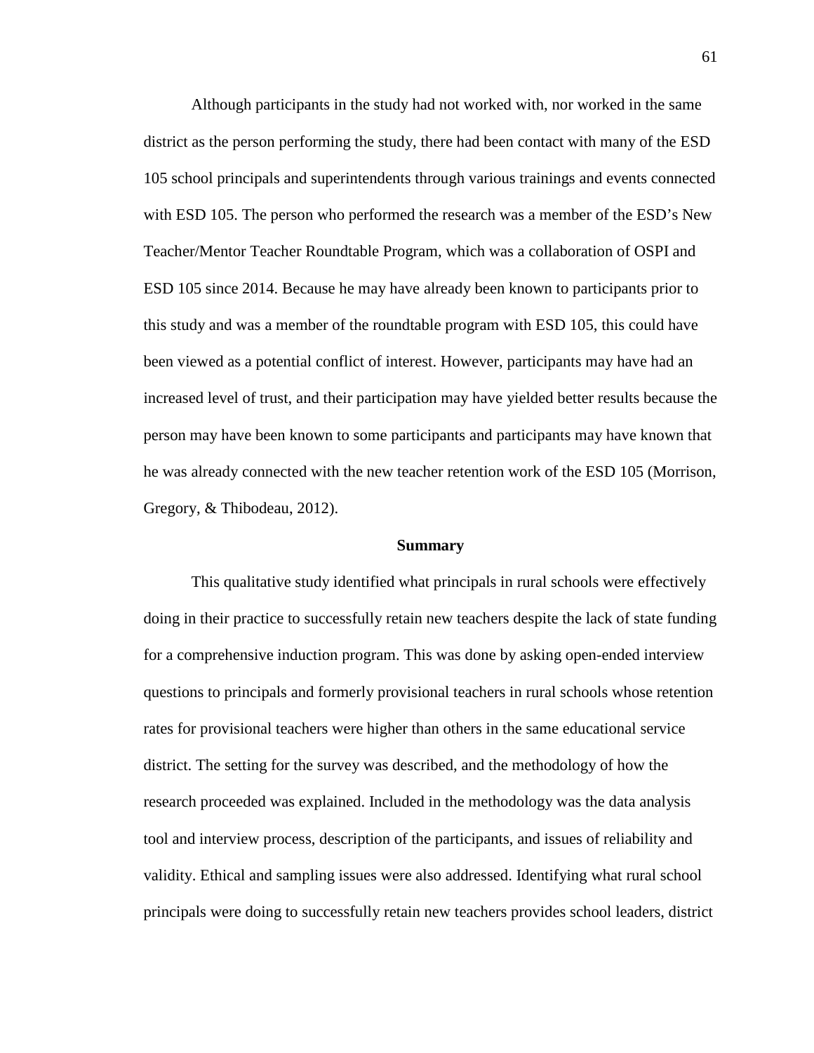Although participants in the study had not worked with, nor worked in the same district as the person performing the study, there had been contact with many of the ESD 105 school principals and superintendents through various trainings and events connected with ESD 105. The person who performed the research was a member of the ESD's New Teacher/Mentor Teacher Roundtable Program, which was a collaboration of OSPI and ESD 105 since 2014. Because he may have already been known to participants prior to this study and was a member of the roundtable program with ESD 105, this could have been viewed as a potential conflict of interest. However, participants may have had an increased level of trust, and their participation may have yielded better results because the person may have been known to some participants and participants may have known that he was already connected with the new teacher retention work of the ESD 105 (Morrison, Gregory, & Thibodeau, 2012).

## Summary

This qualitative study identified what principals in rural schools were effectively doing in their practice to successfully retain new teachers despite the lack of state funding for a comprehensive induction program. This was done by asking open-ended interview questions to principals and formerly provisional teachers in rural schools whose retention rates for provisional teachers were higher than others in the same educational service district. The setting for the survey was described, and the methodology of how the research proceeded was explained. Included in the methodology was the data analysis tool and interview process, description of the participants, and issues of reliability and validity. Ethical and sampling issues were also addressed. Identifying what rural school principals were doing to successfully retain new teachers provides school leaders, district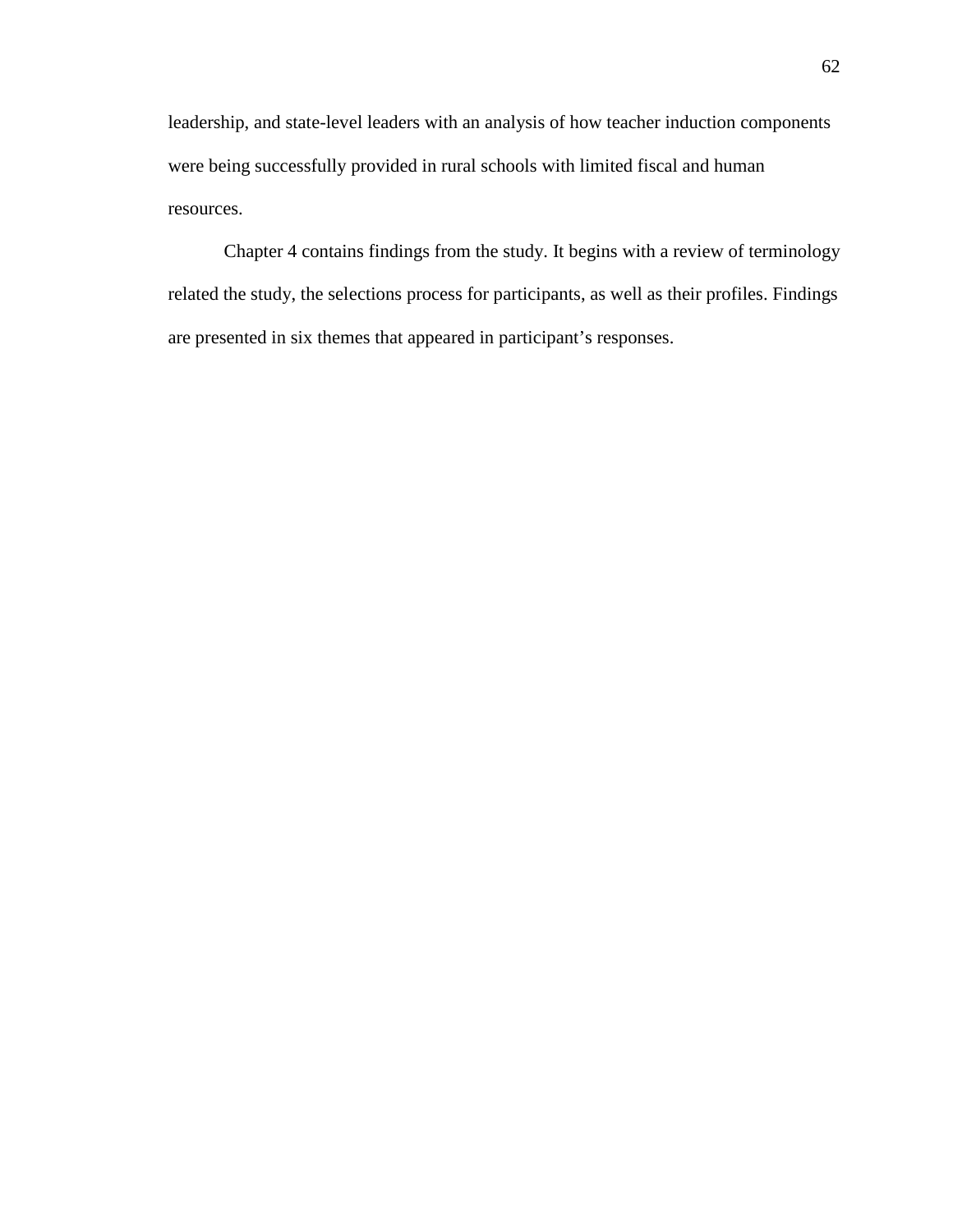leadership, and state-level leaders with an analysis of how teacher induction components were being successfully provided in rural schools with limited fiscal and human resources.

Chapter 4 contains findings from the study. It begins with a review of terminology related the study, the selections process for participants, as well as their profiles. Findings are presented in six themes that appeared in participant's responses.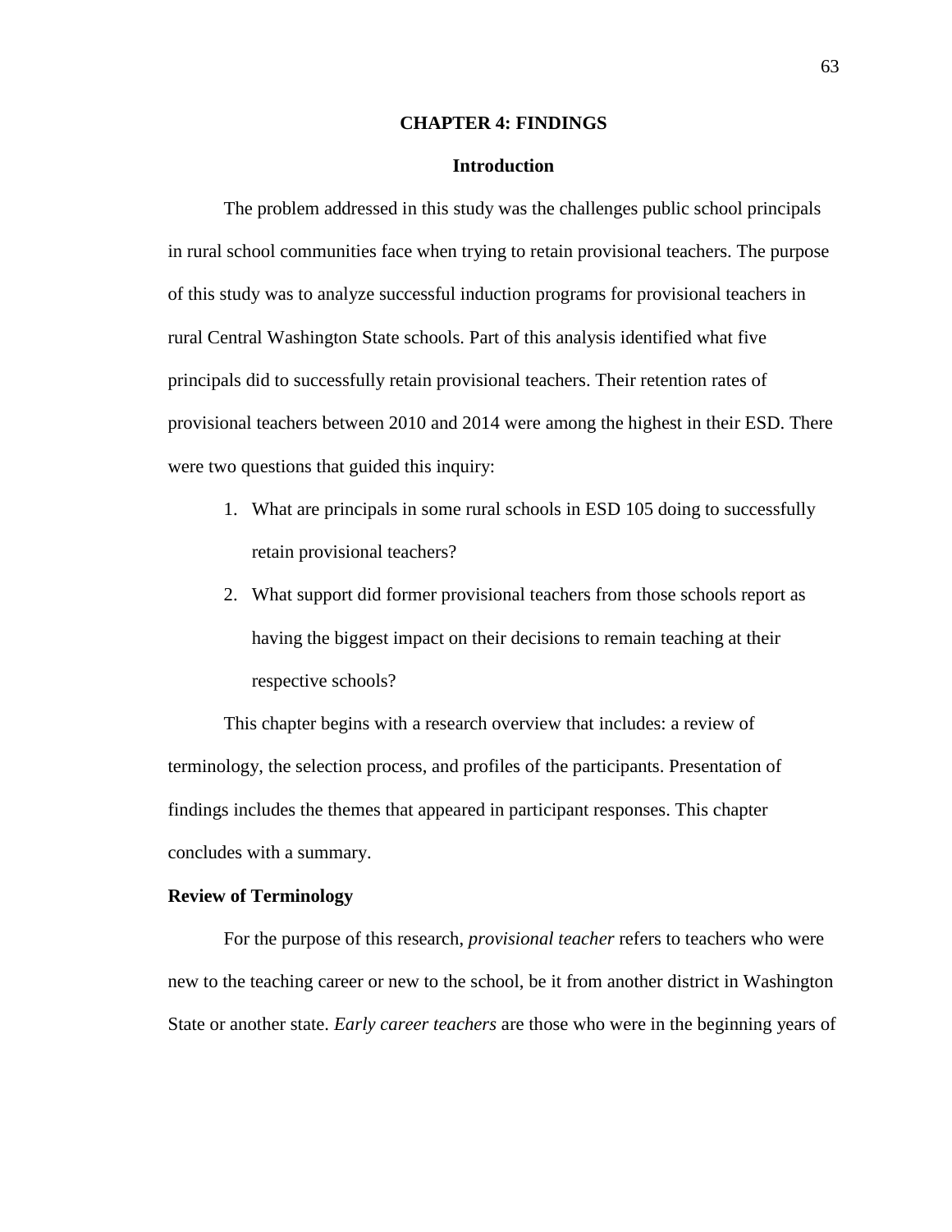# CHAPTER 4: FINDINGS

## Introduction

The problem addressed in this study was the challenges public school principals in rural school communities face when trying to retain provisional teachers. The purpose of this study was to analyze successful induction programs for provisional teachers in rural Central Washington State schools. Part of this analysis identified what five principals did to successfully retain provisional teachers. Their retention rates of provisional teachers between 2010 and 2014 were among the highest in their ESD. There were two questions that guided this inquiry:

1. What are principals in some rural schools in ESD 105 doing to successfully retain provisional teachers?
2. What support did former provisional teachers from those schools report as having the biggest impact on their decisions to remain teaching at their respective schools?

This chapter begins with a research overview that includes: a review of terminology, the selection process, and profiles of the participants. Presentation of findings includes the themes that appeared in participant responses. This chapter concludes with a summary.

### Review of Terminology

For the purpose of this research, *provisional teacher* refers to teachers who were new to the teaching career or new to the school, be it from another district in Washington State or another state. *Early career teachers* are those who were in the beginning years of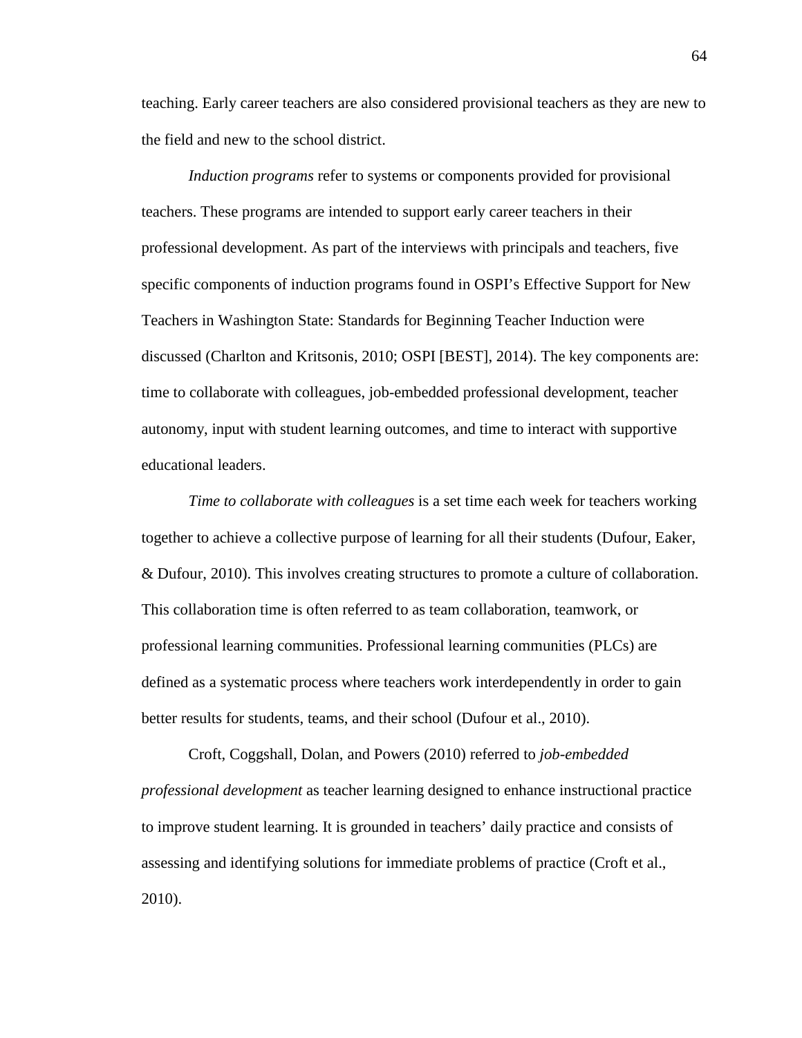teaching. Early career teachers are also considered provisional teachers as they are new to the field and new to the school district.

*Induction programs* refer to systems or components provided for provisional teachers. These programs are intended to support early career teachers in their professional development. As part of the interviews with principals and teachers, five specific components of induction programs found in OSPI's Effective Support for New Teachers in Washington State: Standards for Beginning Teacher Induction were discussed (Charlton and Kritsonis, 2010; OSPI [BEST], 2014). The key components are: time to collaborate with colleagues, job-embedded professional development, teacher autonomy, input with student learning outcomes, and time to interact with supportive educational leaders.

*Time to collaborate with colleagues* is a set time each week for teachers working together to achieve a collective purpose of learning for all their students (Dufour, Eaker, & Dufour, 2010). This involves creating structures to promote a culture of collaboration. This collaboration time is often referred to as team collaboration, teamwork, or professional learning communities. Professional learning communities (PLCs) are defined as a systematic process where teachers work interdependently in order to gain better results for students, teams, and their school (Dufour et al., 2010).

Croft, Coggshall, Dolan, and Powers (2010) referred to *job-embedded professional development* as teacher learning designed to enhance instructional practice to improve student learning. It is grounded in teachers' daily practice and consists of assessing and identifying solutions for immediate problems of practice (Croft et al., 2010).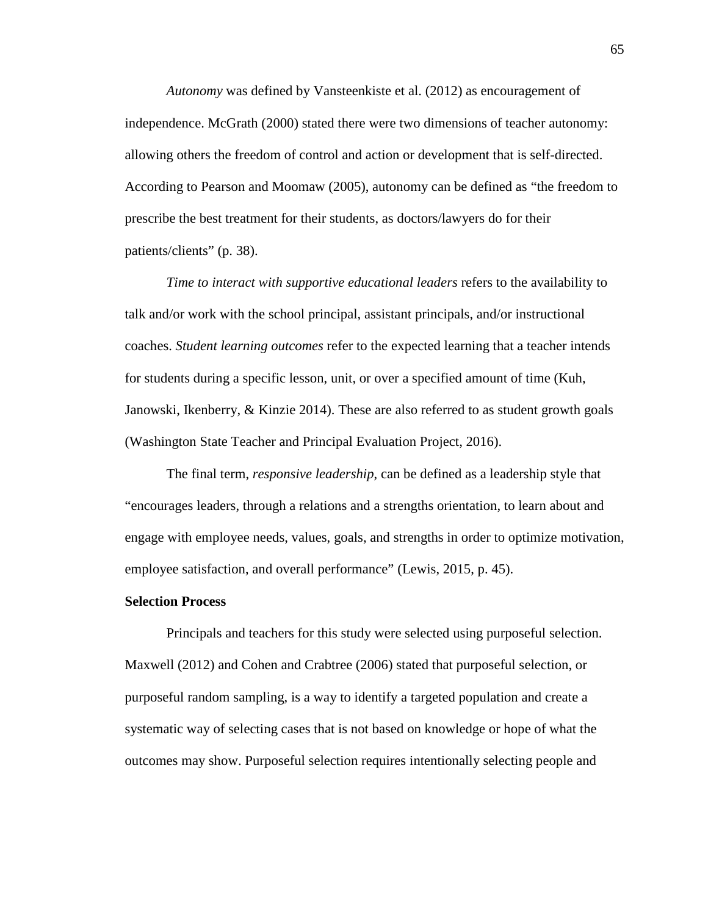*Autonomy* was defined by Vansteenkiste et al. (2012) as encouragement of independence. McGrath (2000) stated there were two dimensions of teacher autonomy: allowing others the freedom of control and action or development that is self-directed. According to Pearson and Moomaw (2005), autonomy can be defined as "the freedom to prescribe the best treatment for their students, as doctors/lawyers do for their patients/clients" (p. 38).

*Time to interact with supportive educational leaders* refers to the availability to talk and/or work with the school principal, assistant principals, and/or instructional coaches. *Student learning outcomes* refer to the expected learning that a teacher intends for students during a specific lesson, unit, or over a specified amount of time (Kuh, Janowski, Ikenberry, & Kinzie 2014). These are also referred to as student growth goals (Washington State Teacher and Principal Evaluation Project, 2016).

The final term, *responsive leadership*, can be defined as a leadership style that "encourages leaders, through a relations and a strengths orientation, to learn about and engage with employee needs, values, goals, and strengths in order to optimize motivation, employee satisfaction, and overall performance" (Lewis, 2015, p. 45).

**Selection Process**

Principals and teachers for this study were selected using purposeful selection. Maxwell (2012) and Cohen and Crabtree (2006) stated that purposeful selection, or purposeful random sampling, is a way to identify a targeted population and create a systematic way of selecting cases that is not based on knowledge or hope of what the outcomes may show. Purposeful selection requires intentionally selecting people and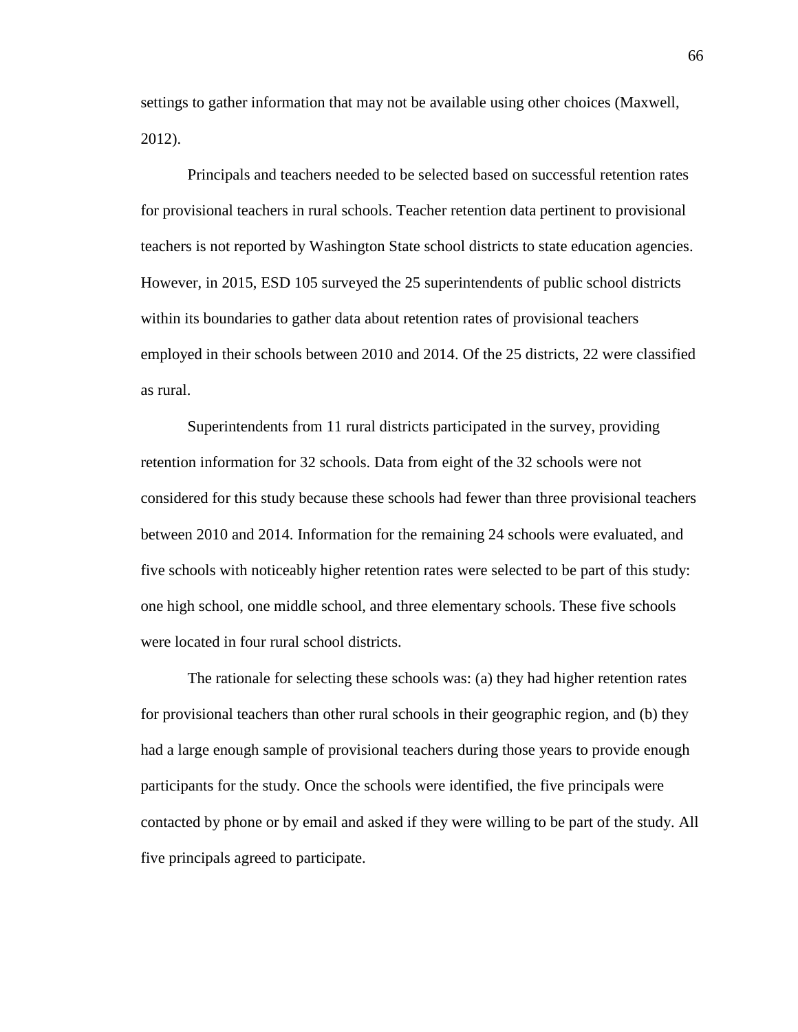settings to gather information that may not be available using other choices (Maxwell, 2012).

Principals and teachers needed to be selected based on successful retention rates for provisional teachers in rural schools. Teacher retention data pertinent to provisional teachers is not reported by Washington State school districts to state education agencies. However, in 2015, ESD 105 surveyed the 25 superintendents of public school districts within its boundaries to gather data about retention rates of provisional teachers employed in their schools between 2010 and 2014. Of the 25 districts, 22 were classified as rural.

Superintendents from 11 rural districts participated in the survey, providing retention information for 32 schools. Data from eight of the 32 schools were not considered for this study because these schools had fewer than three provisional teachers between 2010 and 2014. Information for the remaining 24 schools were evaluated, and five schools with noticeably higher retention rates were selected to be part of this study: one high school, one middle school, and three elementary schools. These five schools were located in four rural school districts.

The rationale for selecting these schools was: (a) they had higher retention rates for provisional teachers than other rural schools in their geographic region, and (b) they had a large enough sample of provisional teachers during those years to provide enough participants for the study. Once the schools were identified, the five principals were contacted by phone or by email and asked if they were willing to be part of the study. All five principals agreed to participate.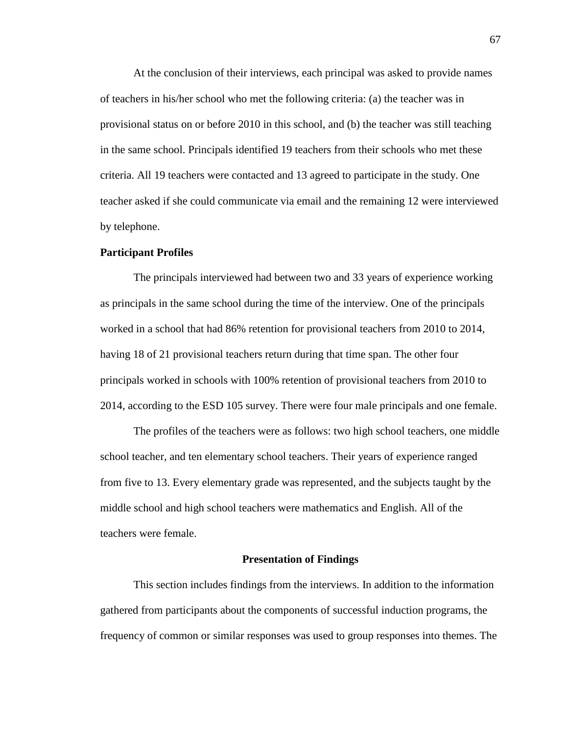At the conclusion of their interviews, each principal was asked to provide names of teachers in his/her school who met the following criteria: (a) the teacher was in provisional status on or before 2010 in this school, and (b) the teacher was still teaching in the same school. Principals identified 19 teachers from their schools who met these criteria. All 19 teachers were contacted and 13 agreed to participate in the study. One teacher asked if she could communicate via email and the remaining 12 were interviewed by telephone.

### Participant Profiles

The principals interviewed had between two and 33 years of experience working as principals in the same school during the time of the interview. One of the principals worked in a school that had 86% retention for provisional teachers from 2010 to 2014, having 18 of 21 provisional teachers return during that time span. The other four principals worked in schools with 100% retention of provisional teachers from 2010 to 2014, according to the ESD 105 survey. There were four male principals and one female.

The profiles of the teachers were as follows: two high school teachers, one middle school teacher, and ten elementary school teachers. Their years of experience ranged from five to 13. Every elementary grade was represented, and the subjects taught by the middle school and high school teachers were mathematics and English. All of the teachers were female.

## Presentation of Findings

This section includes findings from the interviews. In addition to the information gathered from participants about the components of successful induction programs, the frequency of common or similar responses was used to group responses into themes. The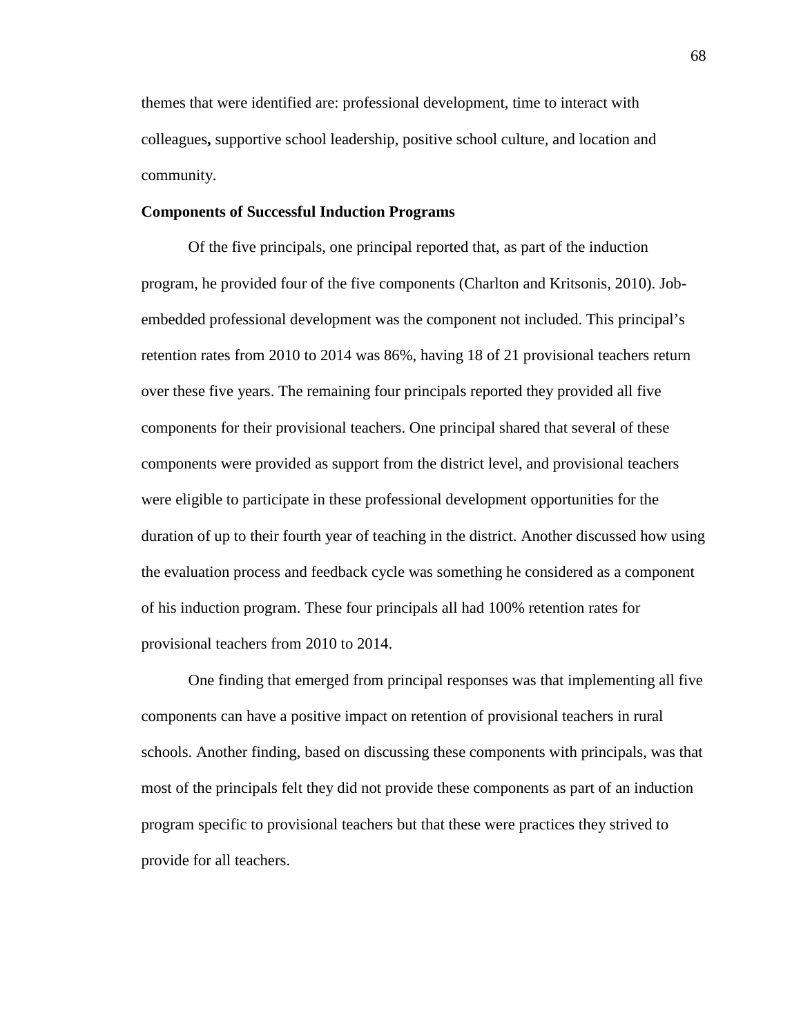themes that were identified are: professional development, time to interact with colleagues**,** supportive school leadership, positive school culture, and location and community.

**Components of Successful Induction Programs**

Of the five principals, one principal reported that, as part of the induction program, he provided four of the five components (Charlton and Kritsonis, 2010). Job-embedded professional development was the component not included. This principal's retention rates from 2010 to 2014 was 86%, having 18 of 21 provisional teachers return over these five years. The remaining four principals reported they provided all five components for their provisional teachers. One principal shared that several of these components were provided as support from the district level, and provisional teachers were eligible to participate in these professional development opportunities for the duration of up to their fourth year of teaching in the district. Another discussed how using the evaluation process and feedback cycle was something he considered as a component of his induction program. These four principals all had 100% retention rates for provisional teachers from 2010 to 2014.

One finding that emerged from principal responses was that implementing all five components can have a positive impact on retention of provisional teachers in rural schools. Another finding, based on discussing these components with principals, was that most of the principals felt they did not provide these components as part of an induction program specific to provisional teachers but that these were practices they strived to provide for all teachers.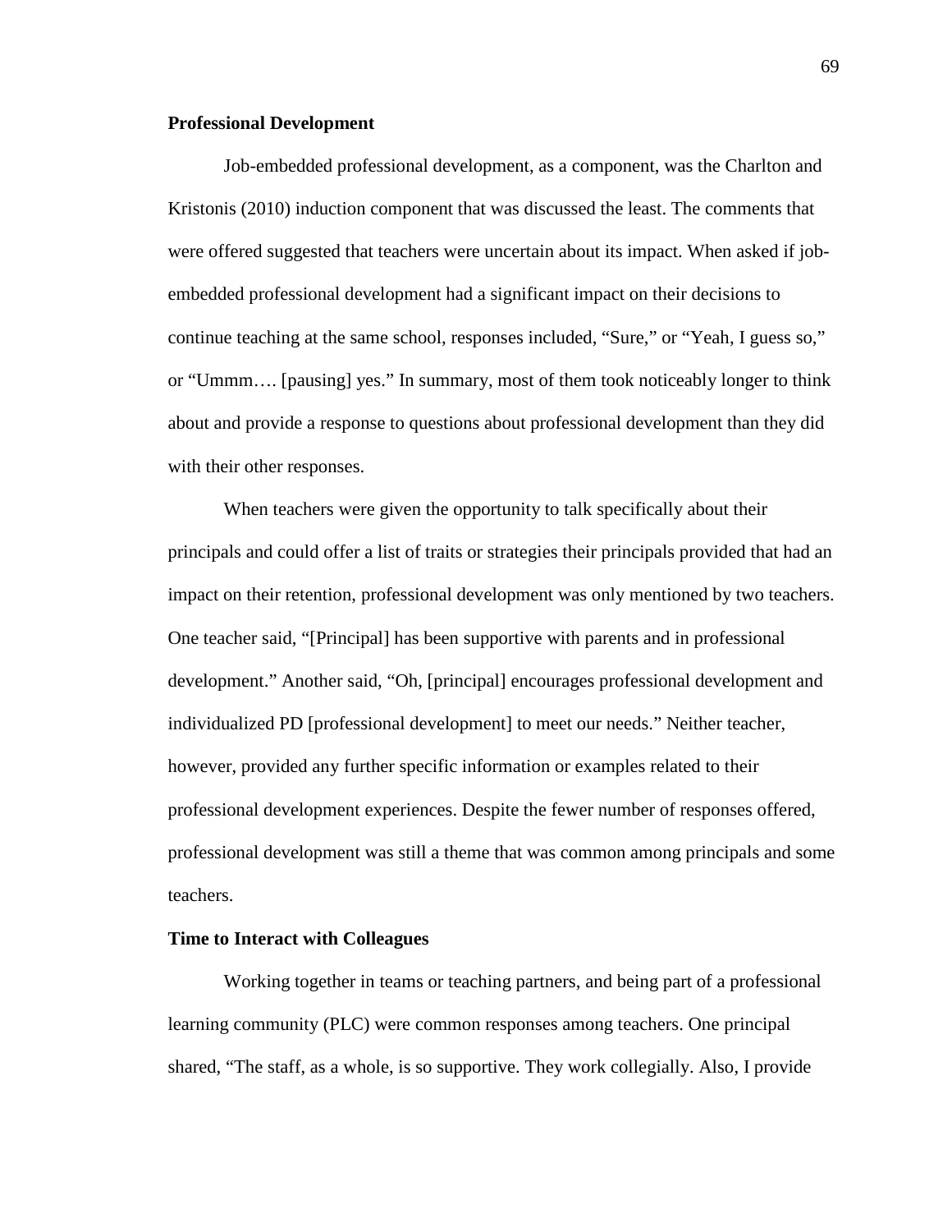**Professional Development**

Job-embedded professional development, as a component, was the Charlton and Kristonis (2010) induction component that was discussed the least. The comments that were offered suggested that teachers were uncertain about its impact. When asked if job-embedded professional development had a significant impact on their decisions to continue teaching at the same school, responses included, "Sure," or "Yeah, I guess so," or "Ummm…. [pausing] yes." In summary, most of them took noticeably longer to think about and provide a response to questions about professional development than they did with their other responses.

When teachers were given the opportunity to talk specifically about their principals and could offer a list of traits or strategies their principals provided that had an impact on their retention, professional development was only mentioned by two teachers. One teacher said, "[Principal] has been supportive with parents and in professional development." Another said, "Oh, [principal] encourages professional development and individualized PD [professional development] to meet our needs." Neither teacher, however, provided any further specific information or examples related to their professional development experiences. Despite the fewer number of responses offered, professional development was still a theme that was common among principals and some teachers.

**Time to Interact with Colleagues**

Working together in teams or teaching partners, and being part of a professional learning community (PLC) were common responses among teachers. One principal shared, "The staff, as a whole, is so supportive. They work collegially. Also, I provide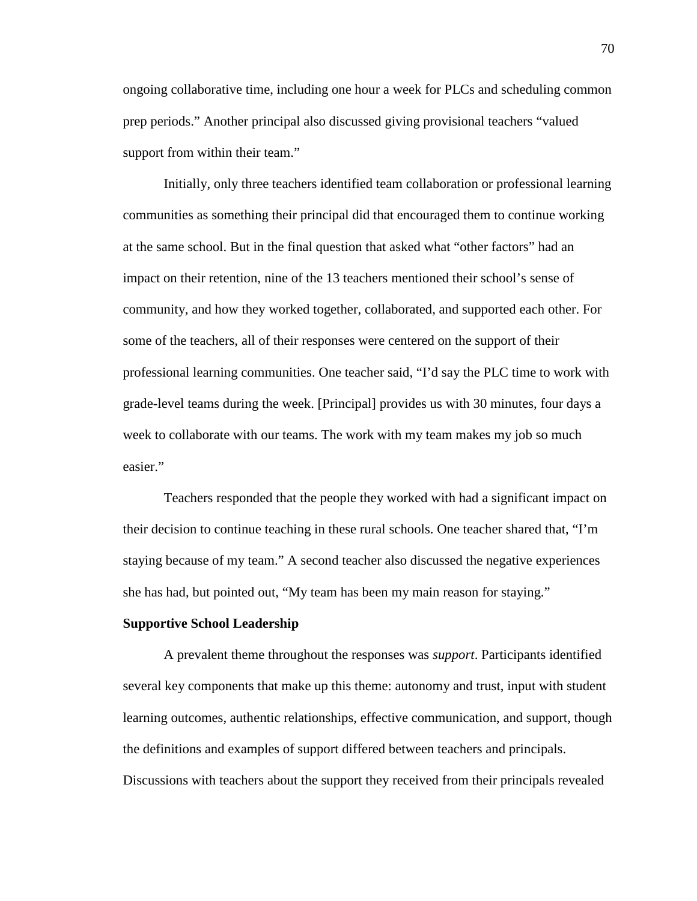ongoing collaborative time, including one hour a week for PLCs and scheduling common prep periods." Another principal also discussed giving provisional teachers "valued support from within their team."

Initially, only three teachers identified team collaboration or professional learning communities as something their principal did that encouraged them to continue working at the same school. But in the final question that asked what "other factors" had an impact on their retention, nine of the 13 teachers mentioned their school's sense of community, and how they worked together, collaborated, and supported each other. For some of the teachers, all of their responses were centered on the support of their professional learning communities. One teacher said, "I'd say the PLC time to work with grade-level teams during the week. [Principal] provides us with 30 minutes, four days a week to collaborate with our teams. The work with my team makes my job so much easier."

Teachers responded that the people they worked with had a significant impact on their decision to continue teaching in these rural schools. One teacher shared that, "I'm staying because of my team." A second teacher also discussed the negative experiences she has had, but pointed out, "My team has been my main reason for staying."

**Supportive School Leadership**

A prevalent theme throughout the responses was *support*. Participants identified several key components that make up this theme: autonomy and trust, input with student learning outcomes, authentic relationships, effective communication, and support, though the definitions and examples of support differed between teachers and principals. Discussions with teachers about the support they received from their principals revealed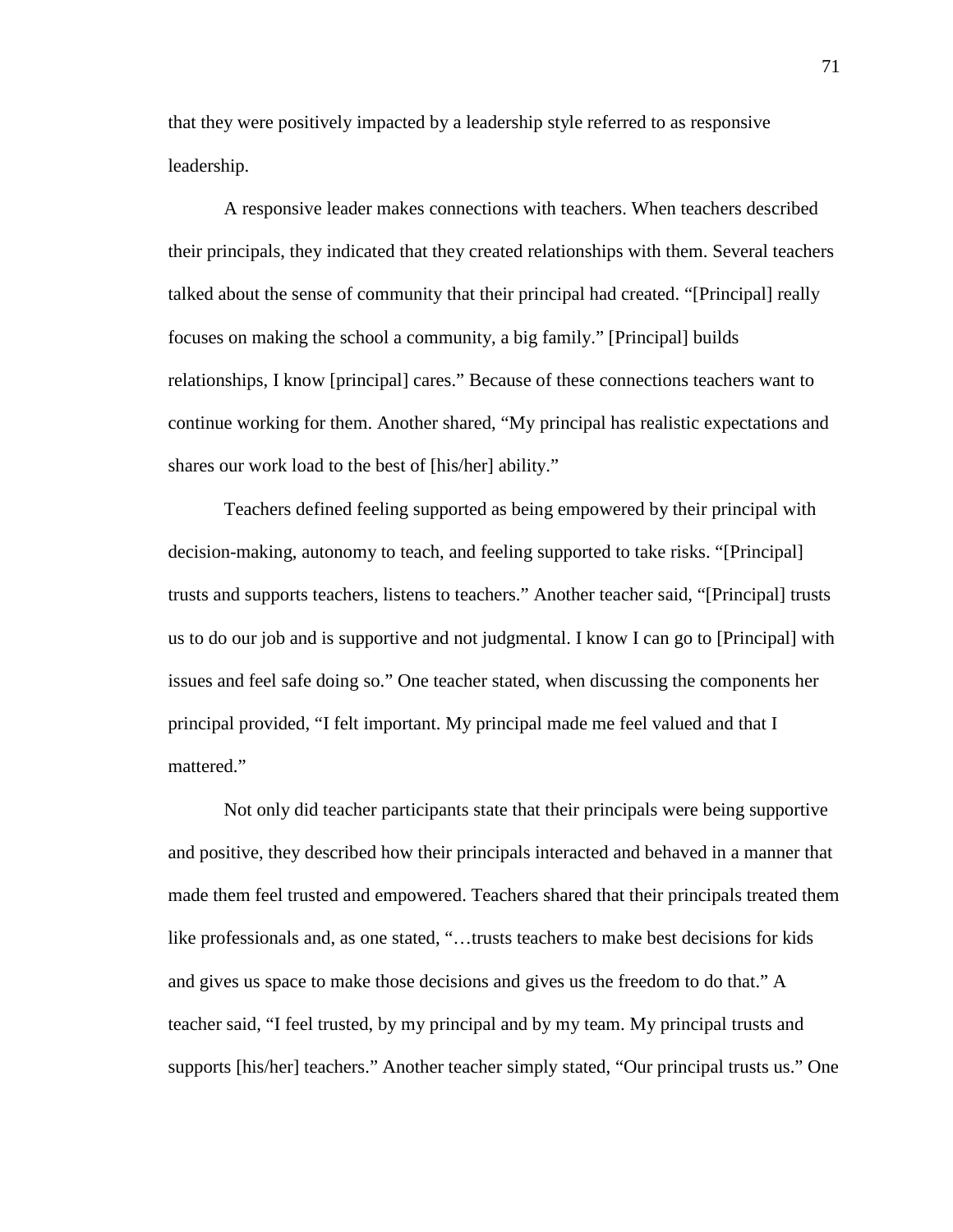that they were positively impacted by a leadership style referred to as responsive leadership.

A responsive leader makes connections with teachers. When teachers described their principals, they indicated that they created relationships with them. Several teachers talked about the sense of community that their principal had created. “[Principal] really focuses on making the school a community, a big family.” [Principal] builds relationships, I know [principal] cares.” Because of these connections teachers want to continue working for them. Another shared, “My principal has realistic expectations and shares our work load to the best of [his/her] ability.”

Teachers defined feeling supported as being empowered by their principal with decision-making, autonomy to teach, and feeling supported to take risks. “[Principal] trusts and supports teachers, listens to teachers.” Another teacher said, “[Principal] trusts us to do our job and is supportive and not judgmental. I know I can go to [Principal] with issues and feel safe doing so.” One teacher stated, when discussing the components her principal provided, “I felt important. My principal made me feel valued and that I mattered.”

Not only did teacher participants state that their principals were being supportive and positive, they described how their principals interacted and behaved in a manner that made them feel trusted and empowered. Teachers shared that their principals treated them like professionals and, as one stated, “…trusts teachers to make best decisions for kids and gives us space to make those decisions and gives us the freedom to do that.” A teacher said, “I feel trusted, by my principal and by my team. My principal trusts and supports [his/her] teachers.” Another teacher simply stated, “Our principal trusts us.” One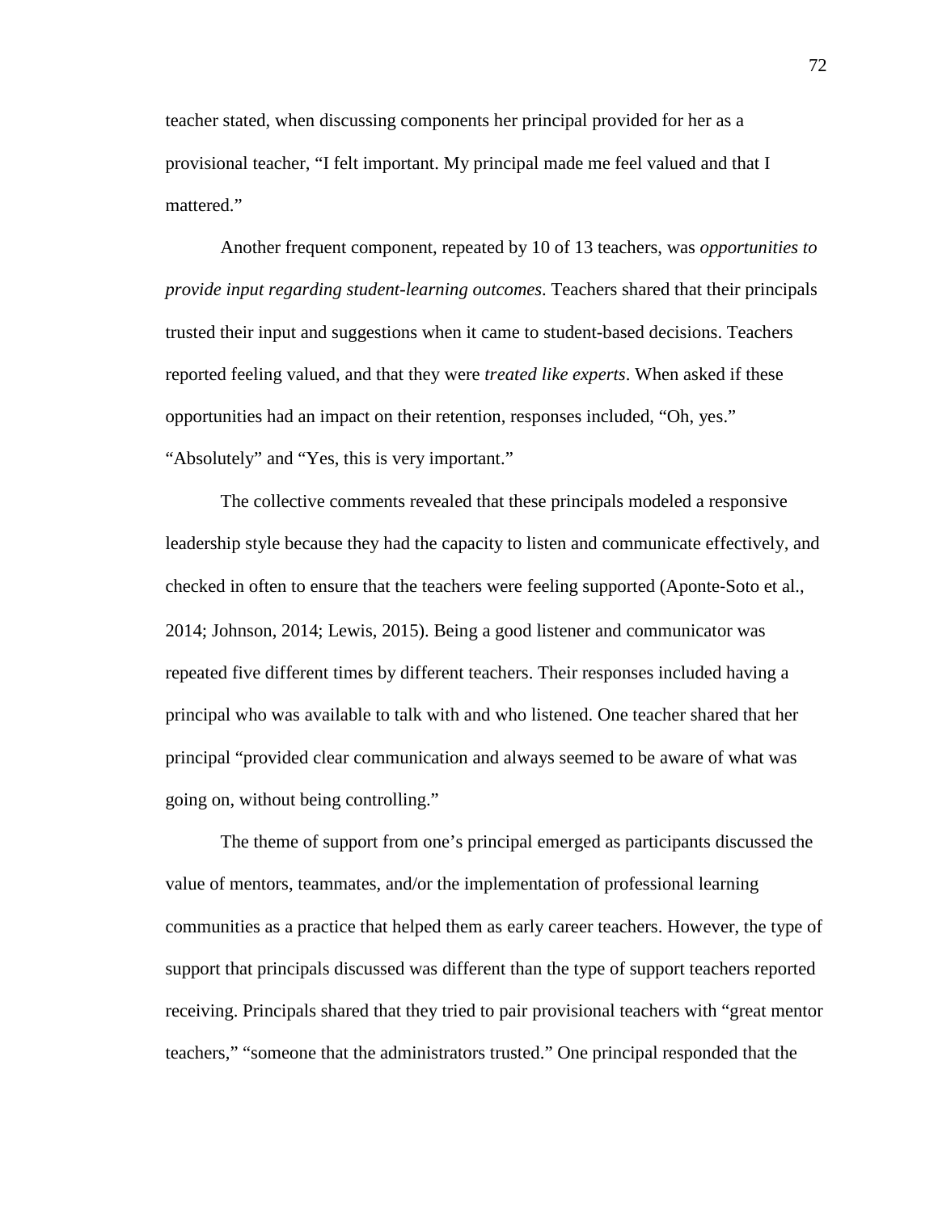teacher stated, when discussing components her principal provided for her as a provisional teacher, “I felt important. My principal made me feel valued and that I mattered.”

Another frequent component, repeated by 10 of 13 teachers, was *opportunities to provide input regarding student-learning outcomes*. Teachers shared that their principals trusted their input and suggestions when it came to student-based decisions. Teachers reported feeling valued, and that they were *treated like experts*. When asked if these opportunities had an impact on their retention, responses included, “Oh, yes.” “Absolutely” and “Yes, this is very important.”

The collective comments revealed that these principals modeled a responsive leadership style because they had the capacity to listen and communicate effectively, and checked in often to ensure that the teachers were feeling supported (Aponte-Soto et al., 2014; Johnson, 2014; Lewis, 2015). Being a good listener and communicator was repeated five different times by different teachers. Their responses included having a principal who was available to talk with and who listened. One teacher shared that her principal “provided clear communication and always seemed to be aware of what was going on, without being controlling.”

The theme of support from one’s principal emerged as participants discussed the value of mentors, teammates, and/or the implementation of professional learning communities as a practice that helped them as early career teachers. However, the type of support that principals discussed was different than the type of support teachers reported receiving. Principals shared that they tried to pair provisional teachers with “great mentor teachers,” “someone that the administrators trusted.” One principal responded that the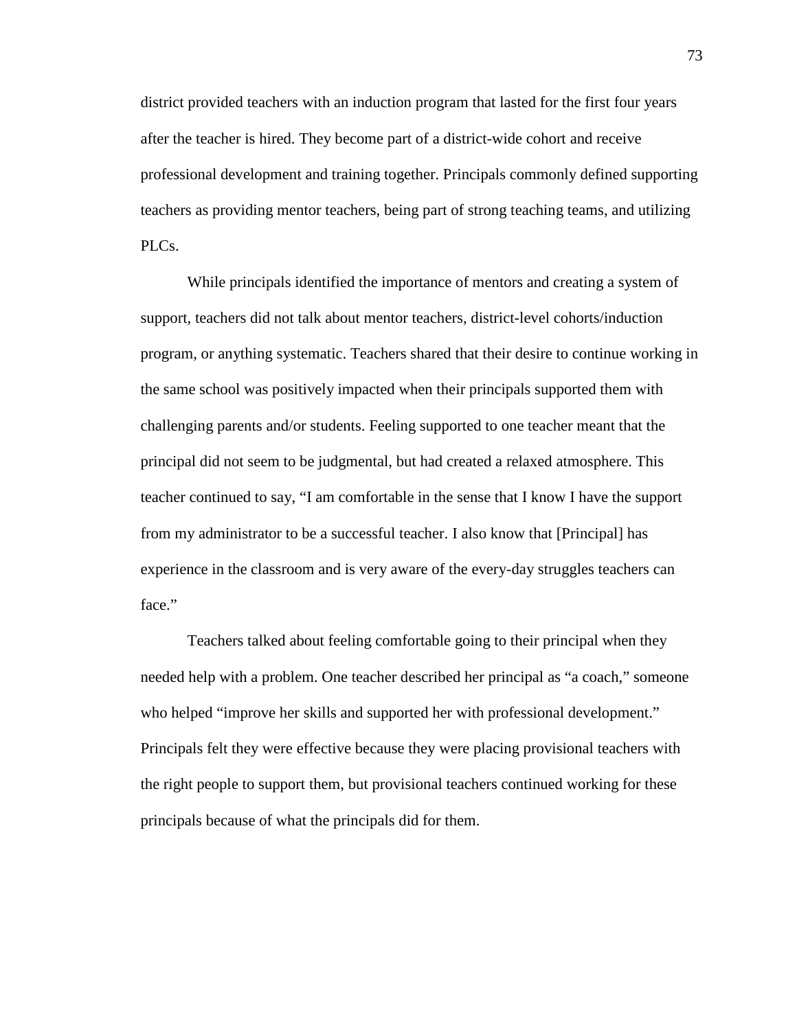district provided teachers with an induction program that lasted for the first four years after the teacher is hired. They become part of a district-wide cohort and receive professional development and training together. Principals commonly defined supporting teachers as providing mentor teachers, being part of strong teaching teams, and utilizing PLCs.

While principals identified the importance of mentors and creating a system of support, teachers did not talk about mentor teachers, district-level cohorts/induction program, or anything systematic. Teachers shared that their desire to continue working in the same school was positively impacted when their principals supported them with challenging parents and/or students. Feeling supported to one teacher meant that the principal did not seem to be judgmental, but had created a relaxed atmosphere. This teacher continued to say, "I am comfortable in the sense that I know I have the support from my administrator to be a successful teacher. I also know that [Principal] has experience in the classroom and is very aware of the every-day struggles teachers can face."

Teachers talked about feeling comfortable going to their principal when they needed help with a problem. One teacher described her principal as "a coach," someone who helped "improve her skills and supported her with professional development." Principals felt they were effective because they were placing provisional teachers with the right people to support them, but provisional teachers continued working for these principals because of what the principals did for them.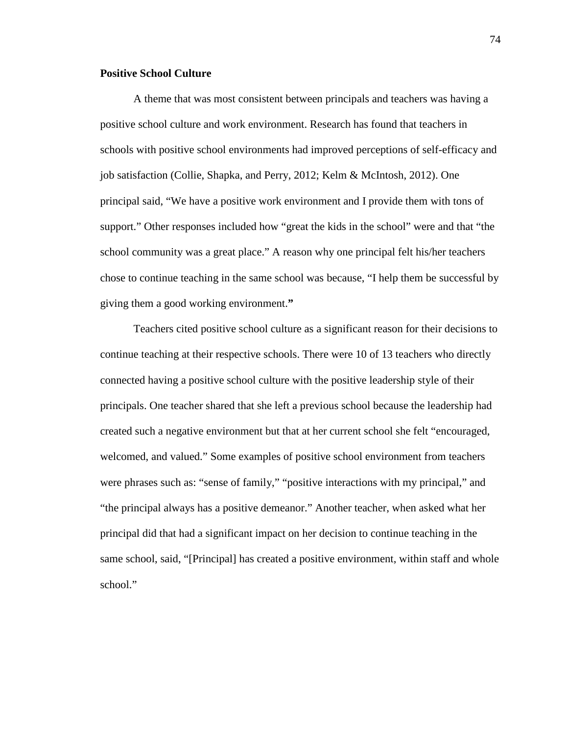**Positive School Culture**

A theme that was most consistent between principals and teachers was having a positive school culture and work environment. Research has found that teachers in schools with positive school environments had improved perceptions of self-efficacy and job satisfaction (Collie, Shapka, and Perry, 2012; Kelm & McIntosh, 2012). One principal said, "We have a positive work environment and I provide them with tons of support." Other responses included how "great the kids in the school" were and that "the school community was a great place." A reason why one principal felt his/her teachers chose to continue teaching in the same school was because, "I help them be successful by giving them a good working environment."

Teachers cited positive school culture as a significant reason for their decisions to continue teaching at their respective schools. There were 10 of 13 teachers who directly connected having a positive school culture with the positive leadership style of their principals. One teacher shared that she left a previous school because the leadership had created such a negative environment but that at her current school she felt "encouraged, welcomed, and valued." Some examples of positive school environment from teachers were phrases such as: "sense of family," "positive interactions with my principal," and "the principal always has a positive demeanor." Another teacher, when asked what her principal did that had a significant impact on her decision to continue teaching in the same school, said, "[Principal] has created a positive environment, within staff and whole school."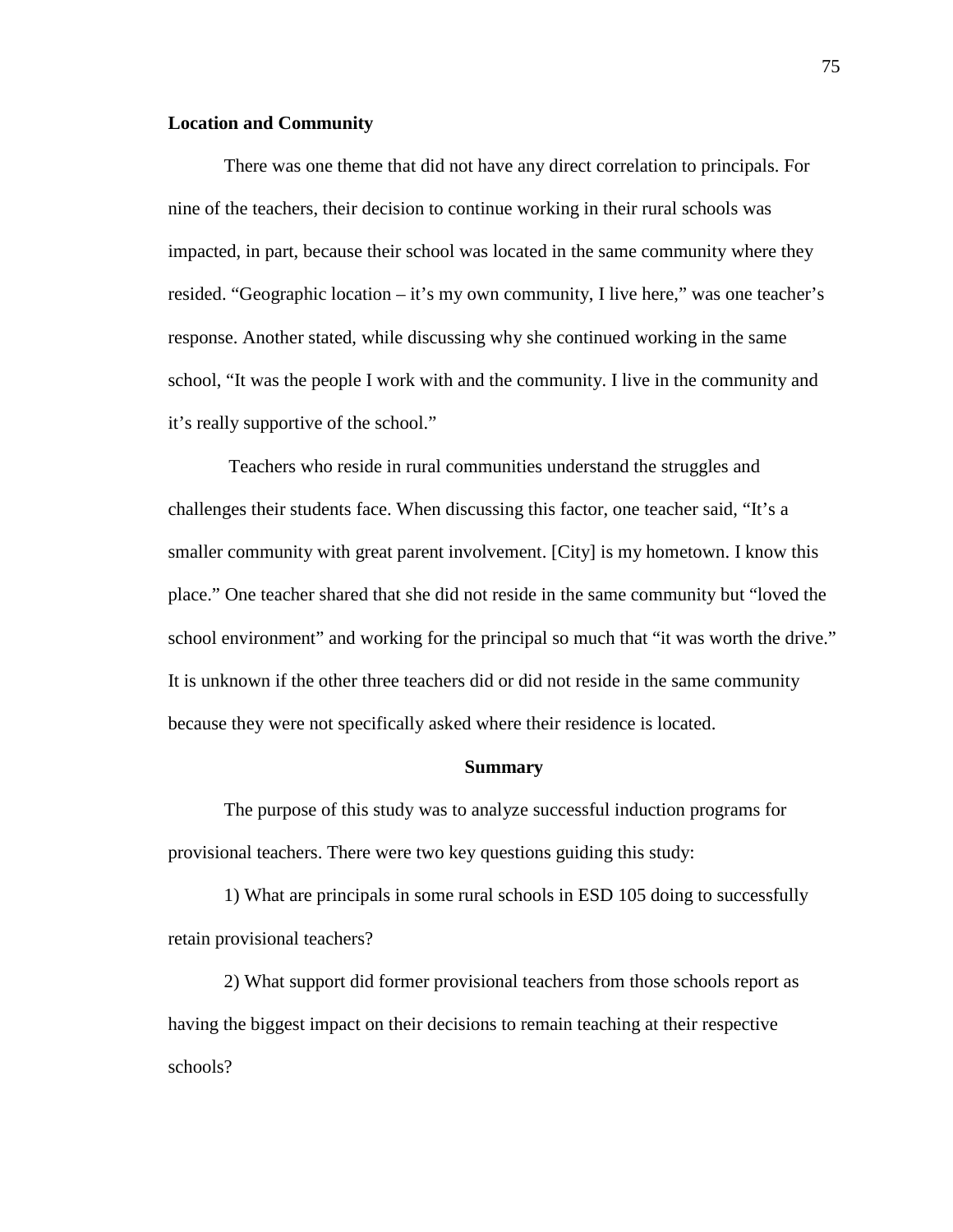### Location and Community

There was one theme that did not have any direct correlation to principals. For nine of the teachers, their decision to continue working in their rural schools was impacted, in part, because their school was located in the same community where they resided. "Geographic location – it's my own community, I live here," was one teacher's response. Another stated, while discussing why she continued working in the same school, "It was the people I work with and the community. I live in the community and it's really supportive of the school."

Teachers who reside in rural communities understand the struggles and challenges their students face. When discussing this factor, one teacher said, "It's a smaller community with great parent involvement. [City] is my hometown. I know this place." One teacher shared that she did not reside in the same community but "loved the school environment" and working for the principal so much that "it was worth the drive." It is unknown if the other three teachers did or did not reside in the same community because they were not specifically asked where their residence is located.

## Summary

The purpose of this study was to analyze successful induction programs for provisional teachers. There were two key questions guiding this study:

1) What are principals in some rural schools in ESD 105 doing to successfully retain provisional teachers?

2) What support did former provisional teachers from those schools report as having the biggest impact on their decisions to remain teaching at their respective schools?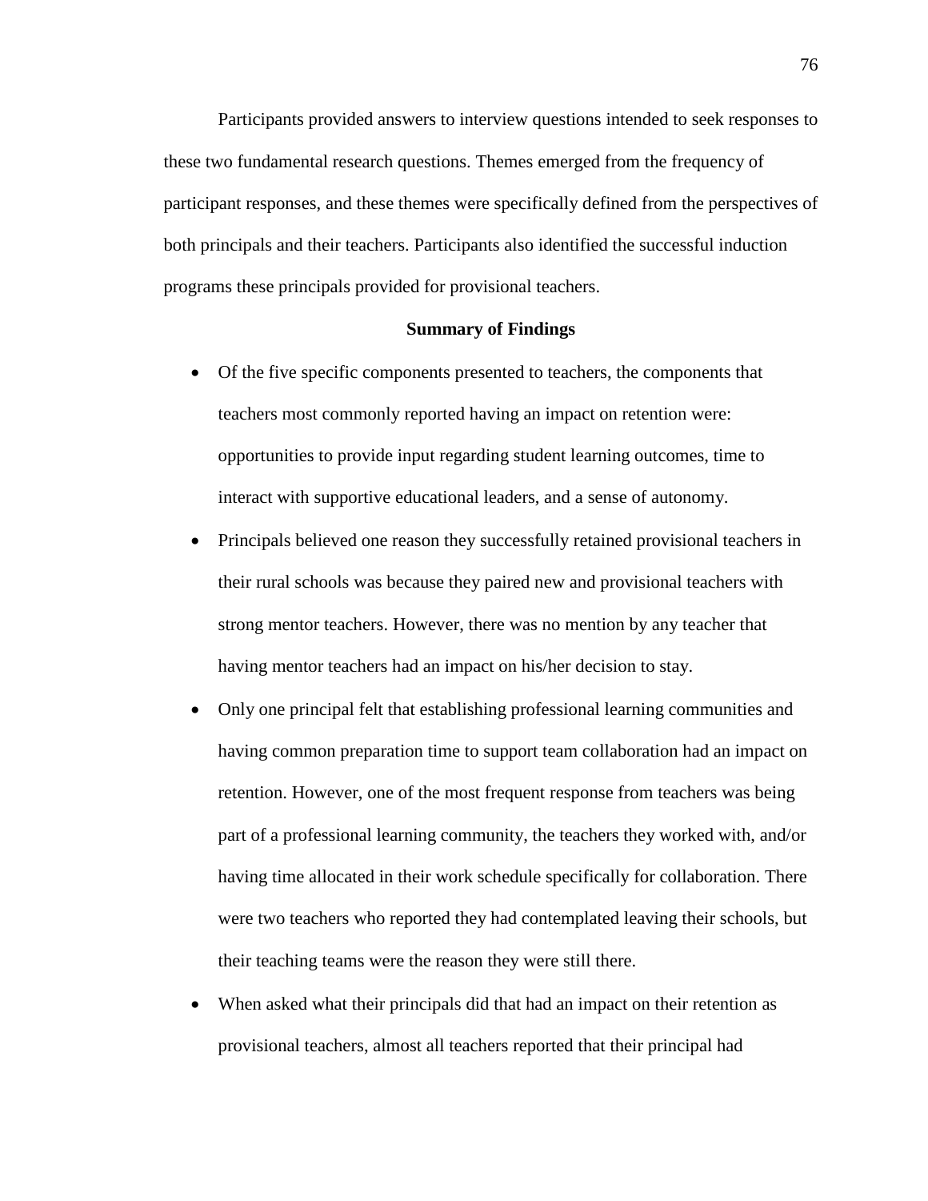Participants provided answers to interview questions intended to seek responses to these two fundamental research questions. Themes emerged from the frequency of participant responses, and these themes were specifically defined from the perspectives of both principals and their teachers. Participants also identified the successful induction programs these principals provided for provisional teachers.

## Summary of Findings

- Of the five specific components presented to teachers, the components that teachers most commonly reported having an impact on retention were: opportunities to provide input regarding student learning outcomes, time to interact with supportive educational leaders, and a sense of autonomy.
- Principals believed one reason they successfully retained provisional teachers in their rural schools was because they paired new and provisional teachers with strong mentor teachers. However, there was no mention by any teacher that having mentor teachers had an impact on his/her decision to stay.
- Only one principal felt that establishing professional learning communities and having common preparation time to support team collaboration had an impact on retention. However, one of the most frequent response from teachers was being part of a professional learning community, the teachers they worked with, and/or having time allocated in their work schedule specifically for collaboration. There were two teachers who reported they had contemplated leaving their schools, but their teaching teams were the reason they were still there.
- When asked what their principals did that had an impact on their retention as provisional teachers, almost all teachers reported that their principal had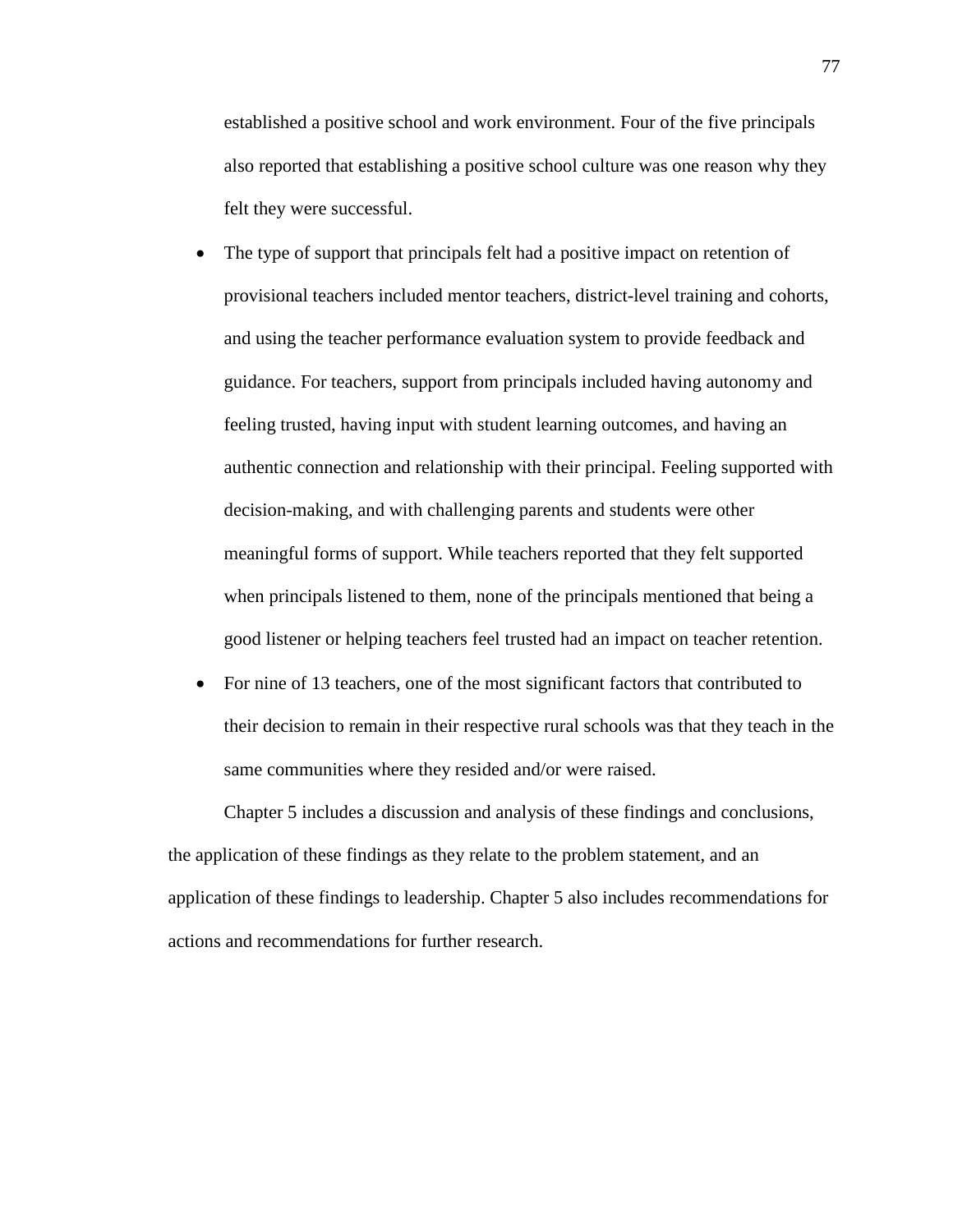established a positive school and work environment. Four of the five principals also reported that establishing a positive school culture was one reason why they felt they were successful.

- The type of support that principals felt had a positive impact on retention of provisional teachers included mentor teachers, district-level training and cohorts, and using the teacher performance evaluation system to provide feedback and guidance. For teachers, support from principals included having autonomy and feeling trusted, having input with student learning outcomes, and having an authentic connection and relationship with their principal. Feeling supported with decision-making, and with challenging parents and students were other meaningful forms of support. While teachers reported that they felt supported when principals listened to them, none of the principals mentioned that being a good listener or helping teachers feel trusted had an impact on teacher retention.
- For nine of 13 teachers, one of the most significant factors that contributed to their decision to remain in their respective rural schools was that they teach in the same communities where they resided and/or were raised.

Chapter 5 includes a discussion and analysis of these findings and conclusions, the application of these findings as they relate to the problem statement, and an application of these findings to leadership. Chapter 5 also includes recommendations for actions and recommendations for further research.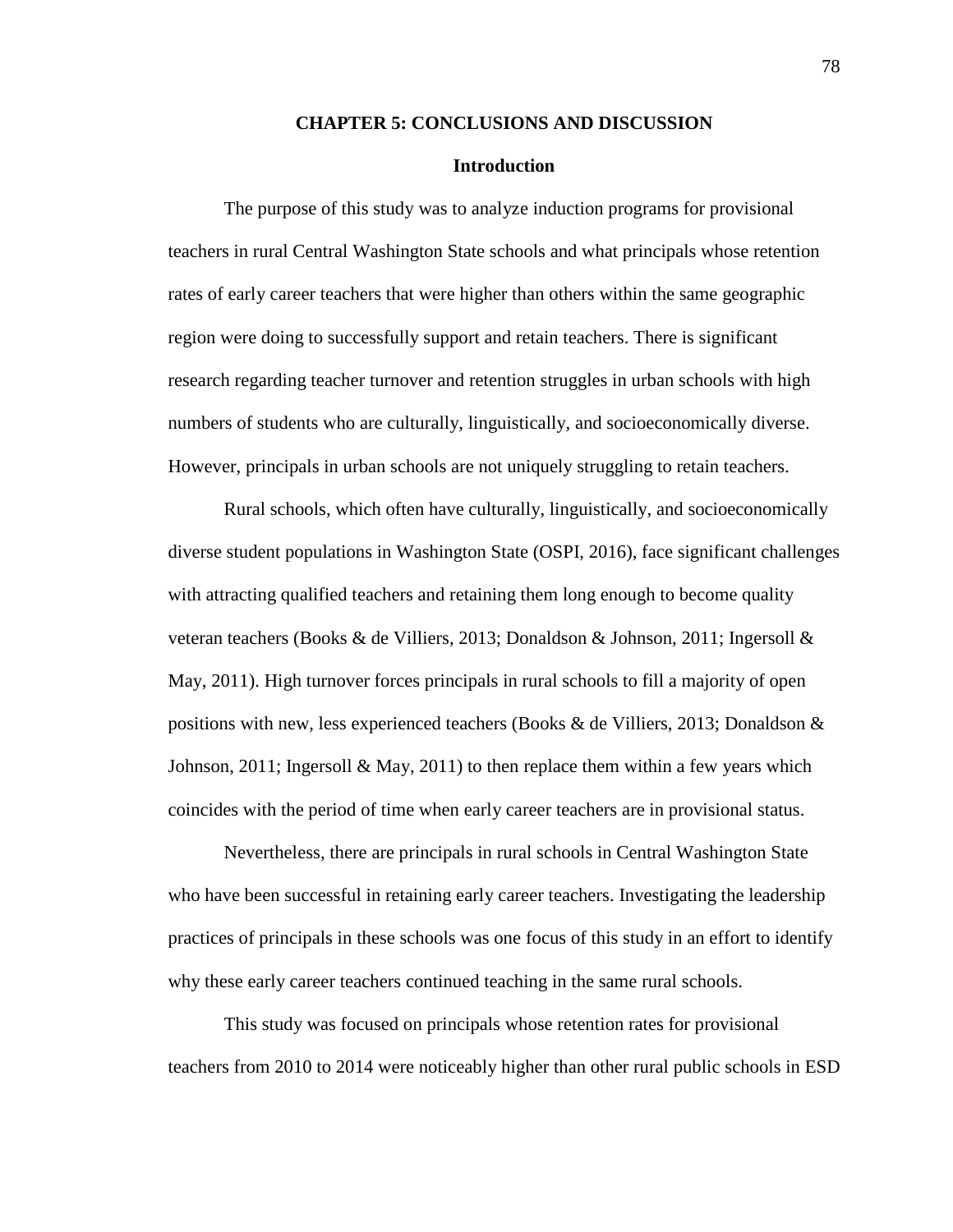# CHAPTER 5: CONCLUSIONS AND DISCUSSION

## Introduction

The purpose of this study was to analyze induction programs for provisional teachers in rural Central Washington State schools and what principals whose retention rates of early career teachers that were higher than others within the same geographic region were doing to successfully support and retain teachers. There is significant research regarding teacher turnover and retention struggles in urban schools with high numbers of students who are culturally, linguistically, and socioeconomically diverse. However, principals in urban schools are not uniquely struggling to retain teachers.

Rural schools, which often have culturally, linguistically, and socioeconomically diverse student populations in Washington State (OSPI, 2016), face significant challenges with attracting qualified teachers and retaining them long enough to become quality veteran teachers (Books & de Villiers, 2013; Donaldson & Johnson, 2011; Ingersoll & May, 2011). High turnover forces principals in rural schools to fill a majority of open positions with new, less experienced teachers (Books & de Villiers, 2013; Donaldson & Johnson, 2011; Ingersoll & May, 2011) to then replace them within a few years which coincides with the period of time when early career teachers are in provisional status.

Nevertheless, there are principals in rural schools in Central Washington State who have been successful in retaining early career teachers. Investigating the leadership practices of principals in these schools was one focus of this study in an effort to identify why these early career teachers continued teaching in the same rural schools.

This study was focused on principals whose retention rates for provisional teachers from 2010 to 2014 were noticeably higher than other rural public schools in ESD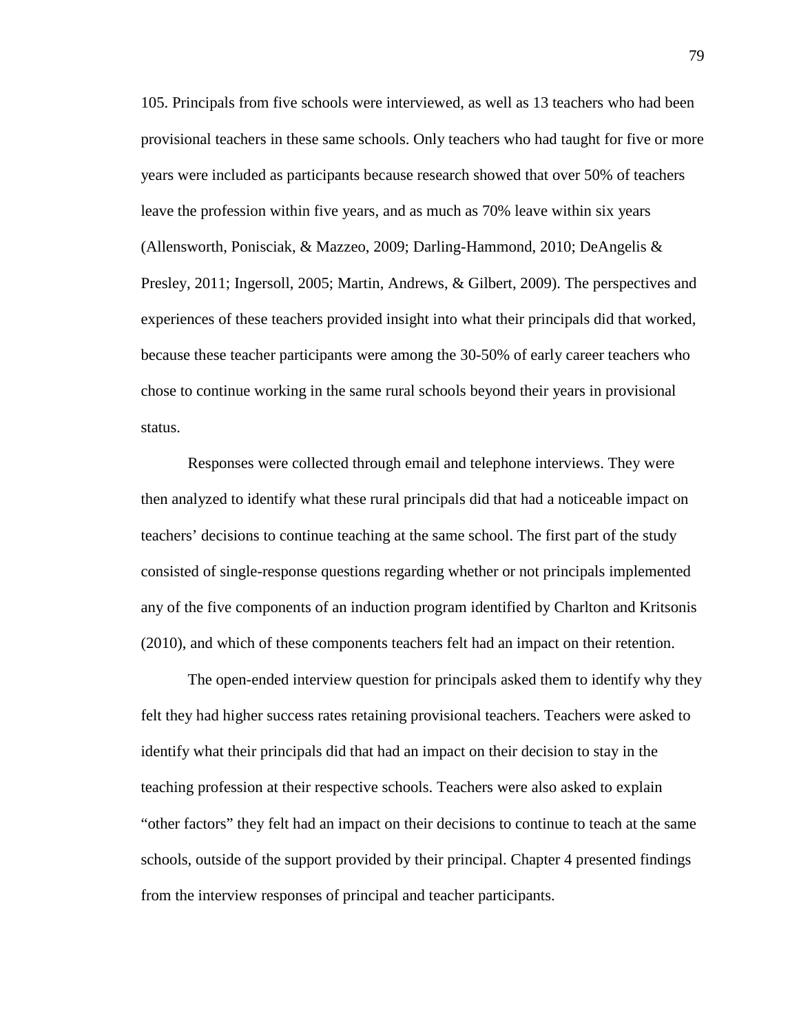105. Principals from five schools were interviewed, as well as 13 teachers who had been provisional teachers in these same schools. Only teachers who had taught for five or more years were included as participants because research showed that over 50% of teachers leave the profession within five years, and as much as 70% leave within six years (Allensworth, Ponisciak, & Mazzeo, 2009; Darling-Hammond, 2010; DeAngelis & Presley, 2011; Ingersoll, 2005; Martin, Andrews, & Gilbert, 2009). The perspectives and experiences of these teachers provided insight into what their principals did that worked, because these teacher participants were among the 30-50% of early career teachers who chose to continue working in the same rural schools beyond their years in provisional status.

Responses were collected through email and telephone interviews. They were then analyzed to identify what these rural principals did that had a noticeable impact on teachers' decisions to continue teaching at the same school. The first part of the study consisted of single-response questions regarding whether or not principals implemented any of the five components of an induction program identified by Charlton and Kritsonis (2010), and which of these components teachers felt had an impact on their retention.

The open-ended interview question for principals asked them to identify why they felt they had higher success rates retaining provisional teachers. Teachers were asked to identify what their principals did that had an impact on their decision to stay in the teaching profession at their respective schools. Teachers were also asked to explain "other factors" they felt had an impact on their decisions to continue to teach at the same schools, outside of the support provided by their principal. Chapter 4 presented findings from the interview responses of principal and teacher participants.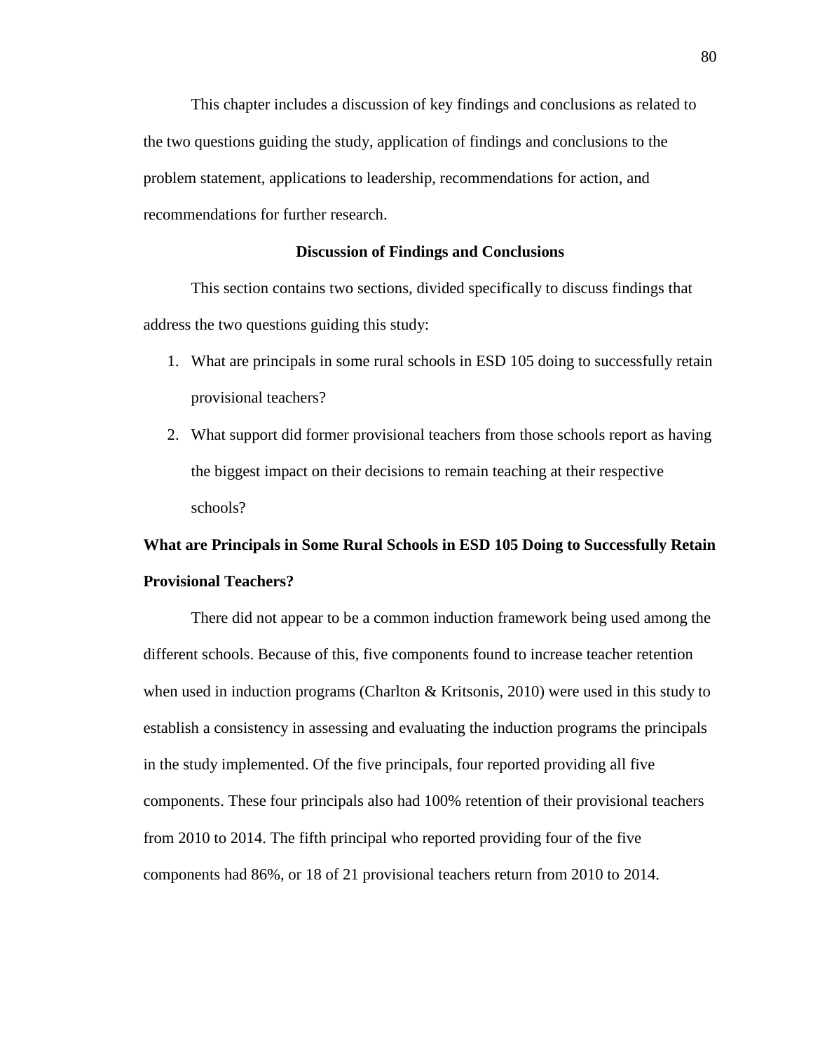This chapter includes a discussion of key findings and conclusions as related to the two questions guiding the study, application of findings and conclusions to the problem statement, applications to leadership, recommendations for action, and recommendations for further research.

## Discussion of Findings and Conclusions

This section contains two sections, divided specifically to discuss findings that address the two questions guiding this study:

1. What are principals in some rural schools in ESD 105 doing to successfully retain provisional teachers?
2. What support did former provisional teachers from those schools report as having the biggest impact on their decisions to remain teaching at their respective schools?

### What are Principals in Some Rural Schools in ESD 105 Doing to Successfully Retain Provisional Teachers?

There did not appear to be a common induction framework being used among the different schools. Because of this, five components found to increase teacher retention when used in induction programs (Charlton & Kritsonis, 2010) were used in this study to establish a consistency in assessing and evaluating the induction programs the principals in the study implemented. Of the five principals, four reported providing all five components. These four principals also had 100% retention of their provisional teachers from 2010 to 2014. The fifth principal who reported providing four of the five components had 86%, or 18 of 21 provisional teachers return from 2010 to 2014.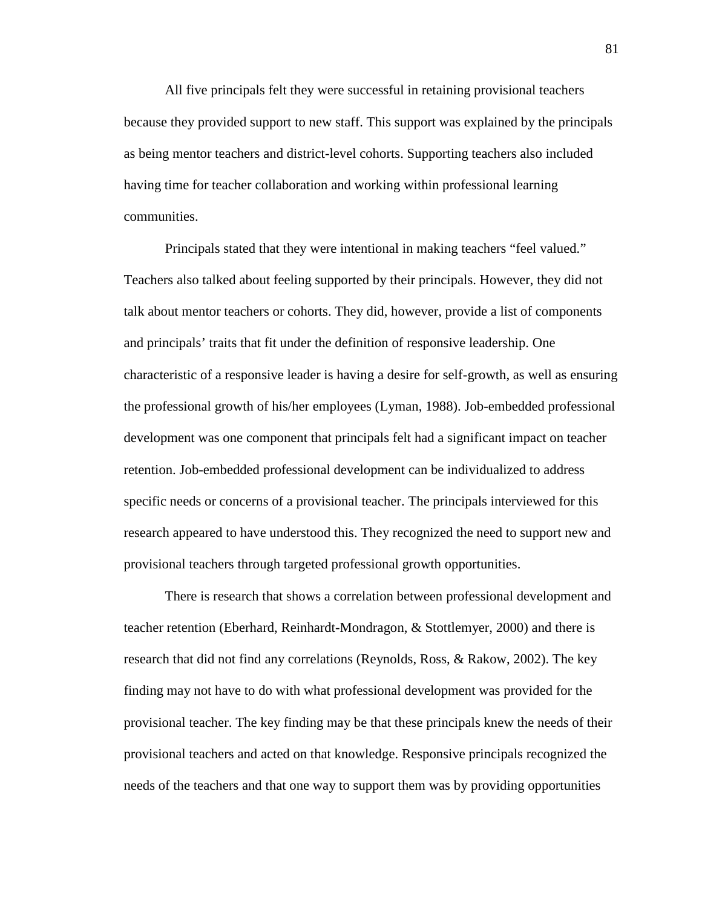All five principals felt they were successful in retaining provisional teachers because they provided support to new staff. This support was explained by the principals as being mentor teachers and district-level cohorts. Supporting teachers also included having time for teacher collaboration and working within professional learning communities.

Principals stated that they were intentional in making teachers "feel valued." Teachers also talked about feeling supported by their principals. However, they did not talk about mentor teachers or cohorts. They did, however, provide a list of components and principals' traits that fit under the definition of responsive leadership. One characteristic of a responsive leader is having a desire for self-growth, as well as ensuring the professional growth of his/her employees (Lyman, 1988). Job-embedded professional development was one component that principals felt had a significant impact on teacher retention. Job-embedded professional development can be individualized to address specific needs or concerns of a provisional teacher. The principals interviewed for this research appeared to have understood this. They recognized the need to support new and provisional teachers through targeted professional growth opportunities.

There is research that shows a correlation between professional development and teacher retention (Eberhard, Reinhardt-Mondragon, & Stottlemyer, 2000) and there is research that did not find any correlations (Reynolds, Ross, & Rakow, 2002). The key finding may not have to do with what professional development was provided for the provisional teacher. The key finding may be that these principals knew the needs of their provisional teachers and acted on that knowledge. Responsive principals recognized the needs of the teachers and that one way to support them was by providing opportunities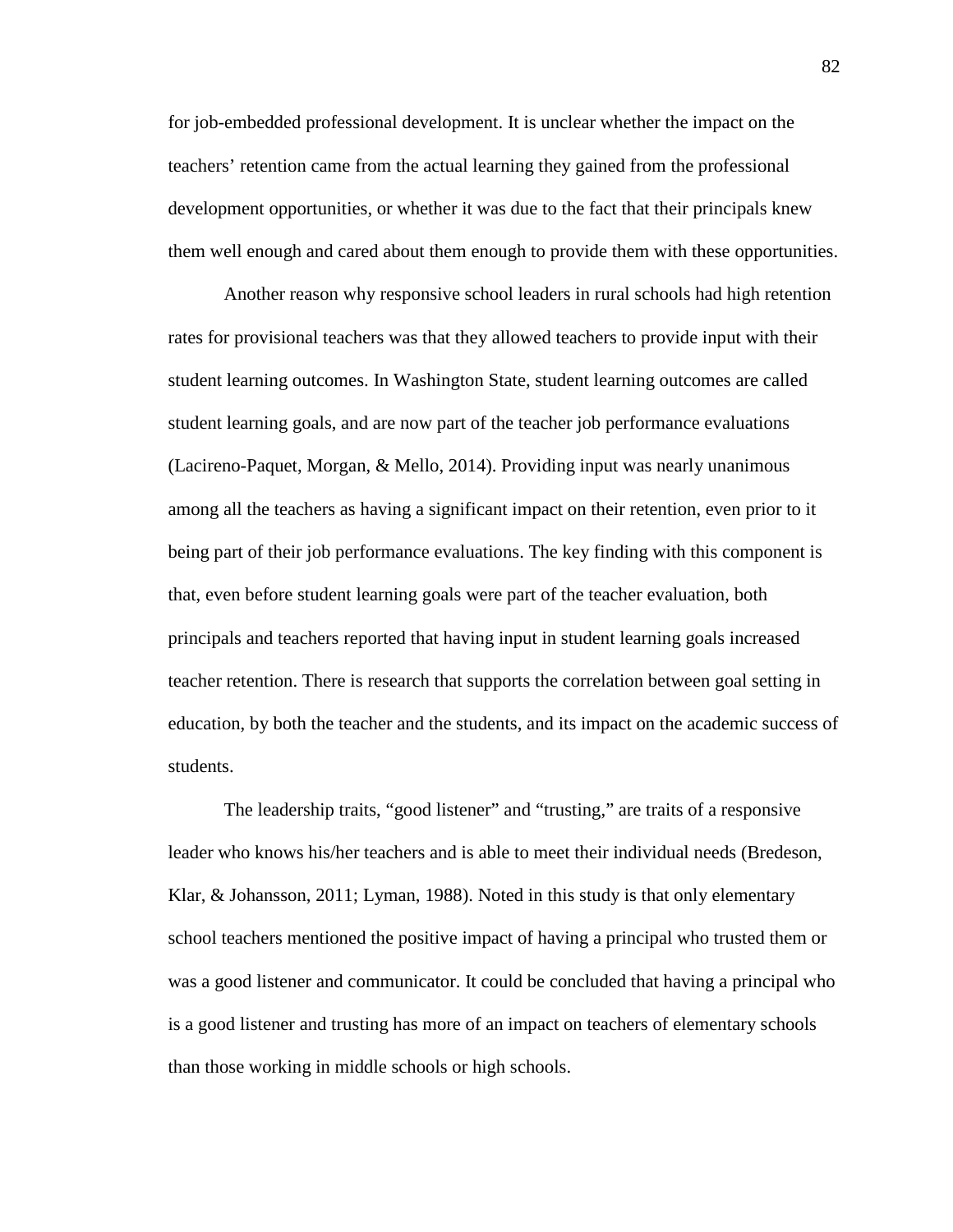for job-embedded professional development. It is unclear whether the impact on the teachers' retention came from the actual learning they gained from the professional development opportunities, or whether it was due to the fact that their principals knew them well enough and cared about them enough to provide them with these opportunities.

Another reason why responsive school leaders in rural schools had high retention rates for provisional teachers was that they allowed teachers to provide input with their student learning outcomes. In Washington State, student learning outcomes are called student learning goals, and are now part of the teacher job performance evaluations (Lacireno-Paquet, Morgan, & Mello, 2014). Providing input was nearly unanimous among all the teachers as having a significant impact on their retention, even prior to it being part of their job performance evaluations. The key finding with this component is that, even before student learning goals were part of the teacher evaluation, both principals and teachers reported that having input in student learning goals increased teacher retention. There is research that supports the correlation between goal setting in education, by both the teacher and the students, and its impact on the academic success of students.

The leadership traits, "good listener" and "trusting," are traits of a responsive leader who knows his/her teachers and is able to meet their individual needs (Bredeson, Klar, & Johansson, 2011; Lyman, 1988). Noted in this study is that only elementary school teachers mentioned the positive impact of having a principal who trusted them or was a good listener and communicator. It could be concluded that having a principal who is a good listener and trusting has more of an impact on teachers of elementary schools than those working in middle schools or high schools.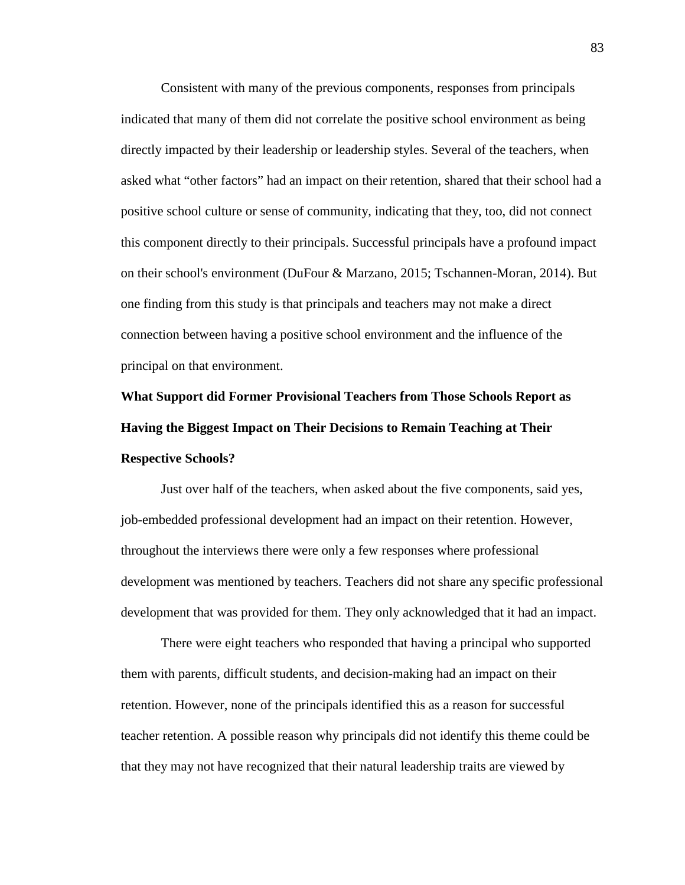Consistent with many of the previous components, responses from principals indicated that many of them did not correlate the positive school environment as being directly impacted by their leadership or leadership styles. Several of the teachers, when asked what "other factors" had an impact on their retention, shared that their school had a positive school culture or sense of community, indicating that they, too, did not connect this component directly to their principals. Successful principals have a profound impact on their school's environment (DuFour & Marzano, 2015; Tschannen-Moran, 2014). But one finding from this study is that principals and teachers may not make a direct connection between having a positive school environment and the influence of the principal on that environment.

**What Support did Former Provisional Teachers from Those Schools Report as Having the Biggest Impact on Their Decisions to Remain Teaching at Their Respective Schools?**

Just over half of the teachers, when asked about the five components, said yes, job-embedded professional development had an impact on their retention. However, throughout the interviews there were only a few responses where professional development was mentioned by teachers. Teachers did not share any specific professional development that was provided for them. They only acknowledged that it had an impact.

There were eight teachers who responded that having a principal who supported them with parents, difficult students, and decision-making had an impact on their retention. However, none of the principals identified this as a reason for successful teacher retention. A possible reason why principals did not identify this theme could be that they may not have recognized that their natural leadership traits are viewed by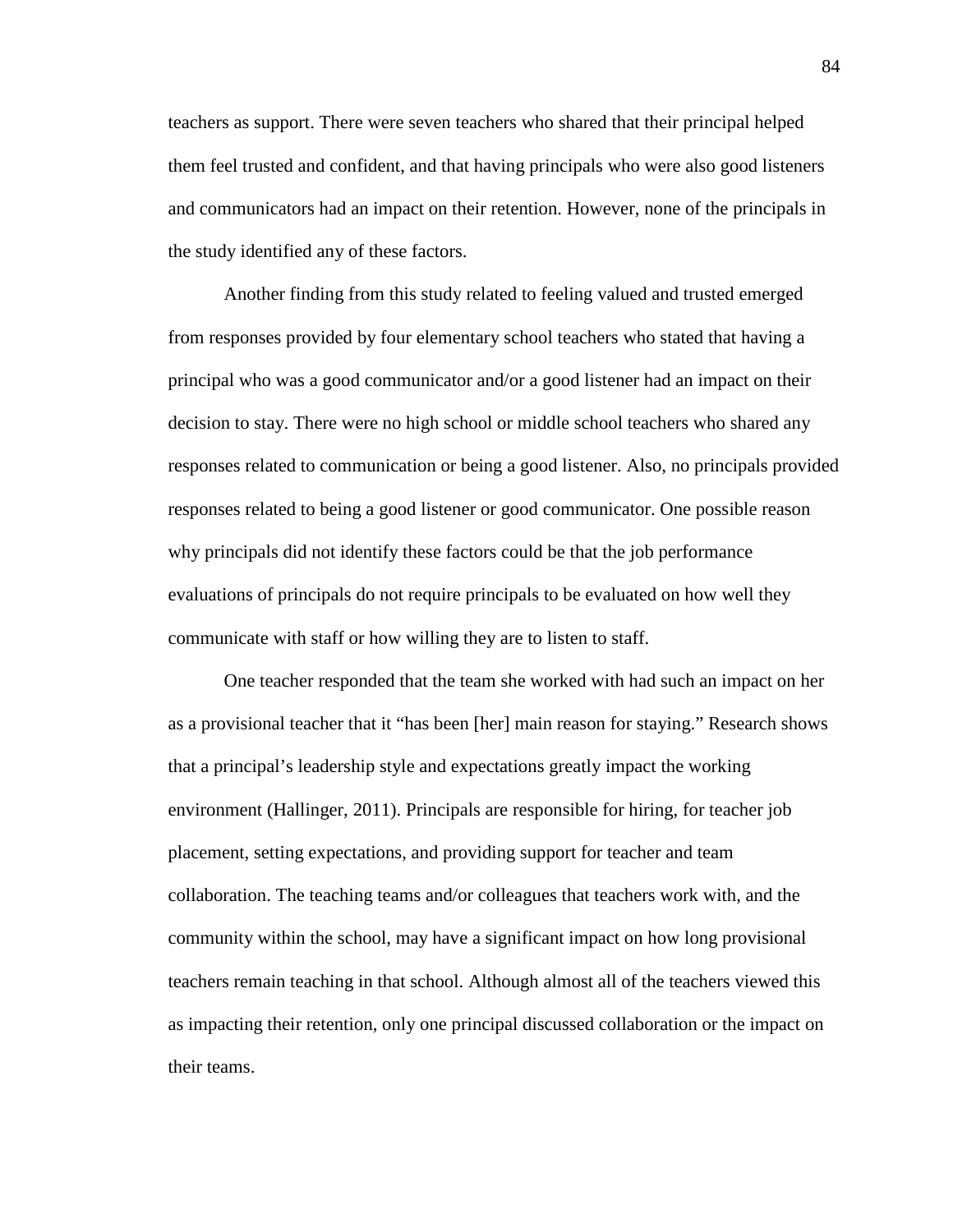teachers as support. There were seven teachers who shared that their principal helped them feel trusted and confident, and that having principals who were also good listeners and communicators had an impact on their retention. However, none of the principals in the study identified any of these factors.

Another finding from this study related to feeling valued and trusted emerged from responses provided by four elementary school teachers who stated that having a principal who was a good communicator and/or a good listener had an impact on their decision to stay. There were no high school or middle school teachers who shared any responses related to communication or being a good listener. Also, no principals provided responses related to being a good listener or good communicator. One possible reason why principals did not identify these factors could be that the job performance evaluations of principals do not require principals to be evaluated on how well they communicate with staff or how willing they are to listen to staff.

One teacher responded that the team she worked with had such an impact on her as a provisional teacher that it "has been [her] main reason for staying." Research shows that a principal's leadership style and expectations greatly impact the working environment (Hallinger, 2011). Principals are responsible for hiring, for teacher job placement, setting expectations, and providing support for teacher and team collaboration. The teaching teams and/or colleagues that teachers work with, and the community within the school, may have a significant impact on how long provisional teachers remain teaching in that school. Although almost all of the teachers viewed this as impacting their retention, only one principal discussed collaboration or the impact on their teams.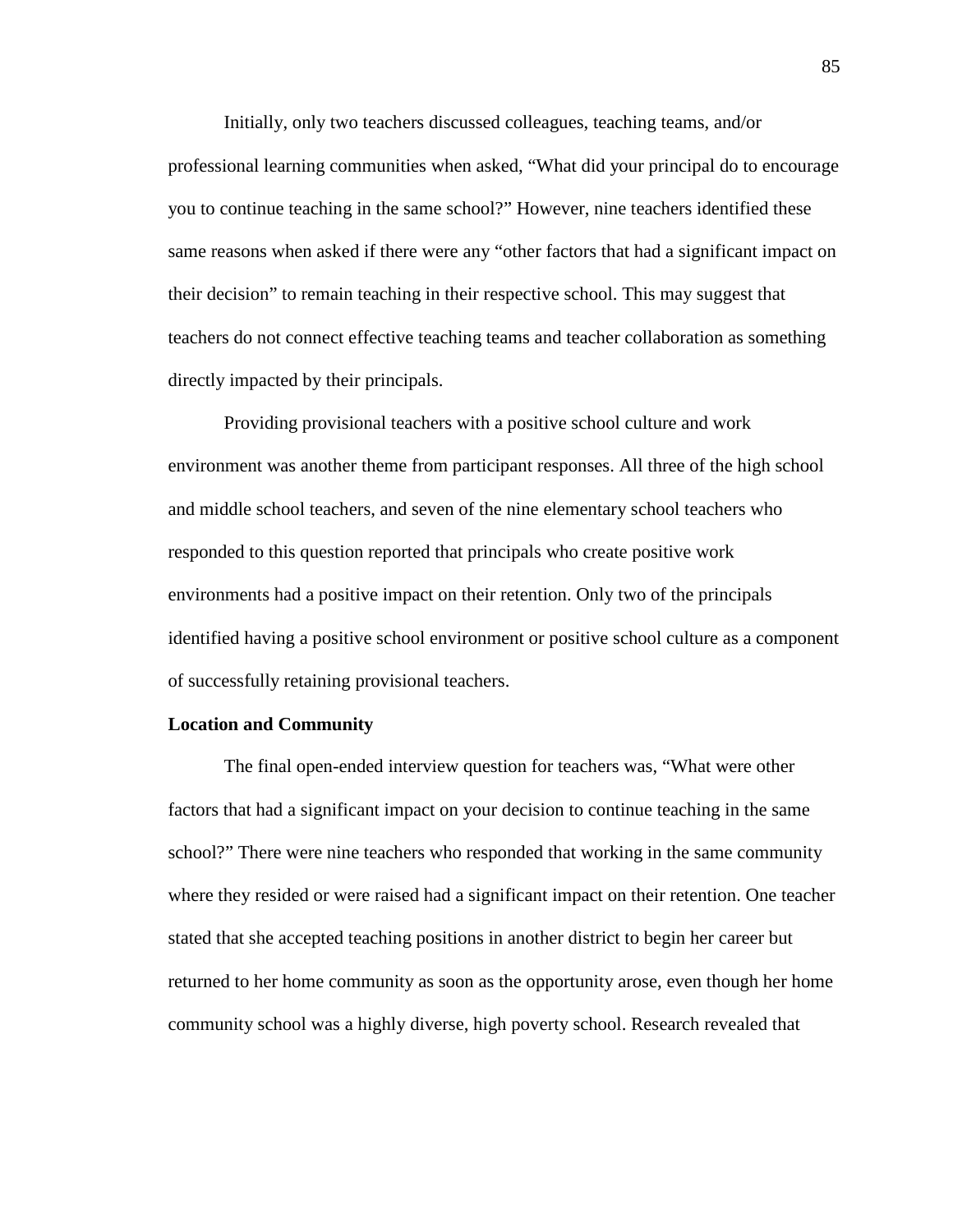Initially, only two teachers discussed colleagues, teaching teams, and/or professional learning communities when asked, “What did your principal do to encourage you to continue teaching in the same school?” However, nine teachers identified these same reasons when asked if there were any “other factors that had a significant impact on their decision” to remain teaching in their respective school. This may suggest that teachers do not connect effective teaching teams and teacher collaboration as something directly impacted by their principals.

Providing provisional teachers with a positive school culture and work environment was another theme from participant responses. All three of the high school and middle school teachers, and seven of the nine elementary school teachers who responded to this question reported that principals who create positive work environments had a positive impact on their retention. Only two of the principals identified having a positive school environment or positive school culture as a component of successfully retaining provisional teachers.

**Location and Community**

The final open-ended interview question for teachers was, “What were other factors that had a significant impact on your decision to continue teaching in the same school?” There were nine teachers who responded that working in the same community where they resided or were raised had a significant impact on their retention. One teacher stated that she accepted teaching positions in another district to begin her career but returned to her home community as soon as the opportunity arose, even though her home community school was a highly diverse, high poverty school. Research revealed that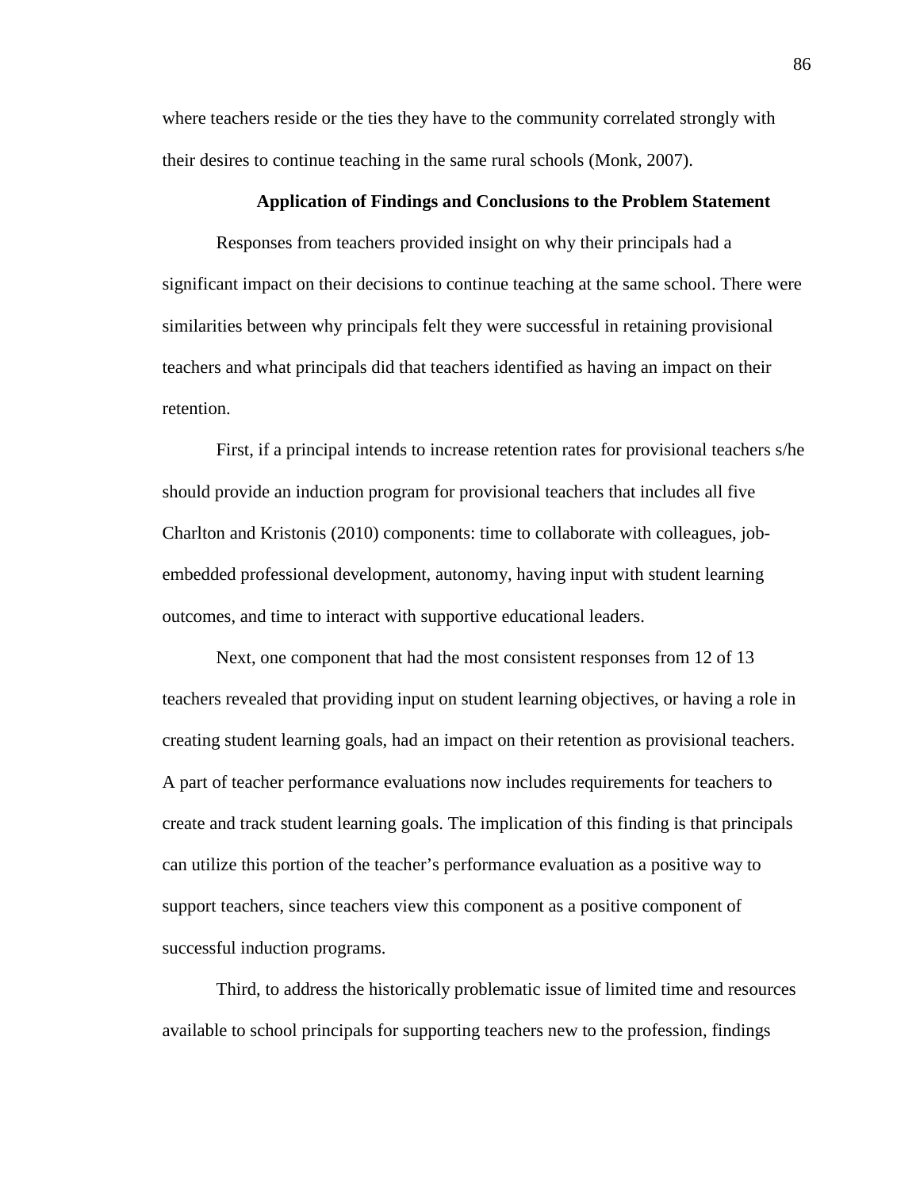where teachers reside or the ties they have to the community correlated strongly with their desires to continue teaching in the same rural schools (Monk, 2007).

## Application of Findings and Conclusions to the Problem Statement

Responses from teachers provided insight on why their principals had a significant impact on their decisions to continue teaching at the same school. There were similarities between why principals felt they were successful in retaining provisional teachers and what principals did that teachers identified as having an impact on their retention.

First, if a principal intends to increase retention rates for provisional teachers s/he should provide an induction program for provisional teachers that includes all five Charlton and Kristonis (2010) components: time to collaborate with colleagues, job-embedded professional development, autonomy, having input with student learning outcomes, and time to interact with supportive educational leaders.

Next, one component that had the most consistent responses from 12 of 13 teachers revealed that providing input on student learning objectives, or having a role in creating student learning goals, had an impact on their retention as provisional teachers. A part of teacher performance evaluations now includes requirements for teachers to create and track student learning goals. The implication of this finding is that principals can utilize this portion of the teacher's performance evaluation as a positive way to support teachers, since teachers view this component as a positive component of successful induction programs.

Third, to address the historically problematic issue of limited time and resources available to school principals for supporting teachers new to the profession, findings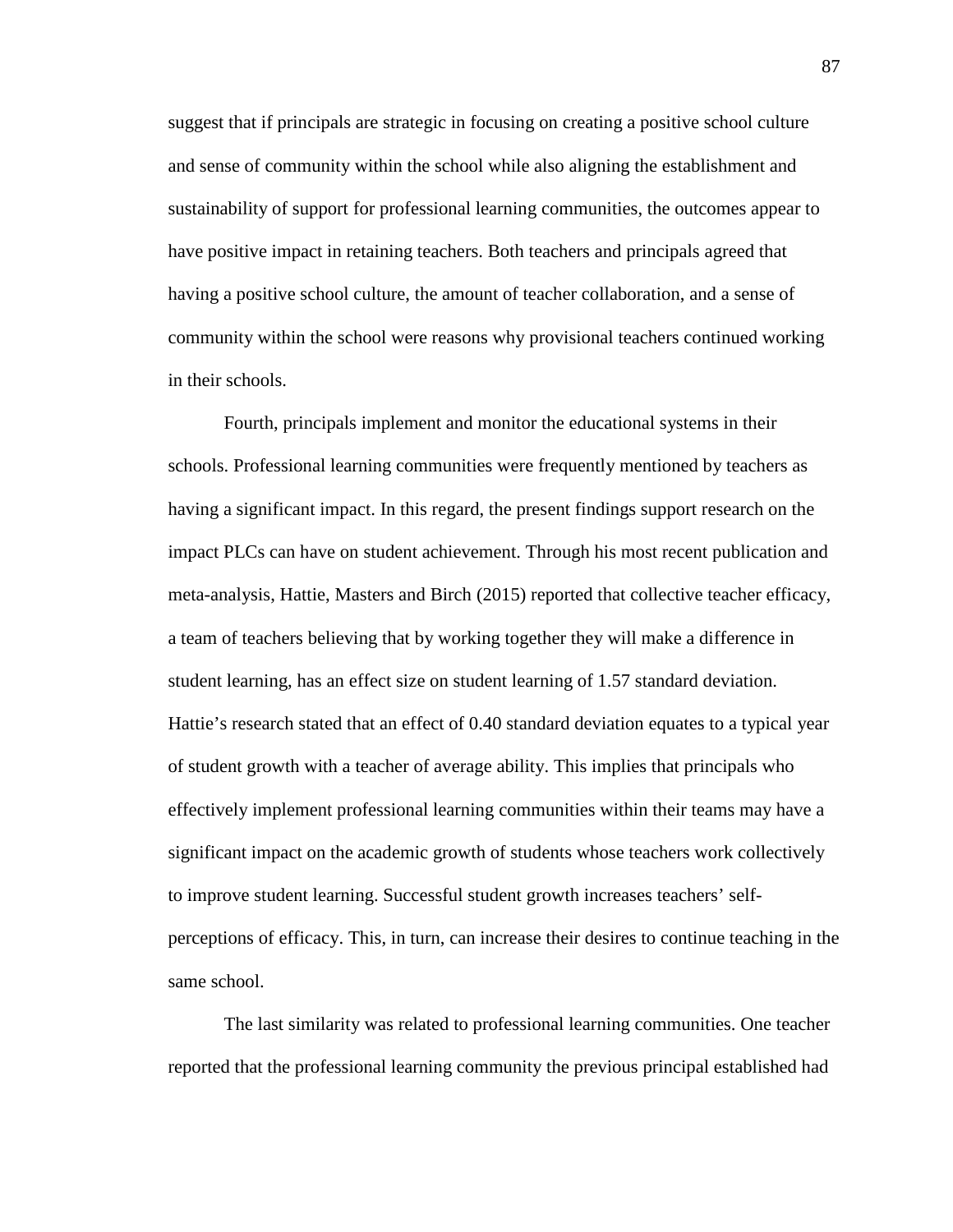suggest that if principals are strategic in focusing on creating a positive school culture and sense of community within the school while also aligning the establishment and sustainability of support for professional learning communities, the outcomes appear to have positive impact in retaining teachers. Both teachers and principals agreed that having a positive school culture, the amount of teacher collaboration, and a sense of community within the school were reasons why provisional teachers continued working in their schools.

Fourth, principals implement and monitor the educational systems in their schools. Professional learning communities were frequently mentioned by teachers as having a significant impact. In this regard, the present findings support research on the impact PLCs can have on student achievement. Through his most recent publication and meta-analysis, Hattie, Masters and Birch (2015) reported that collective teacher efficacy, a team of teachers believing that by working together they will make a difference in student learning, has an effect size on student learning of 1.57 standard deviation. Hattie's research stated that an effect of 0.40 standard deviation equates to a typical year of student growth with a teacher of average ability. This implies that principals who effectively implement professional learning communities within their teams may have a significant impact on the academic growth of students whose teachers work collectively to improve student learning. Successful student growth increases teachers' self-perceptions of efficacy. This, in turn, can increase their desires to continue teaching in the same school.

The last similarity was related to professional learning communities. One teacher reported that the professional learning community the previous principal established had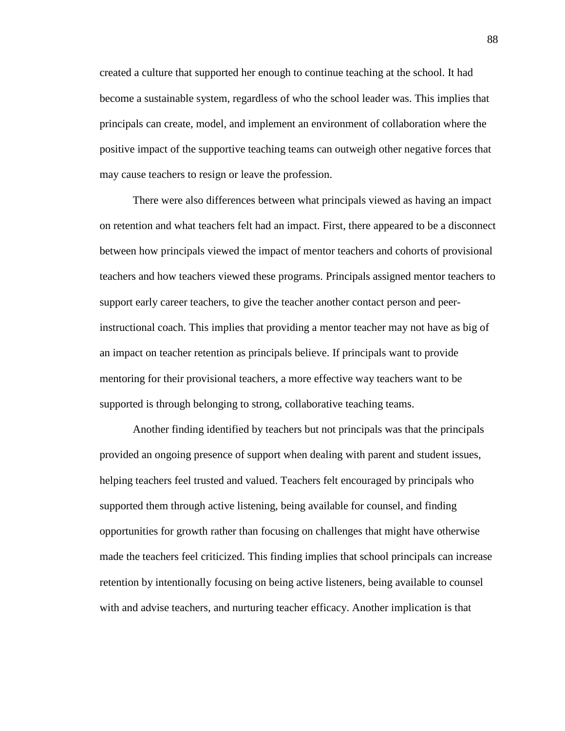created a culture that supported her enough to continue teaching at the school. It had become a sustainable system, regardless of who the school leader was. This implies that principals can create, model, and implement an environment of collaboration where the positive impact of the supportive teaching teams can outweigh other negative forces that may cause teachers to resign or leave the profession.

There were also differences between what principals viewed as having an impact on retention and what teachers felt had an impact. First, there appeared to be a disconnect between how principals viewed the impact of mentor teachers and cohorts of provisional teachers and how teachers viewed these programs. Principals assigned mentor teachers to support early career teachers, to give the teacher another contact person and peer-instructional coach. This implies that providing a mentor teacher may not have as big of an impact on teacher retention as principals believe. If principals want to provide mentoring for their provisional teachers, a more effective way teachers want to be supported is through belonging to strong, collaborative teaching teams.

Another finding identified by teachers but not principals was that the principals provided an ongoing presence of support when dealing with parent and student issues, helping teachers feel trusted and valued. Teachers felt encouraged by principals who supported them through active listening, being available for counsel, and finding opportunities for growth rather than focusing on challenges that might have otherwise made the teachers feel criticized. This finding implies that school principals can increase retention by intentionally focusing on being active listeners, being available to counsel with and advise teachers, and nurturing teacher efficacy. Another implication is that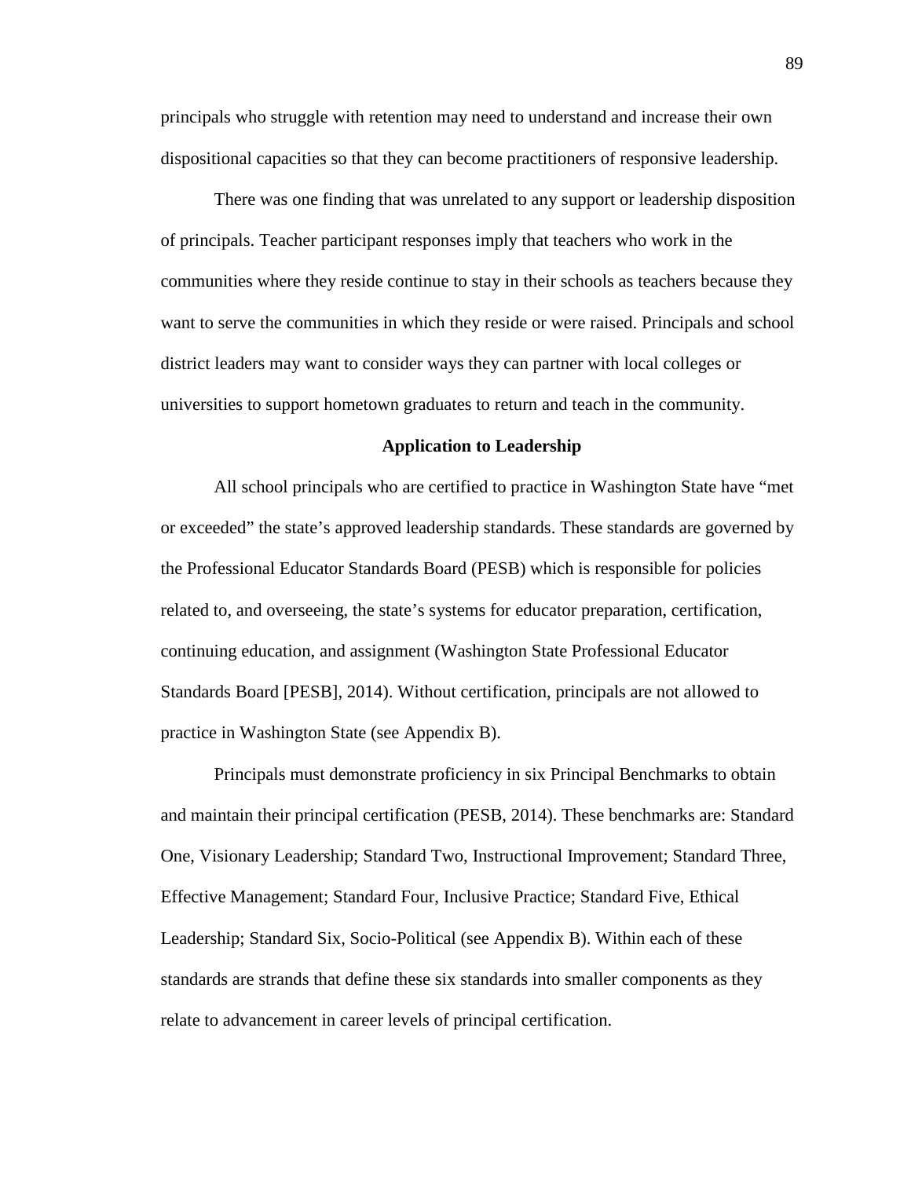principals who struggle with retention may need to understand and increase their own dispositional capacities so that they can become practitioners of responsive leadership.

There was one finding that was unrelated to any support or leadership disposition of principals. Teacher participant responses imply that teachers who work in the communities where they reside continue to stay in their schools as teachers because they want to serve the communities in which they reside or were raised. Principals and school district leaders may want to consider ways they can partner with local colleges or universities to support hometown graduates to return and teach in the community.

## Application to Leadership

All school principals who are certified to practice in Washington State have "met or exceeded" the state's approved leadership standards. These standards are governed by the Professional Educator Standards Board (PESB) which is responsible for policies related to, and overseeing, the state's systems for educator preparation, certification, continuing education, and assignment (Washington State Professional Educator Standards Board [PESB], 2014). Without certification, principals are not allowed to practice in Washington State (see Appendix B).

Principals must demonstrate proficiency in six Principal Benchmarks to obtain and maintain their principal certification (PESB, 2014). These benchmarks are: Standard One, Visionary Leadership; Standard Two, Instructional Improvement; Standard Three, Effective Management; Standard Four, Inclusive Practice; Standard Five, Ethical Leadership; Standard Six, Socio-Political (see Appendix B). Within each of these standards are strands that define these six standards into smaller components as they relate to advancement in career levels of principal certification.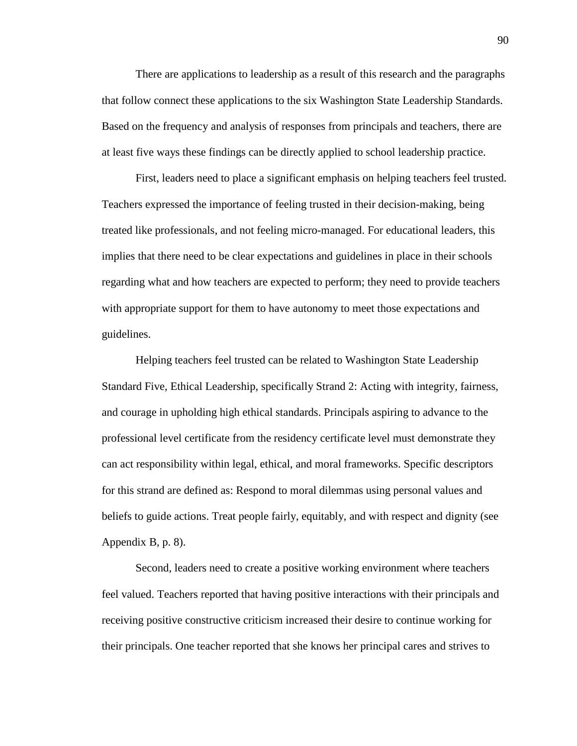There are applications to leadership as a result of this research and the paragraphs that follow connect these applications to the six Washington State Leadership Standards. Based on the frequency and analysis of responses from principals and teachers, there are at least five ways these findings can be directly applied to school leadership practice.

First, leaders need to place a significant emphasis on helping teachers feel trusted. Teachers expressed the importance of feeling trusted in their decision-making, being treated like professionals, and not feeling micro-managed. For educational leaders, this implies that there need to be clear expectations and guidelines in place in their schools regarding what and how teachers are expected to perform; they need to provide teachers with appropriate support for them to have autonomy to meet those expectations and guidelines.

Helping teachers feel trusted can be related to Washington State Leadership Standard Five, Ethical Leadership, specifically Strand 2: Acting with integrity, fairness, and courage in upholding high ethical standards. Principals aspiring to advance to the professional level certificate from the residency certificate level must demonstrate they can act responsibility within legal, ethical, and moral frameworks. Specific descriptors for this strand are defined as: Respond to moral dilemmas using personal values and beliefs to guide actions. Treat people fairly, equitably, and with respect and dignity (see Appendix B, p. 8).

Second, leaders need to create a positive working environment where teachers feel valued. Teachers reported that having positive interactions with their principals and receiving positive constructive criticism increased their desire to continue working for their principals. One teacher reported that she knows her principal cares and strives to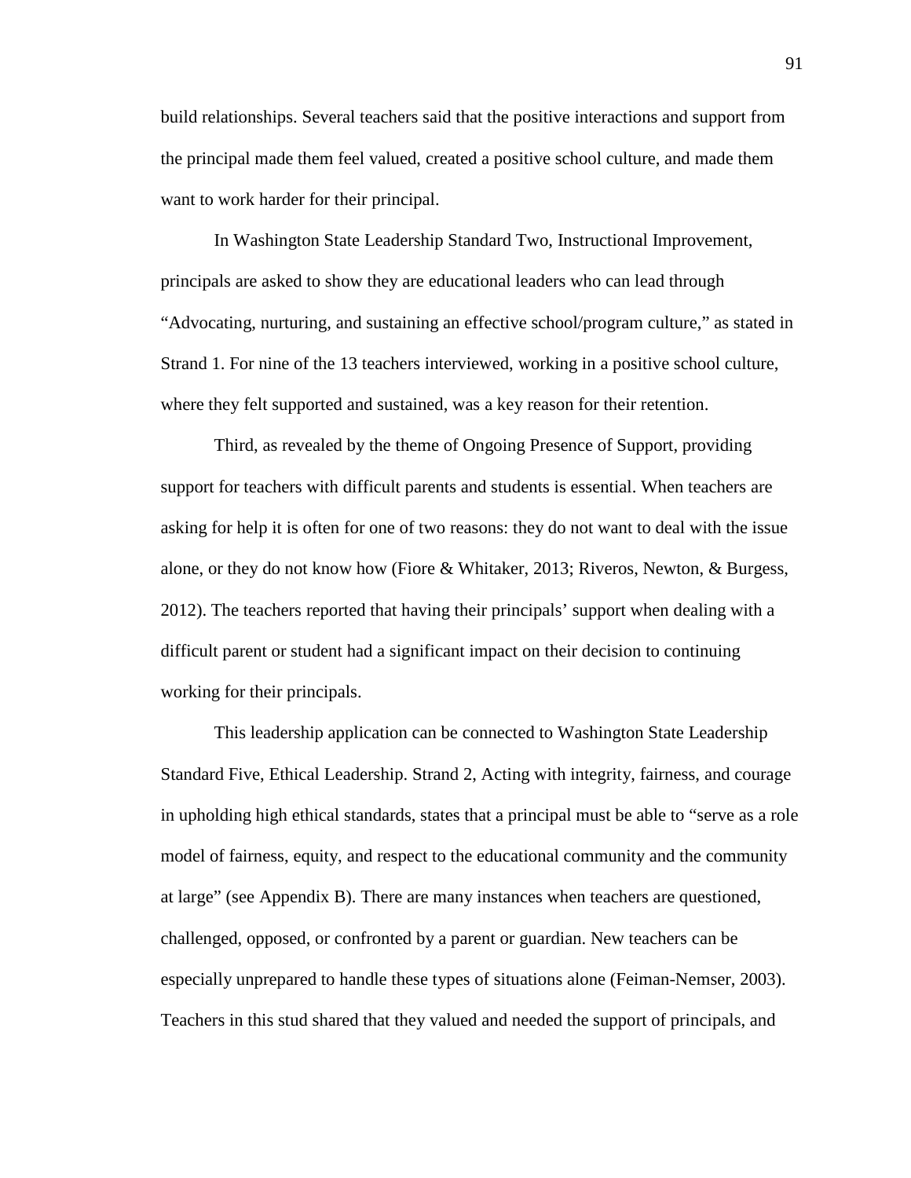build relationships. Several teachers said that the positive interactions and support from the principal made them feel valued, created a positive school culture, and made them want to work harder for their principal.

In Washington State Leadership Standard Two, Instructional Improvement, principals are asked to show they are educational leaders who can lead through "Advocating, nurturing, and sustaining an effective school/program culture," as stated in Strand 1. For nine of the 13 teachers interviewed, working in a positive school culture, where they felt supported and sustained, was a key reason for their retention.

Third, as revealed by the theme of Ongoing Presence of Support, providing support for teachers with difficult parents and students is essential. When teachers are asking for help it is often for one of two reasons: they do not want to deal with the issue alone, or they do not know how (Fiore & Whitaker, 2013; Riveros, Newton, & Burgess, 2012). The teachers reported that having their principals' support when dealing with a difficult parent or student had a significant impact on their decision to continuing working for their principals.

This leadership application can be connected to Washington State Leadership Standard Five, Ethical Leadership. Strand 2, Acting with integrity, fairness, and courage in upholding high ethical standards, states that a principal must be able to "serve as a role model of fairness, equity, and respect to the educational community and the community at large" (see Appendix B). There are many instances when teachers are questioned, challenged, opposed, or confronted by a parent or guardian. New teachers can be especially unprepared to handle these types of situations alone (Feiman-Nemser, 2003). Teachers in this stud shared that they valued and needed the support of principals, and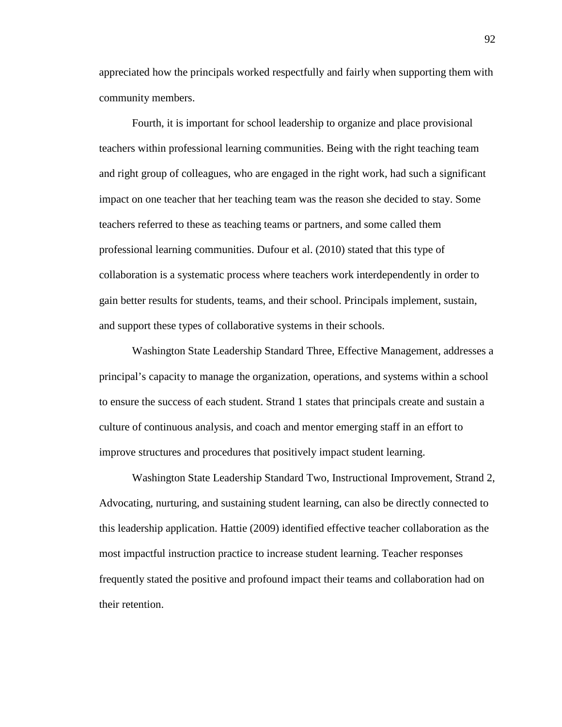appreciated how the principals worked respectfully and fairly when supporting them with community members.

Fourth, it is important for school leadership to organize and place provisional teachers within professional learning communities. Being with the right teaching team and right group of colleagues, who are engaged in the right work, had such a significant impact on one teacher that her teaching team was the reason she decided to stay. Some teachers referred to these as teaching teams or partners, and some called them professional learning communities. Dufour et al. (2010) stated that this type of collaboration is a systematic process where teachers work interdependently in order to gain better results for students, teams, and their school. Principals implement, sustain, and support these types of collaborative systems in their schools.

Washington State Leadership Standard Three, Effective Management, addresses a principal's capacity to manage the organization, operations, and systems within a school to ensure the success of each student. Strand 1 states that principals create and sustain a culture of continuous analysis, and coach and mentor emerging staff in an effort to improve structures and procedures that positively impact student learning.

Washington State Leadership Standard Two, Instructional Improvement, Strand 2, Advocating, nurturing, and sustaining student learning, can also be directly connected to this leadership application. Hattie (2009) identified effective teacher collaboration as the most impactful instruction practice to increase student learning. Teacher responses frequently stated the positive and profound impact their teams and collaboration had on their retention.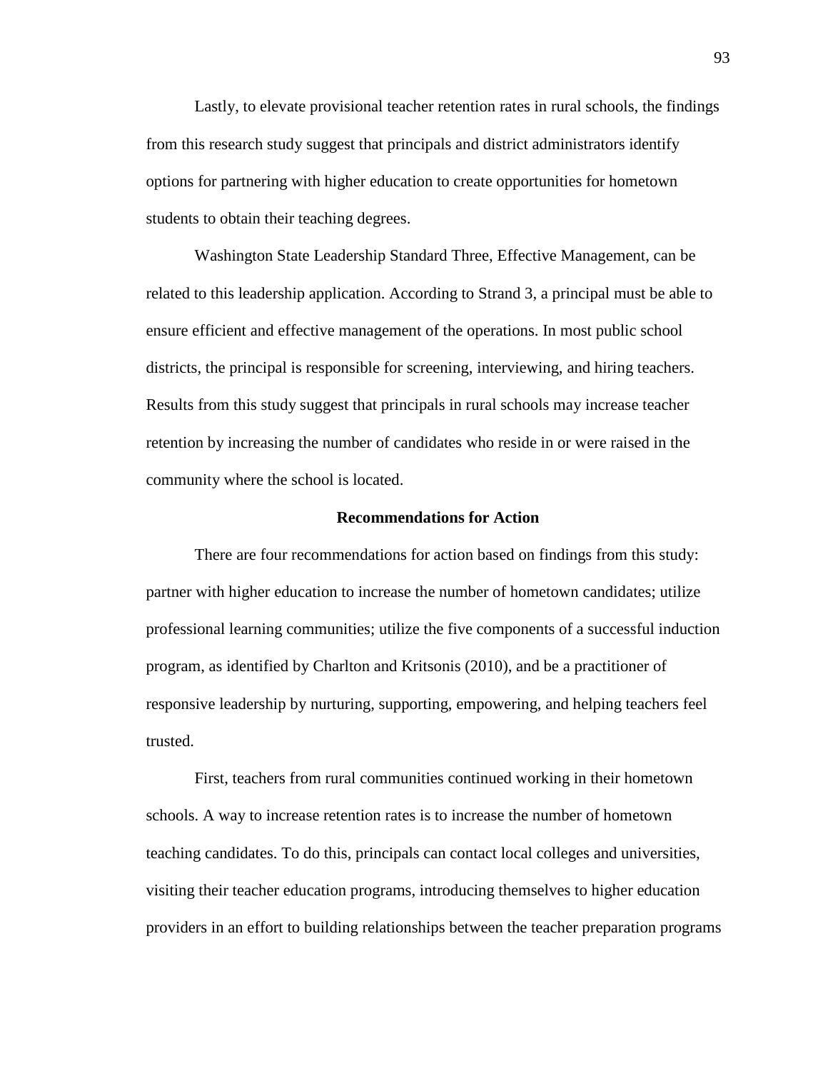Lastly, to elevate provisional teacher retention rates in rural schools, the findings from this research study suggest that principals and district administrators identify options for partnering with higher education to create opportunities for hometown students to obtain their teaching degrees.

Washington State Leadership Standard Three, Effective Management, can be related to this leadership application. According to Strand 3, a principal must be able to ensure efficient and effective management of the operations. In most public school districts, the principal is responsible for screening, interviewing, and hiring teachers. Results from this study suggest that principals in rural schools may increase teacher retention by increasing the number of candidates who reside in or were raised in the community where the school is located.

## Recommendations for Action

There are four recommendations for action based on findings from this study: partner with higher education to increase the number of hometown candidates; utilize professional learning communities; utilize the five components of a successful induction program, as identified by Charlton and Kritsonis (2010), and be a practitioner of responsive leadership by nurturing, supporting, empowering, and helping teachers feel trusted.

First, teachers from rural communities continued working in their hometown schools. A way to increase retention rates is to increase the number of hometown teaching candidates. To do this, principals can contact local colleges and universities, visiting their teacher education programs, introducing themselves to higher education providers in an effort to building relationships between the teacher preparation programs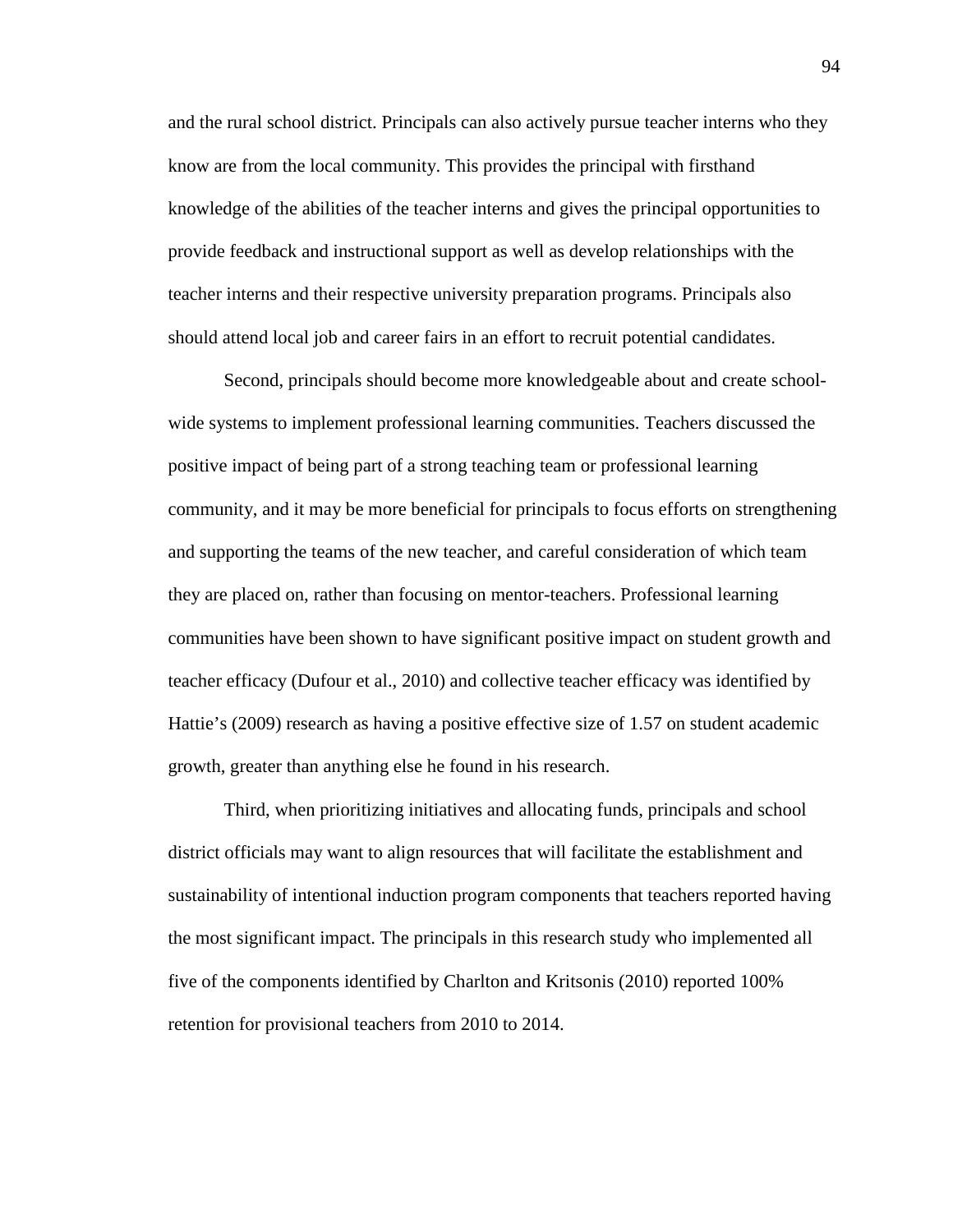and the rural school district. Principals can also actively pursue teacher interns who they know are from the local community. This provides the principal with firsthand knowledge of the abilities of the teacher interns and gives the principal opportunities to provide feedback and instructional support as well as develop relationships with the teacher interns and their respective university preparation programs. Principals also should attend local job and career fairs in an effort to recruit potential candidates.

Second, principals should become more knowledgeable about and create school-wide systems to implement professional learning communities. Teachers discussed the positive impact of being part of a strong teaching team or professional learning community, and it may be more beneficial for principals to focus efforts on strengthening and supporting the teams of the new teacher, and careful consideration of which team they are placed on, rather than focusing on mentor-teachers. Professional learning communities have been shown to have significant positive impact on student growth and teacher efficacy (Dufour et al., 2010) and collective teacher efficacy was identified by Hattie's (2009) research as having a positive effective size of 1.57 on student academic growth, greater than anything else he found in his research.

Third, when prioritizing initiatives and allocating funds, principals and school district officials may want to align resources that will facilitate the establishment and sustainability of intentional induction program components that teachers reported having the most significant impact. The principals in this research study who implemented all five of the components identified by Charlton and Kritsonis (2010) reported 100% retention for provisional teachers from 2010 to 2014.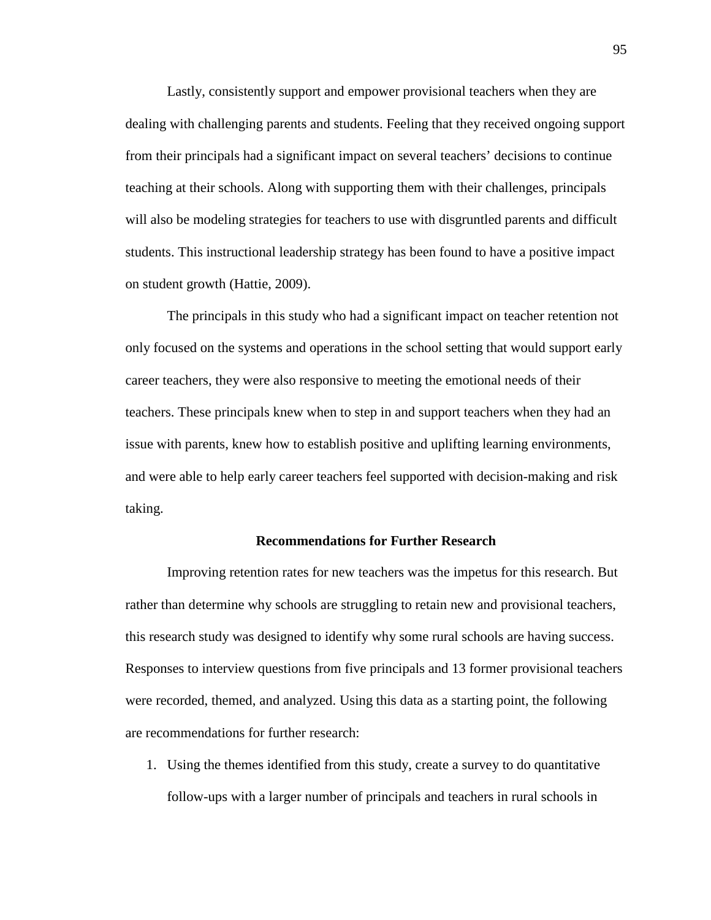Lastly, consistently support and empower provisional teachers when they are dealing with challenging parents and students. Feeling that they received ongoing support from their principals had a significant impact on several teachers' decisions to continue teaching at their schools. Along with supporting them with their challenges, principals will also be modeling strategies for teachers to use with disgruntled parents and difficult students. This instructional leadership strategy has been found to have a positive impact on student growth (Hattie, 2009).

The principals in this study who had a significant impact on teacher retention not only focused on the systems and operations in the school setting that would support early career teachers, they were also responsive to meeting the emotional needs of their teachers. These principals knew when to step in and support teachers when they had an issue with parents, knew how to establish positive and uplifting learning environments, and were able to help early career teachers feel supported with decision-making and risk taking.

## Recommendations for Further Research

Improving retention rates for new teachers was the impetus for this research. But rather than determine why schools are struggling to retain new and provisional teachers, this research study was designed to identify why some rural schools are having success. Responses to interview questions from five principals and 13 former provisional teachers were recorded, themed, and analyzed. Using this data as a starting point, the following are recommendations for further research:

1. Using the themes identified from this study, create a survey to do quantitative follow-ups with a larger number of principals and teachers in rural schools in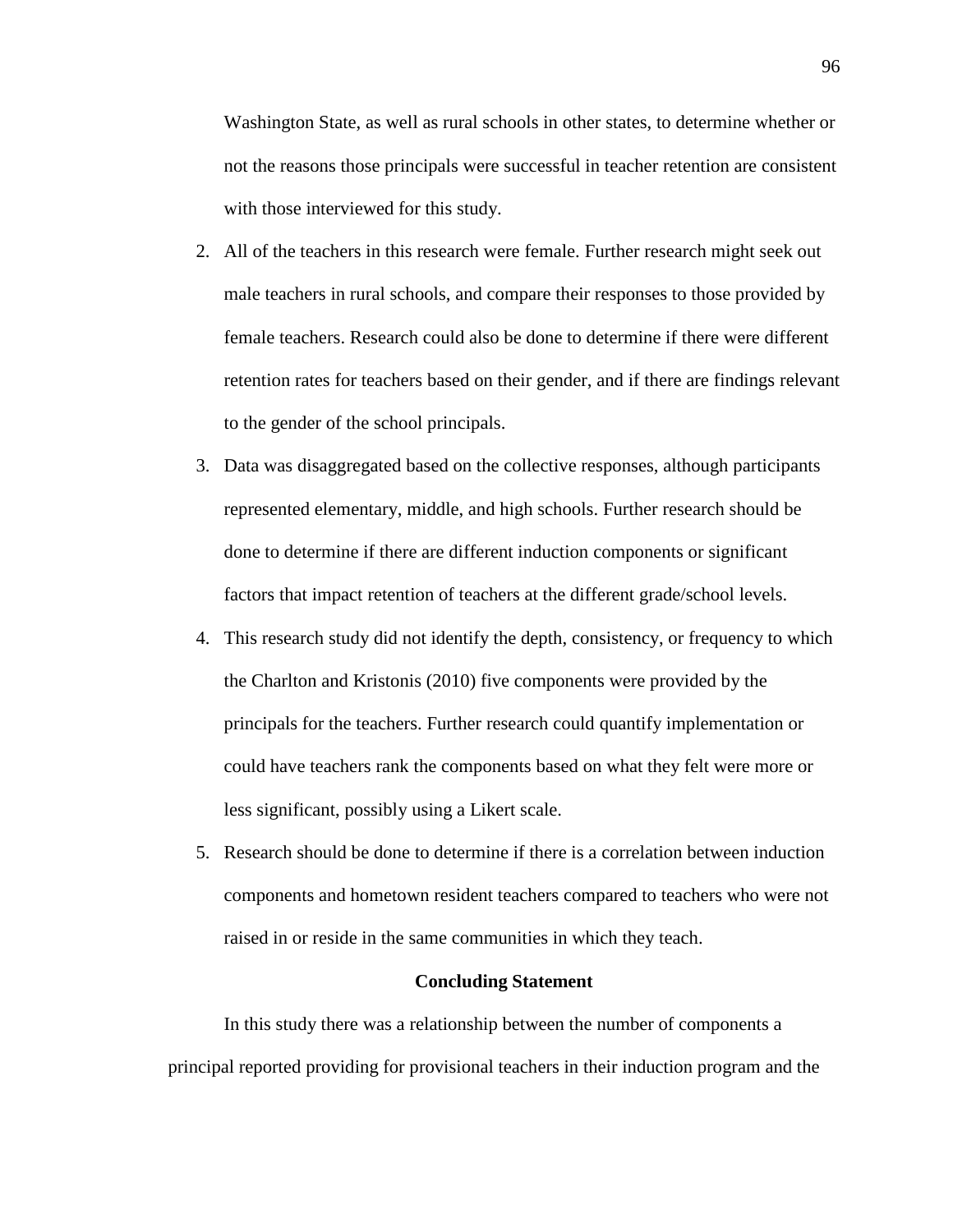Washington State, as well as rural schools in other states, to determine whether or not the reasons those principals were successful in teacher retention are consistent with those interviewed for this study.

2. All of the teachers in this research were female. Further research might seek out male teachers in rural schools, and compare their responses to those provided by female teachers. Research could also be done to determine if there were different retention rates for teachers based on their gender, and if there are findings relevant to the gender of the school principals.
3. Data was disaggregated based on the collective responses, although participants represented elementary, middle, and high schools. Further research should be done to determine if there are different induction components or significant factors that impact retention of teachers at the different grade/school levels.
4. This research study did not identify the depth, consistency, or frequency to which the Charlton and Kristonis (2010) five components were provided by the principals for the teachers. Further research could quantify implementation or could have teachers rank the components based on what they felt were more or less significant, possibly using a Likert scale.
5. Research should be done to determine if there is a correlation between induction components and hometown resident teachers compared to teachers who were not raised in or reside in the same communities in which they teach.

## Concluding Statement

In this study there was a relationship between the number of components a principal reported providing for provisional teachers in their induction program and the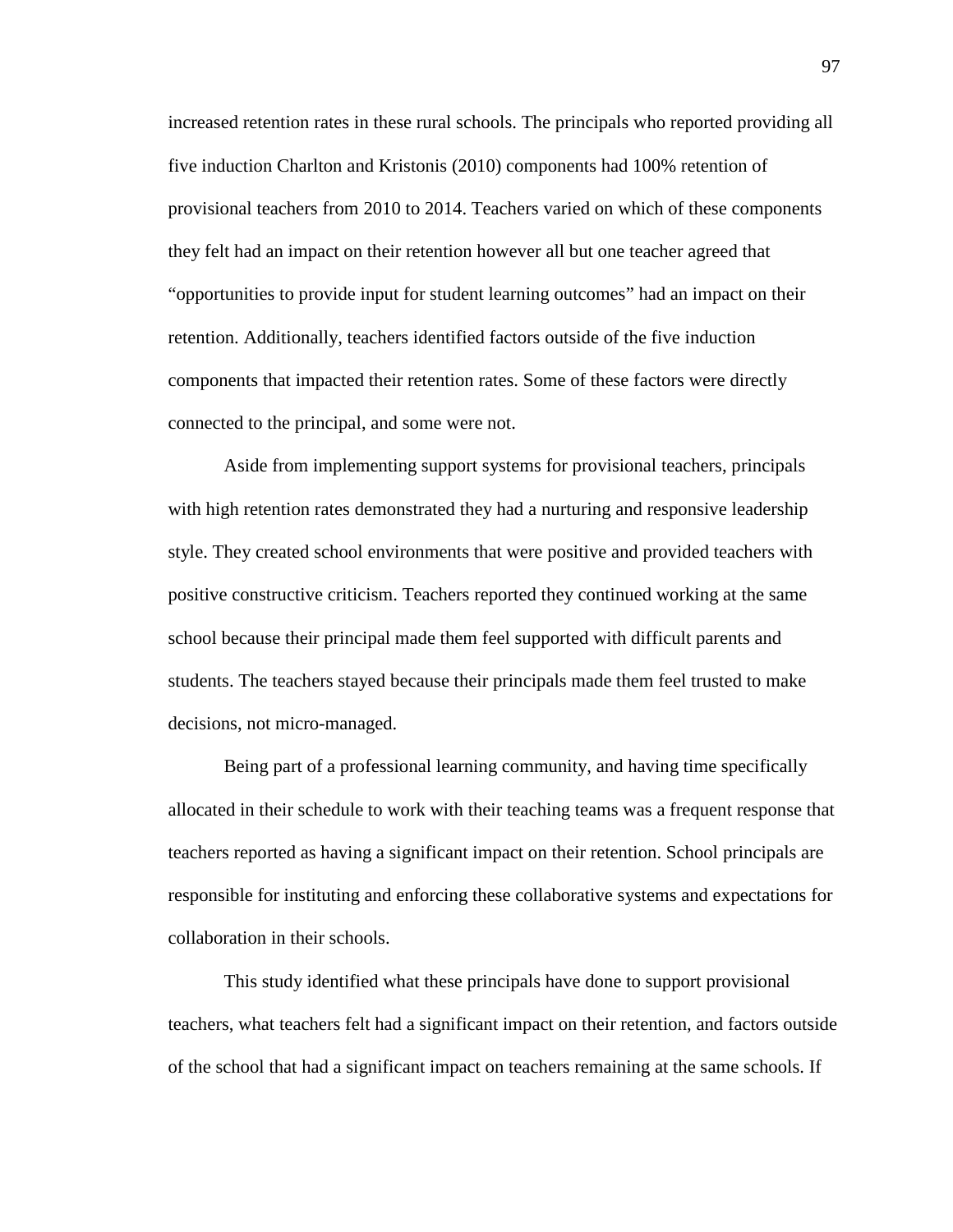increased retention rates in these rural schools. The principals who reported providing all five induction Charlton and Kristonis (2010) components had 100% retention of provisional teachers from 2010 to 2014. Teachers varied on which of these components they felt had an impact on their retention however all but one teacher agreed that "opportunities to provide input for student learning outcomes" had an impact on their retention. Additionally, teachers identified factors outside of the five induction components that impacted their retention rates. Some of these factors were directly connected to the principal, and some were not.

Aside from implementing support systems for provisional teachers, principals with high retention rates demonstrated they had a nurturing and responsive leadership style. They created school environments that were positive and provided teachers with positive constructive criticism. Teachers reported they continued working at the same school because their principal made them feel supported with difficult parents and students. The teachers stayed because their principals made them feel trusted to make decisions, not micro-managed.

Being part of a professional learning community, and having time specifically allocated in their schedule to work with their teaching teams was a frequent response that teachers reported as having a significant impact on their retention. School principals are responsible for instituting and enforcing these collaborative systems and expectations for collaboration in their schools.

This study identified what these principals have done to support provisional teachers, what teachers felt had a significant impact on their retention, and factors outside of the school that had a significant impact on teachers remaining at the same schools. If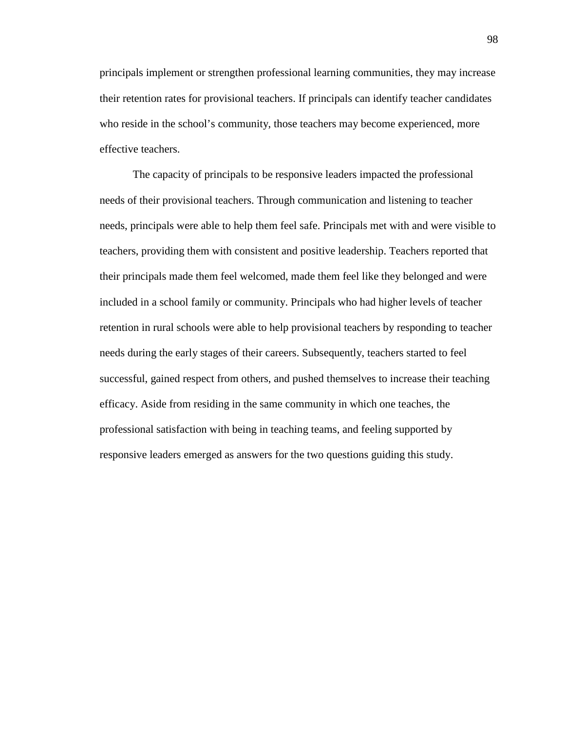principals implement or strengthen professional learning communities, they may increase their retention rates for provisional teachers. If principals can identify teacher candidates who reside in the school's community, those teachers may become experienced, more effective teachers.

The capacity of principals to be responsive leaders impacted the professional needs of their provisional teachers. Through communication and listening to teacher needs, principals were able to help them feel safe. Principals met with and were visible to teachers, providing them with consistent and positive leadership. Teachers reported that their principals made them feel welcomed, made them feel like they belonged and were included in a school family or community. Principals who had higher levels of teacher retention in rural schools were able to help provisional teachers by responding to teacher needs during the early stages of their careers. Subsequently, teachers started to feel successful, gained respect from others, and pushed themselves to increase their teaching efficacy. Aside from residing in the same community in which one teaches, the professional satisfaction with being in teaching teams, and feeling supported by responsive leaders emerged as answers for the two questions guiding this study.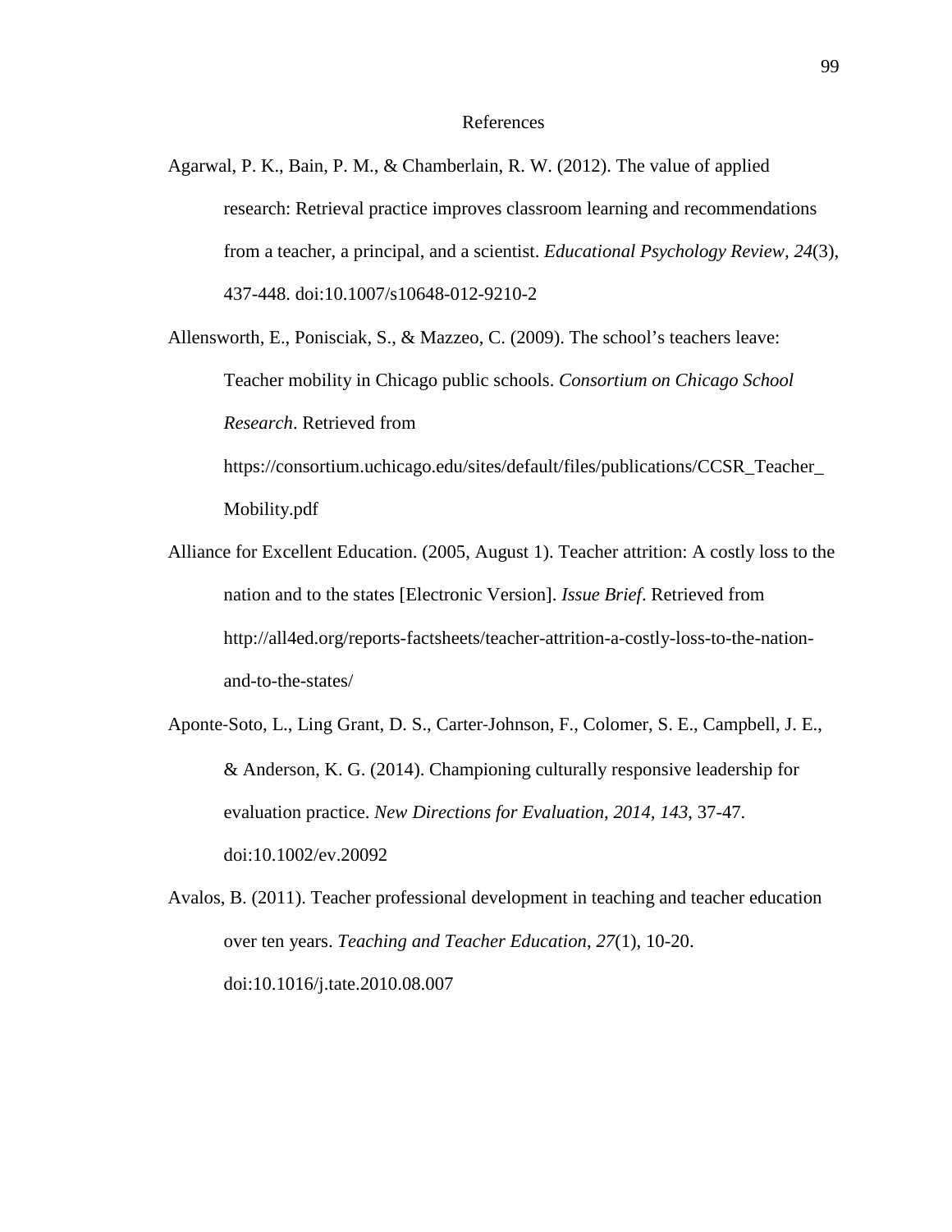# References

Agarwal, P. K., Bain, P. M., & Chamberlain, R. W. (2012). The value of applied research: Retrieval practice improves classroom learning and recommendations from a teacher, a principal, and a scientist. *Educational Psychology Review, 24*(3), 437-448. doi:10.1007/s10648-012-9210-2

Allensworth, E., Ponisciak, S., & Mazzeo, C. (2009). The school's teachers leave: Teacher mobility in Chicago public schools. *Consortium on Chicago School Research*. Retrieved from https://consortium.uchicago.edu/sites/default/files/publications/CCSR_Teacher_Mobility.pdf

Alliance for Excellent Education. (2005, August 1). Teacher attrition: A costly loss to the nation and to the states [Electronic Version]. *Issue Brief*. Retrieved from http://all4ed.org/reports-factsheets/teacher-attrition-a-costly-loss-to-the-nation-and-to-the-states/

Aponte-Soto, L., Ling Grant, D. S., Carter-Johnson, F., Colomer, S. E., Campbell, J. E., & Anderson, K. G. (2014). Championing culturally responsive leadership for evaluation practice. *New Directions for Evaluation*, *2014, 143*, 37-47. doi:10.1002/ev.20092

Avalos, B. (2011). Teacher professional development in teaching and teacher education over ten years. *Teaching and Teacher Education*, *27*(1), 10-20. doi:10.1016/j.tate.2010.08.007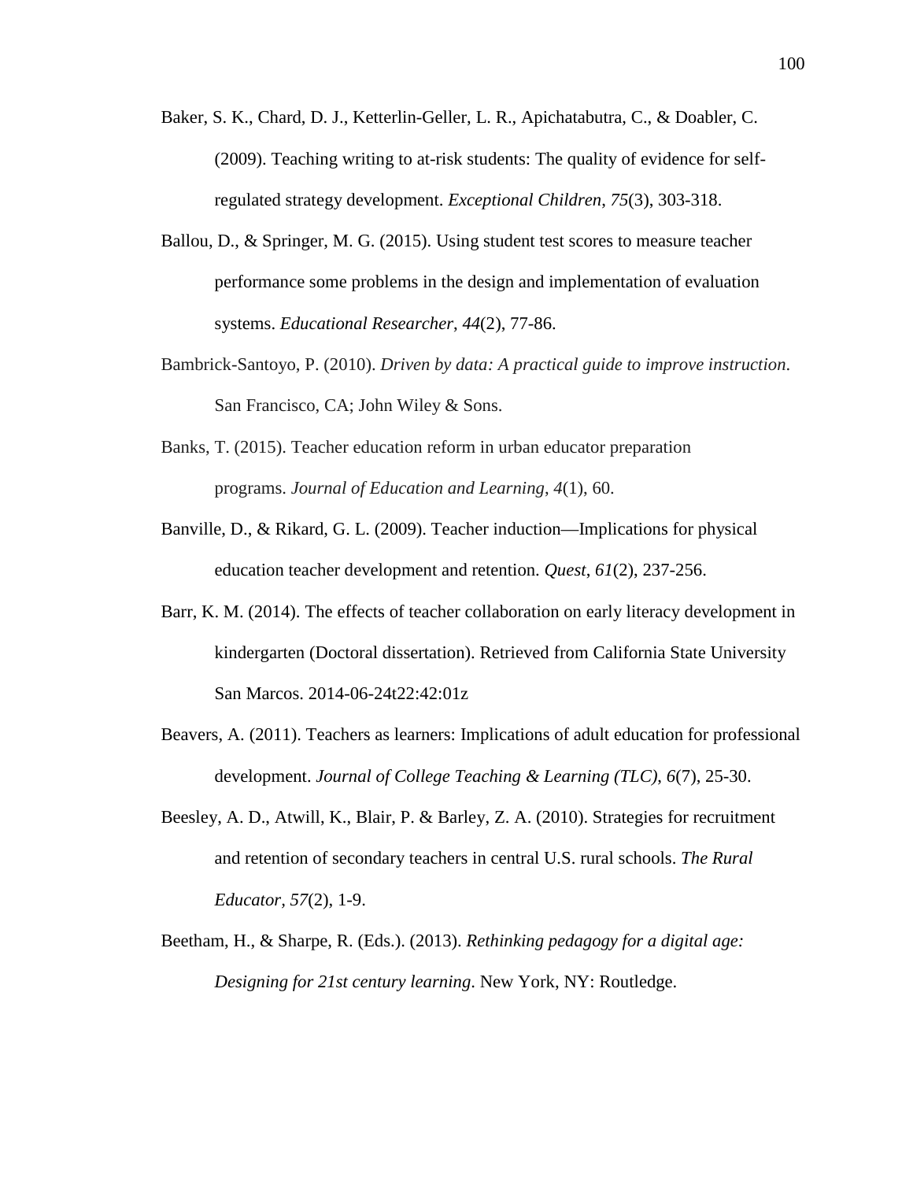Baker, S. K., Chard, D. J., Ketterlin-Geller, L. R., Apichatabutra, C., & Doabler, C. (2009). Teaching writing to at-risk students: The quality of evidence for self-regulated strategy development. *Exceptional Children*, *75*(3), 303-318.

Ballou, D., & Springer, M. G. (2015). Using student test scores to measure teacher performance some problems in the design and implementation of evaluation systems. *Educational Researcher*, *44*(2), 77-86.

Bambrick-Santoyo, P. (2010). *Driven by data: A practical guide to improve instruction*. San Francisco, CA; John Wiley & Sons.

Banks, T. (2015). Teacher education reform in urban educator preparation programs. *Journal of Education and Learning*, *4*(1), 60.

Banville, D., & Rikard, G. L. (2009). Teacher induction—Implications for physical education teacher development and retention. *Quest*, *61*(2), 237-256.

Barr, K. M. (2014). The effects of teacher collaboration on early literacy development in kindergarten (Doctoral dissertation). Retrieved from California State University San Marcos. 2014-06-24t22:42:01z

Beavers, A. (2011). Teachers as learners: Implications of adult education for professional development. *Journal of College Teaching & Learning (TLC)*, *6*(7), 25-30.

Beesley, A. D., Atwill, K., Blair, P. & Barley, Z. A. (2010). Strategies for recruitment and retention of secondary teachers in central U.S. rural schools. *The Rural Educator, 57*(2), 1-9.

Beetham, H., & Sharpe, R. (Eds.). (2013). *Rethinking pedagogy for a digital age: Designing for 21st century learning*. New York, NY: Routledge.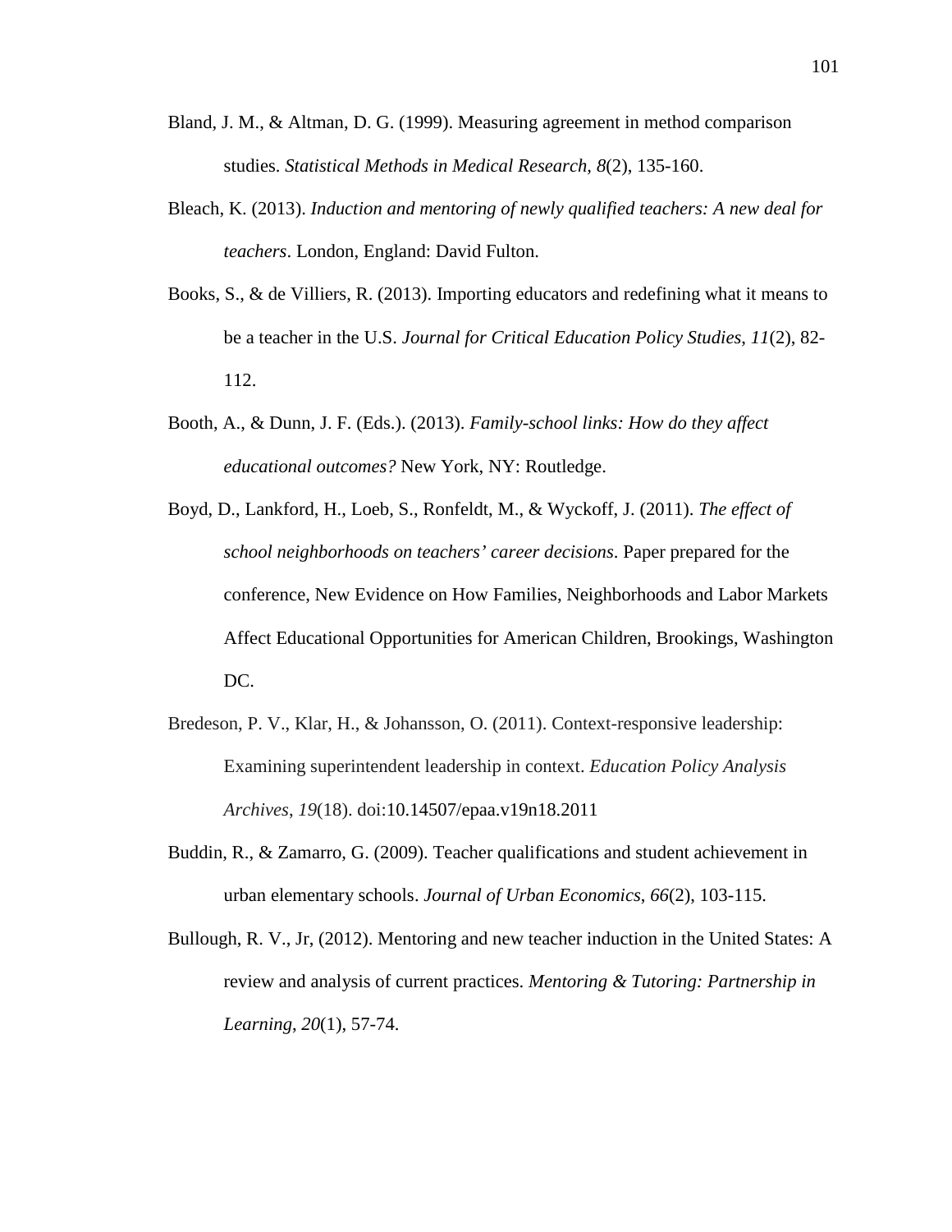Bland, J. M., & Altman, D. G. (1999). Measuring agreement in method comparison studies. *Statistical Methods in Medical Research, 8*(2), 135-160.

Bleach, K. (2013). *Induction and mentoring of newly qualified teachers: A new deal for teachers*. London, England: David Fulton.

Books, S., & de Villiers, R. (2013). Importing educators and redefining what it means to be a teacher in the U.S. *Journal for Critical Education Policy Studies*, *11*(2), 82-112.

Booth, A., & Dunn, J. F. (Eds.). (2013). *Family-school links: How do they affect educational outcomes?* New York, NY: Routledge.

Boyd, D., Lankford, H., Loeb, S., Ronfeldt, M., & Wyckoff, J. (2011). *The effect of school neighborhoods on teachers' career decisions*. Paper prepared for the conference, New Evidence on How Families, Neighborhoods and Labor Markets Affect Educational Opportunities for American Children, Brookings, Washington DC.

Bredeson, P. V., Klar, H., & Johansson, O. (2011). Context-responsive leadership: Examining superintendent leadership in context. *Education Policy Analysis Archives*, *19*(18). doi:10.14507/epaa.v19n18.2011

Buddin, R., & Zamarro, G. (2009). Teacher qualifications and student achievement in urban elementary schools. *Journal of Urban Economics*, *66*(2), 103-115.

Bullough, R. V., Jr, (2012). Mentoring and new teacher induction in the United States: A review and analysis of current practices. *Mentoring & Tutoring: Partnership in Learning*, *20*(1), 57-74.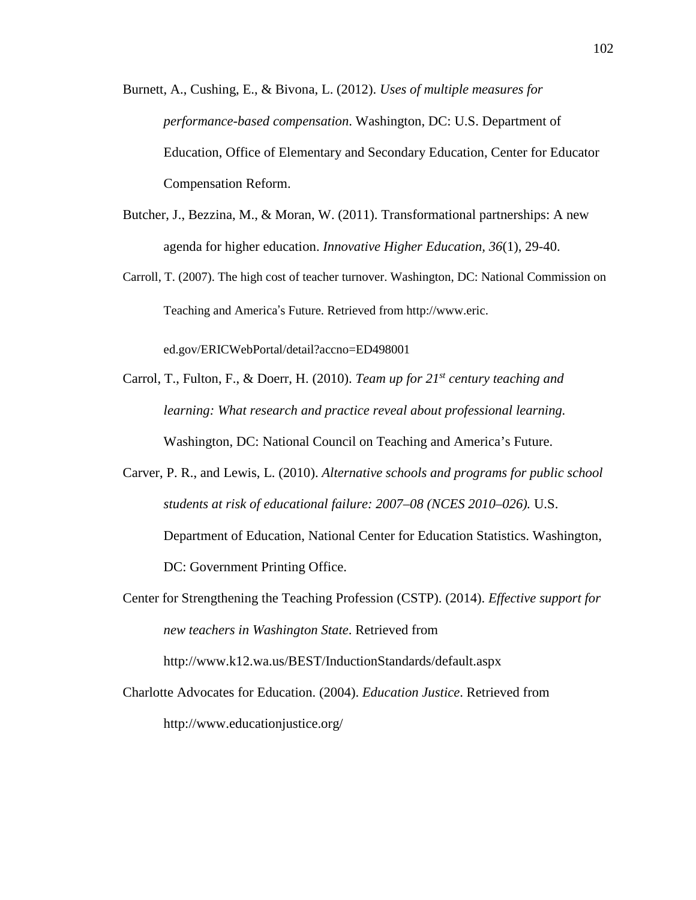Burnett, A., Cushing, E., & Bivona, L. (2012). *Uses of multiple measures for performance-based compensation*. Washington, DC: U.S. Department of Education, Office of Elementary and Secondary Education, Center for Educator Compensation Reform.

Butcher, J., Bezzina, M., & Moran, W. (2011). Transformational partnerships: A new agenda for higher education. *Innovative Higher Education*, *36*(1), 29-40.

Carroll, T. (2007). The high cost of teacher turnover. Washington, DC: National Commission on Teaching and America's Future. Retrieved from http://www.eric.ed.gov/ERICWebPortal/detail?accno=ED498001

Carrol, T., Fulton, F., & Doerr, H. (2010). *Team up for 21st century teaching and learning: What research and practice reveal about professional learning.* Washington, DC: National Council on Teaching and America's Future.

Carver, P. R., and Lewis, L. (2010). *Alternative schools and programs for public school students at risk of educational failure: 2007–08 (NCES 2010–026).* U.S. Department of Education, National Center for Education Statistics. Washington, DC: Government Printing Office.

Center for Strengthening the Teaching Profession (CSTP). (2014). *Effective support for new teachers in Washington State*. Retrieved from http://www.k12.wa.us/BEST/InductionStandards/default.aspx

Charlotte Advocates for Education. (2004). *Education Justice*. Retrieved from http://www.educationjustice.org/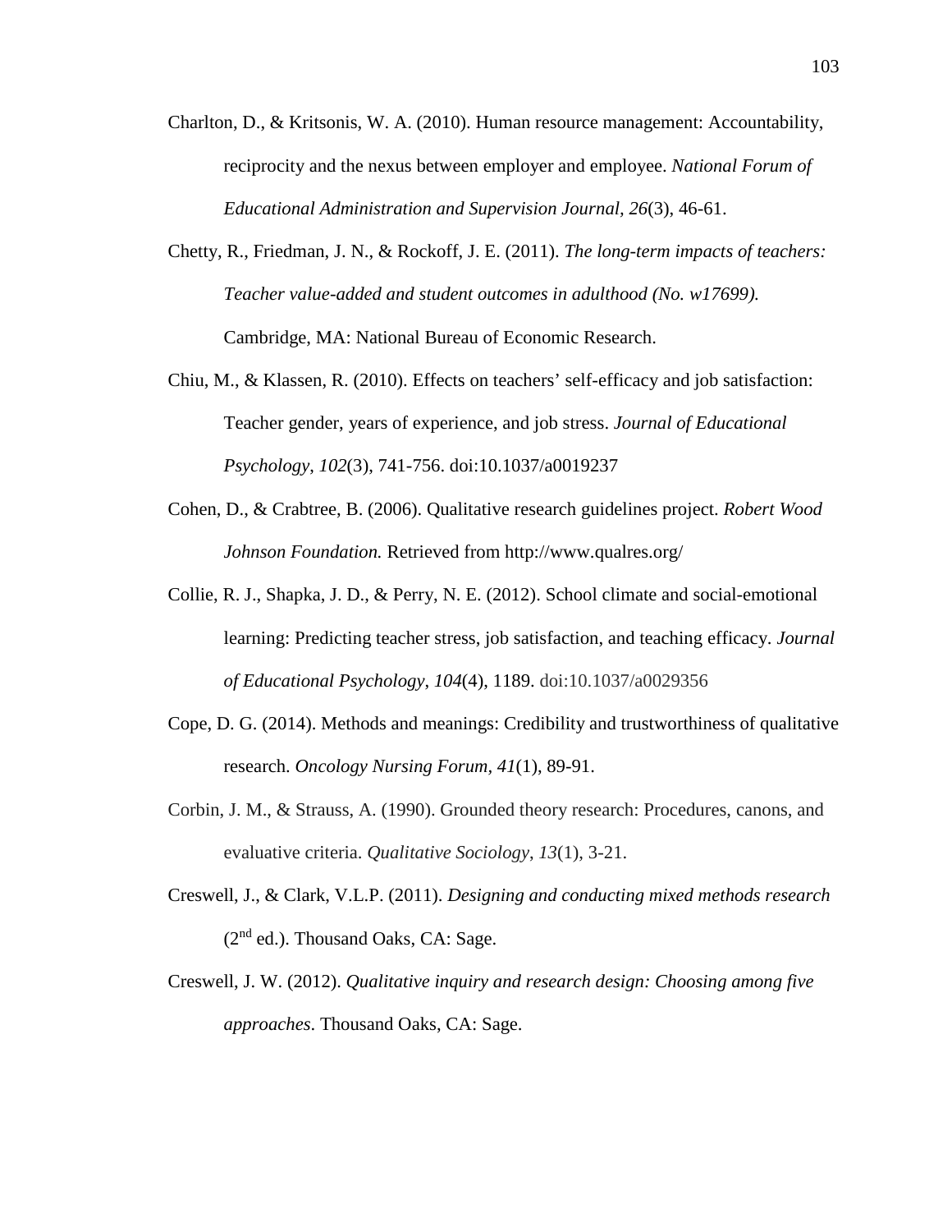Charlton, D., & Kritsonis, W. A. (2010). Human resource management: Accountability, reciprocity and the nexus between employer and employee. *National Forum of Educational Administration and Supervision Journal, 26*(3), 46-61.

Chetty, R., Friedman, J. N., & Rockoff, J. E. (2011). *The long-term impacts of teachers: Teacher value-added and student outcomes in adulthood (No. w17699).* Cambridge, MA: National Bureau of Economic Research.

Chiu, M., & Klassen, R. (2010). Effects on teachers' self-efficacy and job satisfaction: Teacher gender, years of experience, and job stress. *Journal of Educational Psychology*, *102*(3), 741-756. doi:10.1037/a0019237

Cohen, D., & Crabtree, B. (2006). Qualitative research guidelines project. *Robert Wood Johnson Foundation.* Retrieved from http://www.qualres.org/

Collie, R. J., Shapka, J. D., & Perry, N. E. (2012). School climate and social-emotional learning: Predicting teacher stress, job satisfaction, and teaching efficacy. *Journal of Educational Psychology*, *104*(4), 1189. doi:10.1037/a0029356

Cope, D. G. (2014). Methods and meanings: Credibility and trustworthiness of qualitative research. *Oncology Nursing Forum, 41*(1), 89-91.

Corbin, J. M., & Strauss, A. (1990). Grounded theory research: Procedures, canons, and evaluative criteria. *Qualitative Sociology*, *13*(1), 3-21.

Creswell, J., & Clark, V.L.P. (2011). *Designing and conducting mixed methods research* (2nd ed.). Thousand Oaks, CA: Sage.

Creswell, J. W. (2012). *Qualitative inquiry and research design: Choosing among five approaches*. Thousand Oaks, CA: Sage.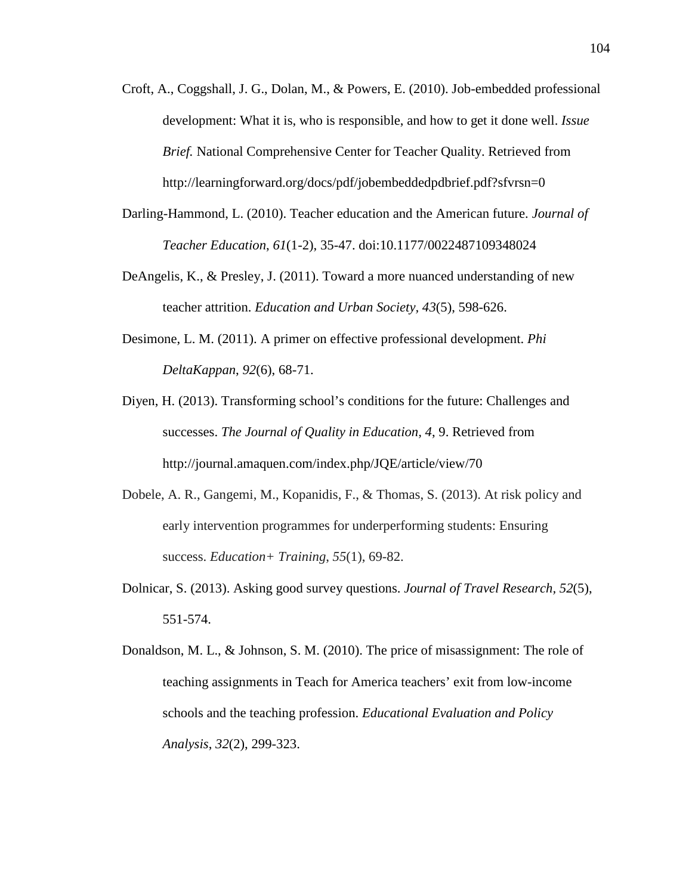Croft, A., Coggshall, J. G., Dolan, M., & Powers, E. (2010). Job-embedded professional development: What it is, who is responsible, and how to get it done well. *Issue Brief.* National Comprehensive Center for Teacher Quality. Retrieved from http://learningforward.org/docs/pdf/jobembeddedpdbrief.pdf?sfvrsn=0

Darling-Hammond, L. (2010). Teacher education and the American future. *Journal of Teacher Education*, *61*(1-2), 35-47. doi:10.1177/0022487109348024

DeAngelis, K., & Presley, J. (2011). Toward a more nuanced understanding of new teacher attrition. *Education and Urban Society*, *43*(5), 598-626.

Desimone, L. M. (2011). A primer on effective professional development. *Phi DeltaKappan*, *92*(6), 68-71.

Diyen, H. (2013). Transforming school's conditions for the future: Challenges and successes. *The Journal of Quality in Education, 4*, 9. Retrieved from http://journal.amaquen.com/index.php/JQE/article/view/70

Dobele, A. R., Gangemi, M., Kopanidis, F., & Thomas, S. (2013). At risk policy and early intervention programmes for underperforming students: Ensuring success. *Education+ Training*, *55*(1), 69-82.

Dolnicar, S. (2013). Asking good survey questions. *Journal of Travel Research*, *52*(5), 551-574.

Donaldson, M. L., & Johnson, S. M. (2010). The price of misassignment: The role of teaching assignments in Teach for America teachers' exit from low-income schools and the teaching profession. *Educational Evaluation and Policy Analysis*, *32*(2), 299-323.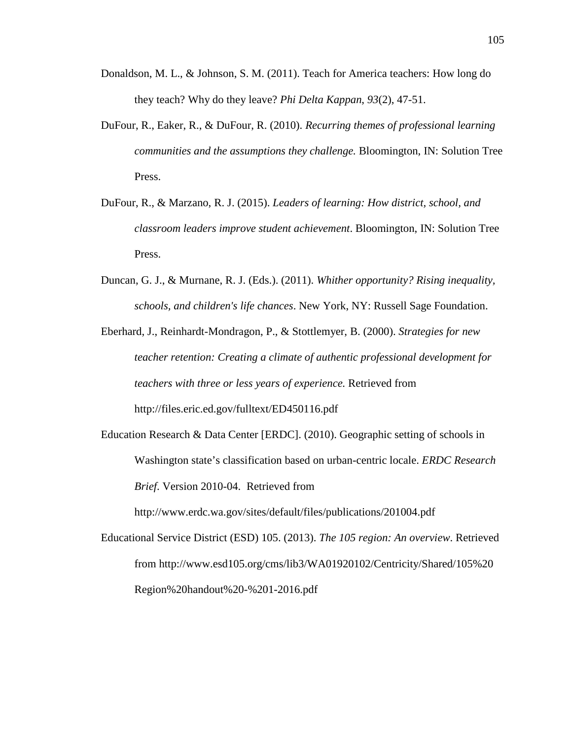Donaldson, M. L., & Johnson, S. M. (2011). Teach for America teachers: How long do they teach? Why do they leave? *Phi Delta Kappan*, *93*(2), 47-51.

DuFour, R., Eaker, R., & DuFour, R. (2010). *Recurring themes of professional learning communities and the assumptions they challenge.* Bloomington, IN: Solution Tree Press.

DuFour, R., & Marzano, R. J. (2015). *Leaders of learning: How district, school, and classroom leaders improve student achievement*. Bloomington, IN: Solution Tree Press.

Duncan, G. J., & Murnane, R. J. (Eds.). (2011). *Whither opportunity? Rising inequality, schools, and children's life chances*. New York, NY: Russell Sage Foundation.

Eberhard, J., Reinhardt-Mondragon, P., & Stottlemyer, B. (2000). *Strategies for new teacher retention: Creating a climate of authentic professional development for teachers with three or less years of experience.* Retrieved from http://files.eric.ed.gov/fulltext/ED450116.pdf

Education Research & Data Center [ERDC]. (2010). Geographic setting of schools in Washington state's classification based on urban-centric locale. *ERDC Research Brief*. Version 2010-04. Retrieved from http://www.erdc.wa.gov/sites/default/files/publications/201004.pdf

Educational Service District (ESD) 105. (2013). *The 105 region: An overview*. Retrieved from http://www.esd105.org/cms/lib3/WA01920102/Centricity/Shared/105%20 Region%20handout%20-%201-2016.pdf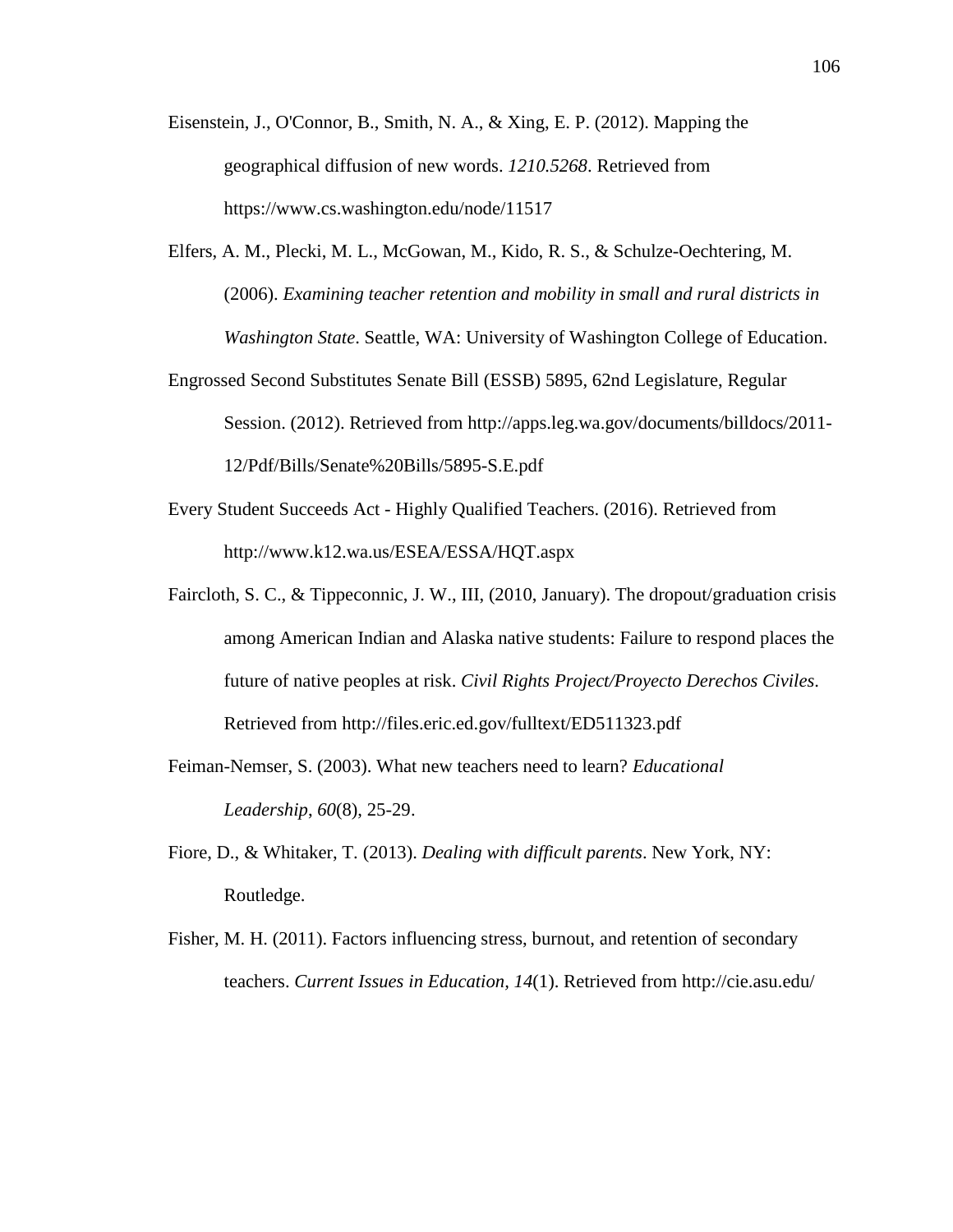Eisenstein, J., O'Connor, B., Smith, N. A., & Xing, E. P. (2012). Mapping the geographical diffusion of new words. *1210.5268*. Retrieved from https://www.cs.washington.edu/node/11517

Elfers, A. M., Plecki, M. L., McGowan, M., Kido, R. S., & Schulze-Oechtering, M. (2006). *Examining teacher retention and mobility in small and rural districts in Washington State*. Seattle, WA: University of Washington College of Education.

Engrossed Second Substitutes Senate Bill (ESSB) 5895, 62nd Legislature, Regular Session. (2012). Retrieved from http://apps.leg.wa.gov/documents/billdocs/2011-12/Pdf/Bills/Senate%20Bills/5895-S.E.pdf

Every Student Succeeds Act - Highly Qualified Teachers. (2016). Retrieved from http://www.k12.wa.us/ESEA/ESSA/HQT.aspx

Faircloth, S. C., & Tippeconnic, J. W., III, (2010, January). The dropout/graduation crisis among American Indian and Alaska native students: Failure to respond places the future of native peoples at risk. *Civil Rights Project/Proyecto Derechos Civiles*. Retrieved from http://files.eric.ed.gov/fulltext/ED511323.pdf

Feiman-Nemser, S. (2003). What new teachers need to learn? *Educational Leadership*, *60*(8), 25-29.

Fiore, D., & Whitaker, T. (2013). *Dealing with difficult parents*. New York, NY: Routledge.

Fisher, M. H. (2011). Factors influencing stress, burnout, and retention of secondary teachers. *Current Issues in Education, 14*(1). Retrieved from http://cie.asu.edu/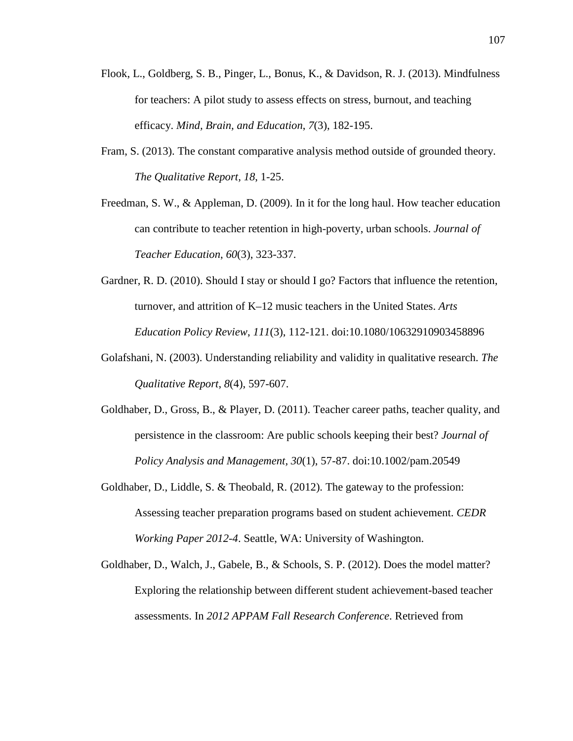Flook, L., Goldberg, S. B., Pinger, L., Bonus, K., & Davidson, R. J. (2013). Mindfulness for teachers: A pilot study to assess effects on stress, burnout, and teaching efficacy. *Mind, Brain, and Education*, *7*(3), 182-195.

Fram, S. (2013). The constant comparative analysis method outside of grounded theory. *The Qualitative Report, 18*, 1-25.

Freedman, S. W., & Appleman, D. (2009). In it for the long haul. How teacher education can contribute to teacher retention in high-poverty, urban schools. *Journal of Teacher Education*, *60*(3), 323-337.

Gardner, R. D. (2010). Should I stay or should I go? Factors that influence the retention, turnover, and attrition of K–12 music teachers in the United States. *Arts Education Policy Review*, *111*(3), 112-121. doi:10.1080/10632910903458896

Golafshani, N. (2003). Understanding reliability and validity in qualitative research. *The Qualitative Report*, *8*(4), 597-607.

Goldhaber, D., Gross, B., & Player, D. (2011). Teacher career paths, teacher quality, and persistence in the classroom: Are public schools keeping their best? *Journal of Policy Analysis and Management, 30*(1), 57-87. doi:10.1002/pam.20549

Goldhaber, D., Liddle, S. & Theobald, R. (2012). The gateway to the profession: Assessing teacher preparation programs based on student achievement. *CEDR Working Paper 2012-4*. Seattle, WA: University of Washington.

Goldhaber, D., Walch, J., Gabele, B., & Schools, S. P. (2012). Does the model matter? Exploring the relationship between different student achievement-based teacher assessments. In *2012 APPAM Fall Research Conference*. Retrieved from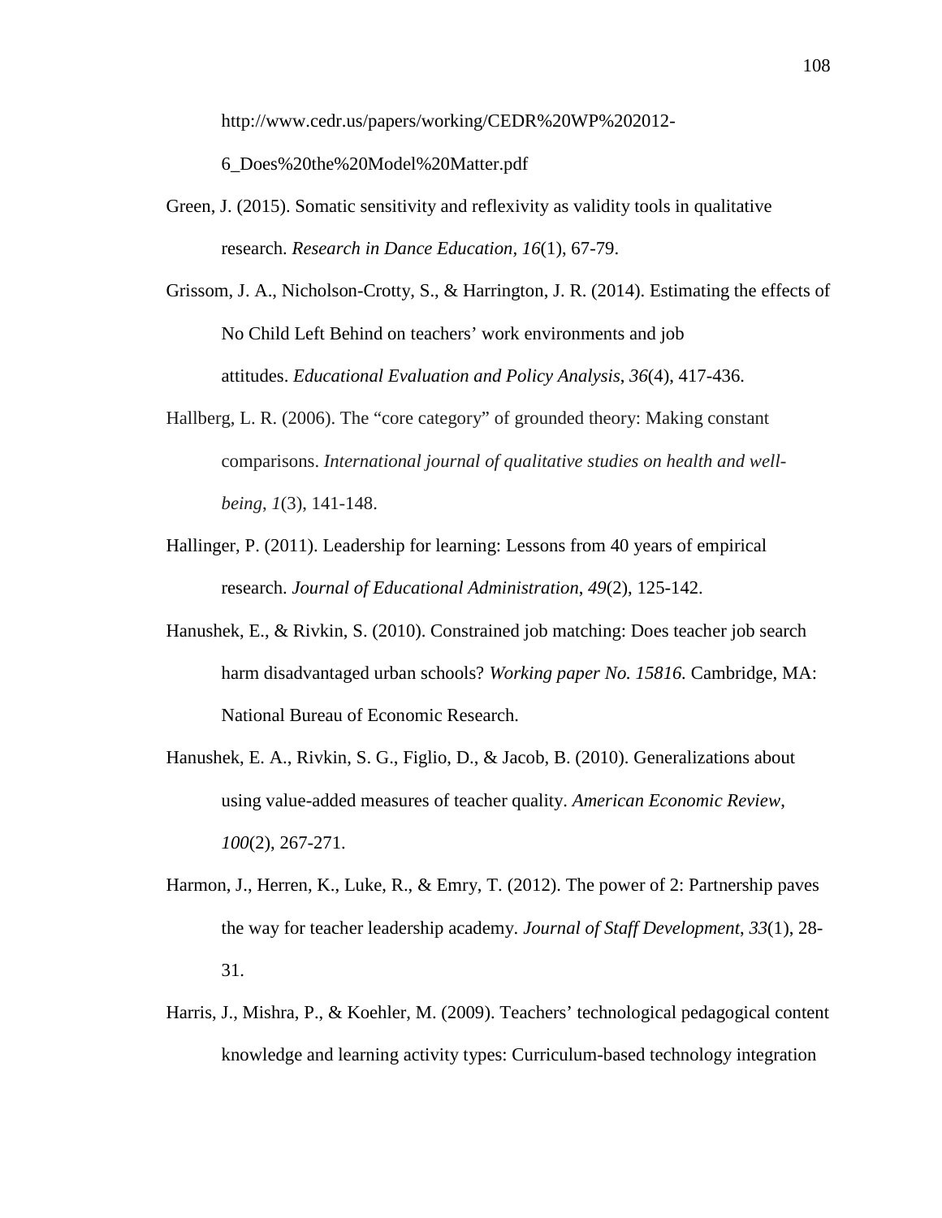http://www.cedr.us/papers/working/CEDR%20WP%202012-6_Does%20the%20Model%20Matter.pdf

Green, J. (2015). Somatic sensitivity and reflexivity as validity tools in qualitative research. *Research in Dance Education*, *16*(1), 67-79.

Grissom, J. A., Nicholson-Crotty, S., & Harrington, J. R. (2014). Estimating the effects of No Child Left Behind on teachers' work environments and job attitudes. *Educational Evaluation and Policy Analysis*, *36*(4), 417-436.

Hallberg, L. R. (2006). The "core category" of grounded theory: Making constant comparisons. *International journal of qualitative studies on health and well-being*, *1*(3), 141-148.

Hallinger, P. (2011). Leadership for learning: Lessons from 40 years of empirical research. *Journal of Educational Administration*, *49*(2), 125-142.

Hanushek, E., & Rivkin, S. (2010). Constrained job matching: Does teacher job search harm disadvantaged urban schools? *Working paper No. 15816.* Cambridge, MA: National Bureau of Economic Research.

Hanushek, E. A., Rivkin, S. G., Figlio, D., & Jacob, B. (2010). Generalizations about using value-added measures of teacher quality. *American Economic Review*, *100*(2), 267-271.

Harmon, J., Herren, K., Luke, R., & Emry, T. (2012). The power of 2: Partnership paves the way for teacher leadership academy. *Journal of Staff Development*, *33*(1), 28-31.

Harris, J., Mishra, P., & Koehler, M. (2009). Teachers' technological pedagogical content knowledge and learning activity types: Curriculum-based technology integration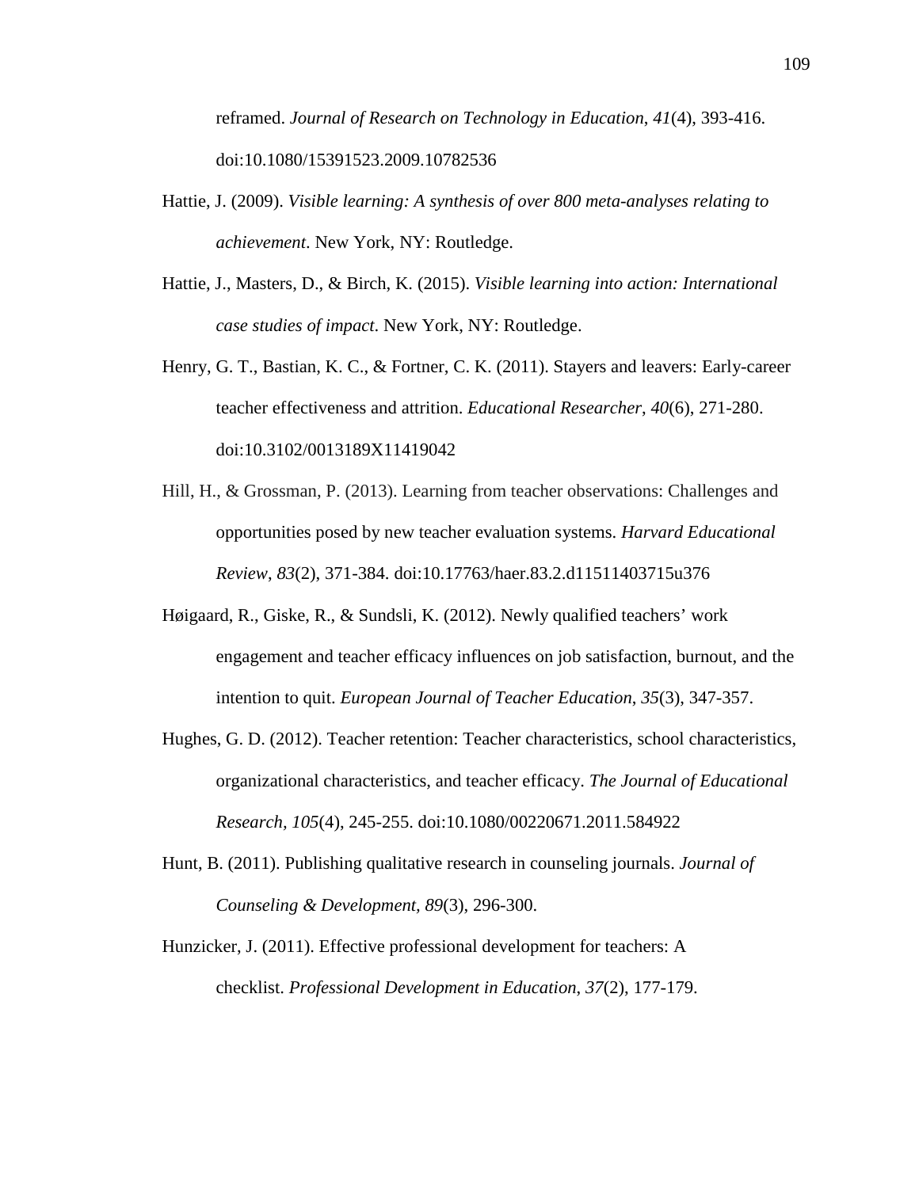reframed. *Journal of Research on Technology in Education*, *41*(4), 393-416. doi:10.1080/15391523.2009.10782536

Hattie, J. (2009). *Visible learning: A synthesis of over 800 meta-analyses relating to achievement*. New York, NY: Routledge.

Hattie, J., Masters, D., & Birch, K. (2015). *Visible learning into action: International case studies of impact*. New York, NY: Routledge.

Henry, G. T., Bastian, K. C., & Fortner, C. K. (2011). Stayers and leavers: Early-career teacher effectiveness and attrition. *Educational Researcher*, *40*(6), 271-280. doi:10.3102/0013189X11419042

Hill, H., & Grossman, P. (2013). Learning from teacher observations: Challenges and opportunities posed by new teacher evaluation systems. *Harvard Educational Review*, *83*(2), 371-384. doi:10.17763/haer.83.2.d11511403715u376

Høigaard, R., Giske, R., & Sundsli, K. (2012). Newly qualified teachers' work engagement and teacher efficacy influences on job satisfaction, burnout, and the intention to quit. *European Journal of Teacher Education*, *35*(3), 347-357.

Hughes, G. D. (2012). Teacher retention: Teacher characteristics, school characteristics, organizational characteristics, and teacher efficacy. *The Journal of Educational Research, 105*(4), 245-255. doi:10.1080/00220671.2011.584922

Hunt, B. (2011). Publishing qualitative research in counseling journals. *Journal of Counseling & Development, 89*(3), 296-300.

Hunzicker, J. (2011). Effective professional development for teachers: A checklist. *Professional Development in Education*, *37*(2), 177-179.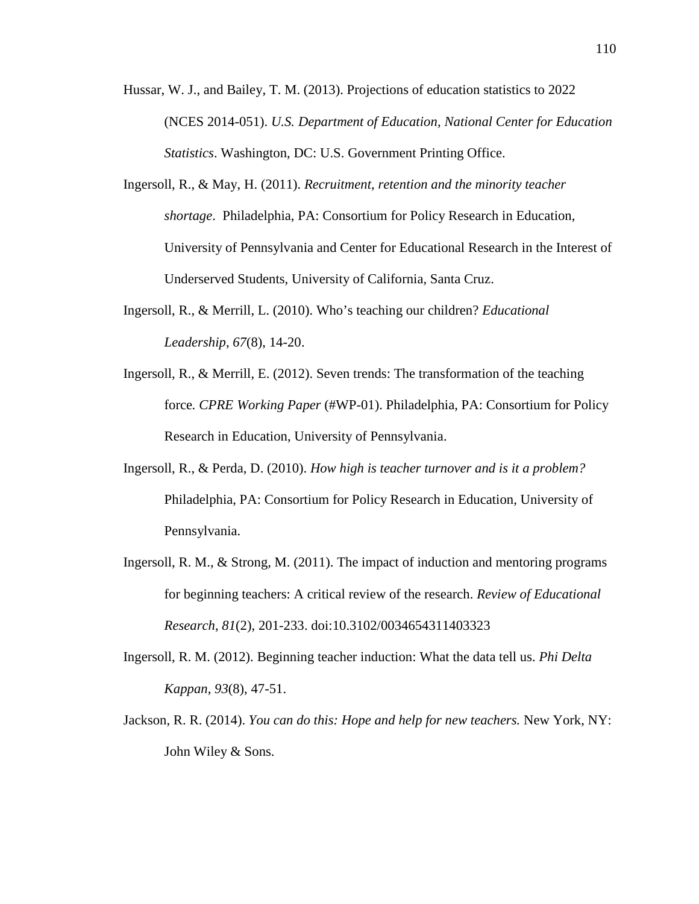Hussar, W. J., and Bailey, T. M. (2013). Projections of education statistics to 2022 (NCES 2014-051). *U.S. Department of Education, National Center for Education Statistics*. Washington, DC: U.S. Government Printing Office.

Ingersoll, R., & May, H. (2011). *Recruitment, retention and the minority teacher shortage*. Philadelphia, PA: Consortium for Policy Research in Education, University of Pennsylvania and Center for Educational Research in the Interest of Underserved Students, University of California, Santa Cruz.

Ingersoll, R., & Merrill, L. (2010). Who's teaching our children? *Educational Leadership, 67*(8), 14-20.

Ingersoll, R., & Merrill, E. (2012). Seven trends: The transformation of the teaching force. *CPRE Working Paper* (#WP-01). Philadelphia, PA: Consortium for Policy Research in Education, University of Pennsylvania.

Ingersoll, R., & Perda, D. (2010). *How high is teacher turnover and is it a problem?* Philadelphia, PA: Consortium for Policy Research in Education, University of Pennsylvania.

Ingersoll, R. M., & Strong, M. (2011). The impact of induction and mentoring programs for beginning teachers: A critical review of the research. *Review of Educational Research*, *81*(2), 201-233. doi:10.3102/0034654311403323

Ingersoll, R. M. (2012). Beginning teacher induction: What the data tell us. *Phi Delta Kappan*, *93*(8), 47-51.

Jackson, R. R. (2014). *You can do this: Hope and help for new teachers.* New York, NY: John Wiley & Sons.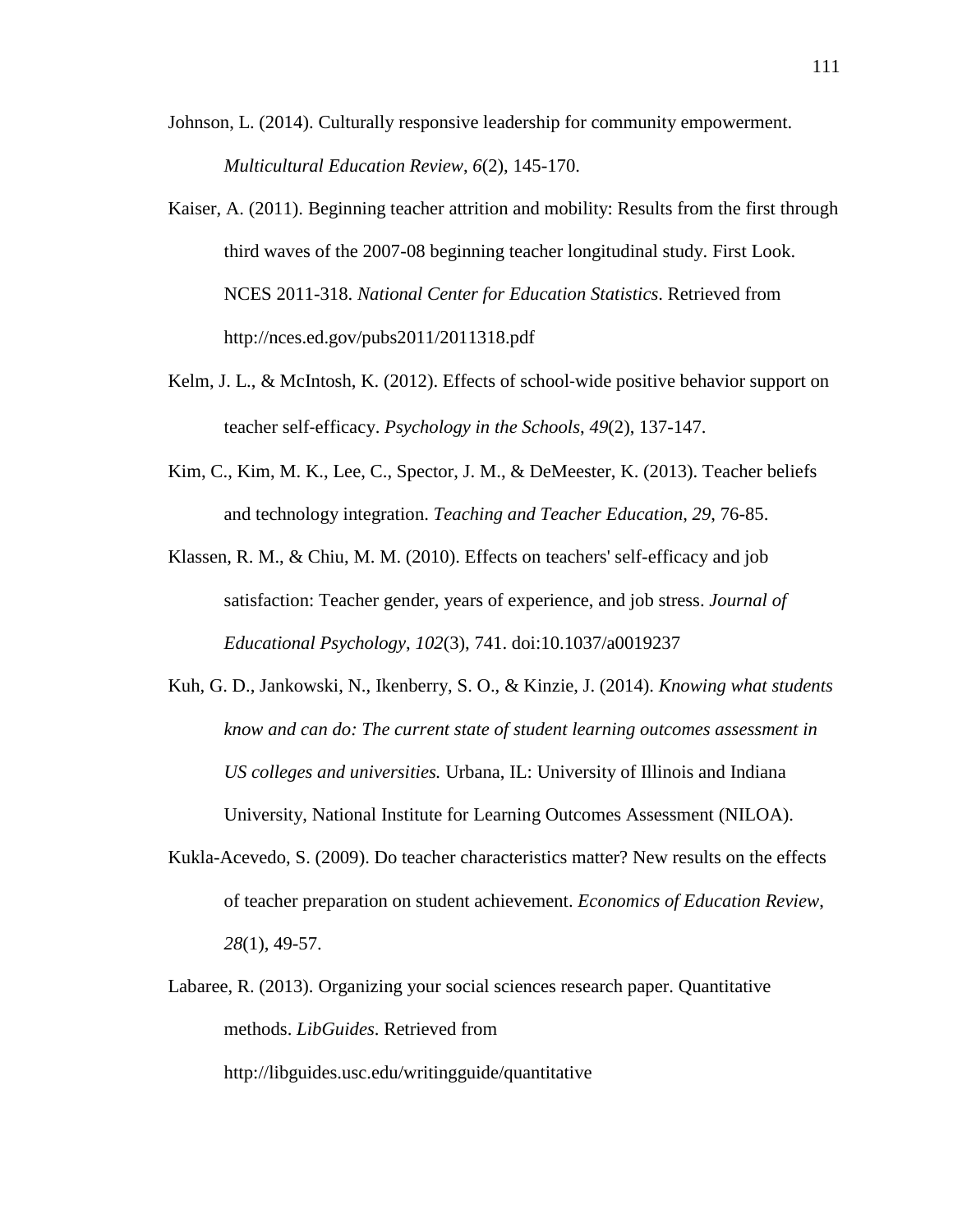Johnson, L. (2014). Culturally responsive leadership for community empowerment. *Multicultural Education Review*, *6*(2), 145-170.

Kaiser, A. (2011). Beginning teacher attrition and mobility: Results from the first through third waves of the 2007-08 beginning teacher longitudinal study. First Look. NCES 2011-318. *National Center for Education Statistics*. Retrieved from http://nces.ed.gov/pubs2011/2011318.pdf

Kelm, J. L., & McIntosh, K. (2012). Effects of school-wide positive behavior support on teacher self-efficacy. *Psychology in the Schools*, *49*(2), 137-147.

Kim, C., Kim, M. K., Lee, C., Spector, J. M., & DeMeester, K. (2013). Teacher beliefs and technology integration. *Teaching and Teacher Education*, *29*, 76-85.

Klassen, R. M., & Chiu, M. M. (2010). Effects on teachers' self-efficacy and job satisfaction: Teacher gender, years of experience, and job stress. *Journal of Educational Psychology*, *102*(3), 741. doi:10.1037/a0019237

Kuh, G. D., Jankowski, N., Ikenberry, S. O., & Kinzie, J. (2014). *Knowing what students know and can do: The current state of student learning outcomes assessment in US colleges and universities.* Urbana, IL: University of Illinois and Indiana University, National Institute for Learning Outcomes Assessment (NILOA).

Kukla-Acevedo, S. (2009). Do teacher characteristics matter? New results on the effects of teacher preparation on student achievement. *Economics of Education Review*, *28*(1), 49-57.

Labaree, R. (2013). Organizing your social sciences research paper. Quantitative methods. *LibGuides*. Retrieved from http://libguides.usc.edu/writingguide/quantitative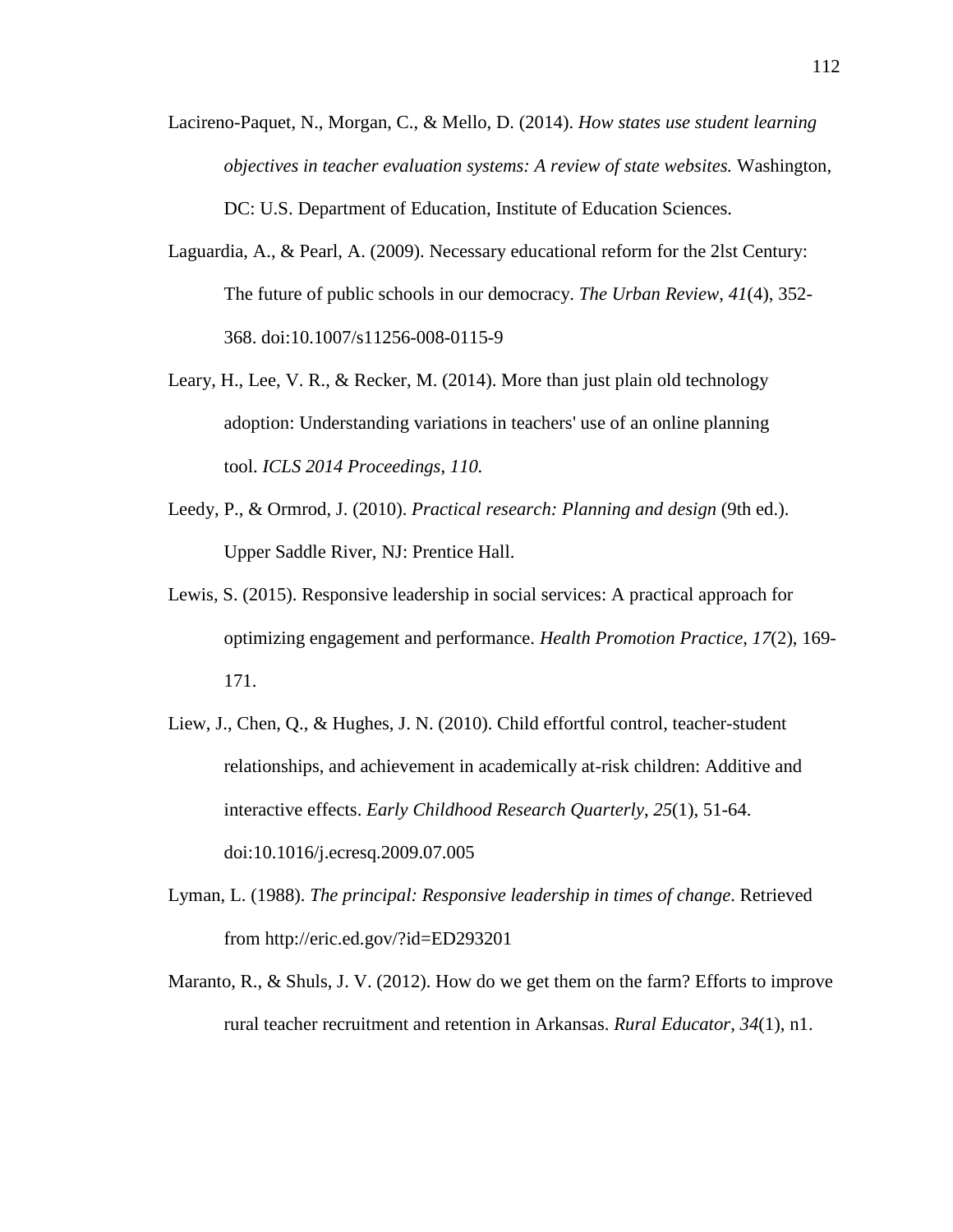Lacireno-Paquet, N., Morgan, C., & Mello, D. (2014). *How states use student learning objectives in teacher evaluation systems: A review of state websites.* Washington, DC: U.S. Department of Education, Institute of Education Sciences.

Laguardia, A., & Pearl, A. (2009). Necessary educational reform for the 2lst Century: The future of public schools in our democracy. *The Urban Review*, *41*(4), 352-368. doi:10.1007/s11256-008-0115-9

Leary, H., Lee, V. R., & Recker, M. (2014). More than just plain old technology adoption: Understanding variations in teachers' use of an online planning tool. *ICLS 2014 Proceedings*, *110*.

Leedy, P., & Ormrod, J. (2010). *Practical research: Planning and design* (9th ed.). Upper Saddle River, NJ: Prentice Hall.

Lewis, S. (2015). Responsive leadership in social services: A practical approach for optimizing engagement and performance. *Health Promotion Practice*, *17*(2), 169-171.

Liew, J., Chen, Q., & Hughes, J. N. (2010). Child effortful control, teacher-student relationships, and achievement in academically at-risk children: Additive and interactive effects. *Early Childhood Research Quarterly*, *25*(1), 51-64. doi:10.1016/j.ecresq.2009.07.005

Lyman, L. (1988). *The principal: Responsive leadership in times of change*. Retrieved from http://eric.ed.gov/?id=ED293201

Maranto, R., & Shuls, J. V. (2012). How do we get them on the farm? Efforts to improve rural teacher recruitment and retention in Arkansas. *Rural Educator*, *34*(1), n1.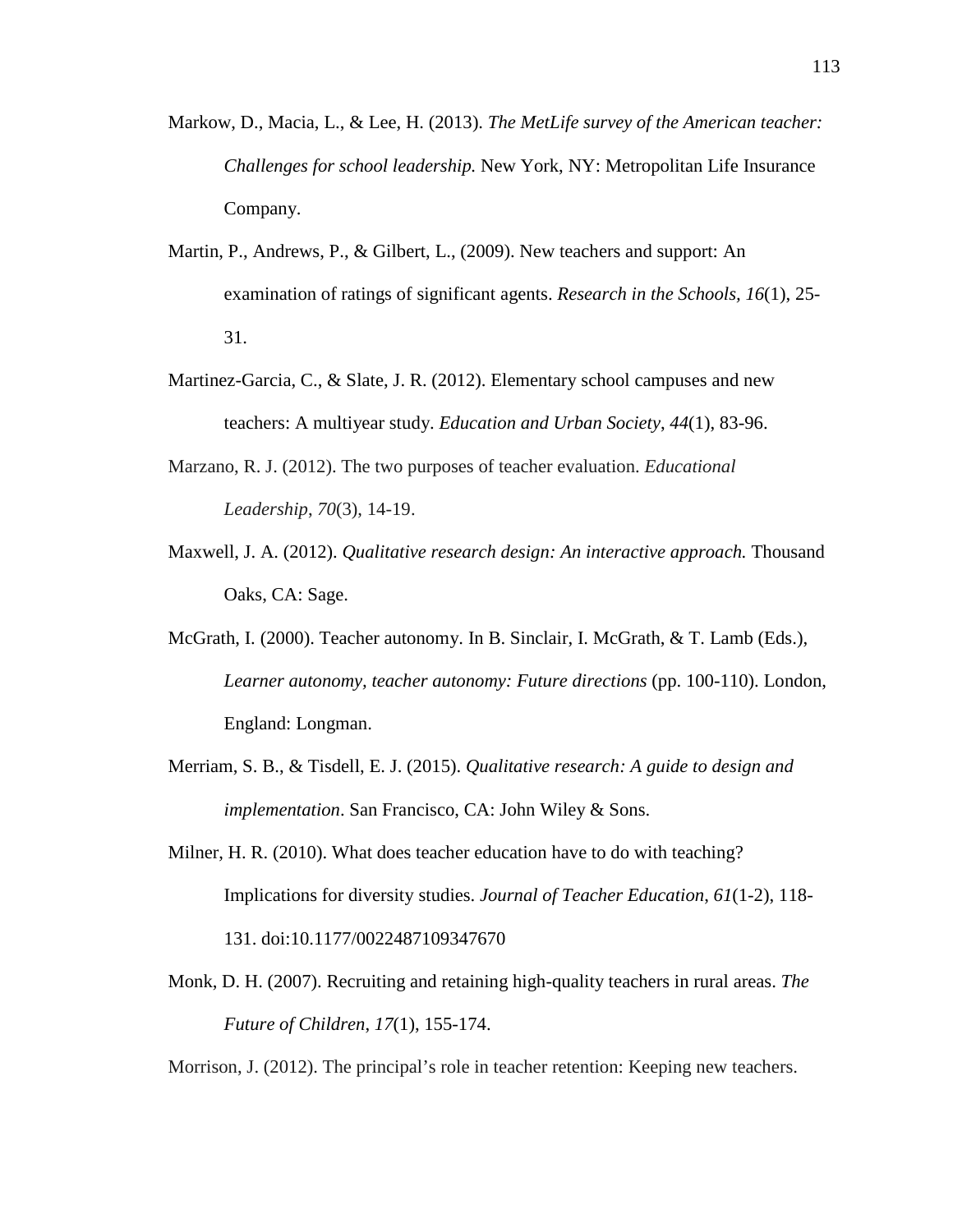Markow, D., Macia, L., & Lee, H. (2013). *The MetLife survey of the American teacher: Challenges for school leadership.* New York, NY: Metropolitan Life Insurance Company.

Martin, P., Andrews, P., & Gilbert, L., (2009). New teachers and support: An examination of ratings of significant agents. *Research in the Schools, 16*(1), 25-31.

Martinez-Garcia, C., & Slate, J. R. (2012). Elementary school campuses and new teachers: A multiyear study. *Education and Urban Society*, *44*(1), 83-96.

Marzano, R. J. (2012). The two purposes of teacher evaluation. *Educational Leadership*, *70*(3), 14-19.

Maxwell, J. A. (2012). *Qualitative research design: An interactive approach.* Thousand Oaks, CA: Sage.

McGrath, I. (2000). Teacher autonomy. In B. Sinclair, I. McGrath, & T. Lamb (Eds.), *Learner autonomy, teacher autonomy: Future directions* (pp. 100-110). London, England: Longman.

Merriam, S. B., & Tisdell, E. J. (2015). *Qualitative research: A guide to design and implementation*. San Francisco, CA: John Wiley & Sons.

Milner, H. R. (2010). What does teacher education have to do with teaching? Implications for diversity studies. *Journal of Teacher Education*, *61*(1-2), 118-131. doi:10.1177/0022487109347670

Monk, D. H. (2007). Recruiting and retaining high-quality teachers in rural areas. *The Future of Children*, *17*(1), 155-174.

Morrison, J. (2012). The principal's role in teacher retention: Keeping new teachers.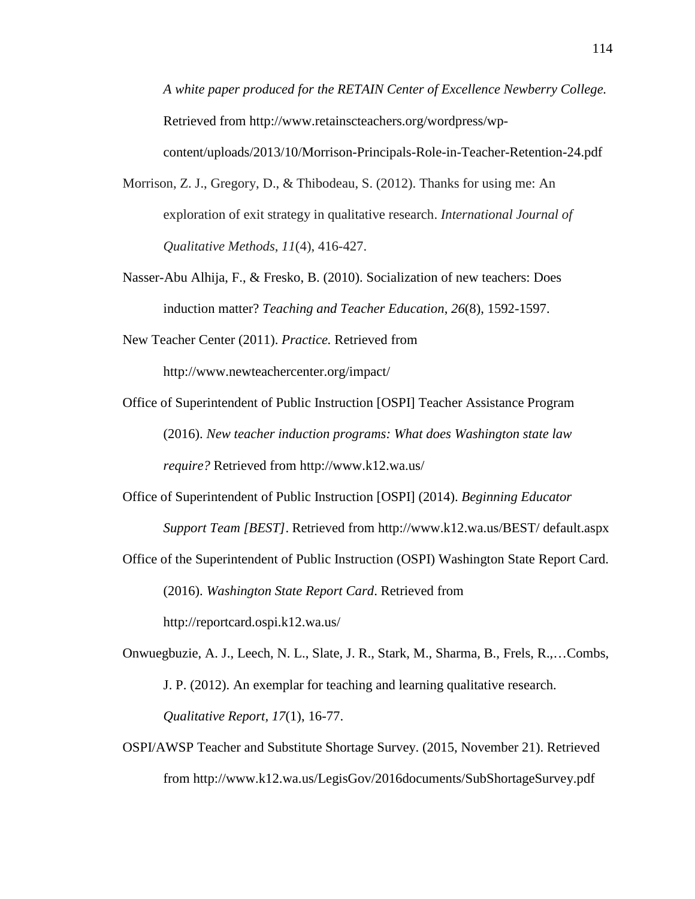*A white paper produced for the RETAIN Center of Excellence Newberry College.* Retrieved from http://www.retainscteachers.org/wordpress/wp-content/uploads/2013/10/Morrison-Principals-Role-in-Teacher-Retention-24.pdf

Morrison, Z. J., Gregory, D., & Thibodeau, S. (2012). Thanks for using me: An exploration of exit strategy in qualitative research. *International Journal of Qualitative Methods*, *11*(4), 416-427.

Nasser-Abu Alhija, F., & Fresko, B. (2010). Socialization of new teachers: Does induction matter? *Teaching and Teacher Education*, *26*(8), 1592-1597.

New Teacher Center (2011). *Practice.* Retrieved from http://www.newteachercenter.org/impact/

Office of Superintendent of Public Instruction [OSPI] Teacher Assistance Program (2016). *New teacher induction programs: What does Washington state law require?* Retrieved from http://www.k12.wa.us/

Office of Superintendent of Public Instruction [OSPI] (2014). *Beginning Educator Support Team [BEST]*. Retrieved from http://www.k12.wa.us/BEST/ default.aspx

Office of the Superintendent of Public Instruction (OSPI) Washington State Report Card. (2016). *Washington State Report Card*. Retrieved from http://reportcard.ospi.k12.wa.us/

Onwuegbuzie, A. J., Leech, N. L., Slate, J. R., Stark, M., Sharma, B., Frels, R.,…Combs, J. P. (2012). An exemplar for teaching and learning qualitative research. *Qualitative Report*, *17*(1), 16-77.

OSPI/AWSP Teacher and Substitute Shortage Survey. (2015, November 21). Retrieved from http://www.k12.wa.us/LegisGov/2016documents/SubShortageSurvey.pdf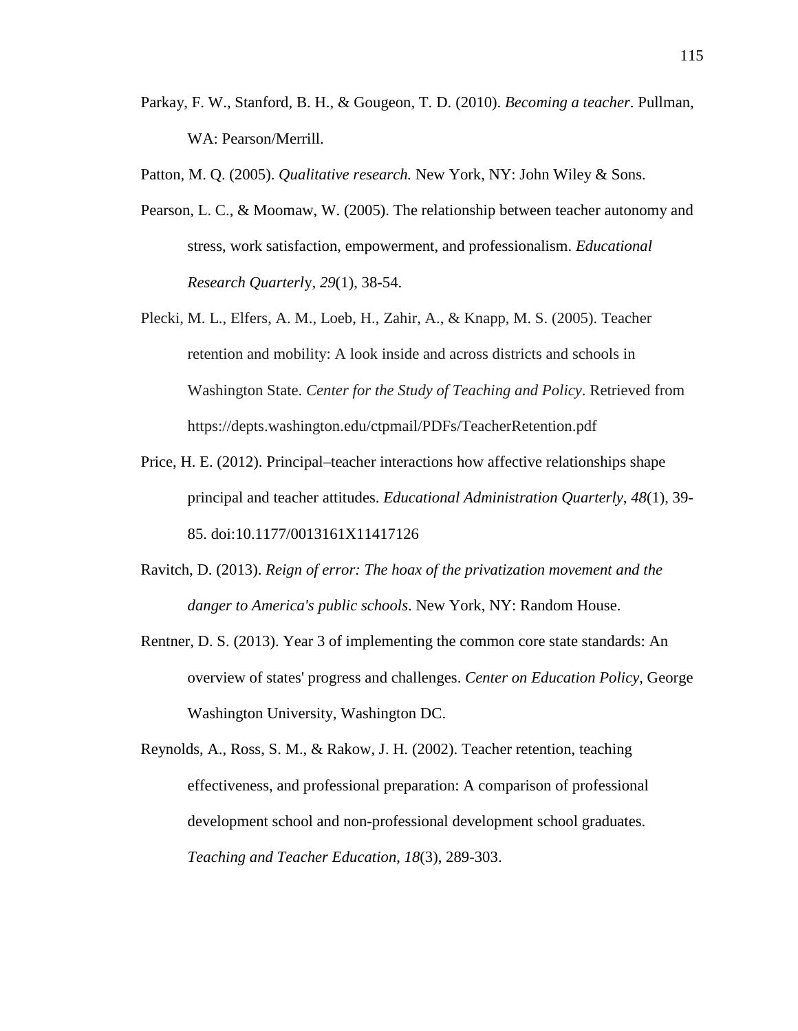Parkay, F. W., Stanford, B. H., & Gougeon, T. D. (2010). *Becoming a teacher*. Pullman, WA: Pearson/Merrill.

Patton, M. Q. (2005). *Qualitative research.* New York, NY: John Wiley & Sons.

Pearson, L. C., & Moomaw, W. (2005). The relationship between teacher autonomy and stress, work satisfaction, empowerment, and professionalism. *Educational Research Quarterly*, *29*(1), 38-54.

Plecki, M. L., Elfers, A. M., Loeb, H., Zahir, A., & Knapp, M. S. (2005). Teacher retention and mobility: A look inside and across districts and schools in Washington State. *Center for the Study of Teaching and Policy*. Retrieved from https://depts.washington.edu/ctpmail/PDFs/TeacherRetention.pdf

Price, H. E. (2012). Principal–teacher interactions how affective relationships shape principal and teacher attitudes. *Educational Administration Quarterly*, *48*(1), 39-85. doi:10.1177/0013161X11417126

Ravitch, D. (2013). *Reign of error: The hoax of the privatization movement and the danger to America's public schools*. New York, NY: Random House.

Rentner, D. S. (2013). Year 3 of implementing the common core state standards: An overview of states' progress and challenges. *Center on Education Policy*, George Washington University, Washington DC.

Reynolds, A., Ross, S. M., & Rakow, J. H. (2002). Teacher retention, teaching effectiveness, and professional preparation: A comparison of professional development school and non-professional development school graduates. *Teaching and Teacher Education*, *18*(3), 289-303.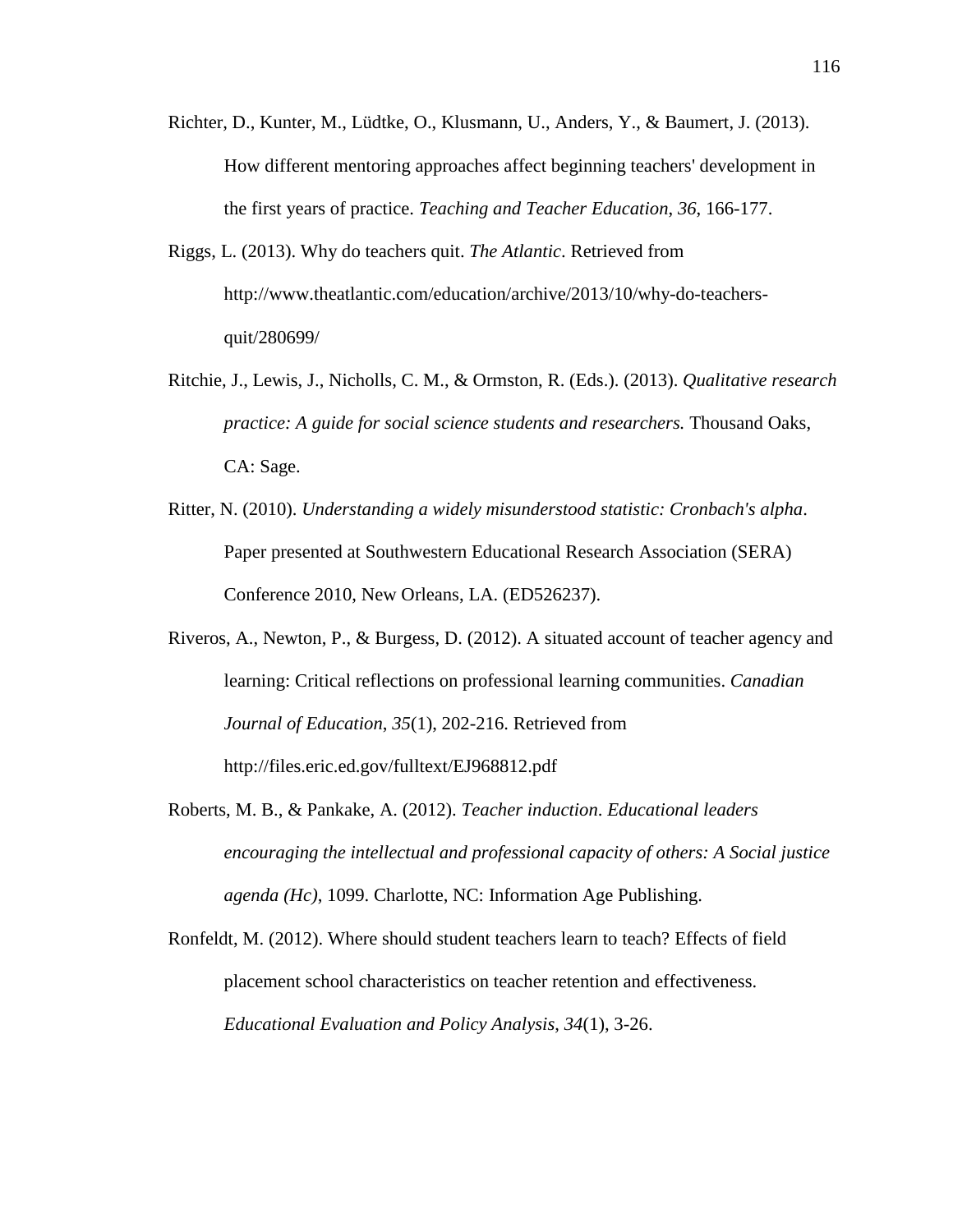Richter, D., Kunter, M., Lüdtke, O., Klusmann, U., Anders, Y., & Baumert, J. (2013). How different mentoring approaches affect beginning teachers' development in the first years of practice. *Teaching and Teacher Education*, *36*, 166-177.

Riggs, L. (2013). Why do teachers quit. *The Atlantic*. Retrieved from http://www.theatlantic.com/education/archive/2013/10/why-do-teachers-quit/280699/

Ritchie, J., Lewis, J., Nicholls, C. M., & Ormston, R. (Eds.). (2013). *Qualitative research practice: A guide for social science students and researchers.* Thousand Oaks, CA: Sage.

Ritter, N. (2010). *Understanding a widely misunderstood statistic: Cronbach's alpha*. Paper presented at Southwestern Educational Research Association (SERA) Conference 2010, New Orleans, LA. (ED526237).

Riveros, A., Newton, P., & Burgess, D. (2012). A situated account of teacher agency and learning: Critical reflections on professional learning communities. *Canadian Journal of Education*, *35*(1), 202-216. Retrieved from http://files.eric.ed.gov/fulltext/EJ968812.pdf

Roberts, M. B., & Pankake, A. (2012). *Teacher induction. Educational leaders encouraging the intellectual and professional capacity of others: A Social justice agenda (Hc)*, 1099. Charlotte, NC: Information Age Publishing.

Ronfeldt, M. (2012). Where should student teachers learn to teach? Effects of field placement school characteristics on teacher retention and effectiveness. *Educational Evaluation and Policy Analysis*, *34*(1), 3-26.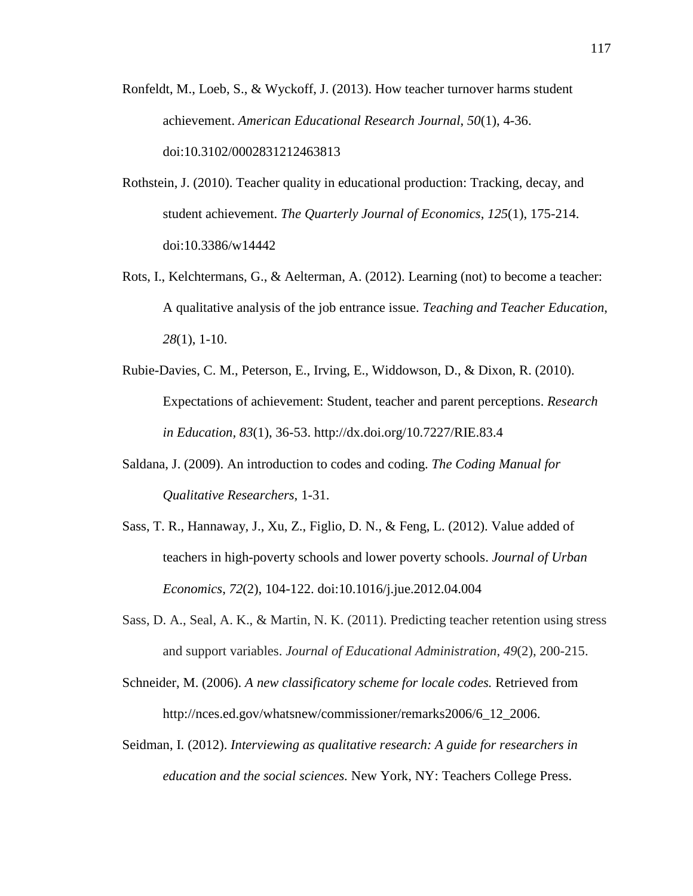Ronfeldt, M., Loeb, S., & Wyckoff, J. (2013). How teacher turnover harms student achievement. *American Educational Research Journal*, *50*(1), 4-36. doi:10.3102/0002831212463813

Rothstein, J. (2010). Teacher quality in educational production: Tracking, decay, and student achievement. *The Quarterly Journal of Economics*, *125*(1), 175-214. doi:10.3386/w14442

Rots, I., Kelchtermans, G., & Aelterman, A. (2012). Learning (not) to become a teacher: A qualitative analysis of the job entrance issue. *Teaching and Teacher Education*, *28*(1), 1-10.

Rubie-Davies, C. M., Peterson, E., Irving, E., Widdowson, D., & Dixon, R. (2010). Expectations of achievement: Student, teacher and parent perceptions. *Research in Education, 83*(1), 36-53. http://dx.doi.org/10.7227/RIE.83.4

Saldana, J. (2009). An introduction to codes and coding. *The Coding Manual for Qualitative Researchers*, 1-31.

Sass, T. R., Hannaway, J., Xu, Z., Figlio, D. N., & Feng, L. (2012). Value added of teachers in high-poverty schools and lower poverty schools. *Journal of Urban Economics*, *72*(2), 104-122. doi:10.1016/j.jue.2012.04.004

Sass, D. A., Seal, A. K., & Martin, N. K. (2011). Predicting teacher retention using stress and support variables. *Journal of Educational Administration*, *49*(2), 200-215.

Schneider, M. (2006). *A new classificatory scheme for locale codes.* Retrieved from http://nces.ed.gov/whatsnew/commissioner/remarks2006/6_12_2006.

Seidman, I. (2012). *Interviewing as qualitative research: A guide for researchers in education and the social sciences.* New York, NY: Teachers College Press.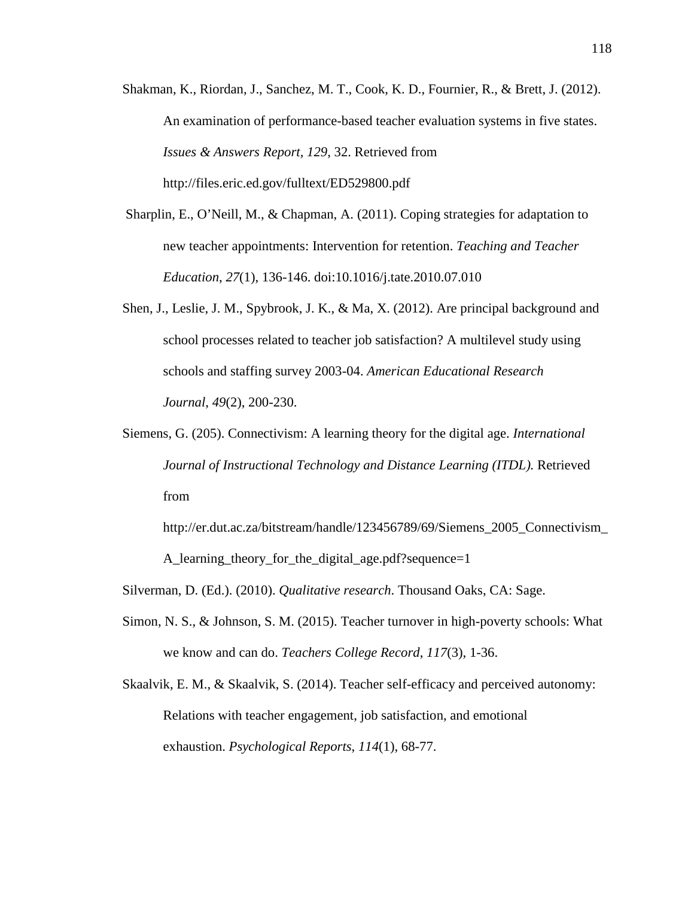Shakman, K., Riordan, J., Sanchez, M. T., Cook, K. D., Fournier, R., & Brett, J. (2012). An examination of performance-based teacher evaluation systems in five states. *Issues & Answers Report, 129*, 32. Retrieved from http://files.eric.ed.gov/fulltext/ED529800.pdf

Sharplin, E., O'Neill, M., & Chapman, A. (2011). Coping strategies for adaptation to new teacher appointments: Intervention for retention. *Teaching and Teacher Education*, *27*(1), 136-146. doi:10.1016/j.tate.2010.07.010

Shen, J., Leslie, J. M., Spybrook, J. K., & Ma, X. (2012). Are principal background and school processes related to teacher job satisfaction? A multilevel study using schools and staffing survey 2003-04. *American Educational Research Journal*, *49*(2), 200-230.

Siemens, G. (205). Connectivism: A learning theory for the digital age. *International Journal of Instructional Technology and Distance Learning (ITDL).* Retrieved from http://er.dut.ac.za/bitstream/handle/123456789/69/Siemens_2005_Connectivism_A_learning_theory_for_the_digital_age.pdf?sequence=1

Silverman, D. (Ed.). (2010). *Qualitative research*. Thousand Oaks, CA: Sage.

Simon, N. S., & Johnson, S. M. (2015). Teacher turnover in high-poverty schools: What we know and can do. *Teachers College Record*, *117*(3), 1-36.

Skaalvik, E. M., & Skaalvik, S. (2014). Teacher self-efficacy and perceived autonomy: Relations with teacher engagement, job satisfaction, and emotional exhaustion. *Psychological Reports*, *114*(1), 68-77.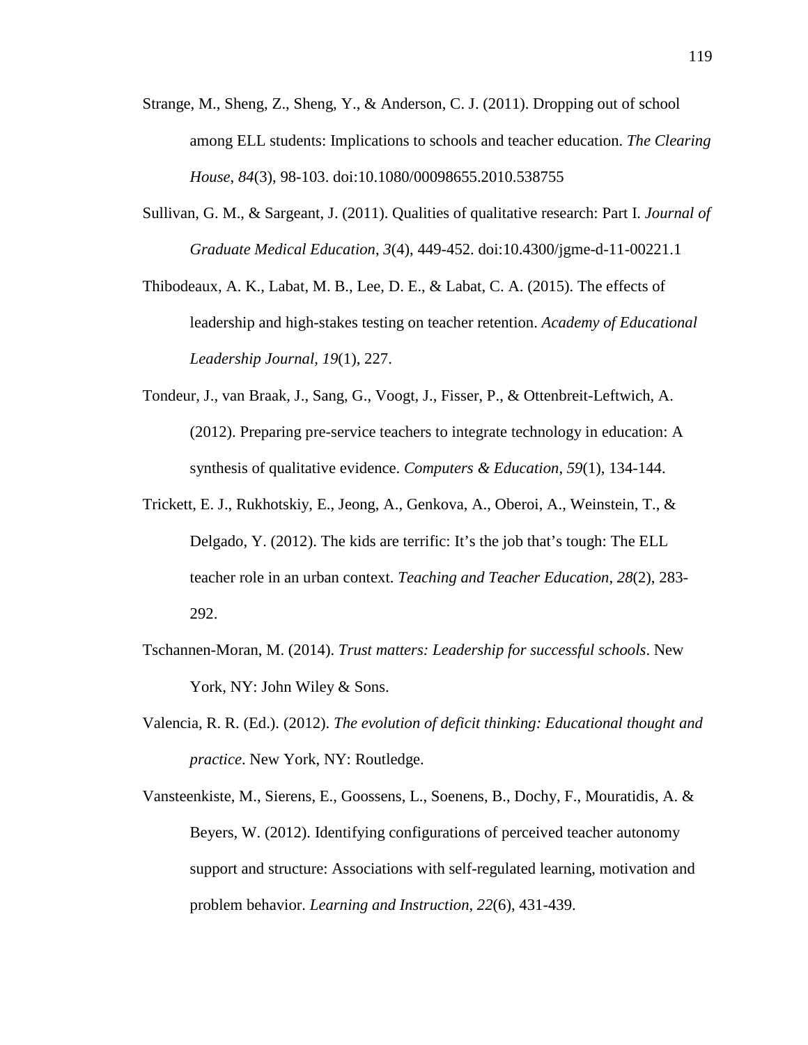Strange, M., Sheng, Z., Sheng, Y., & Anderson, C. J. (2011). Dropping out of school among ELL students: Implications to schools and teacher education. *The Clearing House*, *84*(3), 98-103. doi:10.1080/00098655.2010.538755

Sullivan, G. M., & Sargeant, J. (2011). Qualities of qualitative research: Part I. *Journal of Graduate Medical Education*, *3*(4), 449-452. doi:10.4300/jgme-d-11-00221.1

Thibodeaux, A. K., Labat, M. B., Lee, D. E., & Labat, C. A. (2015). The effects of leadership and high-stakes testing on teacher retention. *Academy of Educational Leadership Journal*, *19*(1), 227.

Tondeur, J., van Braak, J., Sang, G., Voogt, J., Fisser, P., & Ottenbreit-Leftwich, A. (2012). Preparing pre-service teachers to integrate technology in education: A synthesis of qualitative evidence. *Computers & Education*, *59*(1), 134-144.

Trickett, E. J., Rukhotskiy, E., Jeong, A., Genkova, A., Oberoi, A., Weinstein, T., & Delgado, Y. (2012). The kids are terrific: It's the job that's tough: The ELL teacher role in an urban context. *Teaching and Teacher Education*, *28*(2), 283-292.

Tschannen-Moran, M. (2014). *Trust matters: Leadership for successful schools*. New York, NY: John Wiley & Sons.

Valencia, R. R. (Ed.). (2012). *The evolution of deficit thinking: Educational thought and practice*. New York, NY: Routledge.

Vansteenkiste, M., Sierens, E., Goossens, L., Soenens, B., Dochy, F., Mouratidis, A. & Beyers, W. (2012). Identifying configurations of perceived teacher autonomy support and structure: Associations with self-regulated learning, motivation and problem behavior. *Learning and Instruction*, *22*(6), 431-439.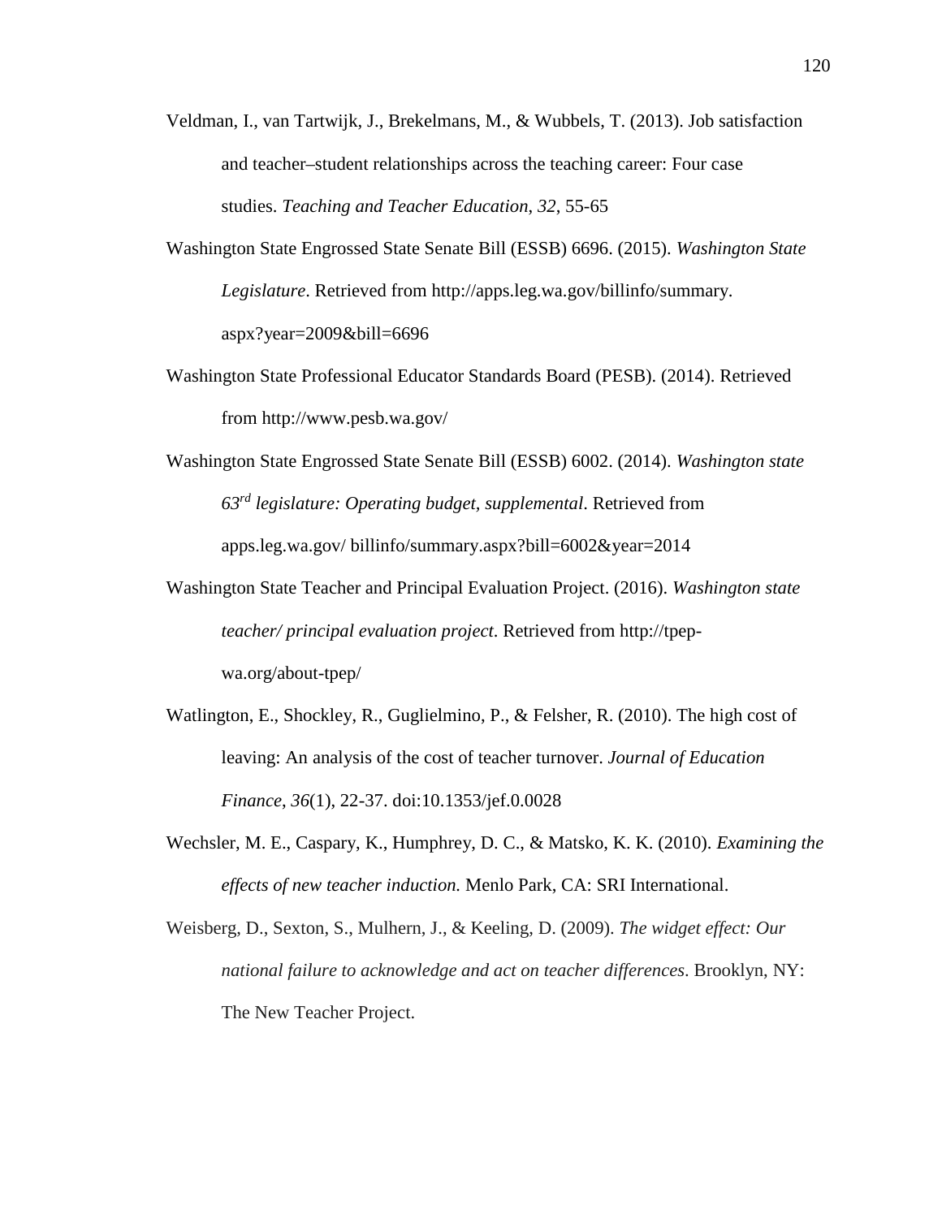Veldman, I., van Tartwijk, J., Brekelmans, M., & Wubbels, T. (2013). Job satisfaction and teacher–student relationships across the teaching career: Four case studies. *Teaching and Teacher Education*, *32*, 55-65

Washington State Engrossed State Senate Bill (ESSB) 6696. (2015). *Washington State Legislature*. Retrieved from http://apps.leg.wa.gov/billinfo/summary.aspx?year=2009&bill=6696

Washington State Professional Educator Standards Board (PESB). (2014). Retrieved from http://www.pesb.wa.gov/

Washington State Engrossed State Senate Bill (ESSB) 6002. (2014). *Washington state 63rd legislature: Operating budget, supplemental*. Retrieved from apps.leg.wa.gov/ billinfo/summary.aspx?bill=6002&year=2014

Washington State Teacher and Principal Evaluation Project. (2016). *Washington state teacher/ principal evaluation project*. Retrieved from http://tpep-wa.org/about-tpep/

Watlington, E., Shockley, R., Guglielmino, P., & Felsher, R. (2010). The high cost of leaving: An analysis of the cost of teacher turnover. *Journal of Education Finance*, *36*(1), 22-37. doi:10.1353/jef.0.0028

Wechsler, M. E., Caspary, K., Humphrey, D. C., & Matsko, K. K. (2010). *Examining the effects of new teacher induction.* Menlo Park, CA: SRI International.

Weisberg, D., Sexton, S., Mulhern, J., & Keeling, D. (2009). *The widget effect: Our national failure to acknowledge and act on teacher differences*. Brooklyn, NY: The New Teacher Project.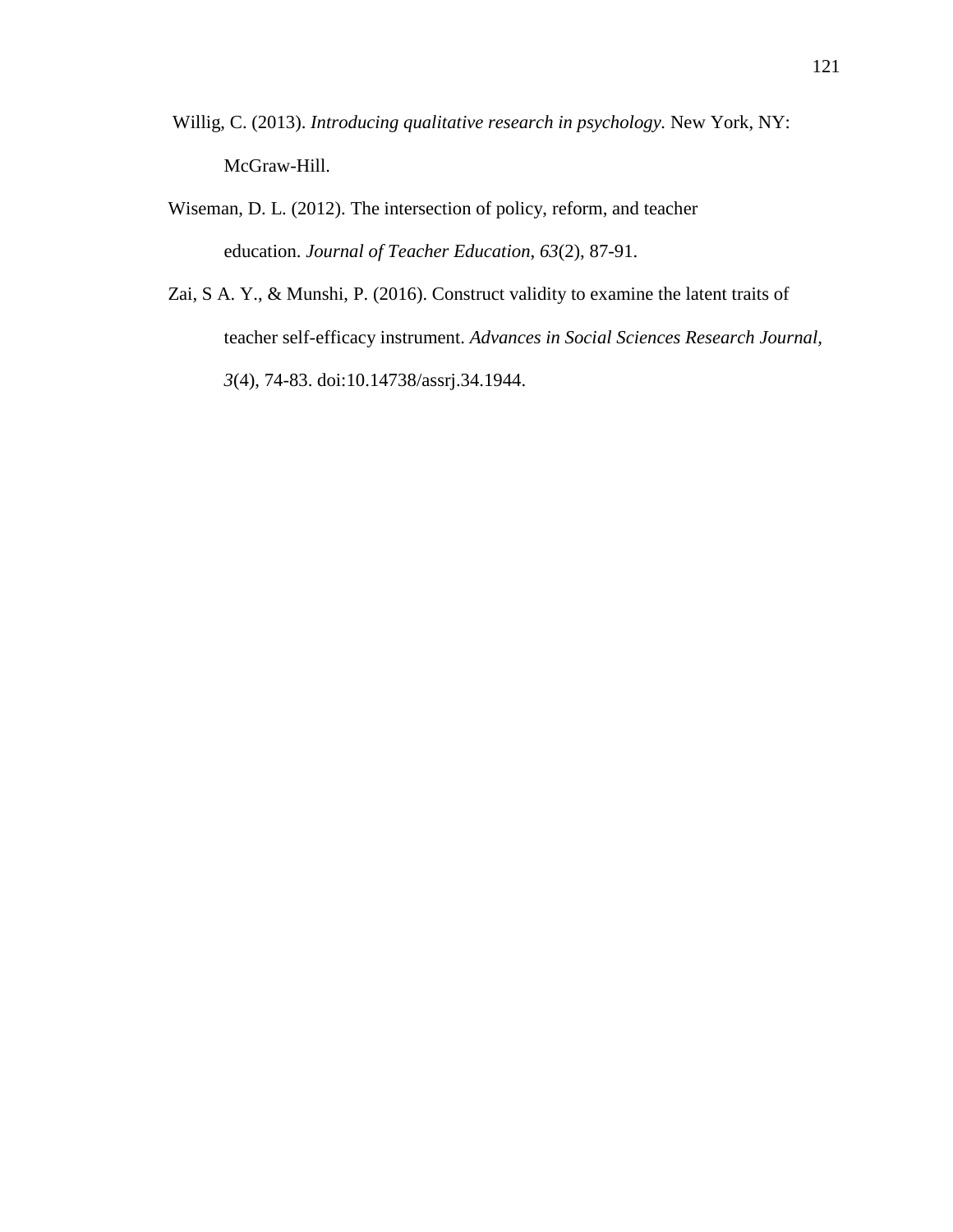Willig, C. (2013). *Introducing qualitative research in psychology.* New York, NY: McGraw-Hill.

Wiseman, D. L. (2012). The intersection of policy, reform, and teacher education. *Journal of Teacher Education*, *63*(2), 87-91.

Zai, S A. Y., & Munshi, P. (2016). Construct validity to examine the latent traits of teacher self-efficacy instrument. *Advances in Social Sciences Research Journal*, *3*(4), 74-83. doi:10.14738/assrj.34.1944.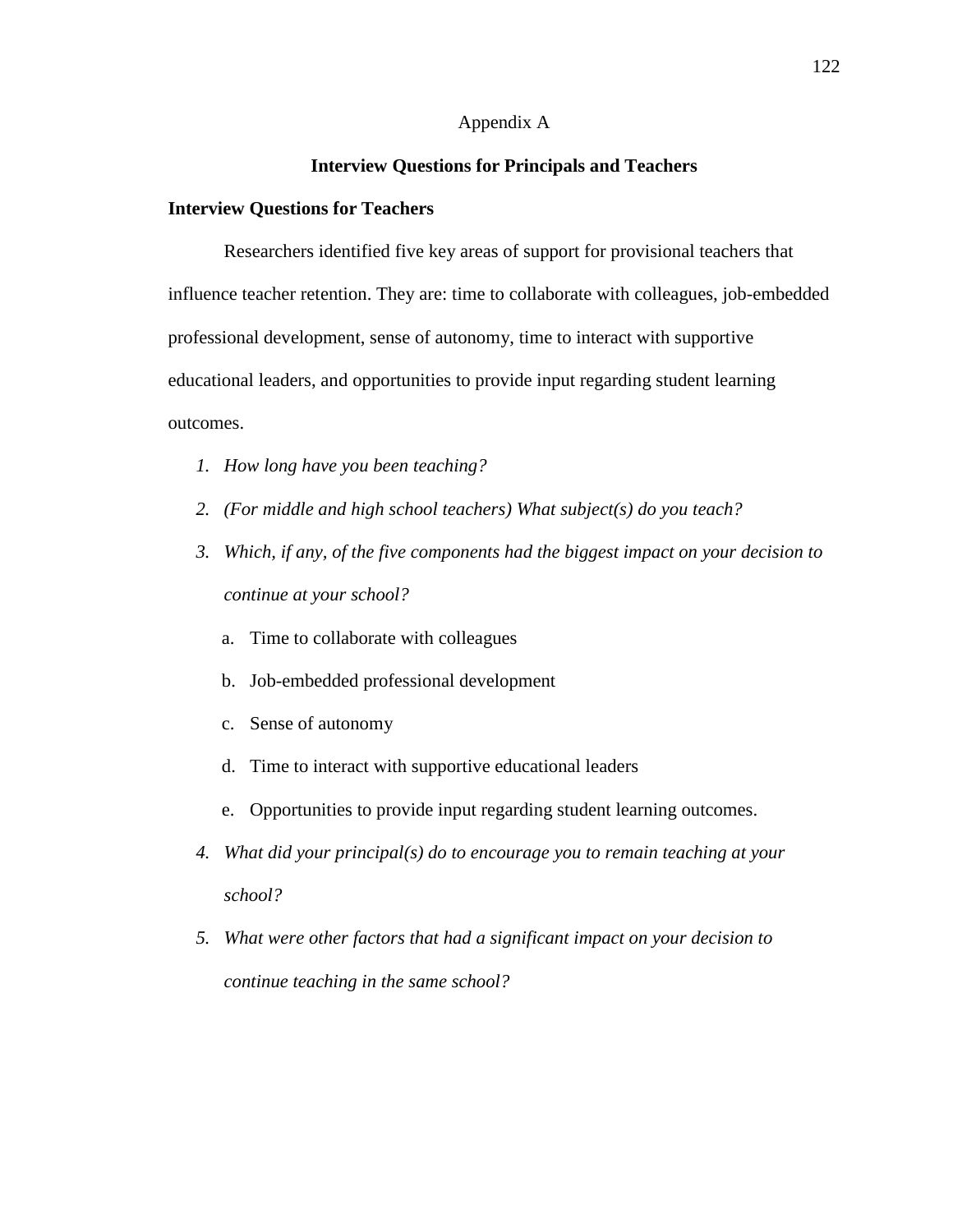# Appendix A

## **Interview Questions for Principals and Teachers**

### **Interview Questions for Teachers**

Researchers identified five key areas of support for provisional teachers that influence teacher retention. They are: time to collaborate with colleagues, job-embedded professional development, sense of autonomy, time to interact with supportive educational leaders, and opportunities to provide input regarding student learning outcomes.

1. *How long have you been teaching?*
2. *(For middle and high school teachers) What subject(s) do you teach?*
3. *Which, if any, of the five components had the biggest impact on your decision to continue at your school?*
   a. Time to collaborate with colleagues
   b. Job-embedded professional development
   c. Sense of autonomy
   d. Time to interact with supportive educational leaders
   e. Opportunities to provide input regarding student learning outcomes.
4. *What did your principal(s) do to encourage you to remain teaching at your school?*
5. *What were other factors that had a significant impact on your decision to continue teaching in the same school?*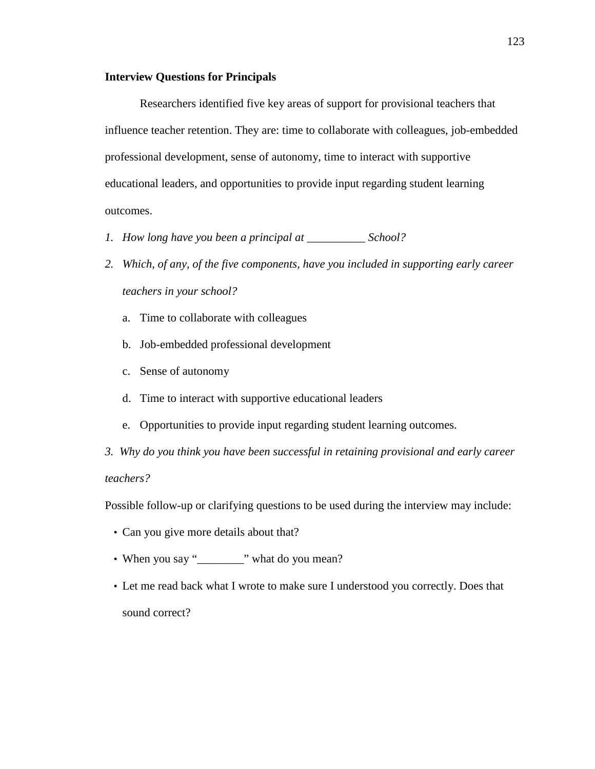**Interview Questions for Principals**

Researchers identified five key areas of support for provisional teachers that influence teacher retention. They are: time to collaborate with colleagues, job-embedded professional development, sense of autonomy, time to interact with supportive educational leaders, and opportunities to provide input regarding student learning outcomes.

1. *How long have you been a principal at __________ School?*
2. *Which, of any, of the five components, have you included in supporting early career teachers in your school?*
   a. Time to collaborate with colleagues
   b. Job-embedded professional development
   c. Sense of autonomy
   d. Time to interact with supportive educational leaders
   e. Opportunities to provide input regarding student learning outcomes.

*3. Why do you think you have been successful in retaining provisional and early career teachers?*

Possible follow-up or clarifying questions to be used during the interview may include:

- Can you give more details about that?
- When you say "________" what do you mean?
- Let me read back what I wrote to make sure I understood you correctly. Does that sound correct?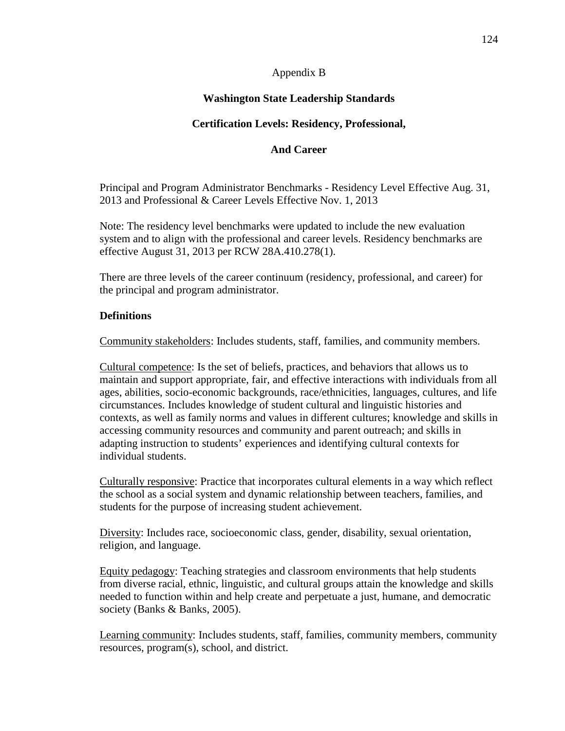Appendix B

# Washington State Leadership Standards

## Certification Levels: Residency, Professional,

## And Career

Principal and Program Administrator Benchmarks - Residency Level Effective Aug. 31, 2013 and Professional & Career Levels Effective Nov. 1, 2013

Note: The residency level benchmarks were updated to include the new evaluation system and to align with the professional and career levels. Residency benchmarks are effective August 31, 2013 per RCW 28A.410.278(1).

There are three levels of the career continuum (residency, professional, and career) for the principal and program administrator.

**Definitions**

Community stakeholders: Includes students, staff, families, and community members.

Cultural competence: Is the set of beliefs, practices, and behaviors that allows us to maintain and support appropriate, fair, and effective interactions with individuals from all ages, abilities, socio-economic backgrounds, race/ethnicities, languages, cultures, and life circumstances. Includes knowledge of student cultural and linguistic histories and contexts, as well as family norms and values in different cultures; knowledge and skills in accessing community resources and community and parent outreach; and skills in adapting instruction to students' experiences and identifying cultural contexts for individual students.

Culturally responsive: Practice that incorporates cultural elements in a way which reflect the school as a social system and dynamic relationship between teachers, families, and students for the purpose of increasing student achievement.

Diversity: Includes race, socioeconomic class, gender, disability, sexual orientation, religion, and language.

Equity pedagogy: Teaching strategies and classroom environments that help students from diverse racial, ethnic, linguistic, and cultural groups attain the knowledge and skills needed to function within and help create and perpetuate a just, humane, and democratic society (Banks & Banks, 2005).

Learning community: Includes students, staff, families, community members, community resources, program(s), school, and district.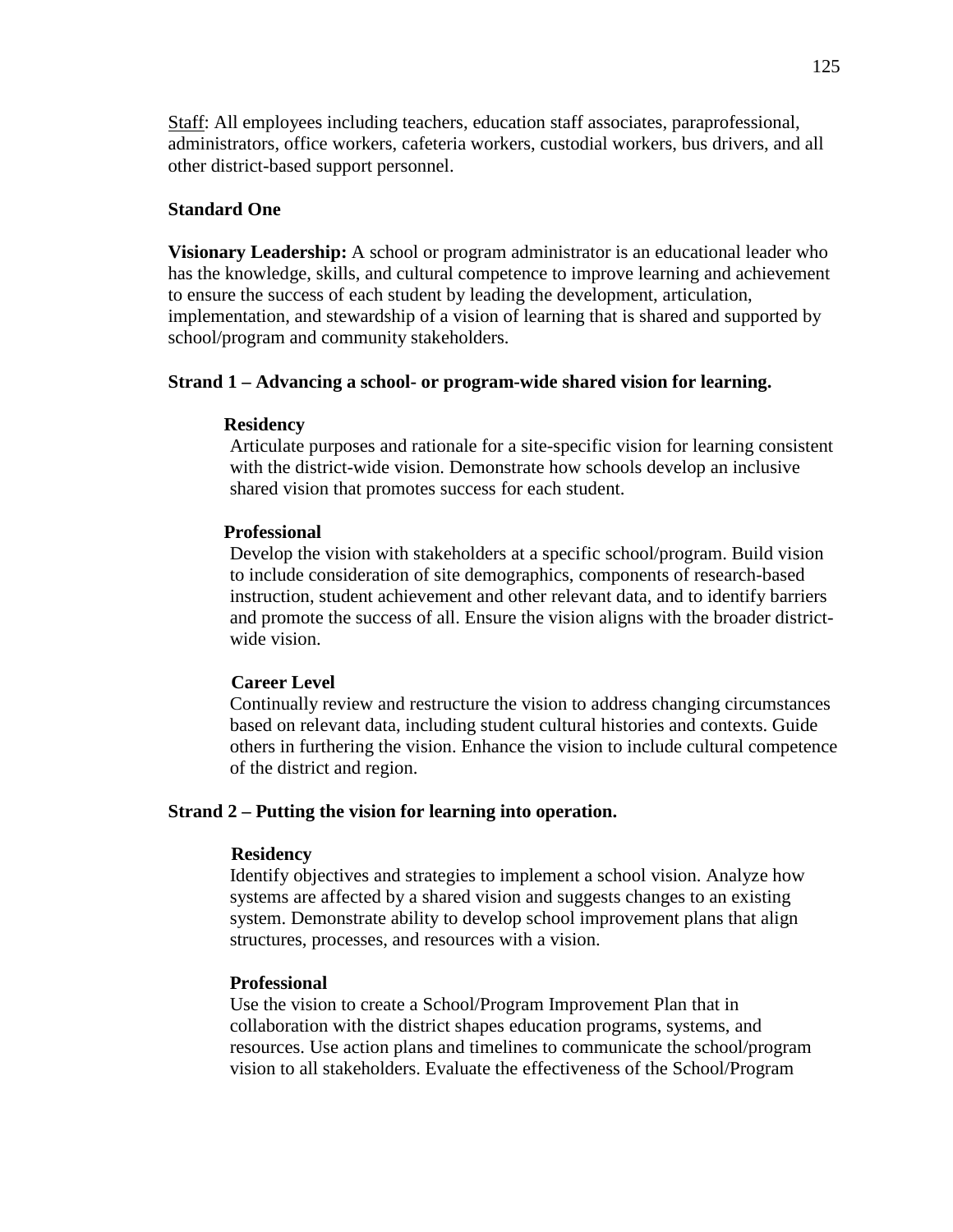Staff: All employees including teachers, education staff associates, paraprofessional, administrators, office workers, cafeteria workers, custodial workers, bus drivers, and all other district-based support personnel.

**Standard One**

**Visionary Leadership:** A school or program administrator is an educational leader who has the knowledge, skills, and cultural competence to improve learning and achievement to ensure the success of each student by leading the development, articulation, implementation, and stewardship of a vision of learning that is shared and supported by school/program and community stakeholders.

**Strand 1 – Advancing a school- or program-wide shared vision for learning.**

**Residency**

Articulate purposes and rationale for a site-specific vision for learning consistent with the district-wide vision. Demonstrate how schools develop an inclusive shared vision that promotes success for each student.

**Professional**

Develop the vision with stakeholders at a specific school/program. Build vision to include consideration of site demographics, components of research-based instruction, student achievement and other relevant data, and to identify barriers and promote the success of all. Ensure the vision aligns with the broader district-wide vision.

**Career Level**

Continually review and restructure the vision to address changing circumstances based on relevant data, including student cultural histories and contexts. Guide others in furthering the vision. Enhance the vision to include cultural competence of the district and region.

**Strand 2 – Putting the vision for learning into operation.**

**Residency**

Identify objectives and strategies to implement a school vision. Analyze how systems are affected by a shared vision and suggests changes to an existing system. Demonstrate ability to develop school improvement plans that align structures, processes, and resources with a vision.

**Professional**

Use the vision to create a School/Program Improvement Plan that in collaboration with the district shapes education programs, systems, and resources. Use action plans and timelines to communicate the school/program vision to all stakeholders. Evaluate the effectiveness of the School/Program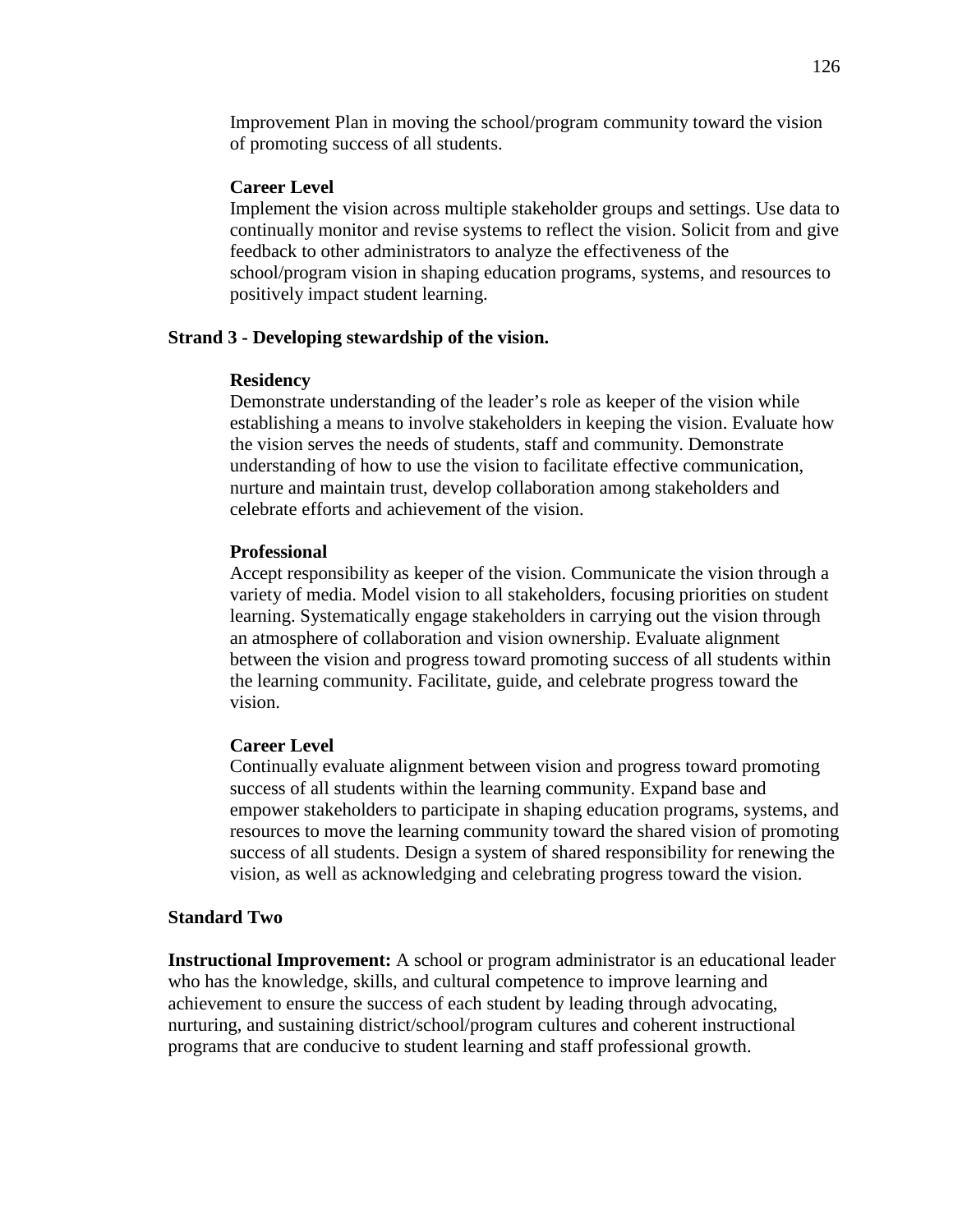Improvement Plan in moving the school/program community toward the vision of promoting success of all students.

**Career Level**
Implement the vision across multiple stakeholder groups and settings. Use data to continually monitor and revise systems to reflect the vision. Solicit from and give feedback to other administrators to analyze the effectiveness of the school/program vision in shaping education programs, systems, and resources to positively impact student learning.

**Strand 3 - Developing stewardship of the vision.**

**Residency**
Demonstrate understanding of the leader's role as keeper of the vision while establishing a means to involve stakeholders in keeping the vision. Evaluate how the vision serves the needs of students, staff and community. Demonstrate understanding of how to use the vision to facilitate effective communication, nurture and maintain trust, develop collaboration among stakeholders and celebrate efforts and achievement of the vision.

**Professional**
Accept responsibility as keeper of the vision. Communicate the vision through a variety of media. Model vision to all stakeholders, focusing priorities on student learning. Systematically engage stakeholders in carrying out the vision through an atmosphere of collaboration and vision ownership. Evaluate alignment between the vision and progress toward promoting success of all students within the learning community. Facilitate, guide, and celebrate progress toward the vision.

**Career Level**
Continually evaluate alignment between vision and progress toward promoting success of all students within the learning community. Expand base and empower stakeholders to participate in shaping education programs, systems, and resources to move the learning community toward the shared vision of promoting success of all students. Design a system of shared responsibility for renewing the vision, as well as acknowledging and celebrating progress toward the vision.

**Standard Two**

**Instructional Improvement:** A school or program administrator is an educational leader who has the knowledge, skills, and cultural competence to improve learning and achievement to ensure the success of each student by leading through advocating, nurturing, and sustaining district/school/program cultures and coherent instructional programs that are conducive to student learning and staff professional growth.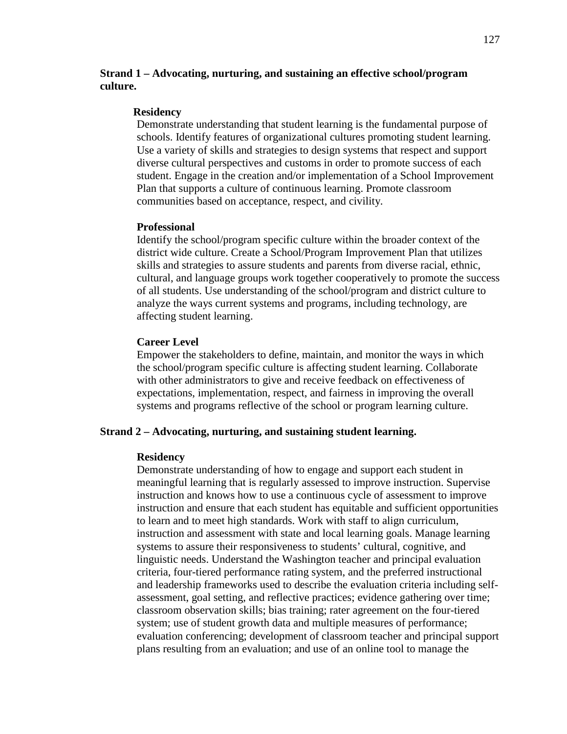**Strand 1 – Advocating, nurturing, and sustaining an effective school/program culture.**

**Residency**

Demonstrate understanding that student learning is the fundamental purpose of schools. Identify features of organizational cultures promoting student learning. Use a variety of skills and strategies to design systems that respect and support diverse cultural perspectives and customs in order to promote success of each student. Engage in the creation and/or implementation of a School Improvement Plan that supports a culture of continuous learning. Promote classroom communities based on acceptance, respect, and civility.

**Professional**

Identify the school/program specific culture within the broader context of the district wide culture. Create a School/Program Improvement Plan that utilizes skills and strategies to assure students and parents from diverse racial, ethnic, cultural, and language groups work together cooperatively to promote the success of all students. Use understanding of the school/program and district culture to analyze the ways current systems and programs, including technology, are affecting student learning.

**Career Level**

Empower the stakeholders to define, maintain, and monitor the ways in which the school/program specific culture is affecting student learning. Collaborate with other administrators to give and receive feedback on effectiveness of expectations, implementation, respect, and fairness in improving the overall systems and programs reflective of the school or program learning culture.

**Strand 2 – Advocating, nurturing, and sustaining student learning.**

**Residency**

Demonstrate understanding of how to engage and support each student in meaningful learning that is regularly assessed to improve instruction. Supervise instruction and knows how to use a continuous cycle of assessment to improve instruction and ensure that each student has equitable and sufficient opportunities to learn and to meet high standards. Work with staff to align curriculum, instruction and assessment with state and local learning goals. Manage learning systems to assure their responsiveness to students' cultural, cognitive, and linguistic needs. Understand the Washington teacher and principal evaluation criteria, four-tiered performance rating system, and the preferred instructional and leadership frameworks used to describe the evaluation criteria including self-assessment, goal setting, and reflective practices; evidence gathering over time; classroom observation skills; bias training; rater agreement on the four-tiered system; use of student growth data and multiple measures of performance; evaluation conferencing; development of classroom teacher and principal support plans resulting from an evaluation; and use of an online tool to manage the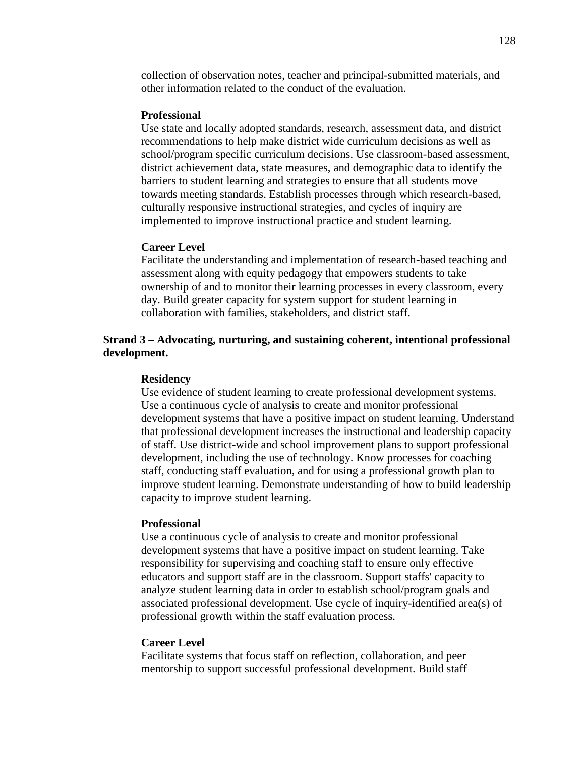collection of observation notes, teacher and principal-submitted materials, and other information related to the conduct of the evaluation.

**Professional**

Use state and locally adopted standards, research, assessment data, and district recommendations to help make district wide curriculum decisions as well as school/program specific curriculum decisions. Use classroom-based assessment, district achievement data, state measures, and demographic data to identify the barriers to student learning and strategies to ensure that all students move towards meeting standards. Establish processes through which research-based, culturally responsive instructional strategies, and cycles of inquiry are implemented to improve instructional practice and student learning.

**Career Level**

Facilitate the understanding and implementation of research-based teaching and assessment along with equity pedagogy that empowers students to take ownership of and to monitor their learning processes in every classroom, every day. Build greater capacity for system support for student learning in collaboration with families, stakeholders, and district staff.

**Strand 3 – Advocating, nurturing, and sustaining coherent, intentional professional development.**

**Residency**

Use evidence of student learning to create professional development systems. Use a continuous cycle of analysis to create and monitor professional development systems that have a positive impact on student learning. Understand that professional development increases the instructional and leadership capacity of staff. Use district-wide and school improvement plans to support professional development, including the use of technology. Know processes for coaching staff, conducting staff evaluation, and for using a professional growth plan to improve student learning. Demonstrate understanding of how to build leadership capacity to improve student learning.

**Professional**

Use a continuous cycle of analysis to create and monitor professional development systems that have a positive impact on student learning. Take responsibility for supervising and coaching staff to ensure only effective educators and support staff are in the classroom. Support staffs' capacity to analyze student learning data in order to establish school/program goals and associated professional development. Use cycle of inquiry-identified area(s) of professional growth within the staff evaluation process.

**Career Level**

Facilitate systems that focus staff on reflection, collaboration, and peer mentorship to support successful professional development. Build staff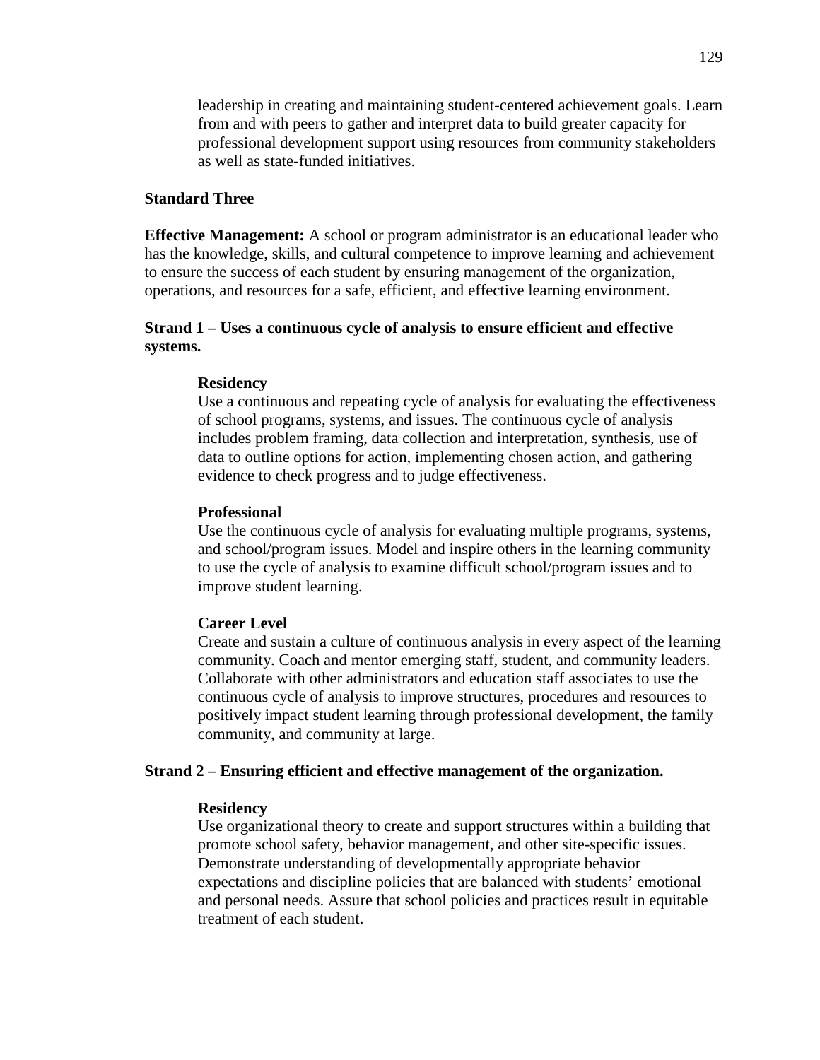leadership in creating and maintaining student-centered achievement goals. Learn from and with peers to gather and interpret data to build greater capacity for professional development support using resources from community stakeholders as well as state-funded initiatives.

**Standard Three**

**Effective Management:** A school or program administrator is an educational leader who has the knowledge, skills, and cultural competence to improve learning and achievement to ensure the success of each student by ensuring management of the organization, operations, and resources for a safe, efficient, and effective learning environment.

**Strand 1 – Uses a continuous cycle of analysis to ensure efficient and effective systems.**

**Residency**
Use a continuous and repeating cycle of analysis for evaluating the effectiveness of school programs, systems, and issues. The continuous cycle of analysis includes problem framing, data collection and interpretation, synthesis, use of data to outline options for action, implementing chosen action, and gathering evidence to check progress and to judge effectiveness.

**Professional**
Use the continuous cycle of analysis for evaluating multiple programs, systems, and school/program issues. Model and inspire others in the learning community to use the cycle of analysis to examine difficult school/program issues and to improve student learning.

**Career Level**
Create and sustain a culture of continuous analysis in every aspect of the learning community. Coach and mentor emerging staff, student, and community leaders. Collaborate with other administrators and education staff associates to use the continuous cycle of analysis to improve structures, procedures and resources to positively impact student learning through professional development, the family community, and community at large.

**Strand 2 – Ensuring efficient and effective management of the organization.**

**Residency**
Use organizational theory to create and support structures within a building that promote school safety, behavior management, and other site-specific issues. Demonstrate understanding of developmentally appropriate behavior expectations and discipline policies that are balanced with students' emotional and personal needs. Assure that school policies and practices result in equitable treatment of each student.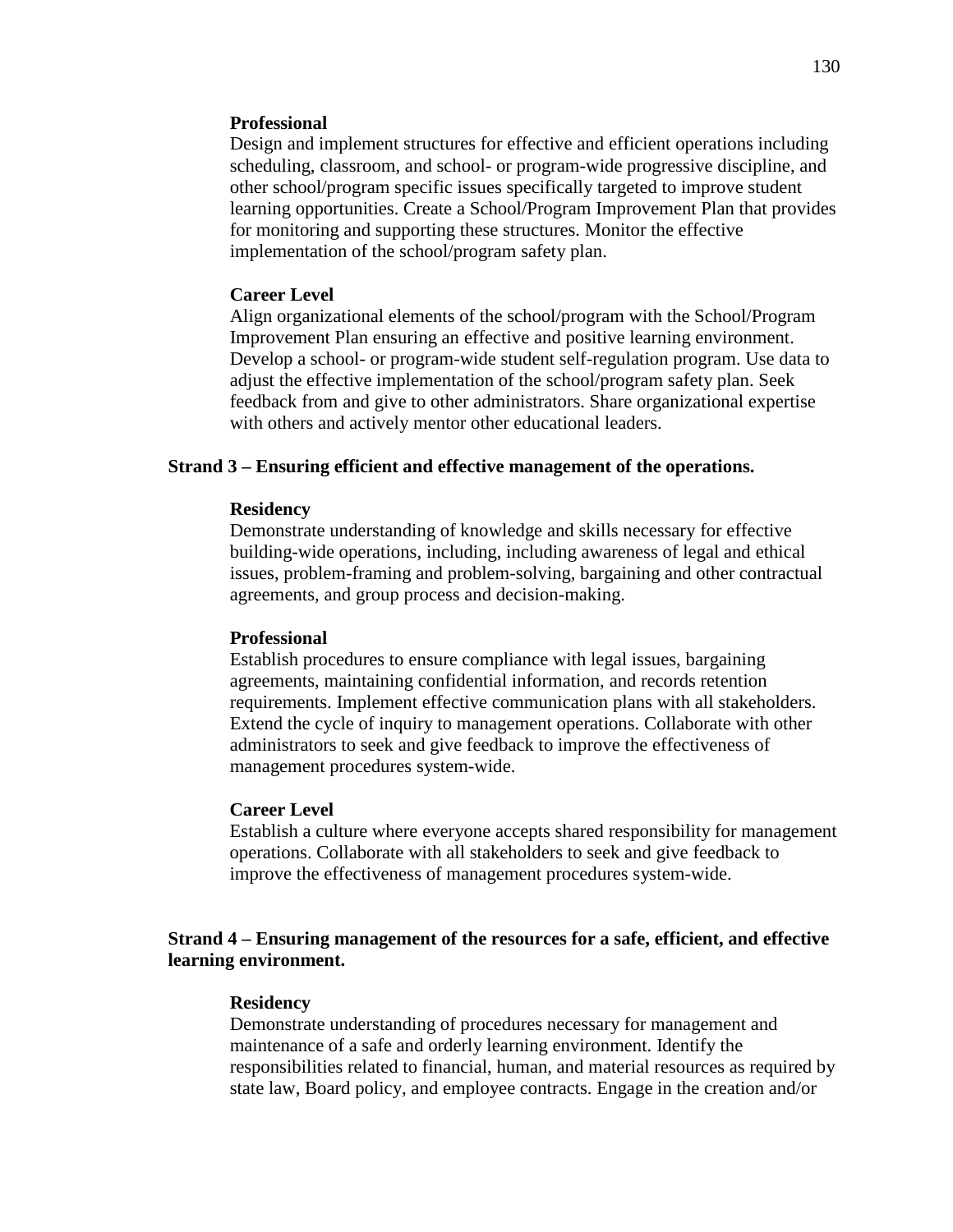**Professional**

Design and implement structures for effective and efficient operations including scheduling, classroom, and school- or program-wide progressive discipline, and other school/program specific issues specifically targeted to improve student learning opportunities. Create a School/Program Improvement Plan that provides for monitoring and supporting these structures. Monitor the effective implementation of the school/program safety plan.

**Career Level**

Align organizational elements of the school/program with the School/Program Improvement Plan ensuring an effective and positive learning environment. Develop a school- or program-wide student self-regulation program. Use data to adjust the effective implementation of the school/program safety plan. Seek feedback from and give to other administrators. Share organizational expertise with others and actively mentor other educational leaders.

**Strand 3 – Ensuring efficient and effective management of the operations.**

**Residency**

Demonstrate understanding of knowledge and skills necessary for effective building-wide operations, including, including awareness of legal and ethical issues, problem-framing and problem-solving, bargaining and other contractual agreements, and group process and decision-making.

**Professional**

Establish procedures to ensure compliance with legal issues, bargaining agreements, maintaining confidential information, and records retention requirements. Implement effective communication plans with all stakeholders. Extend the cycle of inquiry to management operations. Collaborate with other administrators to seek and give feedback to improve the effectiveness of management procedures system-wide.

**Career Level**

Establish a culture where everyone accepts shared responsibility for management operations. Collaborate with all stakeholders to seek and give feedback to improve the effectiveness of management procedures system-wide.

**Strand 4 – Ensuring management of the resources for a safe, efficient, and effective learning environment.**

**Residency**

Demonstrate understanding of procedures necessary for management and maintenance of a safe and orderly learning environment. Identify the responsibilities related to financial, human, and material resources as required by state law, Board policy, and employee contracts. Engage in the creation and/or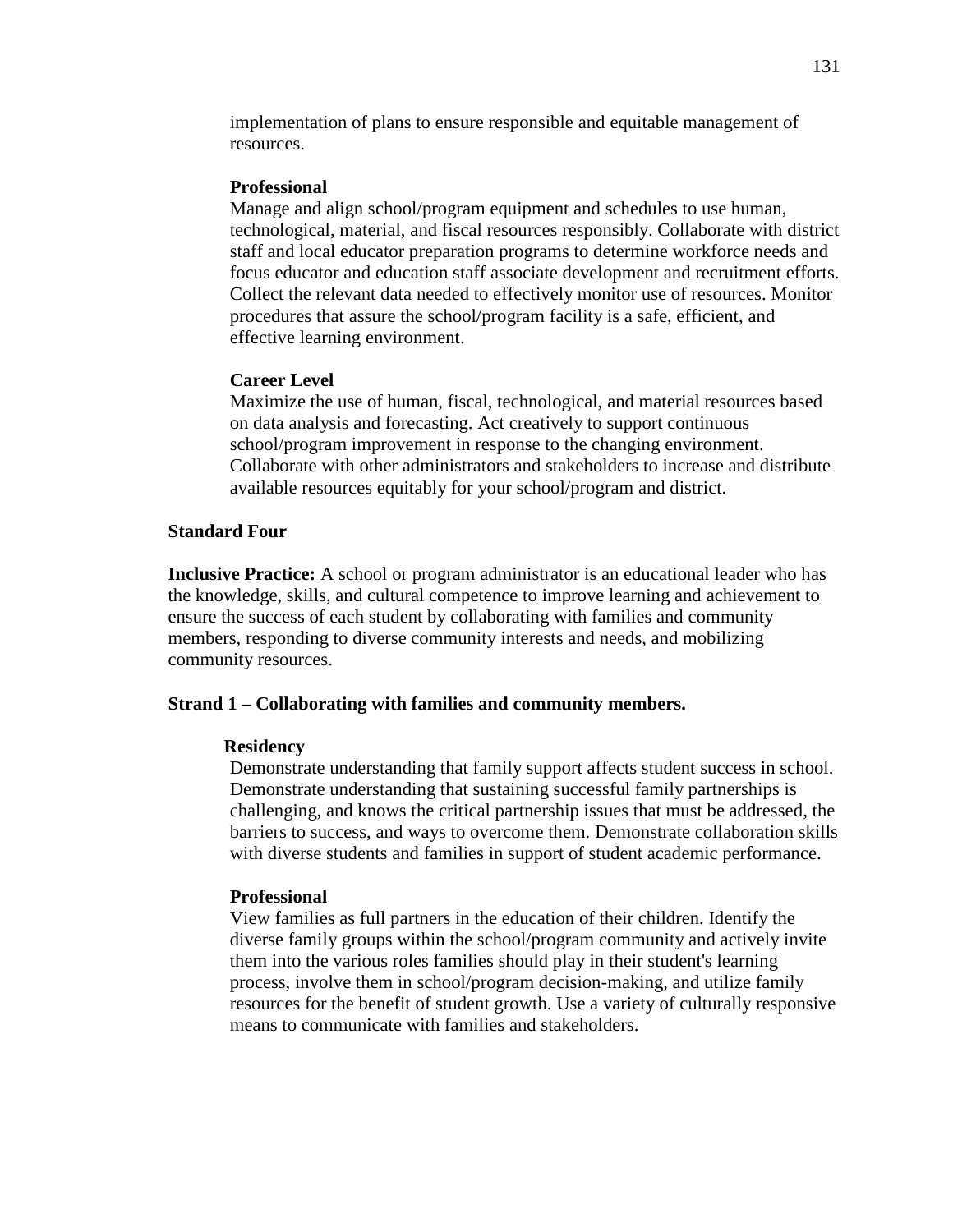implementation of plans to ensure responsible and equitable management of resources.

**Professional**

Manage and align school/program equipment and schedules to use human, technological, material, and fiscal resources responsibly. Collaborate with district staff and local educator preparation programs to determine workforce needs and focus educator and education staff associate development and recruitment efforts. Collect the relevant data needed to effectively monitor use of resources. Monitor procedures that assure the school/program facility is a safe, efficient, and effective learning environment.

**Career Level**

Maximize the use of human, fiscal, technological, and material resources based on data analysis and forecasting. Act creatively to support continuous school/program improvement in response to the changing environment. Collaborate with other administrators and stakeholders to increase and distribute available resources equitably for your school/program and district.

**Standard Four**

**Inclusive Practice:** A school or program administrator is an educational leader who has the knowledge, skills, and cultural competence to improve learning and achievement to ensure the success of each student by collaborating with families and community members, responding to diverse community interests and needs, and mobilizing community resources.

**Strand 1 – Collaborating with families and community members.**

**Residency**

Demonstrate understanding that family support affects student success in school. Demonstrate understanding that sustaining successful family partnerships is challenging, and knows the critical partnership issues that must be addressed, the barriers to success, and ways to overcome them. Demonstrate collaboration skills with diverse students and families in support of student academic performance.

**Professional**

View families as full partners in the education of their children. Identify the diverse family groups within the school/program community and actively invite them into the various roles families should play in their student's learning process, involve them in school/program decision-making, and utilize family resources for the benefit of student growth. Use a variety of culturally responsive means to communicate with families and stakeholders.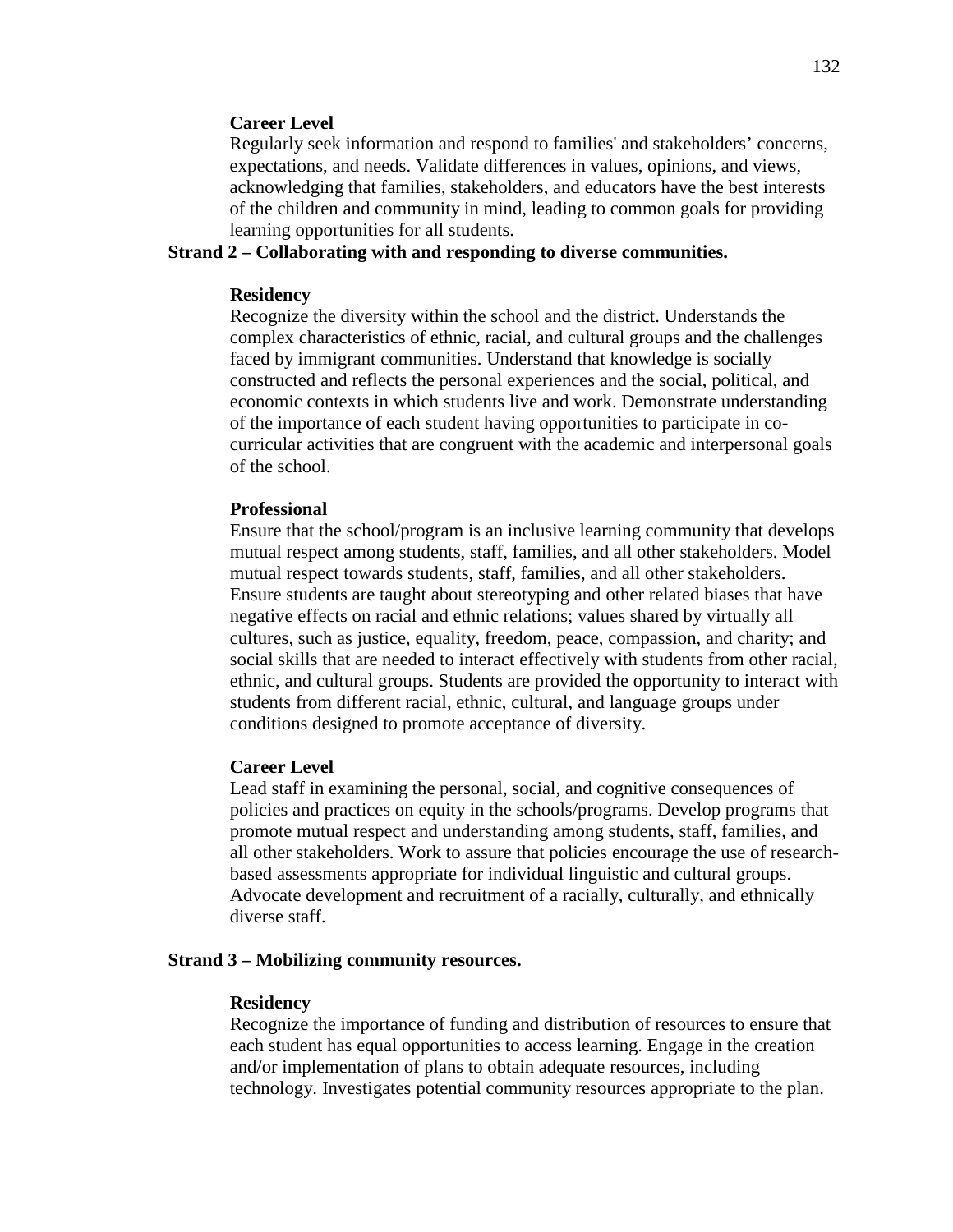**Career Level**

Regularly seek information and respond to families' and stakeholders' concerns, expectations, and needs. Validate differences in values, opinions, and views, acknowledging that families, stakeholders, and educators have the best interests of the children and community in mind, leading to common goals for providing learning opportunities for all students.

**Strand 2 – Collaborating with and responding to diverse communities.**

**Residency**

Recognize the diversity within the school and the district. Understands the complex characteristics of ethnic, racial, and cultural groups and the challenges faced by immigrant communities. Understand that knowledge is socially constructed and reflects the personal experiences and the social, political, and economic contexts in which students live and work. Demonstrate understanding of the importance of each student having opportunities to participate in co-curricular activities that are congruent with the academic and interpersonal goals of the school.

**Professional**

Ensure that the school/program is an inclusive learning community that develops mutual respect among students, staff, families, and all other stakeholders. Model mutual respect towards students, staff, families, and all other stakeholders. Ensure students are taught about stereotyping and other related biases that have negative effects on racial and ethnic relations; values shared by virtually all cultures, such as justice, equality, freedom, peace, compassion, and charity; and social skills that are needed to interact effectively with students from other racial, ethnic, and cultural groups. Students are provided the opportunity to interact with students from different racial, ethnic, cultural, and language groups under conditions designed to promote acceptance of diversity.

**Career Level**

Lead staff in examining the personal, social, and cognitive consequences of policies and practices on equity in the schools/programs. Develop programs that promote mutual respect and understanding among students, staff, families, and all other stakeholders. Work to assure that policies encourage the use of research-based assessments appropriate for individual linguistic and cultural groups. Advocate development and recruitment of a racially, culturally, and ethnically diverse staff.

**Strand 3 – Mobilizing community resources.**

**Residency**

Recognize the importance of funding and distribution of resources to ensure that each student has equal opportunities to access learning. Engage in the creation and/or implementation of plans to obtain adequate resources, including technology. Investigates potential community resources appropriate to the plan.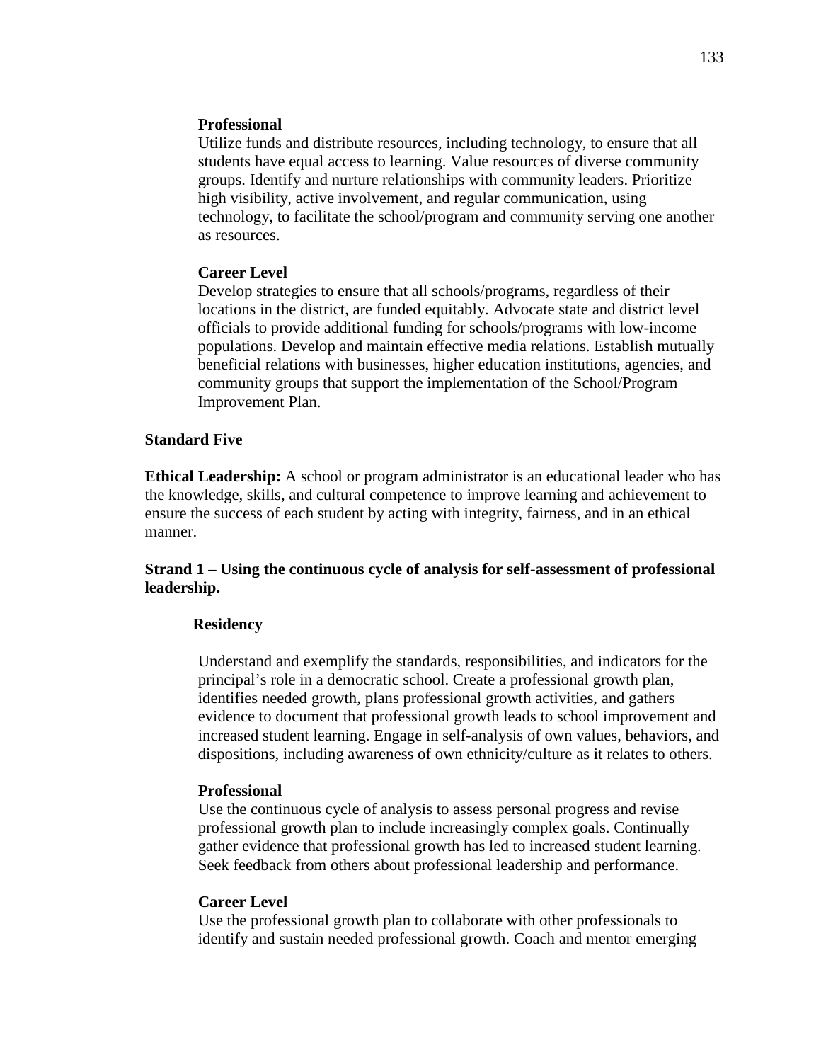**Professional**

Utilize funds and distribute resources, including technology, to ensure that all students have equal access to learning. Value resources of diverse community groups. Identify and nurture relationships with community leaders. Prioritize high visibility, active involvement, and regular communication, using technology, to facilitate the school/program and community serving one another as resources.

**Career Level**

Develop strategies to ensure that all schools/programs, regardless of their locations in the district, are funded equitably. Advocate state and district level officials to provide additional funding for schools/programs with low-income populations. Develop and maintain effective media relations. Establish mutually beneficial relations with businesses, higher education institutions, agencies, and community groups that support the implementation of the School/Program Improvement Plan.

**Standard Five**

**Ethical Leadership:** A school or program administrator is an educational leader who has the knowledge, skills, and cultural competence to improve learning and achievement to ensure the success of each student by acting with integrity, fairness, and in an ethical manner.

**Strand 1 – Using the continuous cycle of analysis for self-assessment of professional leadership.**

**Residency**

Understand and exemplify the standards, responsibilities, and indicators for the principal's role in a democratic school. Create a professional growth plan, identifies needed growth, plans professional growth activities, and gathers evidence to document that professional growth leads to school improvement and increased student learning. Engage in self-analysis of own values, behaviors, and dispositions, including awareness of own ethnicity/culture as it relates to others.

**Professional**

Use the continuous cycle of analysis to assess personal progress and revise professional growth plan to include increasingly complex goals. Continually gather evidence that professional growth has led to increased student learning. Seek feedback from others about professional leadership and performance.

**Career Level**

Use the professional growth plan to collaborate with other professionals to identify and sustain needed professional growth. Coach and mentor emerging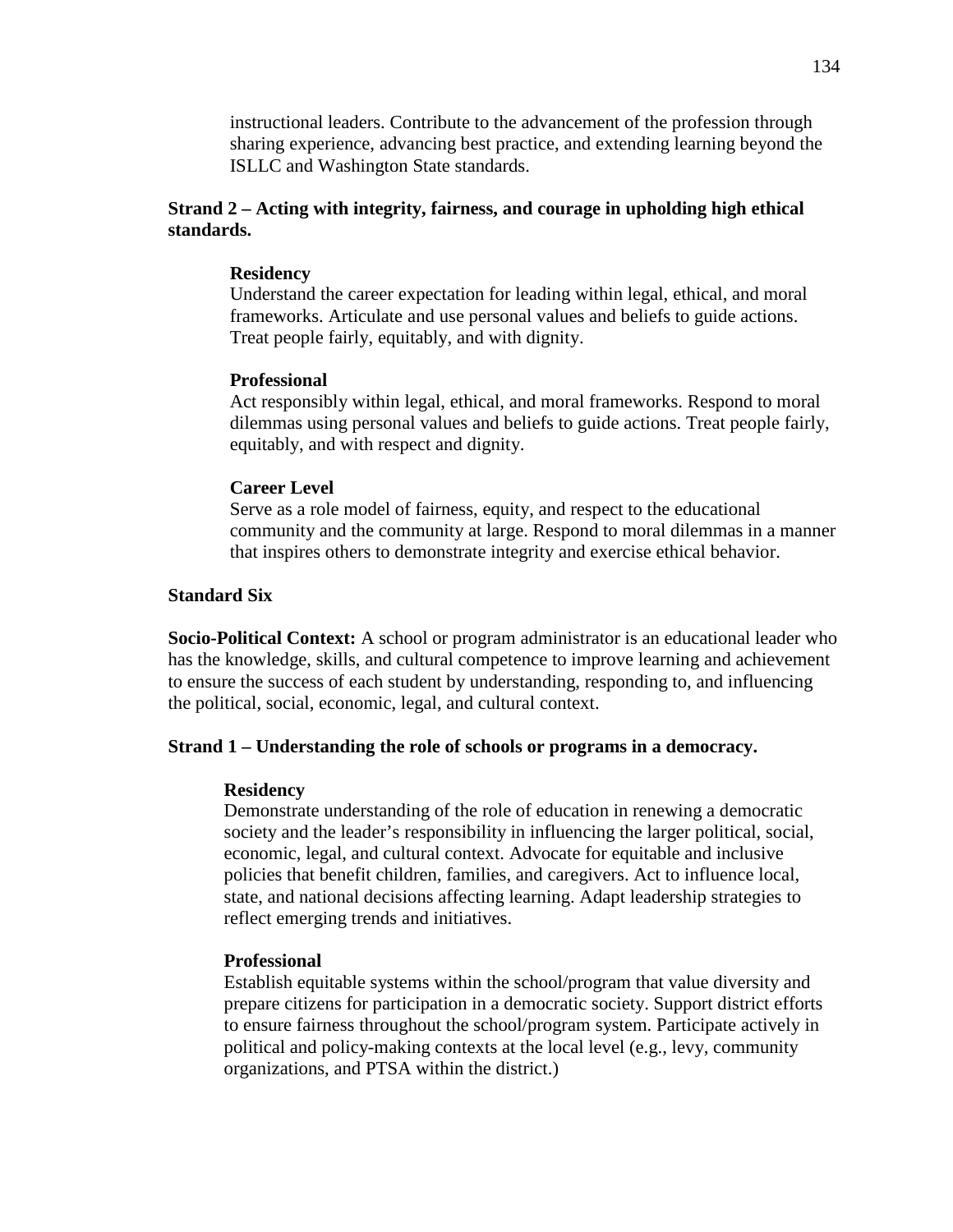instructional leaders. Contribute to the advancement of the profession through sharing experience, advancing best practice, and extending learning beyond the ISLLC and Washington State standards.

**Strand 2 – Acting with integrity, fairness, and courage in upholding high ethical standards.**

**Residency**
Understand the career expectation for leading within legal, ethical, and moral frameworks. Articulate and use personal values and beliefs to guide actions. Treat people fairly, equitably, and with dignity.

**Professional**
Act responsibly within legal, ethical, and moral frameworks. Respond to moral dilemmas using personal values and beliefs to guide actions. Treat people fairly, equitably, and with respect and dignity.

**Career Level**
Serve as a role model of fairness, equity, and respect to the educational community and the community at large. Respond to moral dilemmas in a manner that inspires others to demonstrate integrity and exercise ethical behavior.

**Standard Six**

**Socio-Political Context:** A school or program administrator is an educational leader who has the knowledge, skills, and cultural competence to improve learning and achievement to ensure the success of each student by understanding, responding to, and influencing the political, social, economic, legal, and cultural context.

**Strand 1 – Understanding the role of schools or programs in a democracy.**

**Residency**
Demonstrate understanding of the role of education in renewing a democratic society and the leader's responsibility in influencing the larger political, social, economic, legal, and cultural context. Advocate for equitable and inclusive policies that benefit children, families, and caregivers. Act to influence local, state, and national decisions affecting learning. Adapt leadership strategies to reflect emerging trends and initiatives.

**Professional**
Establish equitable systems within the school/program that value diversity and prepare citizens for participation in a democratic society. Support district efforts to ensure fairness throughout the school/program system. Participate actively in political and policy-making contexts at the local level (e.g., levy, community organizations, and PTSA within the district.)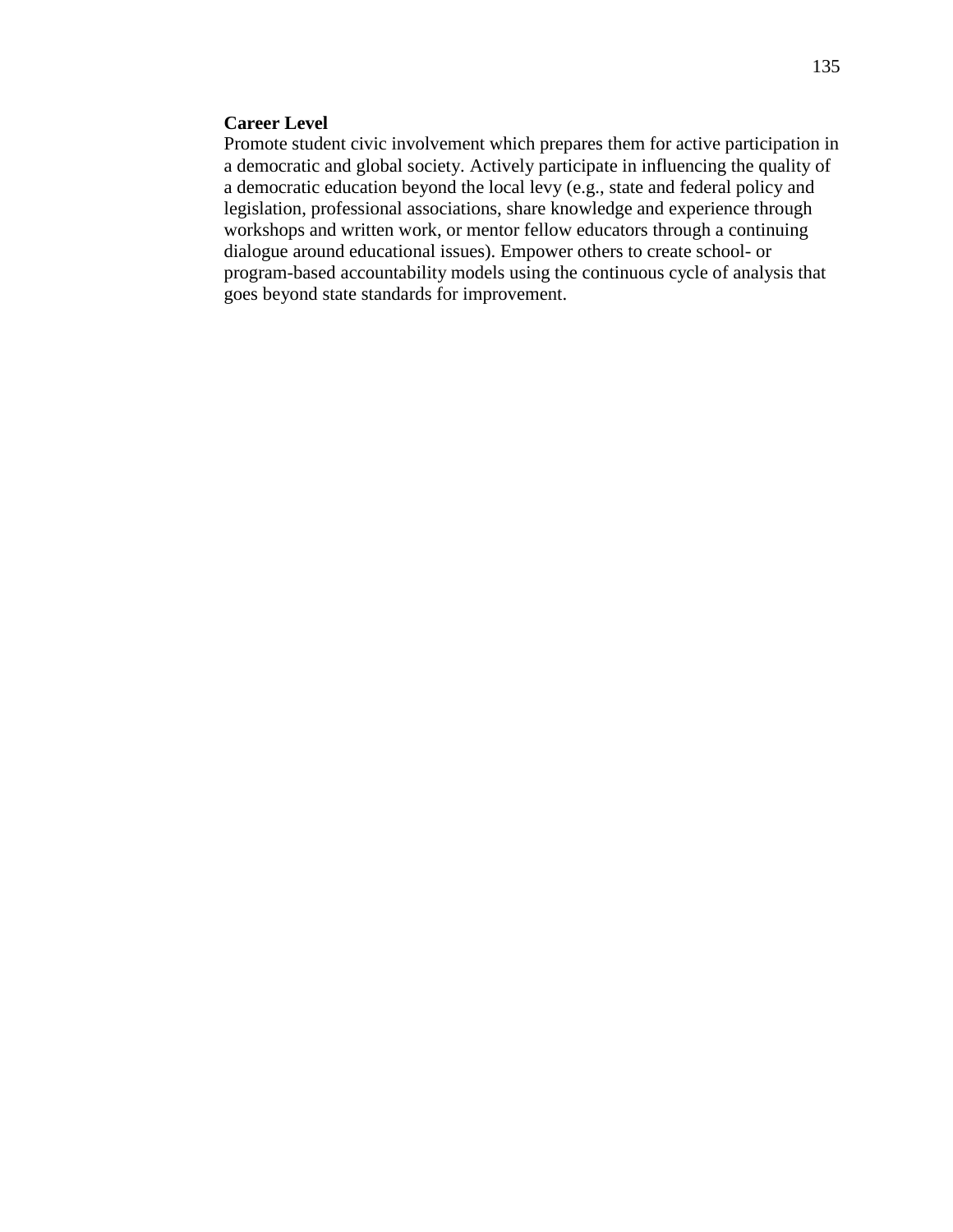**Career Level**

Promote student civic involvement which prepares them for active participation in a democratic and global society. Actively participate in influencing the quality of a democratic education beyond the local levy (e.g., state and federal policy and legislation, professional associations, share knowledge and experience through workshops and written work, or mentor fellow educators through a continuing dialogue around educational issues). Empower others to create school- or program-based accountability models using the continuous cycle of analysis that goes beyond state standards for improvement.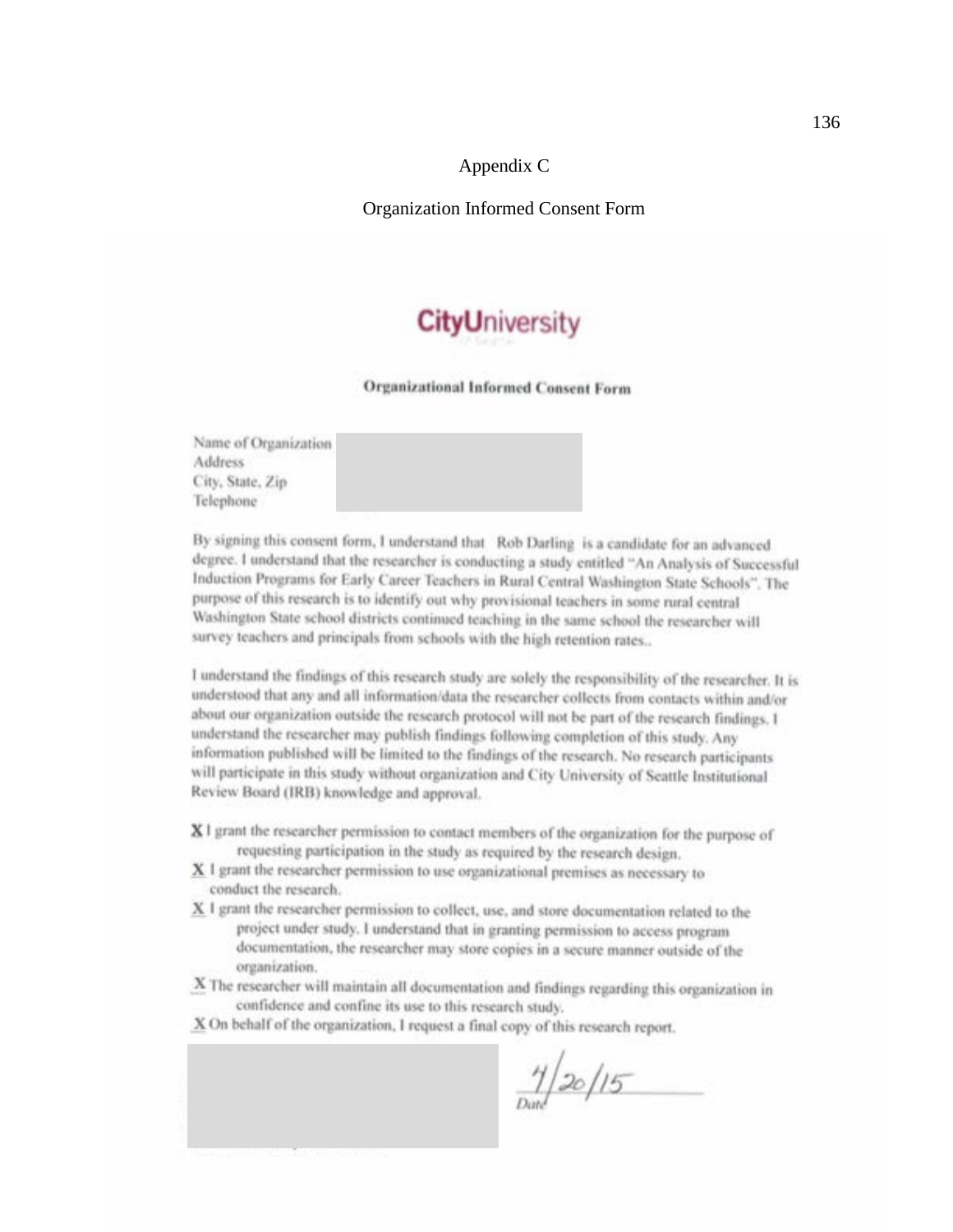Appendix C

Organization Informed Consent Form

CityUniversity

**Organizational Informed Consent Form**

Name of Organization
Address
City, State, Zip
Telephone

By signing this consent form, I understand that Rob Darling is a candidate for an advanced degree. I understand that the researcher is conducting a study entitled "An Analysis of Successful Induction Programs for Early Career Teachers in Rural Central Washington State Schools". The purpose of this research is to identify out why provisional teachers in some rural central Washington State school districts continued teaching in the same school the researcher will survey teachers and principals from schools with the high retention rates..

I understand the findings of this research study are solely the responsibility of the researcher. It is understood that any and all information/data the researcher collects from contacts within and/or about our organization outside the research protocol will not be part of the research findings. I understand the researcher may publish findings following completion of this study. Any information published will be limited to the findings of the research. No research participants will participate in this study without organization and City University of Seattle Institutional Review Board (IRB) knowledge and approval.

X I grant the researcher permission to contact members of the organization for the purpose of requesting participation in the study as required by the research design.

X I grant the researcher permission to use organizational premises as necessary to conduct the research.

X I grant the researcher permission to collect, use, and store documentation related to the project under study. I understand that in granting permission to access program documentation, the researcher may store copies in a secure manner outside of the organization.

X The researcher will maintain all documentation and findings regarding this organization in confidence and confine its use to this research study.

X On behalf of the organization, I request a final copy of this research report.

4/20/15
Date